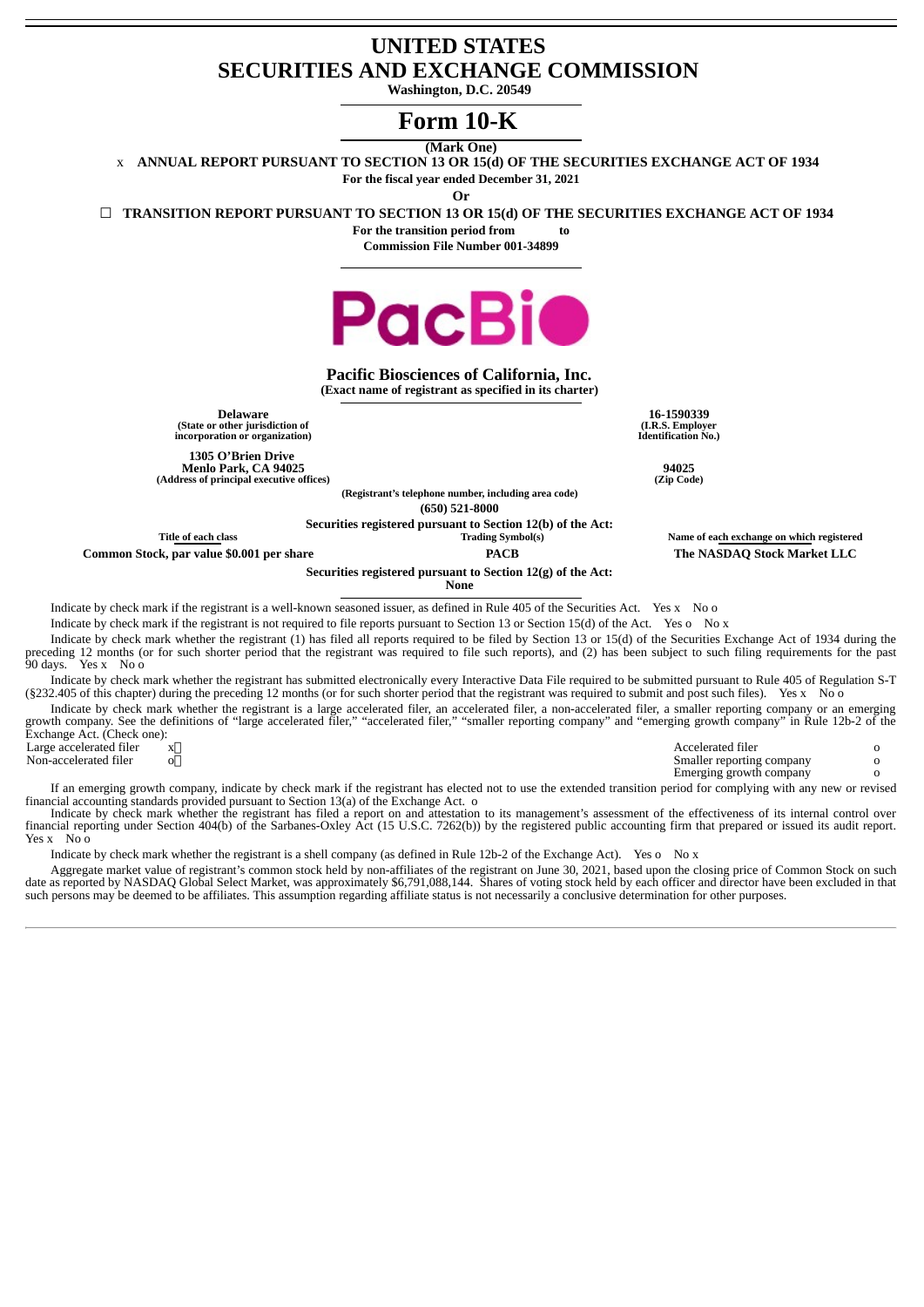# UNITED STATES
# SECURITIES AND EXCHANGE COMMISSION

**Washington, D.C. 20549**

# Form 10-K

**(Mark One)**

x **ANNUAL REPORT PURSUANT TO SECTION 13 OR 15(d) OF THE SECURITIES EXCHANGE ACT OF 1934**

**For the fiscal year ended December 31, 2021**

**Or**

☐ **TRANSITION REPORT PURSUANT TO SECTION 13 OR 15(d) OF THE SECURITIES EXCHANGE ACT OF 1934**

**For the transition period from to**

**Commission File Number 001-34899**

PacBio

**Pacific Biosciences of California, Inc.**
**(Exact name of registrant as specified in its charter)**

| | |
|---|---|
| **Delaware** (State or other jurisdiction of incorporation or organization) | **16-1590339** (I.R.S. Employer Identification No.) |
| **1305 O'Brien Drive Menlo Park, CA 94025** (Address of principal executive offices) | **94025** (Zip Code) |

**(Registrant's telephone number, including area code)**
**(650) 521-8000**

**Securities registered pursuant to Section 12(b) of the Act:**

| Title of each class | Trading Symbol(s) | Name of each exchange on which registered |
|---|---|---|
| **Common Stock, par value $0.001 per share** | **PACB** | **The NASDAQ Stock Market LLC** |

**Securities registered pursuant to Section 12(g) of the Act:**
**None**

Indicate by check mark if the registrant is a well-known seasoned issuer, as defined in Rule 405 of the Securities Act. Yes x No o

Indicate by check mark if the registrant is not required to file reports pursuant to Section 13 or Section 15(d) of the Act. Yes o No x

Indicate by check mark whether the registrant (1) has filed all reports required to be filed by Section 13 or 15(d) of the Securities Exchange Act of 1934 during the preceding 12 months (or for such shorter period that the registrant was required to file such reports), and (2) has been subject to such filing requirements for the past 90 days. Yes x No o

Indicate by check mark whether the registrant has submitted electronically every Interactive Data File required to be submitted pursuant to Rule 405 of Regulation S-T (§232.405 of this chapter) during the preceding 12 months (or for such shorter period that the registrant was required to submit and post such files). Yes x No o

Indicate by check mark whether the registrant is a large accelerated filer, an accelerated filer, a non-accelerated filer, a smaller reporting company or an emerging growth company. See the definitions of "large accelerated filer," "accelerated filer," "smaller reporting company" and "emerging growth company" in Rule 12b-2 of the Exchange Act. (Check one):

| | | | |
|---|---|---|---|
| Large accelerated filer | x | Accelerated filer | o |
| Non-accelerated filer | o | Smaller reporting company | o |
| | | Emerging growth company | o |

If an emerging growth company, indicate by check mark if the registrant has elected not to use the extended transition period for complying with any new or revised financial accounting standards provided pursuant to Section 13(a) of the Exchange Act. o

Indicate by check mark whether the registrant has filed a report on and attestation to its management's assessment of the effectiveness of its internal control over financial reporting under Section 404(b) of the Sarbanes-Oxley Act (15 U.S.C. 7262(b)) by the registered public accounting firm that prepared or issued its audit report. Yes x No o

Indicate by check mark whether the registrant is a shell company (as defined in Rule 12b-2 of the Exchange Act). Yes o No x

Aggregate market value of registrant's common stock held by non-affiliates of the registrant on June 30, 2021, based upon the closing price of Common Stock on such date as reported by NASDAQ Global Select Market, was approximately $6,791,088,144. Shares of voting stock held by each officer and director have been excluded in that such persons may be deemed to be affiliates. This assumption regarding affiliate status is not necessarily a conclusive determination for other purposes.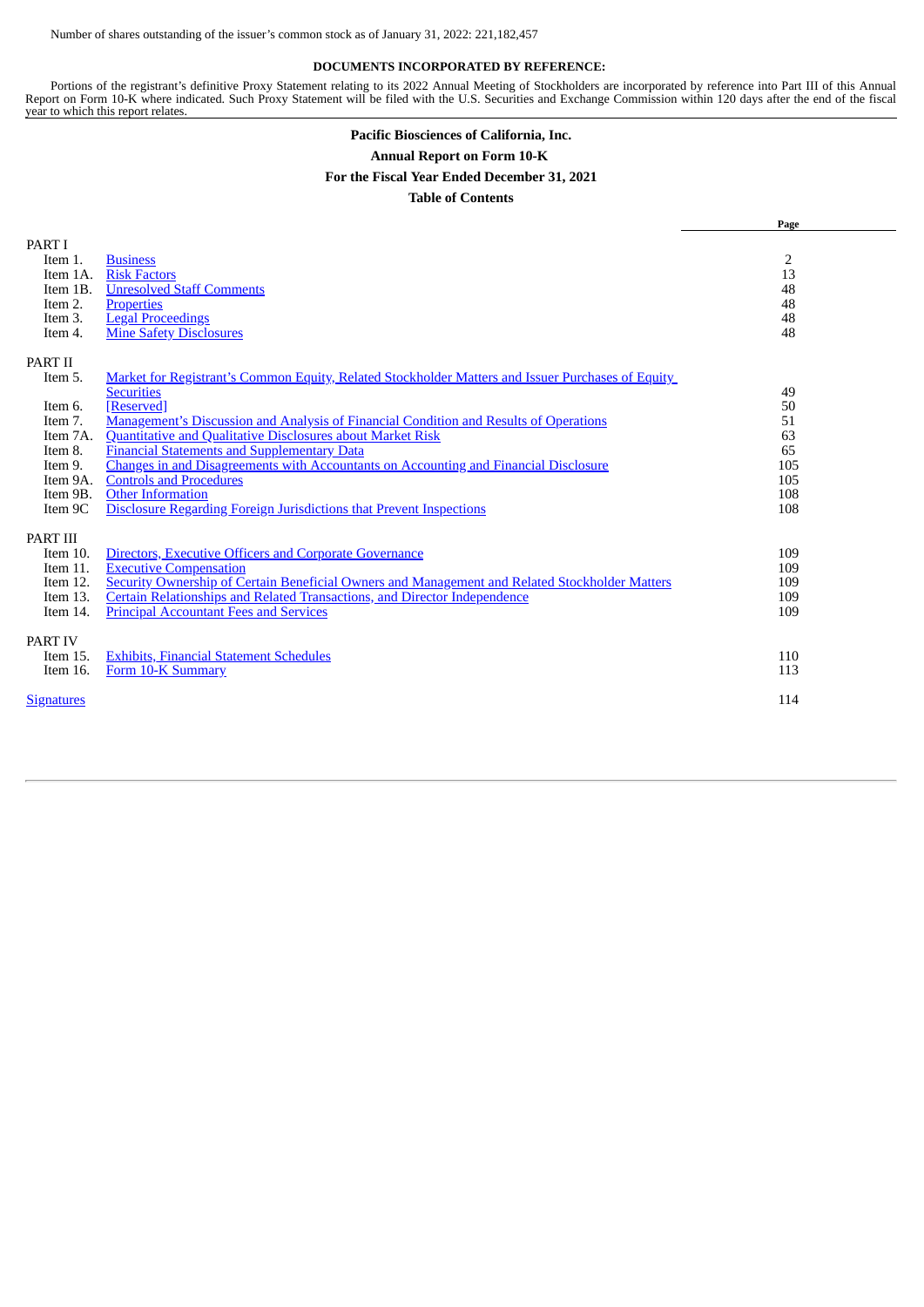Number of shares outstanding of the issuer's common stock as of January 31, 2022: 221,182,457

**DOCUMENTS INCORPORATED BY REFERENCE:**

Portions of the registrant's definitive Proxy Statement relating to its 2022 Annual Meeting of Stockholders are incorporated by reference into Part III of this Annual Report on Form 10-K where indicated. Such Proxy Statement will be filed with the U.S. Securities and Exchange Commission within 120 days after the end of the fiscal year to which this report relates.

**Pacific Biosciences of California, Inc.**

**Annual Report on Form 10-K**

**For the Fiscal Year Ended December 31, 2021**

**Table of Contents**

| | | Page |
|---|---|---|
| PART I | | |
| Item 1. | Business | 2 |
| Item 1A. | Risk Factors | 13 |
| Item 1B. | Unresolved Staff Comments | 48 |
| Item 2. | Properties | 48 |
| Item 3. | Legal Proceedings | 48 |
| Item 4. | Mine Safety Disclosures | 48 |
| PART II | | |
| Item 5. | Market for Registrant's Common Equity, Related Stockholder Matters and Issuer Purchases of Equity Securities | 49 |
| Item 6. | [Reserved] | 50 |
| Item 7. | Management's Discussion and Analysis of Financial Condition and Results of Operations | 51 |
| Item 7A. | Quantitative and Qualitative Disclosures about Market Risk | 63 |
| Item 8. | Financial Statements and Supplementary Data | 65 |
| Item 9. | Changes in and Disagreements with Accountants on Accounting and Financial Disclosure | 105 |
| Item 9A. | Controls and Procedures | 105 |
| Item 9B. | Other Information | 108 |
| Item 9C | Disclosure Regarding Foreign Jurisdictions that Prevent Inspections | 108 |
| PART III | | |
| Item 10. | Directors, Executive Officers and Corporate Governance | 109 |
| Item 11. | Executive Compensation | 109 |
| Item 12. | Security Ownership of Certain Beneficial Owners and Management and Related Stockholder Matters | 109 |
| Item 13. | Certain Relationships and Related Transactions, and Director Independence | 109 |
| Item 14. | Principal Accountant Fees and Services | 109 |
| PART IV | | |
| Item 15. | Exhibits, Financial Statement Schedules | 110 |
| Item 16. | Form 10-K Summary | 113 |
| Signatures | | 114 |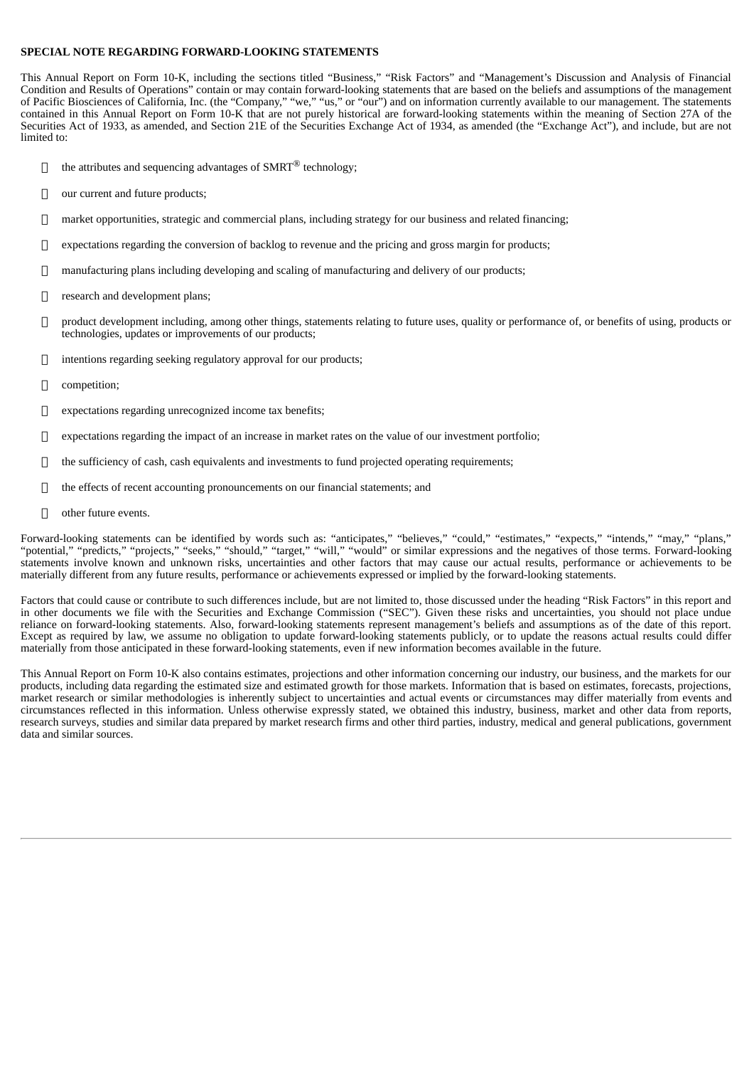**SPECIAL NOTE REGARDING FORWARD-LOOKING STATEMENTS**

This Annual Report on Form 10-K, including the sections titled "Business," "Risk Factors" and "Management's Discussion and Analysis of Financial Condition and Results of Operations" contain or may contain forward-looking statements that are based on the beliefs and assumptions of the management of Pacific Biosciences of California, Inc. (the "Company," "we," "us," or "our") and on information currently available to our management. The statements contained in this Annual Report on Form 10-K that are not purely historical are forward-looking statements within the meaning of Section 27A of the Securities Act of 1933, as amended, and Section 21E of the Securities Exchange Act of 1934, as amended (the "Exchange Act"), and include, but are not limited to:

- the attributes and sequencing advantages of SMRT® technology;
- our current and future products;
- market opportunities, strategic and commercial plans, including strategy for our business and related financing;
- expectations regarding the conversion of backlog to revenue and the pricing and gross margin for products;
- manufacturing plans including developing and scaling of manufacturing and delivery of our products;
- research and development plans;
- product development including, among other things, statements relating to future uses, quality or performance of, or benefits of using, products or technologies, updates or improvements of our products;
- intentions regarding seeking regulatory approval for our products;
- competition;
- expectations regarding unrecognized income tax benefits;
- expectations regarding the impact of an increase in market rates on the value of our investment portfolio;
- the sufficiency of cash, cash equivalents and investments to fund projected operating requirements;
- the effects of recent accounting pronouncements on our financial statements; and
- other future events.

Forward-looking statements can be identified by words such as: "anticipates," "believes," "could," "estimates," "expects," "intends," "may," "plans," "potential," "predicts," "projects," "seeks," "should," "target," "will," "would" or similar expressions and the negatives of those terms. Forward-looking statements involve known and unknown risks, uncertainties and other factors that may cause our actual results, performance or achievements to be materially different from any future results, performance or achievements expressed or implied by the forward-looking statements.

Factors that could cause or contribute to such differences include, but are not limited to, those discussed under the heading "Risk Factors" in this report and in other documents we file with the Securities and Exchange Commission ("SEC"). Given these risks and uncertainties, you should not place undue reliance on forward-looking statements. Also, forward-looking statements represent management's beliefs and assumptions as of the date of this report. Except as required by law, we assume no obligation to update forward-looking statements publicly, or to update the reasons actual results could differ materially from those anticipated in these forward-looking statements, even if new information becomes available in the future.

This Annual Report on Form 10-K also contains estimates, projections and other information concerning our industry, our business, and the markets for our products, including data regarding the estimated size and estimated growth for those markets. Information that is based on estimates, forecasts, projections, market research or similar methodologies is inherently subject to uncertainties and actual events or circumstances may differ materially from events and circumstances reflected in this information. Unless otherwise expressly stated, we obtained this industry, business, market and other data from reports, research surveys, studies and similar data prepared by market research firms and other third parties, industry, medical and general publications, government data and similar sources.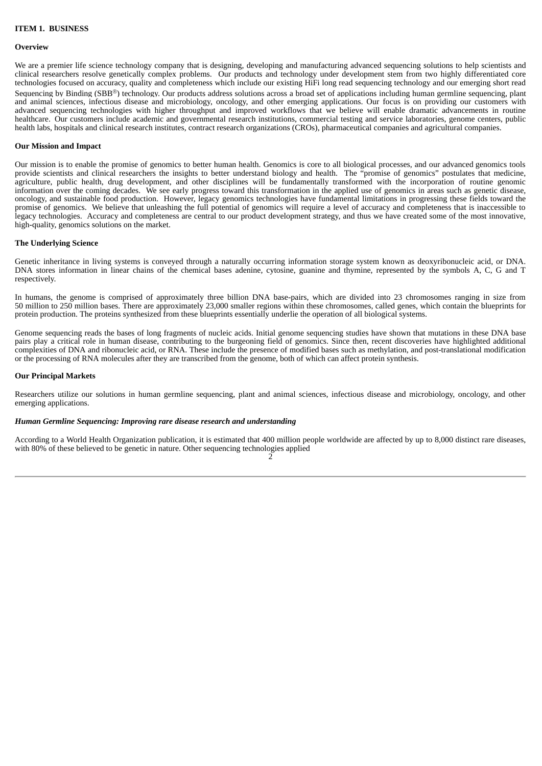**ITEM 1. BUSINESS**

**Overview**

We are a premier life science technology company that is designing, developing and manufacturing advanced sequencing solutions to help scientists and clinical researchers resolve genetically complex problems. Our products and technology under development stem from two highly differentiated core technologies focused on accuracy, quality and completeness which include our existing HiFi long read sequencing technology and our emerging short read Sequencing by Binding (SBB®) technology. Our products address solutions across a broad set of applications including human germline sequencing, plant and animal sciences, infectious disease and microbiology, oncology, and other emerging applications. Our focus is on providing our customers with advanced sequencing technologies with higher throughput and improved workflows that we believe will enable dramatic advancements in routine healthcare. Our customers include academic and governmental research institutions, commercial testing and service laboratories, genome centers, public health labs, hospitals and clinical research institutes, contract research organizations (CROs), pharmaceutical companies and agricultural companies.

**Our Mission and Impact**

Our mission is to enable the promise of genomics to better human health. Genomics is core to all biological processes, and our advanced genomics tools provide scientists and clinical researchers the insights to better understand biology and health. The "promise of genomics" postulates that medicine, agriculture, public health, drug development, and other disciplines will be fundamentally transformed with the incorporation of routine genomic information over the coming decades. We see early progress toward this transformation in the applied use of genomics in areas such as genetic disease, oncology, and sustainable food production. However, legacy genomics technologies have fundamental limitations in progressing these fields toward the promise of genomics. We believe that unleashing the full potential of genomics will require a level of accuracy and completeness that is inaccessible to legacy technologies. Accuracy and completeness are central to our product development strategy, and thus we have created some of the most innovative, high-quality, genomics solutions on the market.

**The Underlying Science**

Genetic inheritance in living systems is conveyed through a naturally occurring information storage system known as deoxyribonucleic acid, or DNA. DNA stores information in linear chains of the chemical bases adenine, cytosine, guanine and thymine, represented by the symbols A, C, G and T respectively.

In humans, the genome is comprised of approximately three billion DNA base-pairs, which are divided into 23 chromosomes ranging in size from 50 million to 250 million bases. There are approximately 23,000 smaller regions within these chromosomes, called genes, which contain the blueprints for protein production. The proteins synthesized from these blueprints essentially underlie the operation of all biological systems.

Genome sequencing reads the bases of long fragments of nucleic acids. Initial genome sequencing studies have shown that mutations in these DNA base pairs play a critical role in human disease, contributing to the burgeoning field of genomics. Since then, recent discoveries have highlighted additional complexities of DNA and ribonucleic acid, or RNA. These include the presence of modified bases such as methylation, and post-translational modification or the processing of RNA molecules after they are transcribed from the genome, both of which can affect protein synthesis.

**Our Principal Markets**

Researchers utilize our solutions in human germline sequencing, plant and animal sciences, infectious disease and microbiology, oncology, and other emerging applications.

***Human Germline Sequencing: Improving rare disease research and understanding***

According to a World Health Organization publication, it is estimated that 400 million people worldwide are affected by up to 8,000 distinct rare diseases, with 80% of these believed to be genetic in nature. Other sequencing technologies applied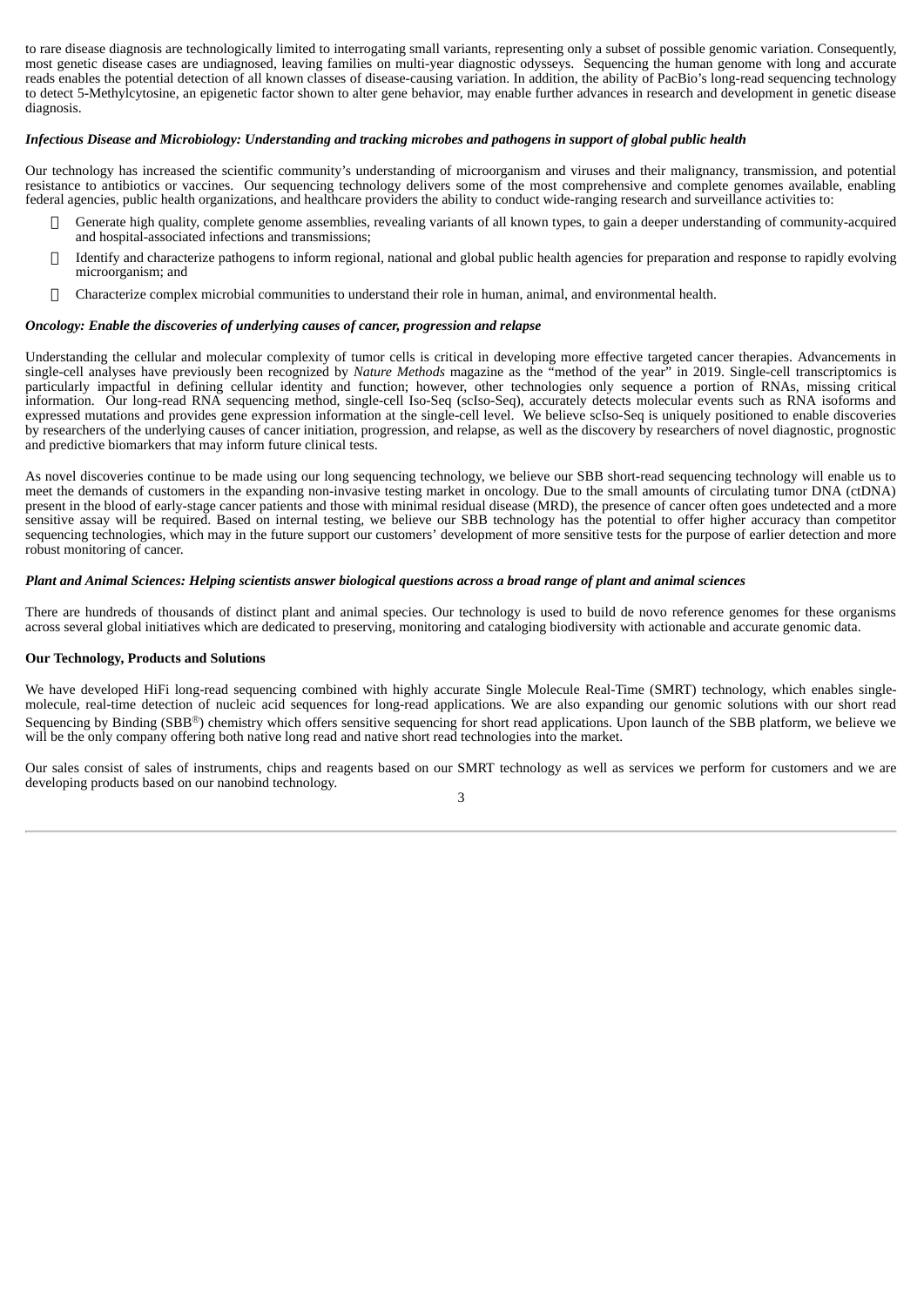to rare disease diagnosis are technologically limited to interrogating small variants, representing only a subset of possible genomic variation. Consequently, most genetic disease cases are undiagnosed, leaving families on multi-year diagnostic odysseys. Sequencing the human genome with long and accurate reads enables the potential detection of all known classes of disease-causing variation. In addition, the ability of PacBio's long-read sequencing technology to detect 5-Methylcytosine, an epigenetic factor shown to alter gene behavior, may enable further advances in research and development in genetic disease diagnosis.

***Infectious Disease and Microbiology: Understanding and tracking microbes and pathogens in support of global public health***

Our technology has increased the scientific community's understanding of microorganism and viruses and their malignancy, transmission, and potential resistance to antibiotics or vaccines. Our sequencing technology delivers some of the most comprehensive and complete genomes available, enabling federal agencies, public health organizations, and healthcare providers the ability to conduct wide-ranging research and surveillance activities to:

- Generate high quality, complete genome assemblies, revealing variants of all known types, to gain a deeper understanding of community-acquired and hospital-associated infections and transmissions;
- Identify and characterize pathogens to inform regional, national and global public health agencies for preparation and response to rapidly evolving microorganism; and
- Characterize complex microbial communities to understand their role in human, animal, and environmental health.

***Oncology: Enable the discoveries of underlying causes of cancer, progression and relapse***

Understanding the cellular and molecular complexity of tumor cells is critical in developing more effective targeted cancer therapies. Advancements in single-cell analyses have previously been recognized by *Nature Methods* magazine as the "method of the year" in 2019. Single-cell transcriptomics is particularly impactful in defining cellular identity and function; however, other technologies only sequence a portion of RNAs, missing critical information. Our long-read RNA sequencing method, single-cell Iso-Seq (scIso-Seq), accurately detects molecular events such as RNA isoforms and expressed mutations and provides gene expression information at the single-cell level. We believe scIso-Seq is uniquely positioned to enable discoveries by researchers of the underlying causes of cancer initiation, progression, and relapse, as well as the discovery by researchers of novel diagnostic, prognostic and predictive biomarkers that may inform future clinical tests.

As novel discoveries continue to be made using our long sequencing technology, we believe our SBB short-read sequencing technology will enable us to meet the demands of customers in the expanding non-invasive testing market in oncology. Due to the small amounts of circulating tumor DNA (ctDNA) present in the blood of early-stage cancer patients and those with minimal residual disease (MRD), the presence of cancer often goes undetected and a more sensitive assay will be required. Based on internal testing, we believe our SBB technology has the potential to offer higher accuracy than competitor sequencing technologies, which may in the future support our customers' development of more sensitive tests for the purpose of earlier detection and more robust monitoring of cancer.

***Plant and Animal Sciences: Helping scientists answer biological questions across a broad range of plant and animal sciences***

There are hundreds of thousands of distinct plant and animal species. Our technology is used to build de novo reference genomes for these organisms across several global initiatives which are dedicated to preserving, monitoring and cataloging biodiversity with actionable and accurate genomic data.

**Our Technology, Products and Solutions**

We have developed HiFi long-read sequencing combined with highly accurate Single Molecule Real-Time (SMRT) technology, which enables single-molecule, real-time detection of nucleic acid sequences for long-read applications. We are also expanding our genomic solutions with our short read Sequencing by Binding (SBB®) chemistry which offers sensitive sequencing for short read applications. Upon launch of the SBB platform, we believe we will be the only company offering both native long read and native short read technologies into the market.

Our sales consist of sales of instruments, chips and reagents based on our SMRT technology as well as services we perform for customers and we are developing products based on our nanobind technology.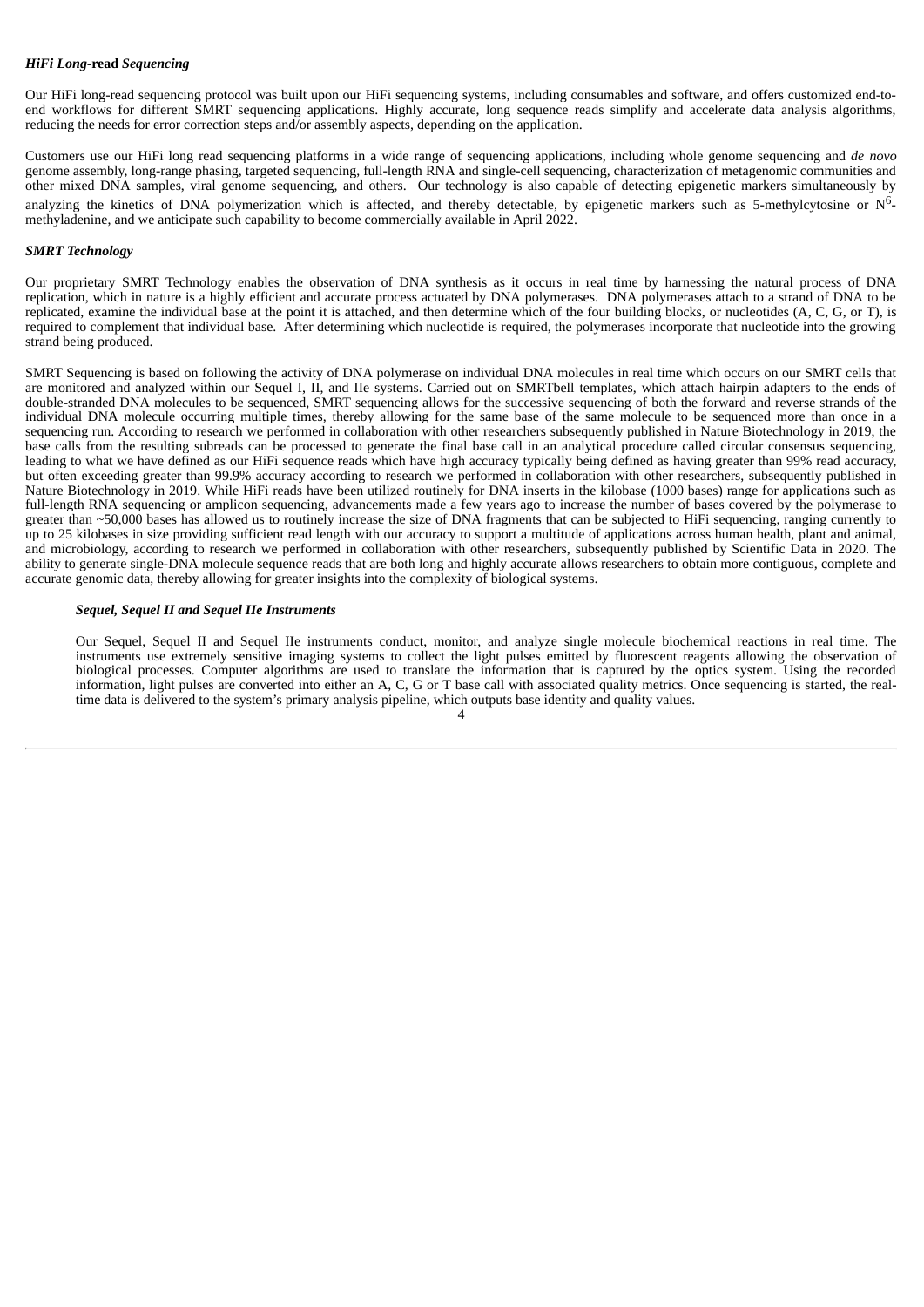### *HiFi Long*-read *Sequencing*

Our HiFi long-read sequencing protocol was built upon our HiFi sequencing systems, including consumables and software, and offers customized end-to-end workflows for different SMRT sequencing applications. Highly accurate, long sequence reads simplify and accelerate data analysis algorithms, reducing the needs for error correction steps and/or assembly aspects, depending on the application.

Customers use our HiFi long read sequencing platforms in a wide range of sequencing applications, including whole genome sequencing and *de novo* genome assembly, long-range phasing, targeted sequencing, full-length RNA and single-cell sequencing, characterization of metagenomic communities and other mixed DNA samples, viral genome sequencing, and others. Our technology is also capable of detecting epigenetic markers simultaneously by analyzing the kinetics of DNA polymerization which is affected, and thereby detectable, by epigenetic markers such as 5-methylcytosine or $N^6$-methyladenine, and we anticipate such capability to become commercially available in April 2022.

### *SMRT Technology*

Our proprietary SMRT Technology enables the observation of DNA synthesis as it occurs in real time by harnessing the natural process of DNA replication, which in nature is a highly efficient and accurate process actuated by DNA polymerases. DNA polymerases attach to a strand of DNA to be replicated, examine the individual base at the point it is attached, and then determine which of the four building blocks, or nucleotides (A, C, G, or T), is required to complement that individual base. After determining which nucleotide is required, the polymerases incorporate that nucleotide into the growing strand being produced.

SMRT Sequencing is based on following the activity of DNA polymerase on individual DNA molecules in real time which occurs on our SMRT cells that are monitored and analyzed within our Sequel I, II, and IIe systems. Carried out on SMRTbell templates, which attach hairpin adapters to the ends of double-stranded DNA molecules to be sequenced, SMRT sequencing allows for the successive sequencing of both the forward and reverse strands of the individual DNA molecule occurring multiple times, thereby allowing for the same base of the same molecule to be sequenced more than once in a sequencing run. According to research we performed in collaboration with other researchers subsequently published in Nature Biotechnology in 2019, the base calls from the resulting subreads can be processed to generate the final base call in an analytical procedure called circular consensus sequencing, leading to what we have defined as our HiFi sequence reads which have high accuracy typically being defined as having greater than 99% read accuracy, but often exceeding greater than 99.9% accuracy according to research we performed in collaboration with other researchers, subsequently published in Nature Biotechnology in 2019. While HiFi reads have been utilized routinely for DNA inserts in the kilobase (1000 bases) range for applications such as full-length RNA sequencing or amplicon sequencing, advancements made a few years ago to increase the number of bases covered by the polymerase to greater than ~50,000 bases has allowed us to routinely increase the size of DNA fragments that can be subjected to HiFi sequencing, ranging currently to up to 25 kilobases in size providing sufficient read length with our accuracy to support a multitude of applications across human health, plant and animal, and microbiology, according to research we performed in collaboration with other researchers, subsequently published by Scientific Data in 2020. The ability to generate single-DNA molecule sequence reads that are both long and highly accurate allows researchers to obtain more contiguous, complete and accurate genomic data, thereby allowing for greater insights into the complexity of biological systems.

#### *Sequel, Sequel II and Sequel IIe Instruments*

Our Sequel, Sequel II and Sequel IIe instruments conduct, monitor, and analyze single molecule biochemical reactions in real time. The instruments use extremely sensitive imaging systems to collect the light pulses emitted by fluorescent reagents allowing the observation of biological processes. Computer algorithms are used to translate the information that is captured by the optics system. Using the recorded information, light pulses are converted into either an A, C, G or T base call with associated quality metrics. Once sequencing is started, the real-time data is delivered to the system's primary analysis pipeline, which outputs base identity and quality values.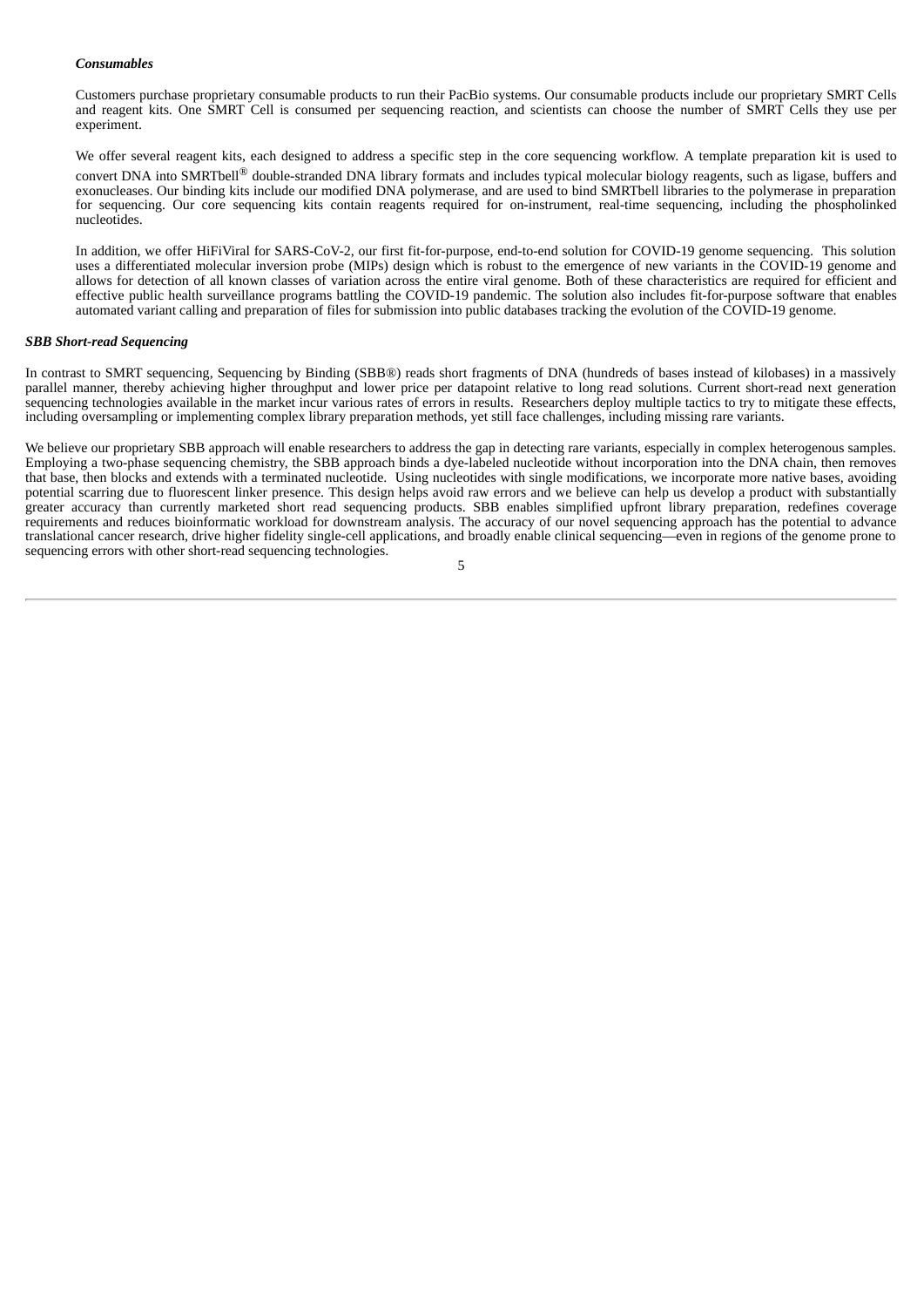***Consumables***

Customers purchase proprietary consumable products to run their PacBio systems. Our consumable products include our proprietary SMRT Cells and reagent kits. One SMRT Cell is consumed per sequencing reaction, and scientists can choose the number of SMRT Cells they use per experiment.

We offer several reagent kits, each designed to address a specific step in the core sequencing workflow. A template preparation kit is used to convert DNA into SMRTbell® double-stranded DNA library formats and includes typical molecular biology reagents, such as ligase, buffers and exonucleases. Our binding kits include our modified DNA polymerase, and are used to bind SMRTbell libraries to the polymerase in preparation for sequencing. Our core sequencing kits contain reagents required for on-instrument, real-time sequencing, including the phospholinked nucleotides.

In addition, we offer HiFiViral for SARS-CoV-2, our first fit-for-purpose, end-to-end solution for COVID-19 genome sequencing. This solution uses a differentiated molecular inversion probe (MIPs) design which is robust to the emergence of new variants in the COVID-19 genome and allows for detection of all known classes of variation across the entire viral genome. Both of these characteristics are required for efficient and effective public health surveillance programs battling the COVID-19 pandemic. The solution also includes fit-for-purpose software that enables automated variant calling and preparation of files for submission into public databases tracking the evolution of the COVID-19 genome.

***SBB Short-read Sequencing***

In contrast to SMRT sequencing, Sequencing by Binding (SBB®) reads short fragments of DNA (hundreds of bases instead of kilobases) in a massively parallel manner, thereby achieving higher throughput and lower price per datapoint relative to long read solutions. Current short-read next generation sequencing technologies available in the market incur various rates of errors in results. Researchers deploy multiple tactics to try to mitigate these effects, including oversampling or implementing complex library preparation methods, yet still face challenges, including missing rare variants.

We believe our proprietary SBB approach will enable researchers to address the gap in detecting rare variants, especially in complex heterogenous samples. Employing a two-phase sequencing chemistry, the SBB approach binds a dye-labeled nucleotide without incorporation into the DNA chain, then removes that base, then blocks and extends with a terminated nucleotide. Using nucleotides with single modifications, we incorporate more native bases, avoiding potential scarring due to fluorescent linker presence. This design helps avoid raw errors and we believe can help us develop a product with substantially greater accuracy than currently marketed short read sequencing products. SBB enables simplified upfront library preparation, redefines coverage requirements and reduces bioinformatic workload for downstream analysis. The accuracy of our novel sequencing approach has the potential to advance translational cancer research, drive higher fidelity single-cell applications, and broadly enable clinical sequencing—even in regions of the genome prone to sequencing errors with other short-read sequencing technologies.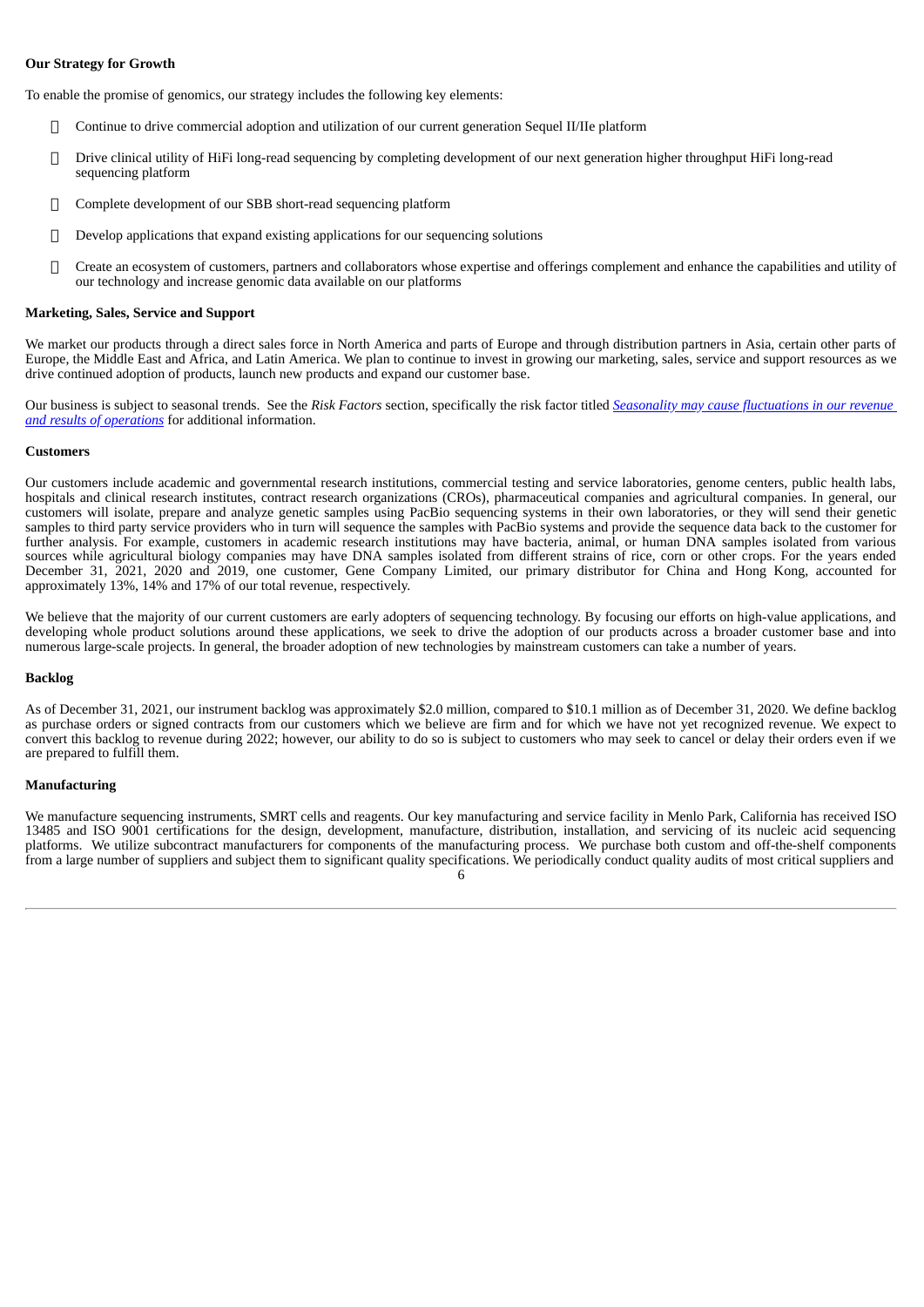**Our Strategy for Growth**

To enable the promise of genomics, our strategy includes the following key elements:

- Continue to drive commercial adoption and utilization of our current generation Sequel II/IIe platform
- Drive clinical utility of HiFi long-read sequencing by completing development of our next generation higher throughput HiFi long-read sequencing platform
- Complete development of our SBB short-read sequencing platform
- Develop applications that expand existing applications for our sequencing solutions
- Create an ecosystem of customers, partners and collaborators whose expertise and offerings complement and enhance the capabilities and utility of our technology and increase genomic data available on our platforms

**Marketing, Sales, Service and Support**

We market our products through a direct sales force in North America and parts of Europe and through distribution partners in Asia, certain other parts of Europe, the Middle East and Africa, and Latin America. We plan to continue to invest in growing our marketing, sales, service and support resources as we drive continued adoption of products, launch new products and expand our customer base.

Our business is subject to seasonal trends. See the *Risk Factors* section, specifically the risk factor titled ***Seasonality may cause fluctuations in our revenue and results of operations*** for additional information.

**Customers**

Our customers include academic and governmental research institutions, commercial testing and service laboratories, genome centers, public health labs, hospitals and clinical research institutes, contract research organizations (CROs), pharmaceutical companies and agricultural companies. In general, our customers will isolate, prepare and analyze genetic samples using PacBio sequencing systems in their own laboratories, or they will send their genetic samples to third party service providers who in turn will sequence the samples with PacBio systems and provide the sequence data back to the customer for further analysis. For example, customers in academic research institutions may have bacteria, animal, or human DNA samples isolated from various sources while agricultural biology companies may have DNA samples isolated from different strains of rice, corn or other crops. For the years ended December 31, 2021, 2020 and 2019, one customer, Gene Company Limited, our primary distributor for China and Hong Kong, accounted for approximately 13%, 14% and 17% of our total revenue, respectively.

We believe that the majority of our current customers are early adopters of sequencing technology. By focusing our efforts on high-value applications, and developing whole product solutions around these applications, we seek to drive the adoption of our products across a broader customer base and into numerous large-scale projects. In general, the broader adoption of new technologies by mainstream customers can take a number of years.

**Backlog**

As of December 31, 2021, our instrument backlog was approximately $2.0 million, compared to $10.1 million as of December 31, 2020. We define backlog as purchase orders or signed contracts from our customers which we believe are firm and for which we have not yet recognized revenue. We expect to convert this backlog to revenue during 2022; however, our ability to do so is subject to customers who may seek to cancel or delay their orders even if we are prepared to fulfill them.

**Manufacturing**

We manufacture sequencing instruments, SMRT cells and reagents. Our key manufacturing and service facility in Menlo Park, California has received ISO 13485 and ISO 9001 certifications for the design, development, manufacture, distribution, installation, and servicing of its nucleic acid sequencing platforms. We utilize subcontract manufacturers for components of the manufacturing process. We purchase both custom and off-the-shelf components from a large number of suppliers and subject them to significant quality specifications. We periodically conduct quality audits of most critical suppliers and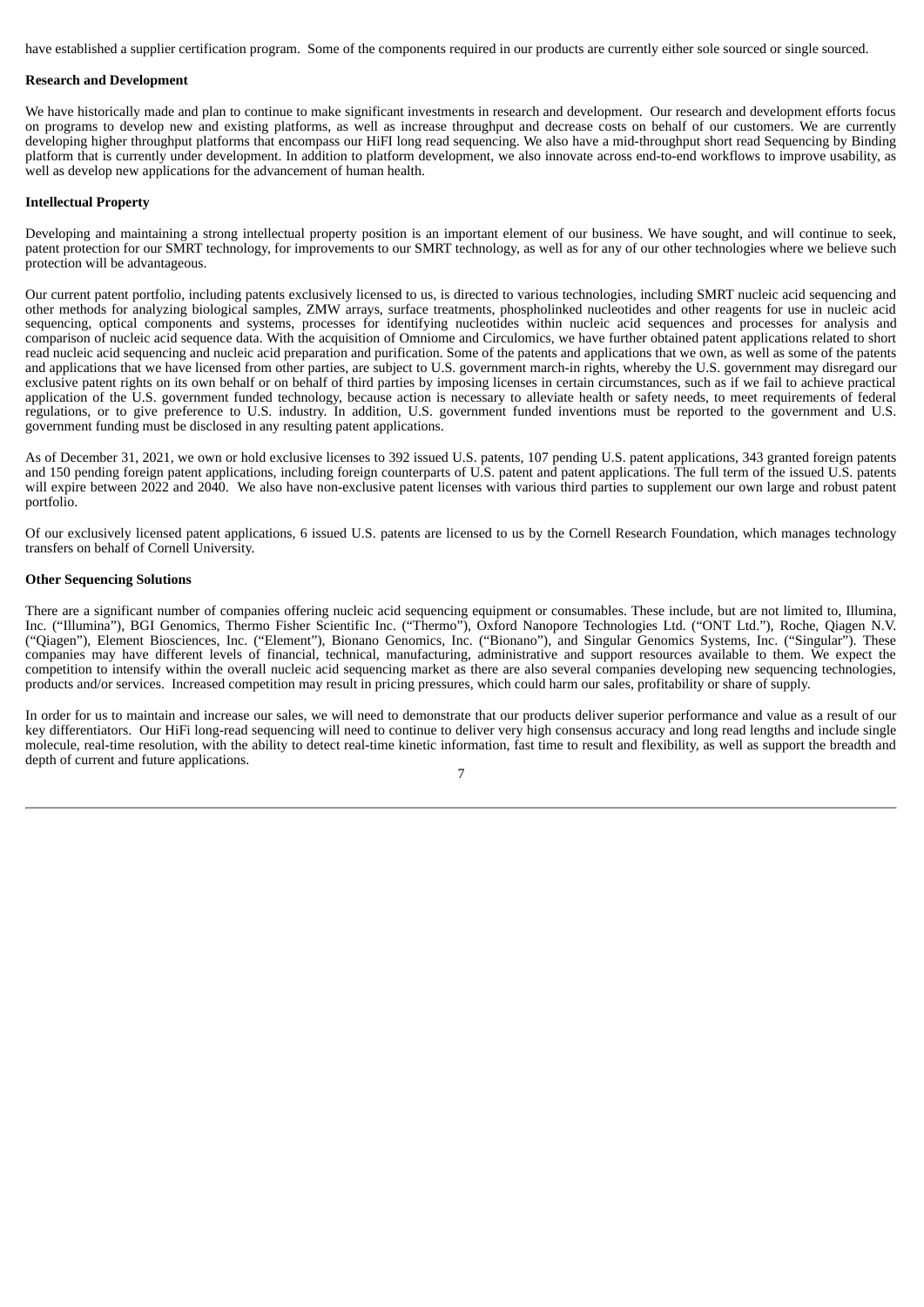have established a supplier certification program. Some of the components required in our products are currently either sole sourced or single sourced.

**Research and Development**

We have historically made and plan to continue to make significant investments in research and development. Our research and development efforts focus on programs to develop new and existing platforms, as well as increase throughput and decrease costs on behalf of our customers. We are currently developing higher throughput platforms that encompass our HiFi long read sequencing. We also have a mid-throughput short read Sequencing by Binding platform that is currently under development. In addition to platform development, we also innovate across end-to-end workflows to improve usability, as well as develop new applications for the advancement of human health.

**Intellectual Property**

Developing and maintaining a strong intellectual property position is an important element of our business. We have sought, and will continue to seek, patent protection for our SMRT technology, for improvements to our SMRT technology, as well as for any of our other technologies where we believe such protection will be advantageous.

Our current patent portfolio, including patents exclusively licensed to us, is directed to various technologies, including SMRT nucleic acid sequencing and other methods for analyzing biological samples, ZMW arrays, surface treatments, phospholinked nucleotides and other reagents for use in nucleic acid sequencing, optical components and systems, processes for identifying nucleotides within nucleic acid sequences and processes for analysis and comparison of nucleic acid sequence data. With the acquisition of Omniome and Circulomics, we have further obtained patent applications related to short read nucleic acid sequencing and nucleic acid preparation and purification. Some of the patents and applications that we own, as well as some of the patents and applications that we have licensed from other parties, are subject to U.S. government march-in rights, whereby the U.S. government may disregard our exclusive patent rights on its own behalf or on behalf of third parties by imposing licenses in certain circumstances, such as if we fail to achieve practical application of the U.S. government funded technology, because action is necessary to alleviate health or safety needs, to meet requirements of federal regulations, or to give preference to U.S. industry. In addition, U.S. government funded inventions must be reported to the government and U.S. government funding must be disclosed in any resulting patent applications.

As of December 31, 2021, we own or hold exclusive licenses to 392 issued U.S. patents, 107 pending U.S. patent applications, 343 granted foreign patents and 150 pending foreign patent applications, including foreign counterparts of U.S. patent and patent applications. The full term of the issued U.S. patents will expire between 2022 and 2040. We also have non-exclusive patent licenses with various third parties to supplement our own large and robust patent portfolio.

Of our exclusively licensed patent applications, 6 issued U.S. patents are licensed to us by the Cornell Research Foundation, which manages technology transfers on behalf of Cornell University.

**Other Sequencing Solutions**

There are a significant number of companies offering nucleic acid sequencing equipment or consumables. These include, but are not limited to, Illumina, Inc. ("Illumina"), BGI Genomics, Thermo Fisher Scientific Inc. ("Thermo"), Oxford Nanopore Technologies Ltd. ("ONT Ltd."), Roche, Qiagen N.V. ("Qiagen"), Element Biosciences, Inc. ("Element"), Bionano Genomics, Inc. ("Bionano"), and Singular Genomics Systems, Inc. ("Singular"). These companies may have different levels of financial, technical, manufacturing, administrative and support resources available to them. We expect the competition to intensify within the overall nucleic acid sequencing market as there are also several companies developing new sequencing technologies, products and/or services. Increased competition may result in pricing pressures, which could harm our sales, profitability or share of supply.

In order for us to maintain and increase our sales, we will need to demonstrate that our products deliver superior performance and value as a result of our key differentiators. Our HiFi long-read sequencing will need to continue to deliver very high consensus accuracy and long read lengths and include single molecule, real-time resolution, with the ability to detect real-time kinetic information, fast time to result and flexibility, as well as support the breadth and depth of current and future applications.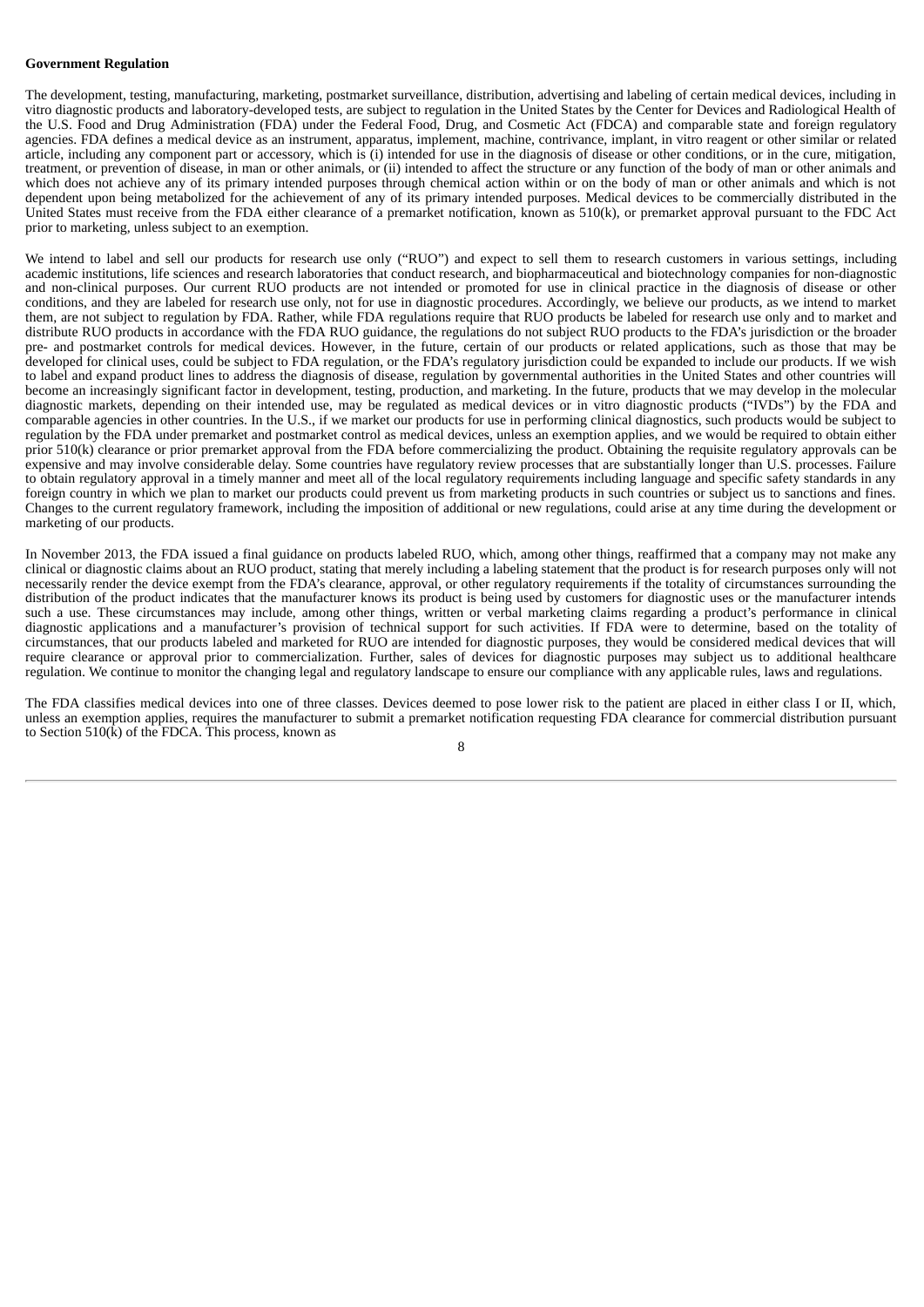**Government Regulation**

The development, testing, manufacturing, marketing, postmarket surveillance, distribution, advertising and labeling of certain medical devices, including in vitro diagnostic products and laboratory-developed tests, are subject to regulation in the United States by the Center for Devices and Radiological Health of the U.S. Food and Drug Administration (FDA) under the Federal Food, Drug, and Cosmetic Act (FDCA) and comparable state and foreign regulatory agencies. FDA defines a medical device as an instrument, apparatus, implement, machine, contrivance, implant, in vitro reagent or other similar or related article, including any component part or accessory, which is (i) intended for use in the diagnosis of disease or other conditions, or in the cure, mitigation, treatment, or prevention of disease, in man or other animals, or (ii) intended to affect the structure or any function of the body of man or other animals and which does not achieve any of its primary intended purposes through chemical action within or on the body of man or other animals and which is not dependent upon being metabolized for the achievement of any of its primary intended purposes. Medical devices to be commercially distributed in the United States must receive from the FDA either clearance of a premarket notification, known as 510(k), or premarket approval pursuant to the FDC Act prior to marketing, unless subject to an exemption.

We intend to label and sell our products for research use only ("RUO") and expect to sell them to research customers in various settings, including academic institutions, life sciences and research laboratories that conduct research, and biopharmaceutical and biotechnology companies for non-diagnostic and non-clinical purposes. Our current RUO products are not intended or promoted for use in clinical practice in the diagnosis of disease or other conditions, and they are labeled for research use only, not for use in diagnostic procedures. Accordingly, we believe our products, as we intend to market them, are not subject to regulation by FDA. Rather, while FDA regulations require that RUO products be labeled for research use only and to market and distribute RUO products in accordance with the FDA RUO guidance, the regulations do not subject RUO products to the FDA's jurisdiction or the broader pre- and postmarket controls for medical devices. However, in the future, certain of our products or related applications, such as those that may be developed for clinical uses, could be subject to FDA regulation, or the FDA's regulatory jurisdiction could be expanded to include our products. If we wish to label and expand product lines to address the diagnosis of disease, regulation by governmental authorities in the United States and other countries will become an increasingly significant factor in development, testing, production, and marketing. In the future, products that we may develop in the molecular diagnostic markets, depending on their intended use, may be regulated as medical devices or in vitro diagnostic products ("IVDs") by the FDA and comparable agencies in other countries. In the U.S., if we market our products for use in performing clinical diagnostics, such products would be subject to regulation by the FDA under premarket and postmarket control as medical devices, unless an exemption applies, and we would be required to obtain either prior 510(k) clearance or prior premarket approval from the FDA before commercializing the product. Obtaining the requisite regulatory approvals can be expensive and may involve considerable delay. Some countries have regulatory review processes that are substantially longer than U.S. processes. Failure to obtain regulatory approval in a timely manner and meet all of the local regulatory requirements including language and specific safety standards in any foreign country in which we plan to market our products could prevent us from marketing products in such countries or subject us to sanctions and fines. Changes to the current regulatory framework, including the imposition of additional or new regulations, could arise at any time during the development or marketing of our products.

In November 2013, the FDA issued a final guidance on products labeled RUO, which, among other things, reaffirmed that a company may not make any clinical or diagnostic claims about an RUO product, stating that merely including a labeling statement that the product is for research purposes only will not necessarily render the device exempt from the FDA's clearance, approval, or other regulatory requirements if the totality of circumstances surrounding the distribution of the product indicates that the manufacturer knows its product is being used by customers for diagnostic uses or the manufacturer intends such a use. These circumstances may include, among other things, written or verbal marketing claims regarding a product's performance in clinical diagnostic applications and a manufacturer's provision of technical support for such activities. If FDA were to determine, based on the totality of circumstances, that our products labeled and marketed for RUO are intended for diagnostic purposes, they would be considered medical devices that will require clearance or approval prior to commercialization. Further, sales of devices for diagnostic purposes may subject us to additional healthcare regulation. We continue to monitor the changing legal and regulatory landscape to ensure our compliance with any applicable rules, laws and regulations.

The FDA classifies medical devices into one of three classes. Devices deemed to pose lower risk to the patient are placed in either class I or II, which, unless an exemption applies, requires the manufacturer to submit a premarket notification requesting FDA clearance for commercial distribution pursuant to Section 510(k) of the FDCA. This process, known as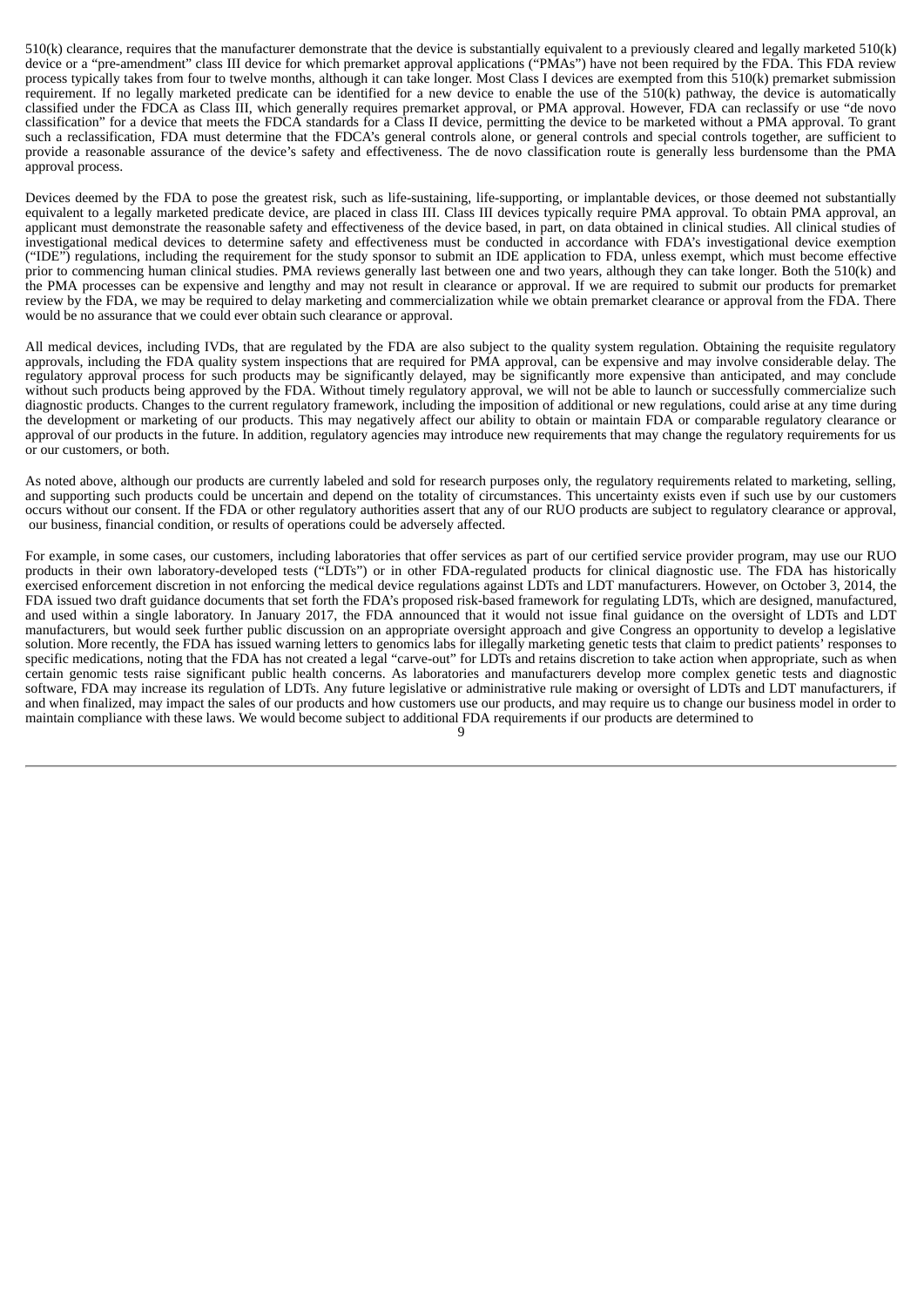510(k) clearance, requires that the manufacturer demonstrate that the device is substantially equivalent to a previously cleared and legally marketed 510(k) device or a "pre-amendment" class III device for which premarket approval applications ("PMAs") have not been required by the FDA. This FDA review process typically takes from four to twelve months, although it can take longer. Most Class I devices are exempted from this 510(k) premarket submission requirement. If no legally marketed predicate can be identified for a new device to enable the use of the 510(k) pathway, the device is automatically classified under the FDCA as Class III, which generally requires premarket approval, or PMA approval. However, FDA can reclassify or use "de novo classification" for a device that meets the FDCA standards for a Class II device, permitting the device to be marketed without a PMA approval. To grant such a reclassification, FDA must determine that the FDCA's general controls alone, or general controls and special controls together, are sufficient to provide a reasonable assurance of the device's safety and effectiveness. The de novo classification route is generally less burdensome than the PMA approval process.

Devices deemed by the FDA to pose the greatest risk, such as life-sustaining, life-supporting, or implantable devices, or those deemed not substantially equivalent to a legally marketed predicate device, are placed in class III. Class III devices typically require PMA approval. To obtain PMA approval, an applicant must demonstrate the reasonable safety and effectiveness of the device based, in part, on data obtained in clinical studies. All clinical studies of investigational medical devices to determine safety and effectiveness must be conducted in accordance with FDA's investigational device exemption ("IDE") regulations, including the requirement for the study sponsor to submit an IDE application to FDA, unless exempt, which must become effective prior to commencing human clinical studies. PMA reviews generally last between one and two years, although they can take longer. Both the 510(k) and the PMA processes can be expensive and lengthy and may not result in clearance or approval. If we are required to submit our products for premarket review by the FDA, we may be required to delay marketing and commercialization while we obtain premarket clearance or approval from the FDA. There would be no assurance that we could ever obtain such clearance or approval.

All medical devices, including IVDs, that are regulated by the FDA are also subject to the quality system regulation. Obtaining the requisite regulatory approvals, including the FDA quality system inspections that are required for PMA approval, can be expensive and may involve considerable delay. The regulatory approval process for such products may be significantly delayed, may be significantly more expensive than anticipated, and may conclude without such products being approved by the FDA. Without timely regulatory approval, we will not be able to launch or successfully commercialize such diagnostic products. Changes to the current regulatory framework, including the imposition of additional or new regulations, could arise at any time during the development or marketing of our products. This may negatively affect our ability to obtain or maintain FDA or comparable regulatory clearance or approval of our products in the future. In addition, regulatory agencies may introduce new requirements that may change the regulatory requirements for us or our customers, or both.

As noted above, although our products are currently labeled and sold for research purposes only, the regulatory requirements related to marketing, selling, and supporting such products could be uncertain and depend on the totality of circumstances. This uncertainty exists even if such use by our customers occurs without our consent. If the FDA or other regulatory authorities assert that any of our RUO products are subject to regulatory clearance or approval, our business, financial condition, or results of operations could be adversely affected.

For example, in some cases, our customers, including laboratories that offer services as part of our certified service provider program, may use our RUO products in their own laboratory-developed tests ("LDTs") or in other FDA-regulated products for clinical diagnostic use. The FDA has historically exercised enforcement discretion in not enforcing the medical device regulations against LDTs and LDT manufacturers. However, on October 3, 2014, the FDA issued two draft guidance documents that set forth the FDA's proposed risk-based framework for regulating LDTs, which are designed, manufactured, and used within a single laboratory. In January 2017, the FDA announced that it would not issue final guidance on the oversight of LDTs and LDT manufacturers, but would seek further public discussion on an appropriate oversight approach and give Congress an opportunity to develop a legislative solution. More recently, the FDA has issued warning letters to genomics labs for illegally marketing genetic tests that claim to predict patients' responses to specific medications, noting that the FDA has not created a legal "carve-out" for LDTs and retains discretion to take action when appropriate, such as when certain genomic tests raise significant public health concerns. As laboratories and manufacturers develop more complex genetic tests and diagnostic software, FDA may increase its regulation of LDTs. Any future legislative or administrative rule making or oversight of LDTs and LDT manufacturers, if and when finalized, may impact the sales of our products and how customers use our products, and may require us to change our business model in order to maintain compliance with these laws. We would become subject to additional FDA requirements if our products are determined to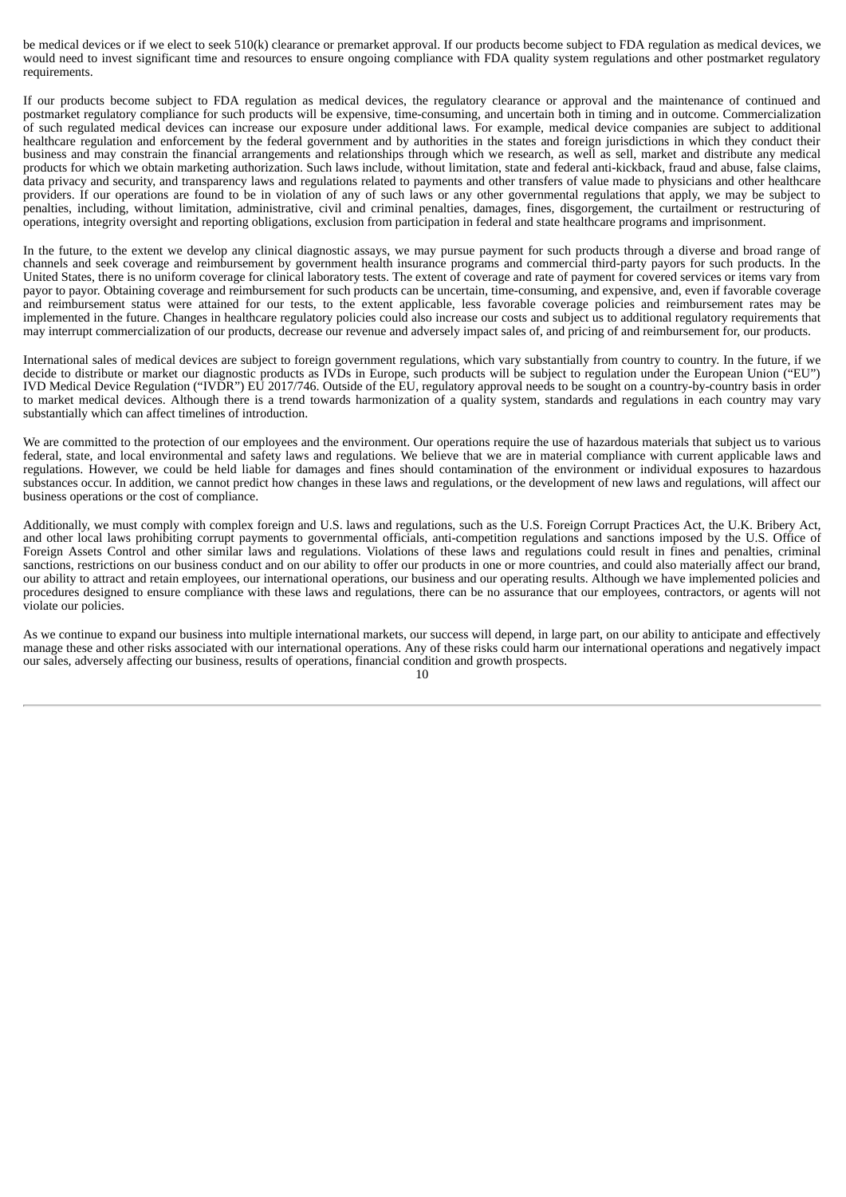be medical devices or if we elect to seek 510(k) clearance or premarket approval. If our products become subject to FDA regulation as medical devices, we would need to invest significant time and resources to ensure ongoing compliance with FDA quality system regulations and other postmarket regulatory requirements.

If our products become subject to FDA regulation as medical devices, the regulatory clearance or approval and the maintenance of continued and postmarket regulatory compliance for such products will be expensive, time-consuming, and uncertain both in timing and in outcome. Commercialization of such regulated medical devices can increase our exposure under additional laws. For example, medical device companies are subject to additional healthcare regulation and enforcement by the federal government and by authorities in the states and foreign jurisdictions in which they conduct their business and may constrain the financial arrangements and relationships through which we research, as well as sell, market and distribute any medical products for which we obtain marketing authorization. Such laws include, without limitation, state and federal anti-kickback, fraud and abuse, false claims, data privacy and security, and transparency laws and regulations related to payments and other transfers of value made to physicians and other healthcare providers. If our operations are found to be in violation of any of such laws or any other governmental regulations that apply, we may be subject to penalties, including, without limitation, administrative, civil and criminal penalties, damages, fines, disgorgement, the curtailment or restructuring of operations, integrity oversight and reporting obligations, exclusion from participation in federal and state healthcare programs and imprisonment.

In the future, to the extent we develop any clinical diagnostic assays, we may pursue payment for such products through a diverse and broad range of channels and seek coverage and reimbursement by government health insurance programs and commercial third-party payors for such products. In the United States, there is no uniform coverage for clinical laboratory tests. The extent of coverage and rate of payment for covered services or items vary from payor to payor. Obtaining coverage and reimbursement for such products can be uncertain, time-consuming, and expensive, and, even if favorable coverage and reimbursement status were attained for our tests, to the extent applicable, less favorable coverage policies and reimbursement rates may be implemented in the future. Changes in healthcare regulatory policies could also increase our costs and subject us to additional regulatory requirements that may interrupt commercialization of our products, decrease our revenue and adversely impact sales of, and pricing of and reimbursement for, our products.

International sales of medical devices are subject to foreign government regulations, which vary substantially from country to country. In the future, if we decide to distribute or market our diagnostic products as IVDs in Europe, such products will be subject to regulation under the European Union ("EU") IVD Medical Device Regulation ("IVDR") EU 2017/746. Outside of the EU, regulatory approval needs to be sought on a country-by-country basis in order to market medical devices. Although there is a trend towards harmonization of a quality system, standards and regulations in each country may vary substantially which can affect timelines of introduction.

We are committed to the protection of our employees and the environment. Our operations require the use of hazardous materials that subject us to various federal, state, and local environmental and safety laws and regulations. We believe that we are in material compliance with current applicable laws and regulations. However, we could be held liable for damages and fines should contamination of the environment or individual exposures to hazardous substances occur. In addition, we cannot predict how changes in these laws and regulations, or the development of new laws and regulations, will affect our business operations or the cost of compliance.

Additionally, we must comply with complex foreign and U.S. laws and regulations, such as the U.S. Foreign Corrupt Practices Act, the U.K. Bribery Act, and other local laws prohibiting corrupt payments to governmental officials, anti-competition regulations and sanctions imposed by the U.S. Office of Foreign Assets Control and other similar laws and regulations. Violations of these laws and regulations could result in fines and penalties, criminal sanctions, restrictions on our business conduct and on our ability to offer our products in one or more countries, and could also materially affect our brand, our ability to attract and retain employees, our international operations, our business and our operating results. Although we have implemented policies and procedures designed to ensure compliance with these laws and regulations, there can be no assurance that our employees, contractors, or agents will not violate our policies.

As we continue to expand our business into multiple international markets, our success will depend, in large part, on our ability to anticipate and effectively manage these and other risks associated with our international operations. Any of these risks could harm our international operations and negatively impact our sales, adversely affecting our business, results of operations, financial condition and growth prospects.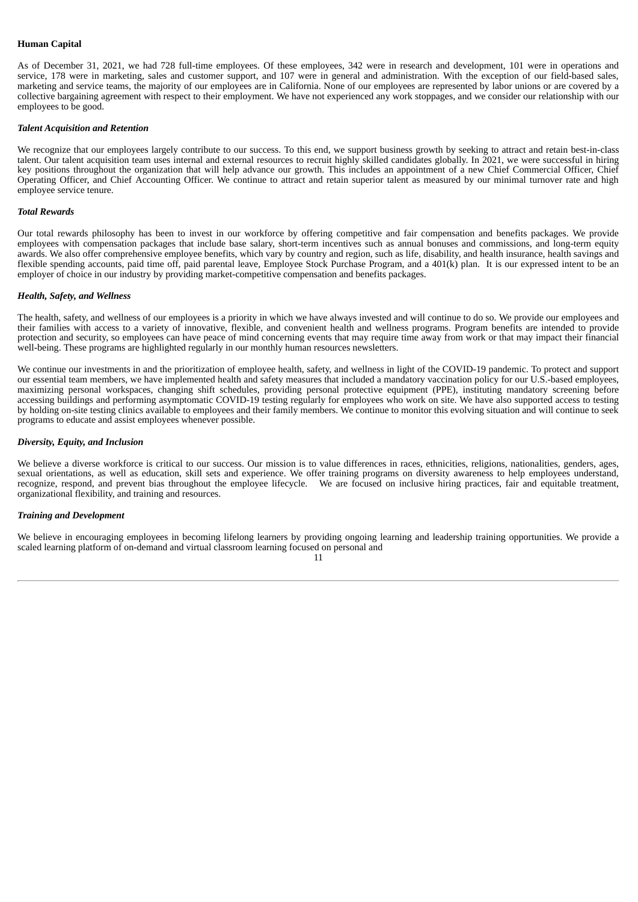**Human Capital**

As of December 31, 2021, we had 728 full-time employees. Of these employees, 342 were in research and development, 101 were in operations and service, 178 were in marketing, sales and customer support, and 107 were in general and administration. With the exception of our field-based sales, marketing and service teams, the majority of our employees are in California. None of our employees are represented by labor unions or are covered by a collective bargaining agreement with respect to their employment. We have not experienced any work stoppages, and we consider our relationship with our employees to be good.

***Talent Acquisition and Retention***

We recognize that our employees largely contribute to our success. To this end, we support business growth by seeking to attract and retain best-in-class talent. Our talent acquisition team uses internal and external resources to recruit highly skilled candidates globally. In 2021, we were successful in hiring key positions throughout the organization that will help advance our growth. This includes an appointment of a new Chief Commercial Officer, Chief Operating Officer, and Chief Accounting Officer. We continue to attract and retain superior talent as measured by our minimal turnover rate and high employee service tenure.

***Total Rewards***

Our total rewards philosophy has been to invest in our workforce by offering competitive and fair compensation and benefits packages. We provide employees with compensation packages that include base salary, short-term incentives such as annual bonuses and commissions, and long-term equity awards. We also offer comprehensive employee benefits, which vary by country and region, such as life, disability, and health insurance, health savings and flexible spending accounts, paid time off, paid parental leave, Employee Stock Purchase Program, and a 401(k) plan. It is our expressed intent to be an employer of choice in our industry by providing market-competitive compensation and benefits packages.

***Health, Safety, and Wellness***

The health, safety, and wellness of our employees is a priority in which we have always invested and will continue to do so. We provide our employees and their families with access to a variety of innovative, flexible, and convenient health and wellness programs. Program benefits are intended to provide protection and security, so employees can have peace of mind concerning events that may require time away from work or that may impact their financial well-being. These programs are highlighted regularly in our monthly human resources newsletters.

We continue our investments in and the prioritization of employee health, safety, and wellness in light of the COVID-19 pandemic. To protect and support our essential team members, we have implemented health and safety measures that included a mandatory vaccination policy for our U.S.-based employees, maximizing personal workspaces, changing shift schedules, providing personal protective equipment (PPE), instituting mandatory screening before accessing buildings and performing asymptomatic COVID-19 testing regularly for employees who work on site. We have also supported access to testing by holding on-site testing clinics available to employees and their family members. We continue to monitor this evolving situation and will continue to seek programs to educate and assist employees whenever possible.

***Diversity, Equity, and Inclusion***

We believe a diverse workforce is critical to our success. Our mission is to value differences in races, ethnicities, religions, nationalities, genders, ages, sexual orientations, as well as education, skill sets and experience. We offer training programs on diversity awareness to help employees understand, recognize, respond, and prevent bias throughout the employee lifecycle. We are focused on inclusive hiring practices, fair and equitable treatment, organizational flexibility, and training and resources.

***Training and Development***

We believe in encouraging employees in becoming lifelong learners by providing ongoing learning and leadership training opportunities. We provide a scaled learning platform of on-demand and virtual classroom learning focused on personal and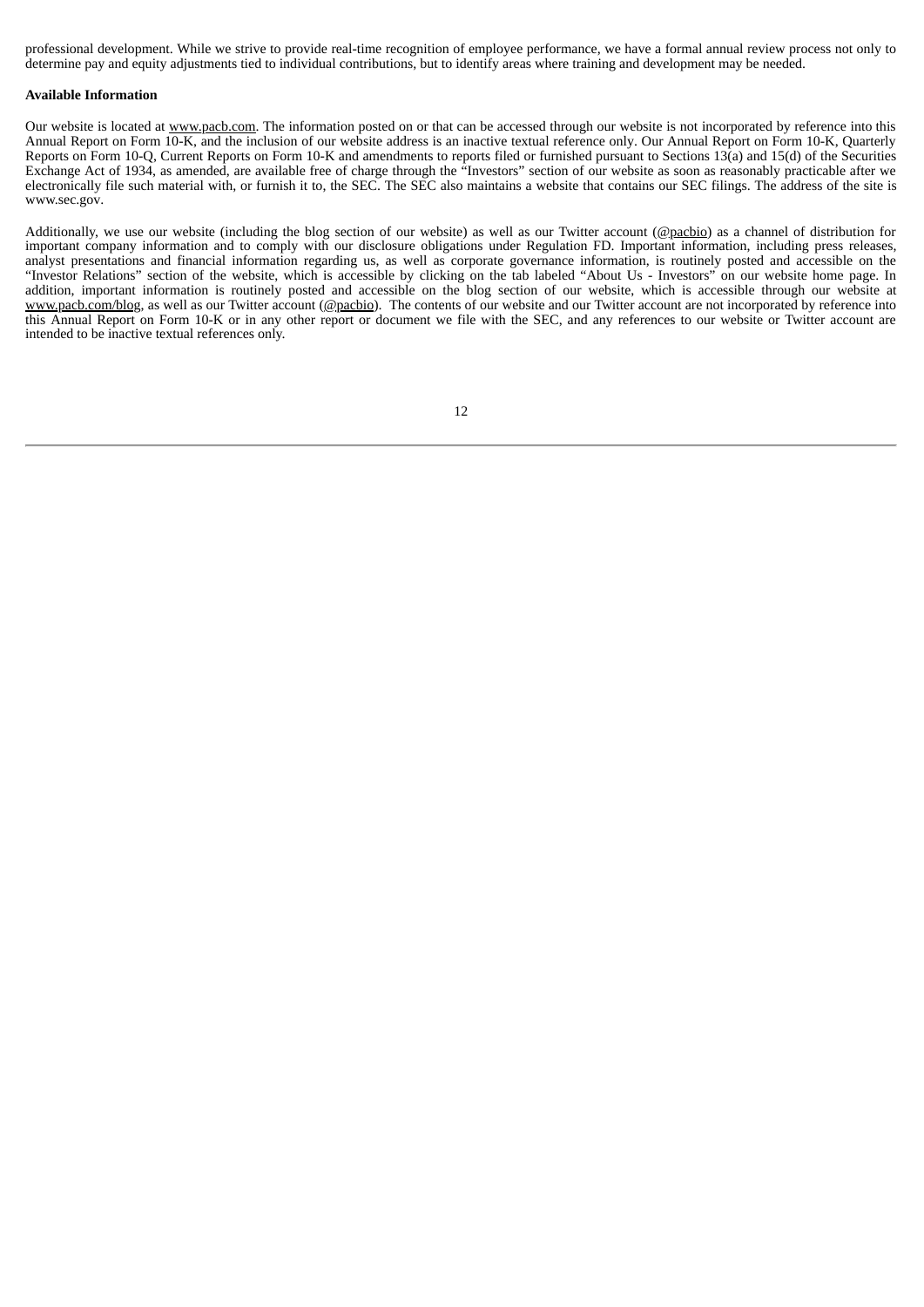professional development. While we strive to provide real-time recognition of employee performance, we have a formal annual review process not only to determine pay and equity adjustments tied to individual contributions, but to identify areas where training and development may be needed.

**Available Information**

Our website is located at www.pacb.com. The information posted on or that can be accessed through our website is not incorporated by reference into this Annual Report on Form 10-K, and the inclusion of our website address is an inactive textual reference only. Our Annual Report on Form 10-K, Quarterly Reports on Form 10-Q, Current Reports on Form 10-K and amendments to reports filed or furnished pursuant to Sections 13(a) and 15(d) of the Securities Exchange Act of 1934, as amended, are available free of charge through the "Investors" section of our website as soon as reasonably practicable after we electronically file such material with, or furnish it to, the SEC. The SEC also maintains a website that contains our SEC filings. The address of the site is www.sec.gov.

Additionally, we use our website (including the blog section of our website) as well as our Twitter account (@pacbio) as a channel of distribution for important company information and to comply with our disclosure obligations under Regulation FD. Important information, including press releases, analyst presentations and financial information regarding us, as well as corporate governance information, is routinely posted and accessible on the "Investor Relations" section of the website, which is accessible by clicking on the tab labeled "About Us - Investors" on our website home page. In addition, important information is routinely posted and accessible on the blog section of our website, which is accessible through our website at www.pacb.com/blog, as well as our Twitter account (@pacbio). The contents of our website and our Twitter account are not incorporated by reference into this Annual Report on Form 10-K or in any other report or document we file with the SEC, and any references to our website or Twitter account are intended to be inactive textual references only.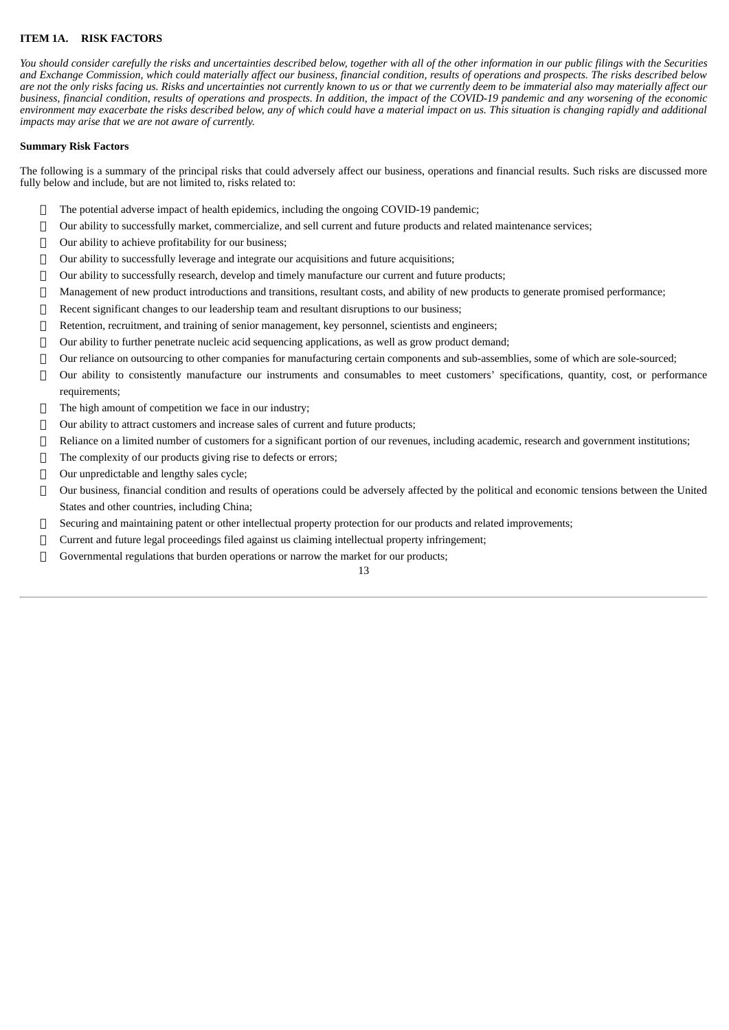**ITEM 1A. RISK FACTORS**

*You should consider carefully the risks and uncertainties described below, together with all of the other information in our public filings with the Securities and Exchange Commission, which could materially affect our business, financial condition, results of operations and prospects. The risks described below are not the only risks facing us. Risks and uncertainties not currently known to us or that we currently deem to be immaterial also may materially affect our business, financial condition, results of operations and prospects. In addition, the impact of the COVID-19 pandemic and any worsening of the economic environment may exacerbate the risks described below, any of which could have a material impact on us. This situation is changing rapidly and additional impacts may arise that we are not aware of currently.*

**Summary Risk Factors**

The following is a summary of the principal risks that could adversely affect our business, operations and financial results. Such risks are discussed more fully below and include, but are not limited to, risks related to:

- The potential adverse impact of health epidemics, including the ongoing COVID-19 pandemic;
- Our ability to successfully market, commercialize, and sell current and future products and related maintenance services;
- Our ability to achieve profitability for our business;
- Our ability to successfully leverage and integrate our acquisitions and future acquisitions;
- Our ability to successfully research, develop and timely manufacture our current and future products;
- Management of new product introductions and transitions, resultant costs, and ability of new products to generate promised performance;
- Recent significant changes to our leadership team and resultant disruptions to our business;
- Retention, recruitment, and training of senior management, key personnel, scientists and engineers;
- Our ability to further penetrate nucleic acid sequencing applications, as well as grow product demand;
- Our reliance on outsourcing to other companies for manufacturing certain components and sub-assemblies, some of which are sole-sourced;
- Our ability to consistently manufacture our instruments and consumables to meet customers' specifications, quantity, cost, or performance requirements;
- The high amount of competition we face in our industry;
- Our ability to attract customers and increase sales of current and future products;
- Reliance on a limited number of customers for a significant portion of our revenues, including academic, research and government institutions;
- The complexity of our products giving rise to defects or errors;
- Our unpredictable and lengthy sales cycle;
- Our business, financial condition and results of operations could be adversely affected by the political and economic tensions between the United States and other countries, including China;
- Securing and maintaining patent or other intellectual property protection for our products and related improvements;
- Current and future legal proceedings filed against us claiming intellectual property infringement;
- Governmental regulations that burden operations or narrow the market for our products;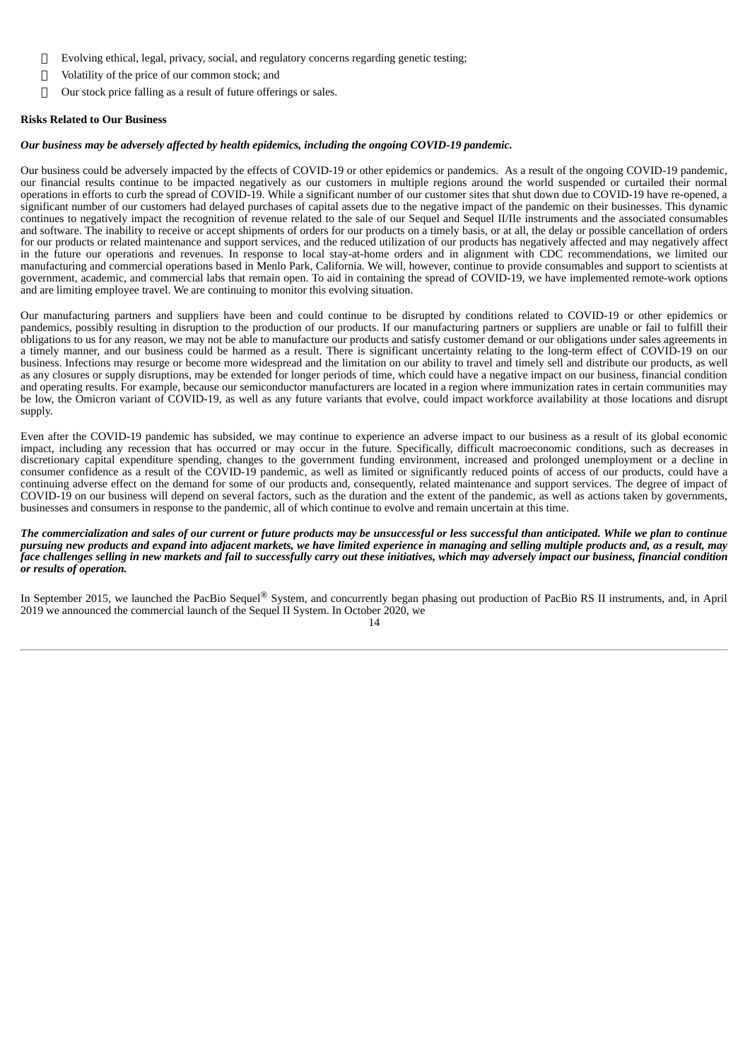- Evolving ethical, legal, privacy, social, and regulatory concerns regarding genetic testing;
- Volatility of the price of our common stock; and
- Our stock price falling as a result of future offerings or sales.

**Risks Related to Our Business**

***Our business may be adversely affected by health epidemics, including the ongoing COVID-19 pandemic.***

Our business could be adversely impacted by the effects of COVID-19 or other epidemics or pandemics. As a result of the ongoing COVID-19 pandemic, our financial results continue to be impacted negatively as our customers in multiple regions around the world suspended or curtailed their normal operations in efforts to curb the spread of COVID-19. While a significant number of our customer sites that shut down due to COVID-19 have re-opened, a significant number of our customers had delayed purchases of capital assets due to the negative impact of the pandemic on their businesses. This dynamic continues to negatively impact the recognition of revenue related to the sale of our Sequel and Sequel II/IIe instruments and the associated consumables and software. The inability to receive or accept shipments of orders for our products on a timely basis, or at all, the delay or possible cancellation of orders for our products or related maintenance and support services, and the reduced utilization of our products has negatively affected and may negatively affect in the future our operations and revenues. In response to local stay-at-home orders and in alignment with CDC recommendations, we limited our manufacturing and commercial operations based in Menlo Park, California. We will, however, continue to provide consumables and support to scientists at government, academic, and commercial labs that remain open. To aid in containing the spread of COVID-19, we have implemented remote-work options and are limiting employee travel. We are continuing to monitor this evolving situation.

Our manufacturing partners and suppliers have been and could continue to be disrupted by conditions related to COVID-19 or other epidemics or pandemics, possibly resulting in disruption to the production of our products. If our manufacturing partners or suppliers are unable or fail to fulfill their obligations to us for any reason, we may not be able to manufacture our products and satisfy customer demand or our obligations under sales agreements in a timely manner, and our business could be harmed as a result. There is significant uncertainty relating to the long-term effect of COVID-19 on our business. Infections may resurge or become more widespread and the limitation on our ability to travel and timely sell and distribute our products, as well as any closures or supply disruptions, may be extended for longer periods of time, which could have a negative impact on our business, financial condition and operating results. For example, because our semiconductor manufacturers are located in a region where immunization rates in certain communities may be low, the Omicron variant of COVID-19, as well as any future variants that evolve, could impact workforce availability at those locations and disrupt supply.

Even after the COVID-19 pandemic has subsided, we may continue to experience an adverse impact to our business as a result of its global economic impact, including any recession that has occurred or may occur in the future. Specifically, difficult macroeconomic conditions, such as decreases in discretionary capital expenditure spending, changes to the government funding environment, increased and prolonged unemployment or a decline in consumer confidence as a result of the COVID-19 pandemic, as well as limited or significantly reduced points of access of our products, could have a continuing adverse effect on the demand for some of our products and, consequently, related maintenance and support services. The degree of impact of COVID-19 on our business will depend on several factors, such as the duration and the extent of the pandemic, as well as actions taken by governments, businesses and consumers in response to the pandemic, all of which continue to evolve and remain uncertain at this time.

***The commercialization and sales of our current or future products may be unsuccessful or less successful than anticipated. While we plan to continue pursuing new products and expand into adjacent markets, we have limited experience in managing and selling multiple products and, as a result, may face challenges selling in new markets and fail to successfully carry out these initiatives, which may adversely impact our business, financial condition or results of operation.***

In September 2015, we launched the PacBio Sequel® System, and concurrently began phasing out production of PacBio RS II instruments, and, in April 2019 we announced the commercial launch of the Sequel II System. In October 2020, we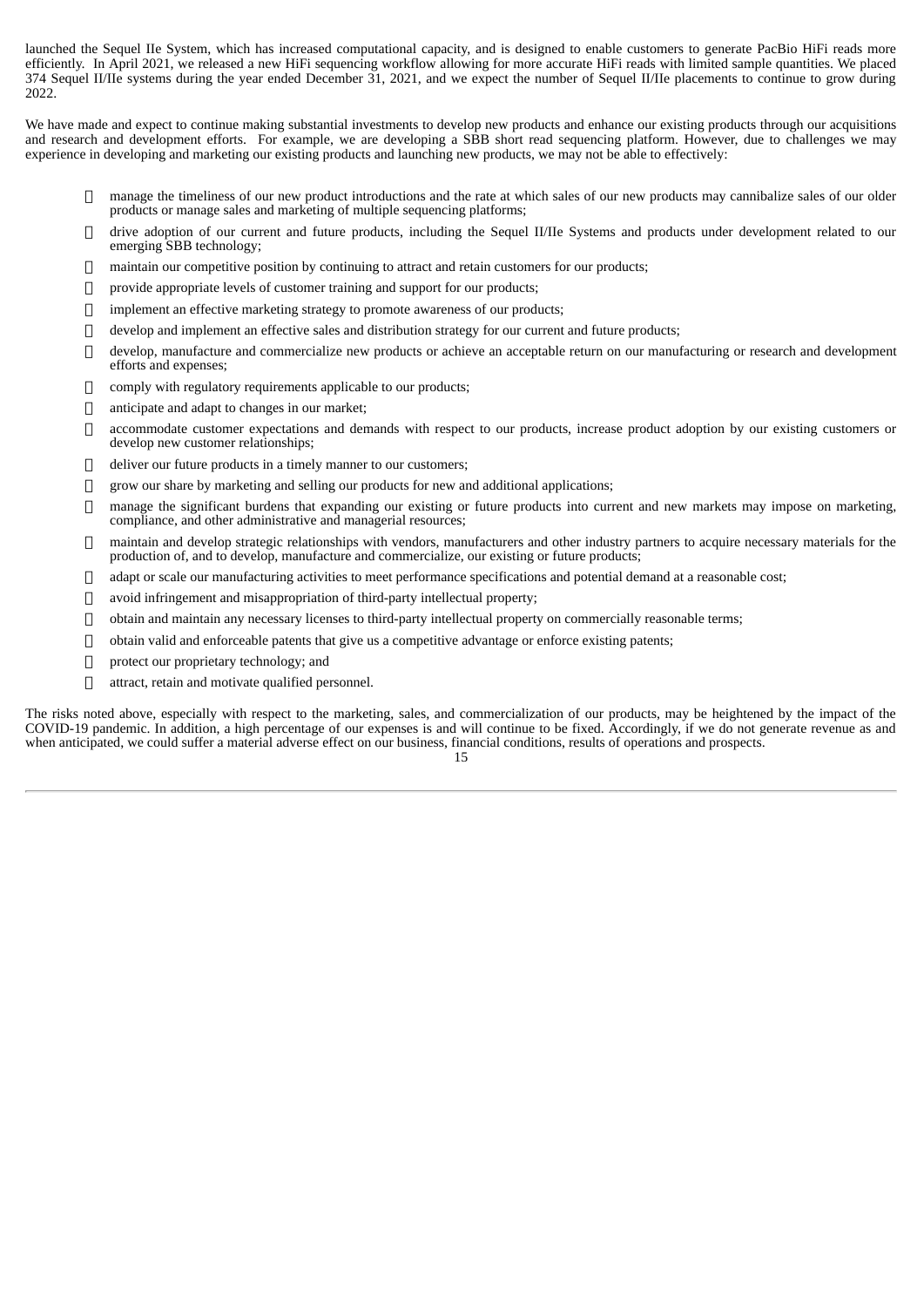launched the Sequel IIe System, which has increased computational capacity, and is designed to enable customers to generate PacBio HiFi reads more efficiently. In April 2021, we released a new HiFi sequencing workflow allowing for more accurate HiFi reads with limited sample quantities. We placed 374 Sequel II/IIe systems during the year ended December 31, 2021, and we expect the number of Sequel II/IIe placements to continue to grow during 2022.

We have made and expect to continue making substantial investments to develop new products and enhance our existing products through our acquisitions and research and development efforts. For example, we are developing a SBB short read sequencing platform. However, due to challenges we may experience in developing and marketing our existing products and launching new products, we may not be able to effectively:

- manage the timeliness of our new product introductions and the rate at which sales of our new products may cannibalize sales of our older products or manage sales and marketing of multiple sequencing platforms;
- drive adoption of our current and future products, including the Sequel II/IIe Systems and products under development related to our emerging SBB technology;
- maintain our competitive position by continuing to attract and retain customers for our products;
- provide appropriate levels of customer training and support for our products;
- implement an effective marketing strategy to promote awareness of our products;
- develop and implement an effective sales and distribution strategy for our current and future products;
- develop, manufacture and commercialize new products or achieve an acceptable return on our manufacturing or research and development efforts and expenses;
- comply with regulatory requirements applicable to our products;
- anticipate and adapt to changes in our market;
- accommodate customer expectations and demands with respect to our products, increase product adoption by our existing customers or develop new customer relationships;
- deliver our future products in a timely manner to our customers;
- grow our share by marketing and selling our products for new and additional applications;
- manage the significant burdens that expanding our existing or future products into current and new markets may impose on marketing, compliance, and other administrative and managerial resources;
- maintain and develop strategic relationships with vendors, manufacturers and other industry partners to acquire necessary materials for the production of, and to develop, manufacture and commercialize, our existing or future products;
- adapt or scale our manufacturing activities to meet performance specifications and potential demand at a reasonable cost;
- avoid infringement and misappropriation of third-party intellectual property;
- obtain and maintain any necessary licenses to third-party intellectual property on commercially reasonable terms;
- obtain valid and enforceable patents that give us a competitive advantage or enforce existing patents;
- protect our proprietary technology; and
- attract, retain and motivate qualified personnel.

The risks noted above, especially with respect to the marketing, sales, and commercialization of our products, may be heightened by the impact of the COVID-19 pandemic. In addition, a high percentage of our expenses is and will continue to be fixed. Accordingly, if we do not generate revenue as and when anticipated, we could suffer a material adverse effect on our business, financial conditions, results of operations and prospects.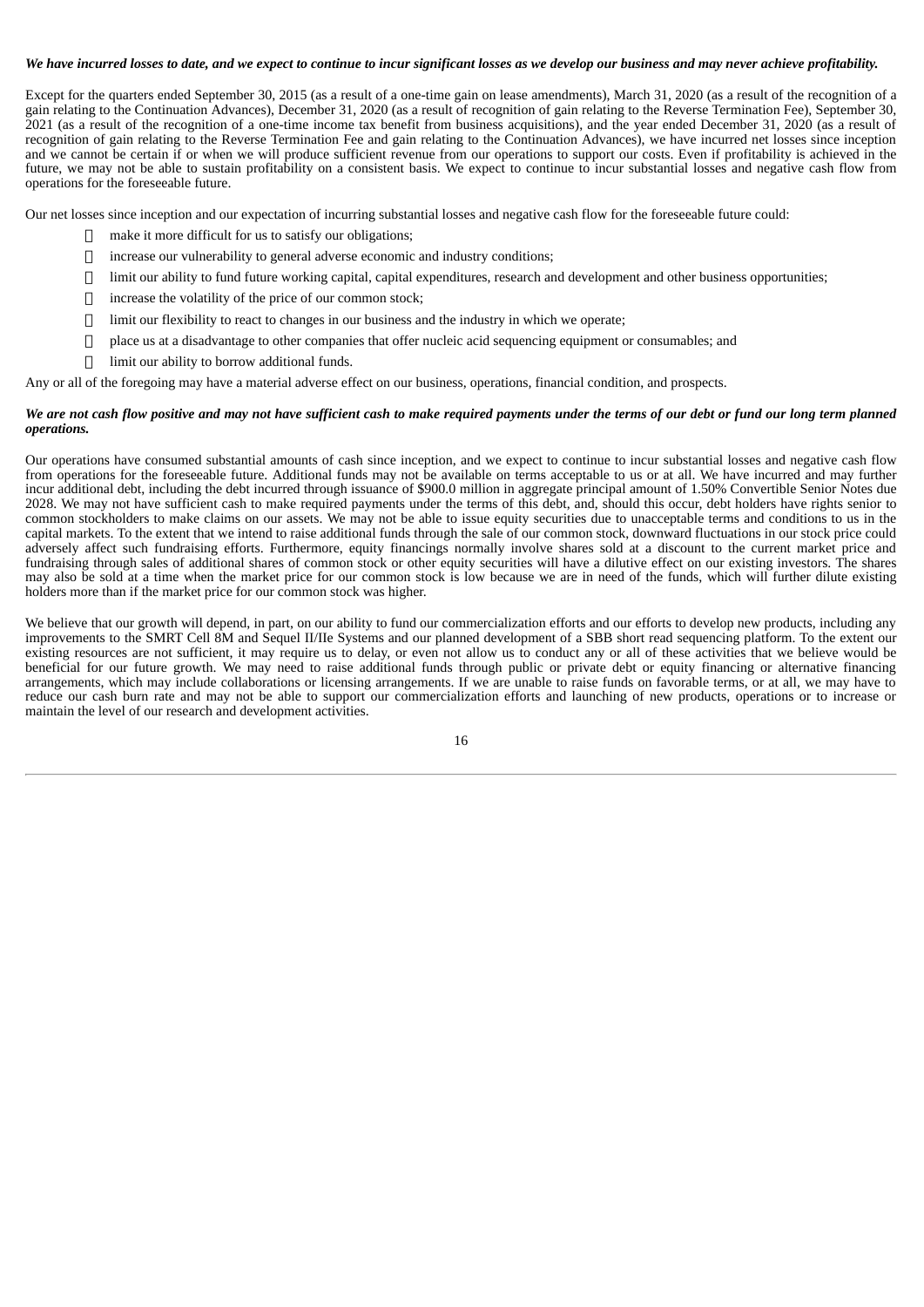*We have incurred losses to date, and we expect to continue to incur significant losses as we develop our business and may never achieve profitability.*

Except for the quarters ended September 30, 2015 (as a result of a one-time gain on lease amendments), March 31, 2020 (as a result of the recognition of a gain relating to the Continuation Advances), December 31, 2020 (as a result of recognition of gain relating to the Reverse Termination Fee), September 30, 2021 (as a result of the recognition of a one-time income tax benefit from business acquisitions), and the year ended December 31, 2020 (as a result of recognition of gain relating to the Reverse Termination Fee and gain relating to the Continuation Advances), we have incurred net losses since inception and we cannot be certain if or when we will produce sufficient revenue from our operations to support our costs. Even if profitability is achieved in the future, we may not be able to sustain profitability on a consistent basis. We expect to continue to incur substantial losses and negative cash flow from operations for the foreseeable future.

Our net losses since inception and our expectation of incurring substantial losses and negative cash flow for the foreseeable future could:

- make it more difficult for us to satisfy our obligations;
- increase our vulnerability to general adverse economic and industry conditions;
- limit our ability to fund future working capital, capital expenditures, research and development and other business opportunities;
- increase the volatility of the price of our common stock;
- limit our flexibility to react to changes in our business and the industry in which we operate;
- place us at a disadvantage to other companies that offer nucleic acid sequencing equipment or consumables; and
- limit our ability to borrow additional funds.

Any or all of the foregoing may have a material adverse effect on our business, operations, financial condition, and prospects.

*We are not cash flow positive and may not have sufficient cash to make required payments under the terms of our debt or fund our long term planned operations.*

Our operations have consumed substantial amounts of cash since inception, and we expect to continue to incur substantial losses and negative cash flow from operations for the foreseeable future. Additional funds may not be available on terms acceptable to us or at all. We have incurred and may further incur additional debt, including the debt incurred through issuance of $900.0 million in aggregate principal amount of 1.50% Convertible Senior Notes due 2028. We may not have sufficient cash to make required payments under the terms of this debt, and, should this occur, debt holders have rights senior to common stockholders to make claims on our assets. We may not be able to issue equity securities due to unacceptable terms and conditions to us in the capital markets. To the extent that we intend to raise additional funds through the sale of our common stock, downward fluctuations in our stock price could adversely affect such fundraising efforts. Furthermore, equity financings normally involve shares sold at a discount to the current market price and fundraising through sales of additional shares of common stock or other equity securities will have a dilutive effect on our existing investors. The shares may also be sold at a time when the market price for our common stock is low because we are in need of the funds, which will further dilute existing holders more than if the market price for our common stock was higher.

We believe that our growth will depend, in part, on our ability to fund our commercialization efforts and our efforts to develop new products, including any improvements to the SMRT Cell 8M and Sequel II/IIe Systems and our planned development of a SBB short read sequencing platform. To the extent our existing resources are not sufficient, it may require us to delay, or even not allow us to conduct any or all of these activities that we believe would be beneficial for our future growth. We may need to raise additional funds through public or private debt or equity financing or alternative financing arrangements, which may include collaborations or licensing arrangements. If we are unable to raise funds on favorable terms, or at all, we may have to reduce our cash burn rate and may not be able to support our commercialization efforts and launching of new products, operations or to increase or maintain the level of our research and development activities.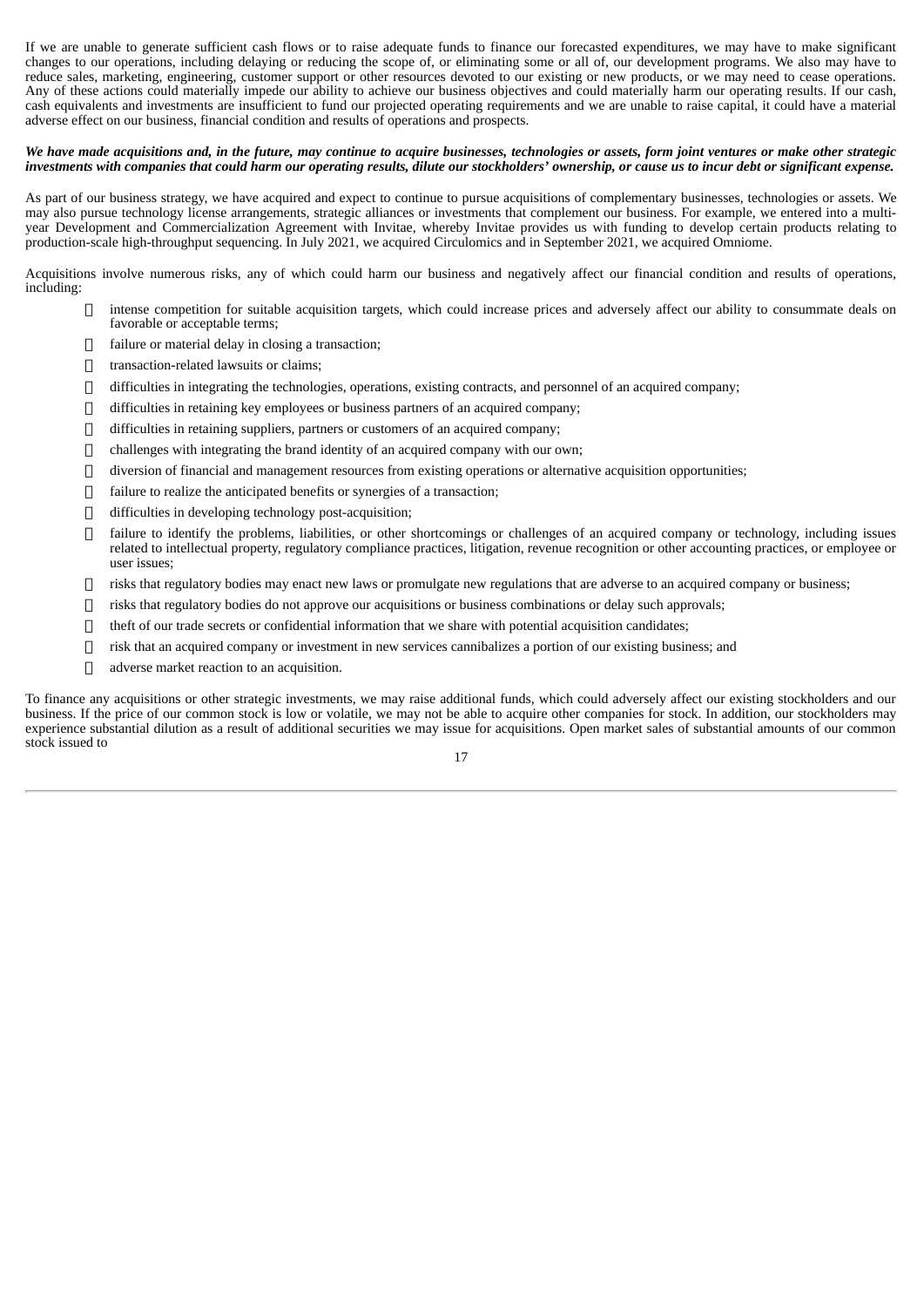If we are unable to generate sufficient cash flows or to raise adequate funds to finance our forecasted expenditures, we may have to make significant changes to our operations, including delaying or reducing the scope of, or eliminating some or all of, our development programs. We also may have to reduce sales, marketing, engineering, customer support or other resources devoted to our existing or new products, or we may need to cease operations. Any of these actions could materially impede our ability to achieve our business objectives and could materially harm our operating results. If our cash, cash equivalents and investments are insufficient to fund our projected operating requirements and we are unable to raise capital, it could have a material adverse effect on our business, financial condition and results of operations and prospects.

***We have made acquisitions and, in the future, may continue to acquire businesses, technologies or assets, form joint ventures or make other strategic investments with companies that could harm our operating results, dilute our stockholders' ownership, or cause us to incur debt or significant expense.***

As part of our business strategy, we have acquired and expect to continue to pursue acquisitions of complementary businesses, technologies or assets. We may also pursue technology license arrangements, strategic alliances or investments that complement our business. For example, we entered into a multi-year Development and Commercialization Agreement with Invitae, whereby Invitae provides us with funding to develop certain products relating to production-scale high-throughput sequencing. In July 2021, we acquired Circulomics and in September 2021, we acquired Omniome.

Acquisitions involve numerous risks, any of which could harm our business and negatively affect our financial condition and results of operations, including:

- intense competition for suitable acquisition targets, which could increase prices and adversely affect our ability to consummate deals on favorable or acceptable terms;
- failure or material delay in closing a transaction;
- transaction-related lawsuits or claims;
- difficulties in integrating the technologies, operations, existing contracts, and personnel of an acquired company;
- difficulties in retaining key employees or business partners of an acquired company;
- difficulties in retaining suppliers, partners or customers of an acquired company;
- challenges with integrating the brand identity of an acquired company with our own;
- diversion of financial and management resources from existing operations or alternative acquisition opportunities;
- failure to realize the anticipated benefits or synergies of a transaction;
- difficulties in developing technology post-acquisition;
- failure to identify the problems, liabilities, or other shortcomings or challenges of an acquired company or technology, including issues related to intellectual property, regulatory compliance practices, litigation, revenue recognition or other accounting practices, or employee or user issues;
- risks that regulatory bodies may enact new laws or promulgate new regulations that are adverse to an acquired company or business;
- risks that regulatory bodies do not approve our acquisitions or business combinations or delay such approvals;
- theft of our trade secrets or confidential information that we share with potential acquisition candidates;
- risk that an acquired company or investment in new services cannibalizes a portion of our existing business; and
- adverse market reaction to an acquisition.

To finance any acquisitions or other strategic investments, we may raise additional funds, which could adversely affect our existing stockholders and our business. If the price of our common stock is low or volatile, we may not be able to acquire other companies for stock. In addition, our stockholders may experience substantial dilution as a result of additional securities we may issue for acquisitions. Open market sales of substantial amounts of our common stock issued to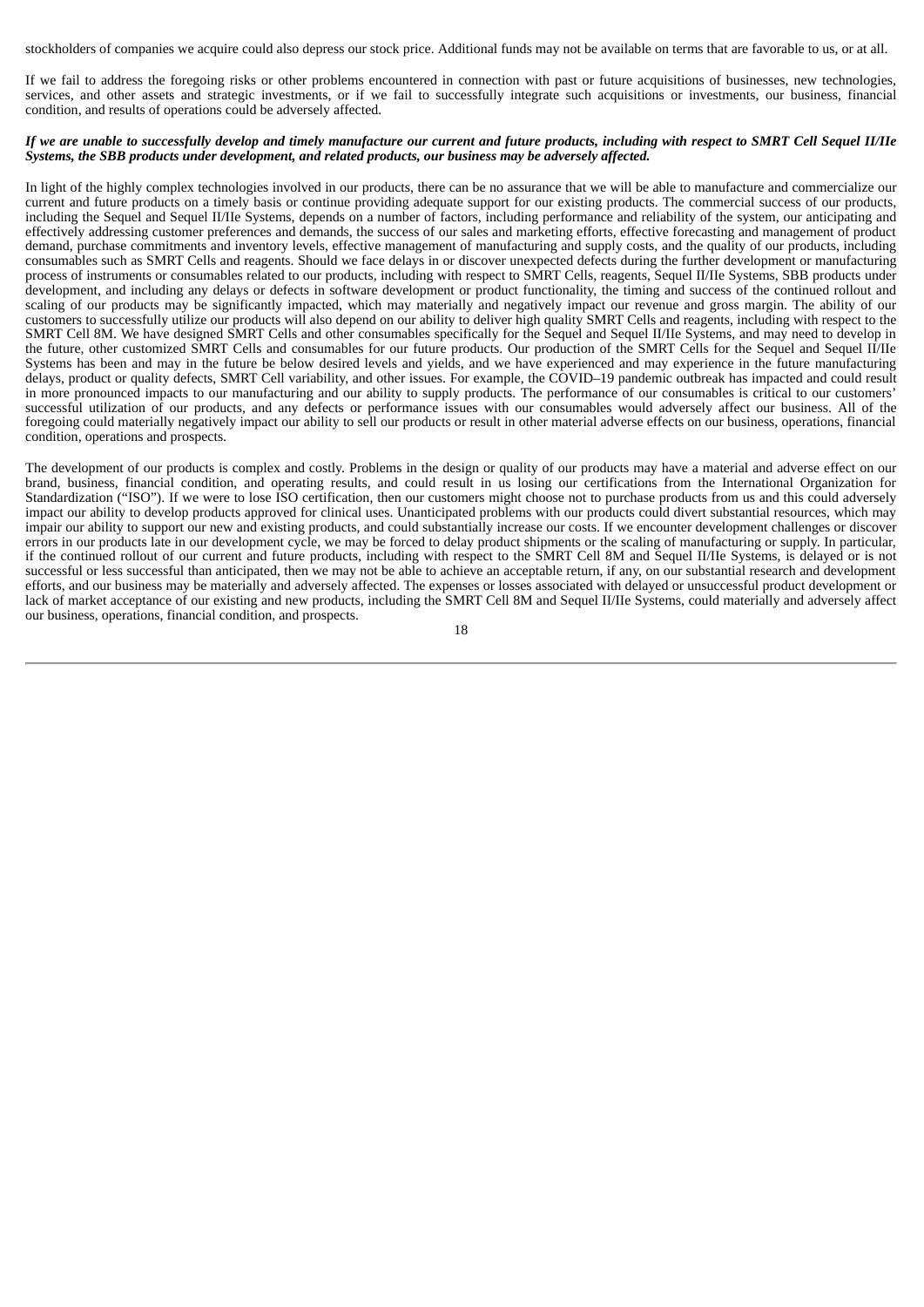stockholders of companies we acquire could also depress our stock price. Additional funds may not be available on terms that are favorable to us, or at all.

If we fail to address the foregoing risks or other problems encountered in connection with past or future acquisitions of businesses, new technologies, services, and other assets and strategic investments, or if we fail to successfully integrate such acquisitions or investments, our business, financial condition, and results of operations could be adversely affected.

***If we are unable to successfully develop and timely manufacture our current and future products, including with respect to SMRT Cell Sequel II/IIe Systems, the SBB products under development, and related products, our business may be adversely affected.***

In light of the highly complex technologies involved in our products, there can be no assurance that we will be able to manufacture and commercialize our current and future products on a timely basis or continue providing adequate support for our existing products. The commercial success of our products, including the Sequel and Sequel II/IIe Systems, depends on a number of factors, including performance and reliability of the system, our anticipating and effectively addressing customer preferences and demands, the success of our sales and marketing efforts, effective forecasting and management of product demand, purchase commitments and inventory levels, effective management of manufacturing and supply costs, and the quality of our products, including consumables such as SMRT Cells and reagents. Should we face delays in or discover unexpected defects during the further development or manufacturing process of instruments or consumables related to our products, including with respect to SMRT Cells, reagents, Sequel II/IIe Systems, SBB products under development, and including any delays or defects in software development or product functionality, the timing and success of the continued rollout and scaling of our products may be significantly impacted, which may materially and negatively impact our revenue and gross margin. The ability of our customers to successfully utilize our products will also depend on our ability to deliver high quality SMRT Cells and reagents, including with respect to the SMRT Cell 8M. We have designed SMRT Cells and other consumables specifically for the Sequel and Sequel II/IIe Systems, and may need to develop in the future, other customized SMRT Cells and consumables for our future products. Our production of the SMRT Cells for the Sequel and Sequel II/IIe Systems has been and may in the future be below desired levels and yields, and we have experienced and may experience in the future manufacturing delays, product or quality defects, SMRT Cell variability, and other issues. For example, the COVID–19 pandemic outbreak has impacted and could result in more pronounced impacts to our manufacturing and our ability to supply products. The performance of our consumables is critical to our customers' successful utilization of our products, and any defects or performance issues with our consumables would adversely affect our business. All of the foregoing could materially negatively impact our ability to sell our products or result in other material adverse effects on our business, operations, financial condition, operations and prospects.

The development of our products is complex and costly. Problems in the design or quality of our products may have a material and adverse effect on our brand, business, financial condition, and operating results, and could result in us losing our certifications from the International Organization for Standardization ("ISO"). If we were to lose ISO certification, then our customers might choose not to purchase products from us and this could adversely impact our ability to develop products approved for clinical uses. Unanticipated problems with our products could divert substantial resources, which may impair our ability to support our new and existing products, and could substantially increase our costs. If we encounter development challenges or discover errors in our products late in our development cycle, we may be forced to delay product shipments or the scaling of manufacturing or supply. In particular, if the continued rollout of our current and future products, including with respect to the SMRT Cell 8M and Sequel II/IIe Systems, is delayed or is not successful or less successful than anticipated, then we may not be able to achieve an acceptable return, if any, on our substantial research and development efforts, and our business may be materially and adversely affected. The expenses or losses associated with delayed or unsuccessful product development or lack of market acceptance of our existing and new products, including the SMRT Cell 8M and Sequel II/IIe Systems, could materially and adversely affect our business, operations, financial condition, and prospects.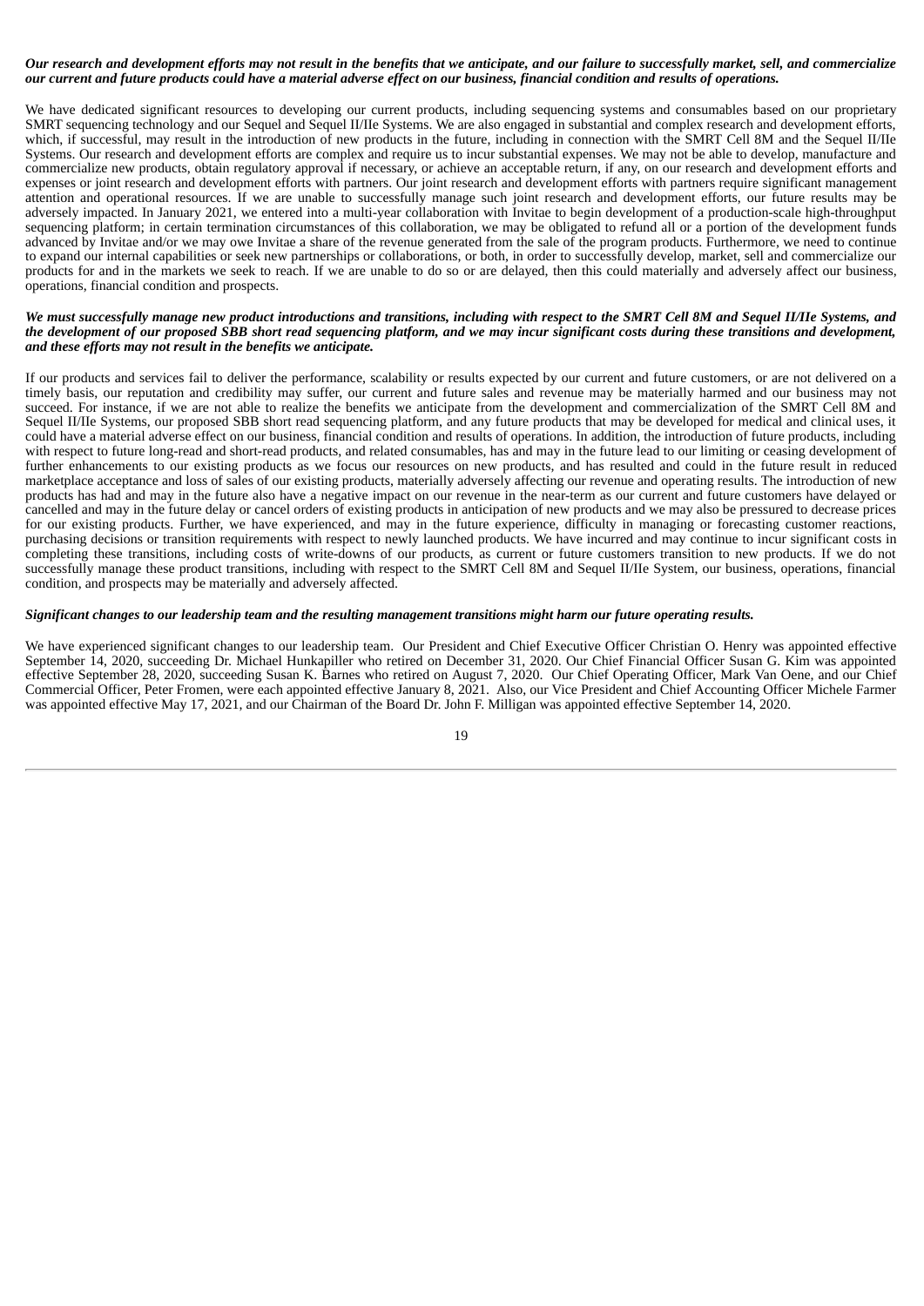***Our research and development efforts may not result in the benefits that we anticipate, and our failure to successfully market, sell, and commercialize our current and future products could have a material adverse effect on our business, financial condition and results of operations.***

We have dedicated significant resources to developing our current products, including sequencing systems and consumables based on our proprietary SMRT sequencing technology and our Sequel and Sequel II/IIe Systems. We are also engaged in substantial and complex research and development efforts, which, if successful, may result in the introduction of new products in the future, including in connection with the SMRT Cell 8M and the Sequel II/IIe Systems. Our research and development efforts are complex and require us to incur substantial expenses. We may not be able to develop, manufacture and commercialize new products, obtain regulatory approval if necessary, or achieve an acceptable return, if any, on our research and development efforts and expenses or joint research and development efforts with partners. Our joint research and development efforts with partners require significant management attention and operational resources. If we are unable to successfully manage such joint research and development efforts, our future results may be adversely impacted. In January 2021, we entered into a multi-year collaboration with Invitae to begin development of a production-scale high-throughput sequencing platform; in certain termination circumstances of this collaboration, we may be obligated to refund all or a portion of the development funds advanced by Invitae and/or we may owe Invitae a share of the revenue generated from the sale of the program products. Furthermore, we need to continue to expand our internal capabilities or seek new partnerships or collaborations, or both, in order to successfully develop, market, sell and commercialize our products for and in the markets we seek to reach. If we are unable to do so or are delayed, then this could materially and adversely affect our business, operations, financial condition and prospects.

***We must successfully manage new product introductions and transitions, including with respect to the SMRT Cell 8M and Sequel II/IIe Systems, and the development of our proposed SBB short read sequencing platform, and we may incur significant costs during these transitions and development, and these efforts may not result in the benefits we anticipate.***

If our products and services fail to deliver the performance, scalability or results expected by our current and future customers, or are not delivered on a timely basis, our reputation and credibility may suffer, our current and future sales and revenue may be materially harmed and our business may not succeed. For instance, if we are not able to realize the benefits we anticipate from the development and commercialization of the SMRT Cell 8M and Sequel II/IIe Systems, our proposed SBB short read sequencing platform, and any future products that may be developed for medical and clinical uses, it could have a material adverse effect on our business, financial condition and results of operations. In addition, the introduction of future products, including with respect to future long-read and short-read products, and related consumables, has and may in the future lead to our limiting or ceasing development of further enhancements to our existing products as we focus our resources on new products, and has resulted and could in the future result in reduced marketplace acceptance and loss of sales of our existing products, materially adversely affecting our revenue and operating results. The introduction of new products has had and may in the future also have a negative impact on our revenue in the near-term as our current and future customers have delayed or cancelled and may in the future delay or cancel orders of existing products in anticipation of new products and we may also be pressured to decrease prices for our existing products. Further, we have experienced, and may in the future experience, difficulty in managing or forecasting customer reactions, purchasing decisions or transition requirements with respect to newly launched products. We have incurred and may continue to incur significant costs in completing these transitions, including costs of write-downs of our products, as current or future customers transition to new products. If we do not successfully manage these product transitions, including with respect to the SMRT Cell 8M and Sequel II/IIe System, our business, operations, financial condition, and prospects may be materially and adversely affected.

***Significant changes to our leadership team and the resulting management transitions might harm our future operating results.***

We have experienced significant changes to our leadership team. Our President and Chief Executive Officer Christian O. Henry was appointed effective September 14, 2020, succeeding Dr. Michael Hunkapiller who retired on December 31, 2020. Our Chief Financial Officer Susan G. Kim was appointed effective September 28, 2020, succeeding Susan K. Barnes who retired on August 7, 2020. Our Chief Operating Officer, Mark Van Oene, and our Chief Commercial Officer, Peter Fromen, were each appointed effective January 8, 2021. Also, our Vice President and Chief Accounting Officer Michele Farmer was appointed effective May 17, 2021, and our Chairman of the Board Dr. John F. Milligan was appointed effective September 14, 2020.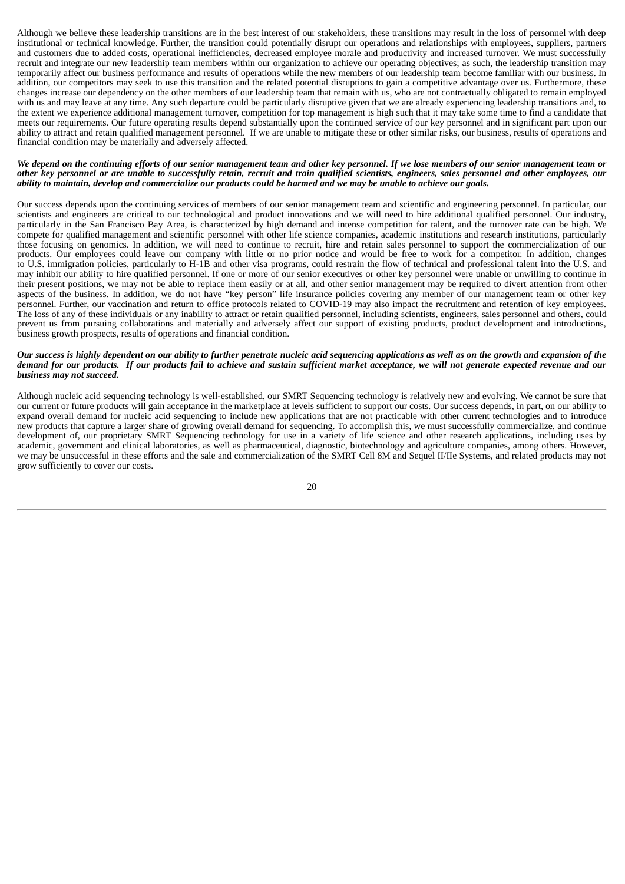Although we believe these leadership transitions are in the best interest of our stakeholders, these transitions may result in the loss of personnel with deep institutional or technical knowledge. Further, the transition could potentially disrupt our operations and relationships with employees, suppliers, partners and customers due to added costs, operational inefficiencies, decreased employee morale and productivity and increased turnover. We must successfully recruit and integrate our new leadership team members within our organization to achieve our operating objectives; as such, the leadership transition may temporarily affect our business performance and results of operations while the new members of our leadership team become familiar with our business. In addition, our competitors may seek to use this transition and the related potential disruptions to gain a competitive advantage over us. Furthermore, these changes increase our dependency on the other members of our leadership team that remain with us, who are not contractually obligated to remain employed with us and may leave at any time. Any such departure could be particularly disruptive given that we are already experiencing leadership transitions and, to the extent we experience additional management turnover, competition for top management is high such that it may take some time to find a candidate that meets our requirements. Our future operating results depend substantially upon the continued service of our key personnel and in significant part upon our ability to attract and retain qualified management personnel. If we are unable to mitigate these or other similar risks, our business, results of operations and financial condition may be materially and adversely affected.

***We depend on the continuing efforts of our senior management team and other key personnel. If we lose members of our senior management team or other key personnel or are unable to successfully retain, recruit and train qualified scientists, engineers, sales personnel and other employees, our ability to maintain, develop and commercialize our products could be harmed and we may be unable to achieve our goals.***

Our success depends upon the continuing services of members of our senior management team and scientific and engineering personnel. In particular, our scientists and engineers are critical to our technological and product innovations and we will need to hire additional qualified personnel. Our industry, particularly in the San Francisco Bay Area, is characterized by high demand and intense competition for talent, and the turnover rate can be high. We compete for qualified management and scientific personnel with other life science companies, academic institutions and research institutions, particularly those focusing on genomics. In addition, we will need to continue to recruit, hire and retain sales personnel to support the commercialization of our products. Our employees could leave our company with little or no prior notice and would be free to work for a competitor. In addition, changes to U.S. immigration policies, particularly to H-1B and other visa programs, could restrain the flow of technical and professional talent into the U.S. and may inhibit our ability to hire qualified personnel. If one or more of our senior executives or other key personnel were unable or unwilling to continue in their present positions, we may not be able to replace them easily or at all, and other senior management may be required to divert attention from other aspects of the business. In addition, we do not have "key person" life insurance policies covering any member of our management team or other key personnel. Further, our vaccination and return to office protocols related to COVID-19 may also impact the recruitment and retention of key employees. The loss of any of these individuals or any inability to attract or retain qualified personnel, including scientists, engineers, sales personnel and others, could prevent us from pursuing collaborations and materially and adversely affect our support of existing products, product development and introductions, business growth prospects, results of operations and financial condition.

***Our success is highly dependent on our ability to further penetrate nucleic acid sequencing applications as well as on the growth and expansion of the demand for our products. If our products fail to achieve and sustain sufficient market acceptance, we will not generate expected revenue and our business may not succeed.***

Although nucleic acid sequencing technology is well-established, our SMRT Sequencing technology is relatively new and evolving. We cannot be sure that our current or future products will gain acceptance in the marketplace at levels sufficient to support our costs. Our success depends, in part, on our ability to expand overall demand for nucleic acid sequencing to include new applications that are not practicable with other current technologies and to introduce new products that capture a larger share of growing overall demand for sequencing. To accomplish this, we must successfully commercialize, and continue development of, our proprietary SMRT Sequencing technology for use in a variety of life science and other research applications, including uses by academic, government and clinical laboratories, as well as pharmaceutical, diagnostic, biotechnology and agriculture companies, among others. However, we may be unsuccessful in these efforts and the sale and commercialization of the SMRT Cell 8M and Sequel II/IIe Systems, and related products may not grow sufficiently to cover our costs.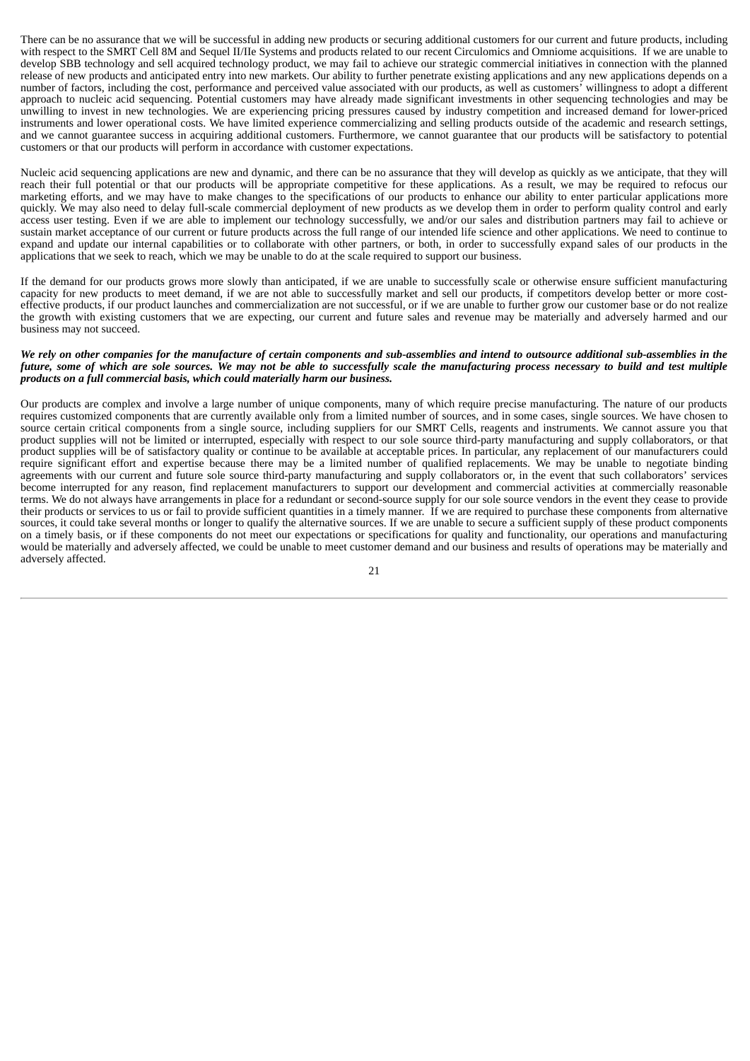There can be no assurance that we will be successful in adding new products or securing additional customers for our current and future products, including with respect to the SMRT Cell 8M and Sequel II/IIe Systems and products related to our recent Circulomics and Omniome acquisitions. If we are unable to develop SBB technology and sell acquired technology product, we may fail to achieve our strategic commercial initiatives in connection with the planned release of new products and anticipated entry into new markets. Our ability to further penetrate existing applications and any new applications depends on a number of factors, including the cost, performance and perceived value associated with our products, as well as customers' willingness to adopt a different approach to nucleic acid sequencing. Potential customers may have already made significant investments in other sequencing technologies and may be unwilling to invest in new technologies. We are experiencing pricing pressures caused by industry competition and increased demand for lower-priced instruments and lower operational costs. We have limited experience commercializing and selling products outside of the academic and research settings, and we cannot guarantee success in acquiring additional customers. Furthermore, we cannot guarantee that our products will be satisfactory to potential customers or that our products will perform in accordance with customer expectations.

Nucleic acid sequencing applications are new and dynamic, and there can be no assurance that they will develop as quickly as we anticipate, that they will reach their full potential or that our products will be appropriate competitive for these applications. As a result, we may be required to refocus our marketing efforts, and we may have to make changes to the specifications of our products to enhance our ability to enter particular applications more quickly. We may also need to delay full-scale commercial deployment of new products as we develop them in order to perform quality control and early access user testing. Even if we are able to implement our technology successfully, we and/or our sales and distribution partners may fail to achieve or sustain market acceptance of our current or future products across the full range of our intended life science and other applications. We need to continue to expand and update our internal capabilities or to collaborate with other partners, or both, in order to successfully expand sales of our products in the applications that we seek to reach, which we may be unable to do at the scale required to support our business.

If the demand for our products grows more slowly than anticipated, if we are unable to successfully scale or otherwise ensure sufficient manufacturing capacity for new products to meet demand, if we are not able to successfully market and sell our products, if competitors develop better or more cost-effective products, if our product launches and commercialization are not successful, or if we are unable to further grow our customer base or do not realize the growth with existing customers that we are expecting, our current and future sales and revenue may be materially and adversely harmed and our business may not succeed.

***We rely on other companies for the manufacture of certain components and sub-assemblies and intend to outsource additional sub-assemblies in the future, some of which are sole sources. We may not be able to successfully scale the manufacturing process necessary to build and test multiple products on a full commercial basis, which could materially harm our business.***

Our products are complex and involve a large number of unique components, many of which require precise manufacturing. The nature of our products requires customized components that are currently available only from a limited number of sources, and in some cases, single sources. We have chosen to source certain critical components from a single source, including suppliers for our SMRT Cells, reagents and instruments. We cannot assure you that product supplies will not be limited or interrupted, especially with respect to our sole source third-party manufacturing and supply collaborators, or that product supplies will be of satisfactory quality or continue to be available at acceptable prices. In particular, any replacement of our manufacturers could require significant effort and expertise because there may be a limited number of qualified replacements. We may be unable to negotiate binding agreements with our current and future sole source third-party manufacturing and supply collaborators or, in the event that such collaborators' services become interrupted for any reason, find replacement manufacturers to support our development and commercial activities at commercially reasonable terms. We do not always have arrangements in place for a redundant or second-source supply for our sole source vendors in the event they cease to provide their products or services to us or fail to provide sufficient quantities in a timely manner. If we are required to purchase these components from alternative sources, it could take several months or longer to qualify the alternative sources. If we are unable to secure a sufficient supply of these product components on a timely basis, or if these components do not meet our expectations or specifications for quality and functionality, our operations and manufacturing would be materially and adversely affected, we could be unable to meet customer demand and our business and results of operations may be materially and adversely affected.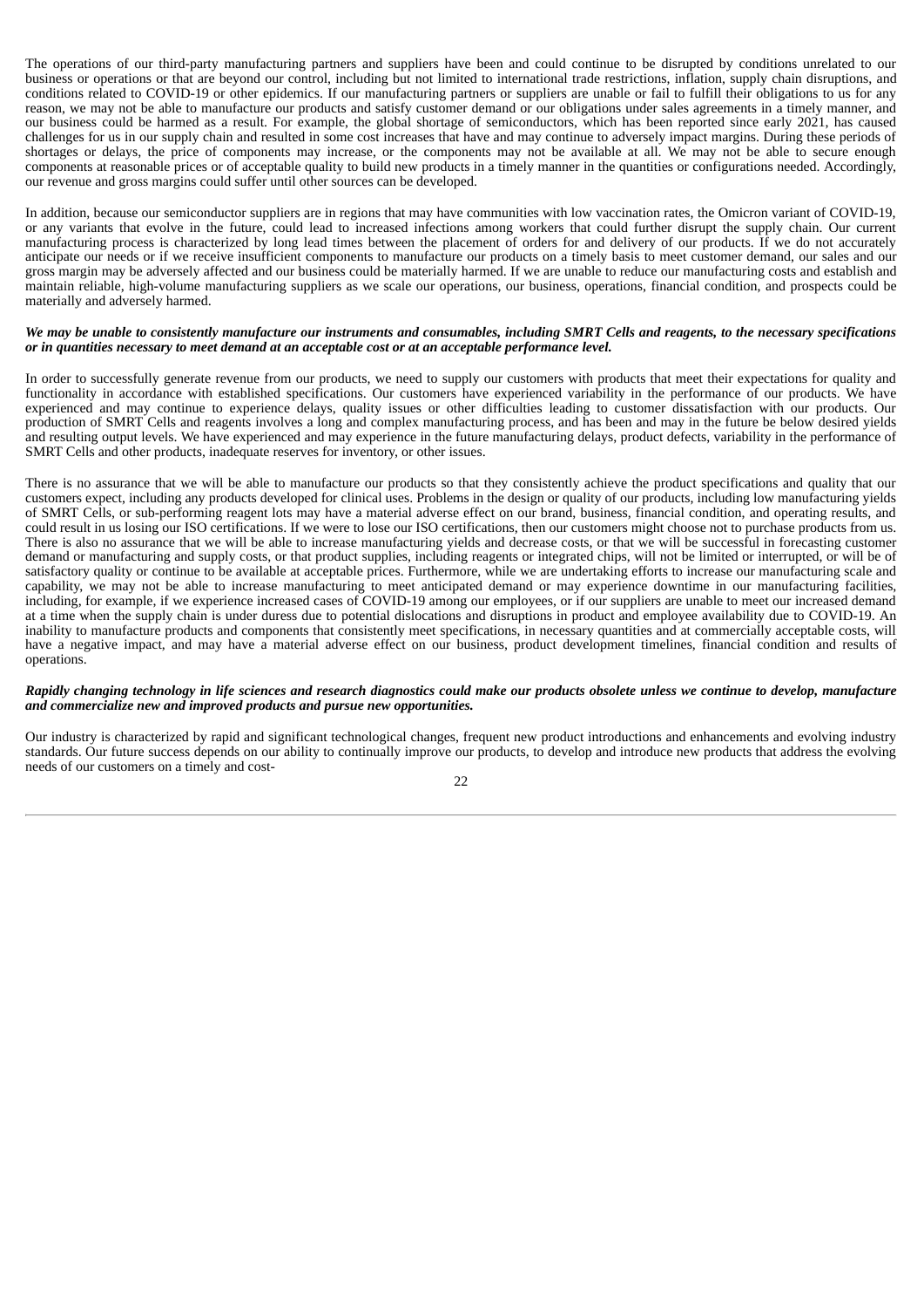The operations of our third-party manufacturing partners and suppliers have been and could continue to be disrupted by conditions unrelated to our business or operations or that are beyond our control, including but not limited to international trade restrictions, inflation, supply chain disruptions, and conditions related to COVID-19 or other epidemics. If our manufacturing partners or suppliers are unable or fail to fulfill their obligations to us for any reason, we may not be able to manufacture our products and satisfy customer demand or our obligations under sales agreements in a timely manner, and our business could be harmed as a result. For example, the global shortage of semiconductors, which has been reported since early 2021, has caused challenges for us in our supply chain and resulted in some cost increases that have and may continue to adversely impact margins. During these periods of shortages or delays, the price of components may increase, or the components may not be available at all. We may not be able to secure enough components at reasonable prices or of acceptable quality to build new products in a timely manner in the quantities or configurations needed. Accordingly, our revenue and gross margins could suffer until other sources can be developed.

In addition, because our semiconductor suppliers are in regions that may have communities with low vaccination rates, the Omicron variant of COVID-19, or any variants that evolve in the future, could lead to increased infections among workers that could further disrupt the supply chain. Our current manufacturing process is characterized by long lead times between the placement of orders for and delivery of our products. If we do not accurately anticipate our needs or if we receive insufficient components to manufacture our products on a timely basis to meet customer demand, our sales and our gross margin may be adversely affected and our business could be materially harmed. If we are unable to reduce our manufacturing costs and establish and maintain reliable, high-volume manufacturing suppliers as we scale our operations, our business, operations, financial condition, and prospects could be materially and adversely harmed.

***We may be unable to consistently manufacture our instruments and consumables, including SMRT Cells and reagents, to the necessary specifications or in quantities necessary to meet demand at an acceptable cost or at an acceptable performance level.***

In order to successfully generate revenue from our products, we need to supply our customers with products that meet their expectations for quality and functionality in accordance with established specifications. Our customers have experienced variability in the performance of our products. We have experienced and may continue to experience delays, quality issues or other difficulties leading to customer dissatisfaction with our products. Our production of SMRT Cells and reagents involves a long and complex manufacturing process, and has been and may in the future be below desired yields and resulting output levels. We have experienced and may experience in the future manufacturing delays, product defects, variability in the performance of SMRT Cells and other products, inadequate reserves for inventory, or other issues.

There is no assurance that we will be able to manufacture our products so that they consistently achieve the product specifications and quality that our customers expect, including any products developed for clinical uses. Problems in the design or quality of our products, including low manufacturing yields of SMRT Cells, or sub-performing reagent lots may have a material adverse effect on our brand, business, financial condition, and operating results, and could result in us losing our ISO certifications. If we were to lose our ISO certifications, then our customers might choose not to purchase products from us. There is also no assurance that we will be able to increase manufacturing yields and decrease costs, or that we will be successful in forecasting customer demand or manufacturing and supply costs, or that product supplies, including reagents or integrated chips, will not be limited or interrupted, or will be of satisfactory quality or continue to be available at acceptable prices. Furthermore, while we are undertaking efforts to increase our manufacturing scale and capability, we may not be able to increase manufacturing to meet anticipated demand or may experience downtime in our manufacturing facilities, including, for example, if we experience increased cases of COVID-19 among our employees, or if our suppliers are unable to meet our increased demand at a time when the supply chain is under duress due to potential dislocations and disruptions in product and employee availability due to COVID-19. An inability to manufacture products and components that consistently meet specifications, in necessary quantities and at commercially acceptable costs, will have a negative impact, and may have a material adverse effect on our business, product development timelines, financial condition and results of operations.

***Rapidly changing technology in life sciences and research diagnostics could make our products obsolete unless we continue to develop, manufacture and commercialize new and improved products and pursue new opportunities.***

Our industry is characterized by rapid and significant technological changes, frequent new product introductions and enhancements and evolving industry standards. Our future success depends on our ability to continually improve our products, to develop and introduce new products that address the evolving needs of our customers on a timely and cost-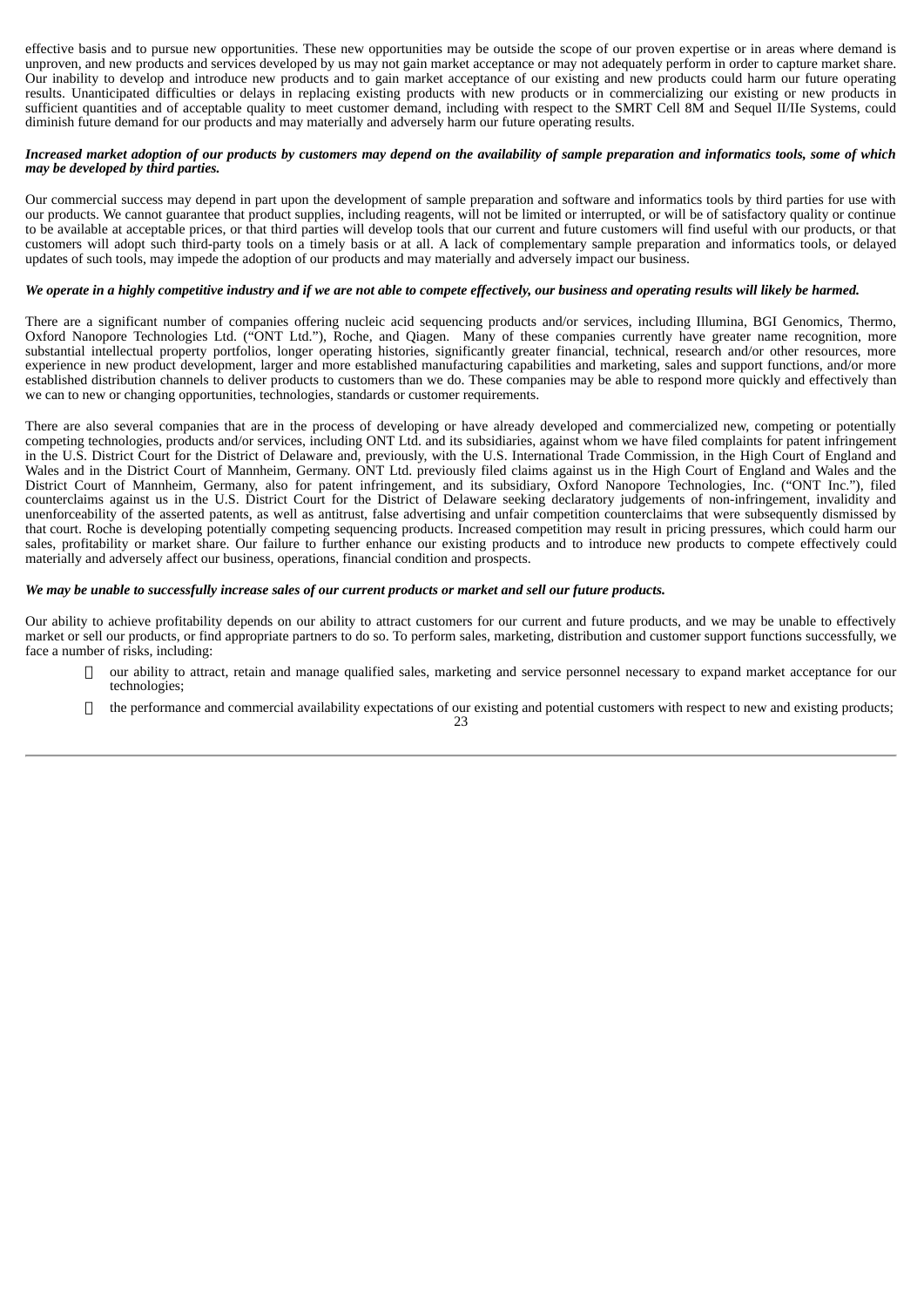effective basis and to pursue new opportunities. These new opportunities may be outside the scope of our proven expertise or in areas where demand is unproven, and new products and services developed by us may not gain market acceptance or may not adequately perform in order to capture market share. Our inability to develop and introduce new products and to gain market acceptance of our existing and new products could harm our future operating results. Unanticipated difficulties or delays in replacing existing products with new products or in commercializing our existing or new products in sufficient quantities and of acceptable quality to meet customer demand, including with respect to the SMRT Cell 8M and Sequel II/IIe Systems, could diminish future demand for our products and may materially and adversely harm our future operating results.

***Increased market adoption of our products by customers may depend on the availability of sample preparation and informatics tools, some of which may be developed by third parties.***

Our commercial success may depend in part upon the development of sample preparation and software and informatics tools by third parties for use with our products. We cannot guarantee that product supplies, including reagents, will not be limited or interrupted, or will be of satisfactory quality or continue to be available at acceptable prices, or that third parties will develop tools that our current and future customers will find useful with our products, or that customers will adopt such third-party tools on a timely basis or at all. A lack of complementary sample preparation and informatics tools, or delayed updates of such tools, may impede the adoption of our products and may materially and adversely impact our business.

***We operate in a highly competitive industry and if we are not able to compete effectively, our business and operating results will likely be harmed.***

There are a significant number of companies offering nucleic acid sequencing products and/or services, including Illumina, BGI Genomics, Thermo, Oxford Nanopore Technologies Ltd. ("ONT Ltd."), Roche, and Qiagen. Many of these companies currently have greater name recognition, more substantial intellectual property portfolios, longer operating histories, significantly greater financial, technical, research and/or other resources, more experience in new product development, larger and more established manufacturing capabilities and marketing, sales and support functions, and/or more established distribution channels to deliver products to customers than we do. These companies may be able to respond more quickly and effectively than we can to new or changing opportunities, technologies, standards or customer requirements.

There are also several companies that are in the process of developing or have already developed and commercialized new, competing or potentially competing technologies, products and/or services, including ONT Ltd. and its subsidiaries, against whom we have filed complaints for patent infringement in the U.S. District Court for the District of Delaware and, previously, with the U.S. International Trade Commission, in the High Court of England and Wales and in the District Court of Mannheim, Germany. ONT Ltd. previously filed claims against us in the High Court of England and Wales and the District Court of Mannheim, Germany, also for patent infringement, and its subsidiary, Oxford Nanopore Technologies, Inc. ("ONT Inc."), filed counterclaims against us in the U.S. District Court for the District of Delaware seeking declaratory judgements of non-infringement, invalidity and unenforceability of the asserted patents, as well as antitrust, false advertising and unfair competition counterclaims that were subsequently dismissed by that court. Roche is developing potentially competing sequencing products. Increased competition may result in pricing pressures, which could harm our sales, profitability or market share. Our failure to further enhance our existing products and to introduce new products to compete effectively could materially and adversely affect our business, operations, financial condition and prospects.

***We may be unable to successfully increase sales of our current products or market and sell our future products.***

Our ability to achieve profitability depends on our ability to attract customers for our current and future products, and we may be unable to effectively market or sell our products, or find appropriate partners to do so. To perform sales, marketing, distribution and customer support functions successfully, we face a number of risks, including:

- our ability to attract, retain and manage qualified sales, marketing and service personnel necessary to expand market acceptance for our technologies;
- the performance and commercial availability expectations of our existing and potential customers with respect to new and existing products;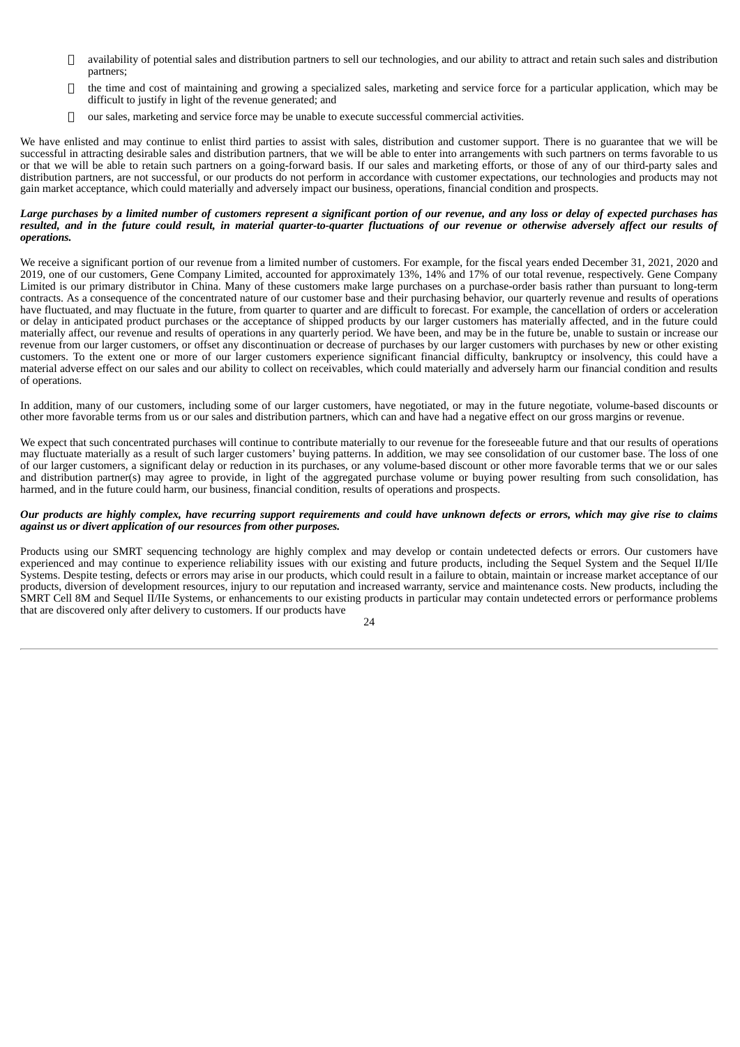- availability of potential sales and distribution partners to sell our technologies, and our ability to attract and retain such sales and distribution partners;
- the time and cost of maintaining and growing a specialized sales, marketing and service force for a particular application, which may be difficult to justify in light of the revenue generated; and
- our sales, marketing and service force may be unable to execute successful commercial activities.

We have enlisted and may continue to enlist third parties to assist with sales, distribution and customer support. There is no guarantee that we will be successful in attracting desirable sales and distribution partners, that we will be able to enter into arrangements with such partners on terms favorable to us or that we will be able to retain such partners on a going-forward basis. If our sales and marketing efforts, or those of any of our third-party sales and distribution partners, are not successful, or our products do not perform in accordance with customer expectations, our technologies and products may not gain market acceptance, which could materially and adversely impact our business, operations, financial condition and prospects.

***Large purchases by a limited number of customers represent a significant portion of our revenue, and any loss or delay of expected purchases has resulted, and in the future could result, in material quarter-to-quarter fluctuations of our revenue or otherwise adversely affect our results of operations.***

We receive a significant portion of our revenue from a limited number of customers. For example, for the fiscal years ended December 31, 2021, 2020 and 2019, one of our customers, Gene Company Limited, accounted for approximately 13%, 14% and 17% of our total revenue, respectively. Gene Company Limited is our primary distributor in China. Many of these customers make large purchases on a purchase-order basis rather than pursuant to long-term contracts. As a consequence of the concentrated nature of our customer base and their purchasing behavior, our quarterly revenue and results of operations have fluctuated, and may fluctuate in the future, from quarter to quarter and are difficult to forecast. For example, the cancellation of orders or acceleration or delay in anticipated product purchases or the acceptance of shipped products by our larger customers has materially affected, and in the future could materially affect, our revenue and results of operations in any quarterly period. We have been, and may be in the future be, unable to sustain or increase our revenue from our larger customers, or offset any discontinuation or decrease of purchases by our larger customers with purchases by new or other existing customers. To the extent one or more of our larger customers experience significant financial difficulty, bankruptcy or insolvency, this could have a material adverse effect on our sales and our ability to collect on receivables, which could materially and adversely harm our financial condition and results of operations.

In addition, many of our customers, including some of our larger customers, have negotiated, or may in the future negotiate, volume-based discounts or other more favorable terms from us or our sales and distribution partners, which can and have had a negative effect on our gross margins or revenue.

We expect that such concentrated purchases will continue to contribute materially to our revenue for the foreseeable future and that our results of operations may fluctuate materially as a result of such larger customers' buying patterns. In addition, we may see consolidation of our customer base. The loss of one of our larger customers, a significant delay or reduction in its purchases, or any volume-based discount or other more favorable terms that we or our sales and distribution partner(s) may agree to provide, in light of the aggregated purchase volume or buying power resulting from such consolidation, has harmed, and in the future could harm, our business, financial condition, results of operations and prospects.

***Our products are highly complex, have recurring support requirements and could have unknown defects or errors, which may give rise to claims against us or divert application of our resources from other purposes.***

Products using our SMRT sequencing technology are highly complex and may develop or contain undetected defects or errors. Our customers have experienced and may continue to experience reliability issues with our existing and future products, including the Sequel System and the Sequel II/IIe Systems. Despite testing, defects or errors may arise in our products, which could result in a failure to obtain, maintain or increase market acceptance of our products, diversion of development resources, injury to our reputation and increased warranty, service and maintenance costs. New products, including the SMRT Cell 8M and Sequel II/IIe Systems, or enhancements to our existing products in particular may contain undetected errors or performance problems that are discovered only after delivery to customers. If our products have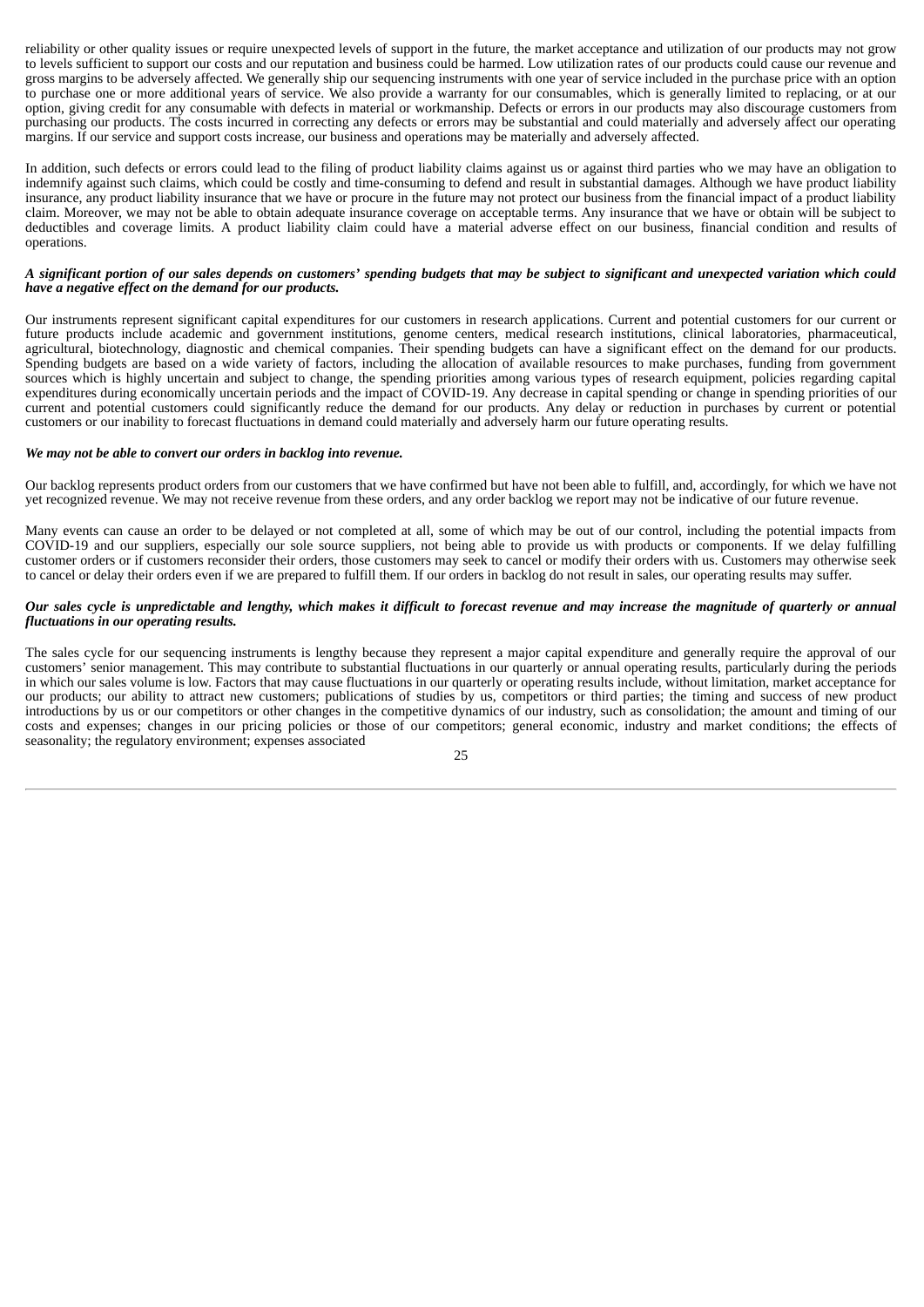reliability or other quality issues or require unexpected levels of support in the future, the market acceptance and utilization of our products may not grow to levels sufficient to support our costs and our reputation and business could be harmed. Low utilization rates of our products could cause our revenue and gross margins to be adversely affected. We generally ship our sequencing instruments with one year of service included in the purchase price with an option to purchase one or more additional years of service. We also provide a warranty for our consumables, which is generally limited to replacing, or at our option, giving credit for any consumable with defects in material or workmanship. Defects or errors in our products may also discourage customers from purchasing our products. The costs incurred in correcting any defects or errors may be substantial and could materially and adversely affect our operating margins. If our service and support costs increase, our business and operations may be materially and adversely affected.

In addition, such defects or errors could lead to the filing of product liability claims against us or against third parties who we may have an obligation to indemnify against such claims, which could be costly and time-consuming to defend and result in substantial damages. Although we have product liability insurance, any product liability insurance that we have or procure in the future may not protect our business from the financial impact of a product liability claim. Moreover, we may not be able to obtain adequate insurance coverage on acceptable terms. Any insurance that we have or obtain will be subject to deductibles and coverage limits. A product liability claim could have a material adverse effect on our business, financial condition and results of operations.

***A significant portion of our sales depends on customers' spending budgets that may be subject to significant and unexpected variation which could have a negative effect on the demand for our products.***

Our instruments represent significant capital expenditures for our customers in research applications. Current and potential customers for our current or future products include academic and government institutions, genome centers, medical research institutions, clinical laboratories, pharmaceutical, agricultural, biotechnology, diagnostic and chemical companies. Their spending budgets can have a significant effect on the demand for our products. Spending budgets are based on a wide variety of factors, including the allocation of available resources to make purchases, funding from government sources which is highly uncertain and subject to change, the spending priorities among various types of research equipment, policies regarding capital expenditures during economically uncertain periods and the impact of COVID-19. Any decrease in capital spending or change in spending priorities of our current and potential customers could significantly reduce the demand for our products. Any delay or reduction in purchases by current or potential customers or our inability to forecast fluctuations in demand could materially and adversely harm our future operating results.

***We may not be able to convert our orders in backlog into revenue.***

Our backlog represents product orders from our customers that we have confirmed but have not been able to fulfill, and, accordingly, for which we have not yet recognized revenue. We may not receive revenue from these orders, and any order backlog we report may not be indicative of our future revenue.

Many events can cause an order to be delayed or not completed at all, some of which may be out of our control, including the potential impacts from COVID-19 and our suppliers, especially our sole source suppliers, not being able to provide us with products or components. If we delay fulfilling customer orders or if customers reconsider their orders, those customers may seek to cancel or modify their orders with us. Customers may otherwise seek to cancel or delay their orders even if we are prepared to fulfill them. If our orders in backlog do not result in sales, our operating results may suffer.

***Our sales cycle is unpredictable and lengthy, which makes it difficult to forecast revenue and may increase the magnitude of quarterly or annual fluctuations in our operating results.***

The sales cycle for our sequencing instruments is lengthy because they represent a major capital expenditure and generally require the approval of our customers' senior management. This may contribute to substantial fluctuations in our quarterly or annual operating results, particularly during the periods in which our sales volume is low. Factors that may cause fluctuations in our quarterly or operating results include, without limitation, market acceptance for our products; our ability to attract new customers; publications of studies by us, competitors or third parties; the timing and success of new product introductions by us or our competitors or other changes in the competitive dynamics of our industry, such as consolidation; the amount and timing of our costs and expenses; changes in our pricing policies or those of our competitors; general economic, industry and market conditions; the effects of seasonality; the regulatory environment; expenses associated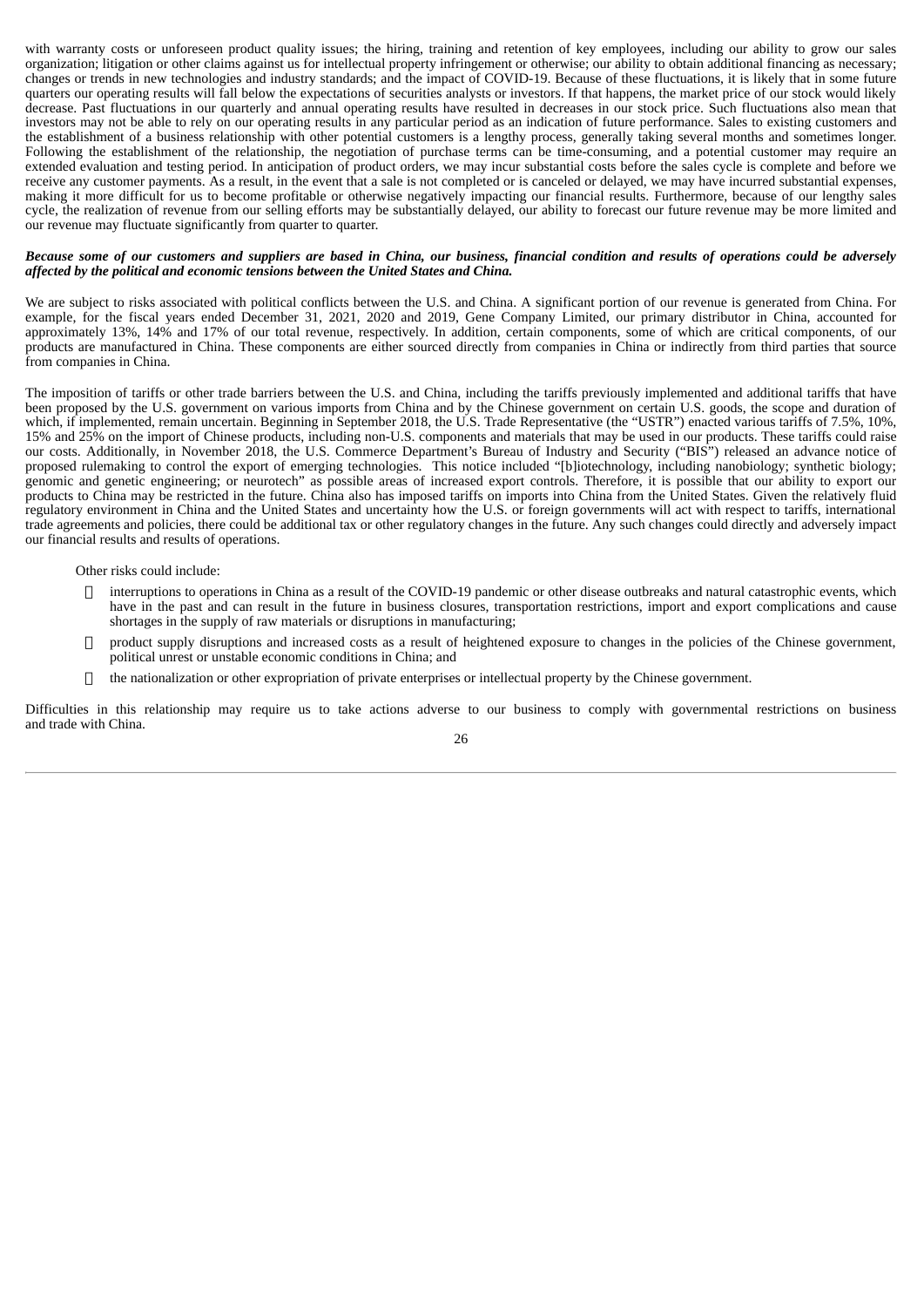with warranty costs or unforeseen product quality issues; the hiring, training and retention of key employees, including our ability to grow our sales organization; litigation or other claims against us for intellectual property infringement or otherwise; our ability to obtain additional financing as necessary; changes or trends in new technologies and industry standards; and the impact of COVID-19. Because of these fluctuations, it is likely that in some future quarters our operating results will fall below the expectations of securities analysts or investors. If that happens, the market price of our stock would likely decrease. Past fluctuations in our quarterly and annual operating results have resulted in decreases in our stock price. Such fluctuations also mean that investors may not be able to rely on our operating results in any particular period as an indication of future performance. Sales to existing customers and the establishment of a business relationship with other potential customers is a lengthy process, generally taking several months and sometimes longer. Following the establishment of the relationship, the negotiation of purchase terms can be time-consuming, and a potential customer may require an extended evaluation and testing period. In anticipation of product orders, we may incur substantial costs before the sales cycle is complete and before we receive any customer payments. As a result, in the event that a sale is not completed or is canceled or delayed, we may have incurred substantial expenses, making it more difficult for us to become profitable or otherwise negatively impacting our financial results. Furthermore, because of our lengthy sales cycle, the realization of revenue from our selling efforts may be substantially delayed, our ability to forecast our future revenue may be more limited and our revenue may fluctuate significantly from quarter to quarter.

***Because some of our customers and suppliers are based in China, our business, financial condition and results of operations could be adversely affected by the political and economic tensions between the United States and China.***

We are subject to risks associated with political conflicts between the U.S. and China. A significant portion of our revenue is generated from China. For example, for the fiscal years ended December 31, 2021, 2020 and 2019, Gene Company Limited, our primary distributor in China, accounted for approximately 13%, 14% and 17% of our total revenue, respectively. In addition, certain components, some of which are critical components, of our products are manufactured in China. These components are either sourced directly from companies in China or indirectly from third parties that source from companies in China.

The imposition of tariffs or other trade barriers between the U.S. and China, including the tariffs previously implemented and additional tariffs that have been proposed by the U.S. government on various imports from China and by the Chinese government on certain U.S. goods, the scope and duration of which, if implemented, remain uncertain. Beginning in September 2018, the U.S. Trade Representative (the "USTR") enacted various tariffs of 7.5%, 10%, 15% and 25% on the import of Chinese products, including non-U.S. components and materials that may be used in our products. These tariffs could raise our costs. Additionally, in November 2018, the U.S. Commerce Department's Bureau of Industry and Security ("BIS") released an advance notice of proposed rulemaking to control the export of emerging technologies. This notice included "[b]iotechnology, including nanobiology; synthetic biology; genomic and genetic engineering; or neurotech" as possible areas of increased export controls. Therefore, it is possible that our ability to export our products to China may be restricted in the future. China also has imposed tariffs on imports into China from the United States. Given the relatively fluid regulatory environment in China and the United States and uncertainty how the U.S. or foreign governments will act with respect to tariffs, international trade agreements and policies, there could be additional tax or other regulatory changes in the future. Any such changes could directly and adversely impact our financial results and results of operations.

Other risks could include:

- interruptions to operations in China as a result of the COVID-19 pandemic or other disease outbreaks and natural catastrophic events, which have in the past and can result in the future in business closures, transportation restrictions, import and export complications and cause shortages in the supply of raw materials or disruptions in manufacturing;
- product supply disruptions and increased costs as a result of heightened exposure to changes in the policies of the Chinese government, political unrest or unstable economic conditions in China; and
- the nationalization or other expropriation of private enterprises or intellectual property by the Chinese government.

Difficulties in this relationship may require us to take actions adverse to our business to comply with governmental restrictions on business and trade with China.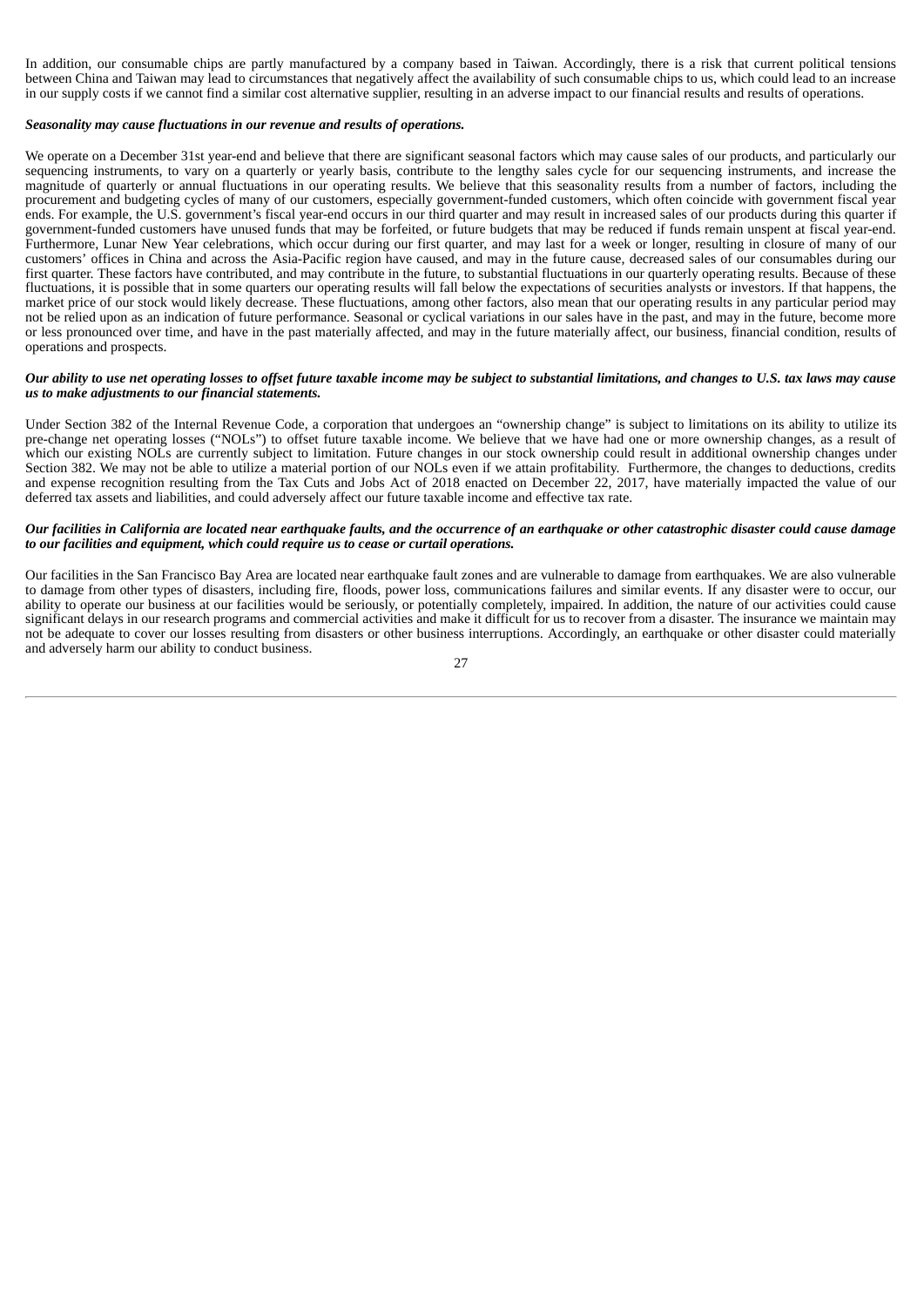In addition, our consumable chips are partly manufactured by a company based in Taiwan. Accordingly, there is a risk that current political tensions between China and Taiwan may lead to circumstances that negatively affect the availability of such consumable chips to us, which could lead to an increase in our supply costs if we cannot find a similar cost alternative supplier, resulting in an adverse impact to our financial results and results of operations.

***Seasonality may cause fluctuations in our revenue and results of operations.***

We operate on a December 31st year-end and believe that there are significant seasonal factors which may cause sales of our products, and particularly our sequencing instruments, to vary on a quarterly or yearly basis, contribute to the lengthy sales cycle for our sequencing instruments, and increase the magnitude of quarterly or annual fluctuations in our operating results. We believe that this seasonality results from a number of factors, including the procurement and budgeting cycles of many of our customers, especially government-funded customers, which often coincide with government fiscal year ends. For example, the U.S. government's fiscal year-end occurs in our third quarter and may result in increased sales of our products during this quarter if government-funded customers have unused funds that may be forfeited, or future budgets that may be reduced if funds remain unspent at fiscal year-end. Furthermore, Lunar New Year celebrations, which occur during our first quarter, and may last for a week or longer, resulting in closure of many of our customers' offices in China and across the Asia-Pacific region have caused, and may in the future cause, decreased sales of our consumables during our first quarter. These factors have contributed, and may contribute in the future, to substantial fluctuations in our quarterly operating results. Because of these fluctuations, it is possible that in some quarters our operating results will fall below the expectations of securities analysts or investors. If that happens, the market price of our stock would likely decrease. These fluctuations, among other factors, also mean that our operating results in any particular period may not be relied upon as an indication of future performance. Seasonal or cyclical variations in our sales have in the past, and may in the future, become more or less pronounced over time, and have in the past materially affected, and may in the future materially affect, our business, financial condition, results of operations and prospects.

***Our ability to use net operating losses to offset future taxable income may be subject to substantial limitations, and changes to U.S. tax laws may cause us to make adjustments to our financial statements.***

Under Section 382 of the Internal Revenue Code, a corporation that undergoes an "ownership change" is subject to limitations on its ability to utilize its pre-change net operating losses ("NOLs") to offset future taxable income. We believe that we have had one or more ownership changes, as a result of which our existing NOLs are currently subject to limitation. Future changes in our stock ownership could result in additional ownership changes under Section 382. We may not be able to utilize a material portion of our NOLs even if we attain profitability. Furthermore, the changes to deductions, credits and expense recognition resulting from the Tax Cuts and Jobs Act of 2018 enacted on December 22, 2017, have materially impacted the value of our deferred tax assets and liabilities, and could adversely affect our future taxable income and effective tax rate.

***Our facilities in California are located near earthquake faults, and the occurrence of an earthquake or other catastrophic disaster could cause damage to our facilities and equipment, which could require us to cease or curtail operations.***

Our facilities in the San Francisco Bay Area are located near earthquake fault zones and are vulnerable to damage from earthquakes. We are also vulnerable to damage from other types of disasters, including fire, floods, power loss, communications failures and similar events. If any disaster were to occur, our ability to operate our business at our facilities would be seriously, or potentially completely, impaired. In addition, the nature of our activities could cause significant delays in our research programs and commercial activities and make it difficult for us to recover from a disaster. The insurance we maintain may not be adequate to cover our losses resulting from disasters or other business interruptions. Accordingly, an earthquake or other disaster could materially and adversely harm our ability to conduct business.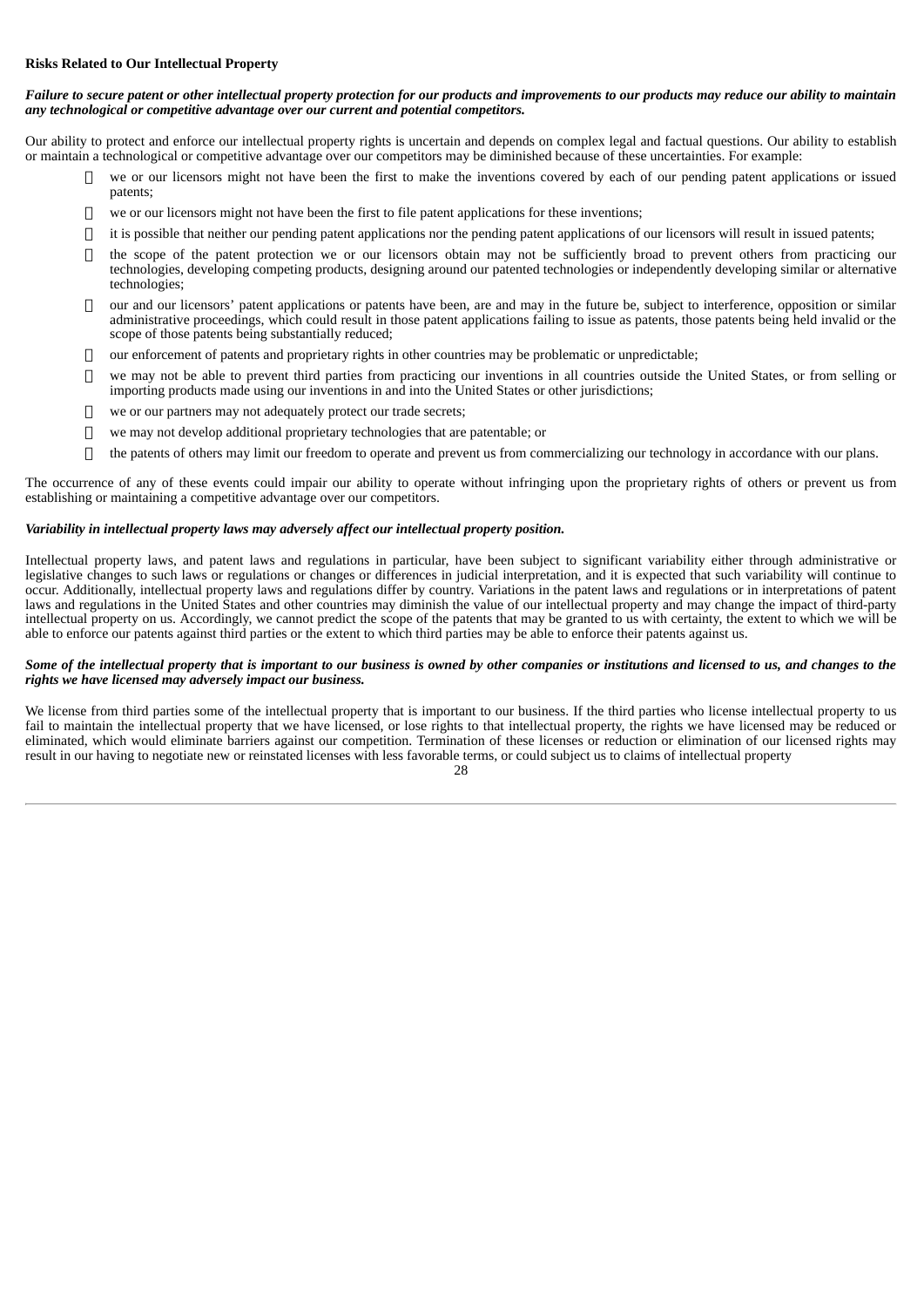**Risks Related to Our Intellectual Property**

***Failure to secure patent or other intellectual property protection for our products and improvements to our products may reduce our ability to maintain any technological or competitive advantage over our current and potential competitors.***

Our ability to protect and enforce our intellectual property rights is uncertain and depends on complex legal and factual questions. Our ability to establish or maintain a technological or competitive advantage over our competitors may be diminished because of these uncertainties. For example:

- we or our licensors might not have been the first to make the inventions covered by each of our pending patent applications or issued patents;
- we or our licensors might not have been the first to file patent applications for these inventions;
- it is possible that neither our pending patent applications nor the pending patent applications of our licensors will result in issued patents;
- the scope of the patent protection we or our licensors obtain may not be sufficiently broad to prevent others from practicing our technologies, developing competing products, designing around our patented technologies or independently developing similar or alternative technologies;
- our and our licensors' patent applications or patents have been, are and may in the future be, subject to interference, opposition or similar administrative proceedings, which could result in those patent applications failing to issue as patents, those patents being held invalid or the scope of those patents being substantially reduced;
- our enforcement of patents and proprietary rights in other countries may be problematic or unpredictable;
- we may not be able to prevent third parties from practicing our inventions in all countries outside the United States, or from selling or importing products made using our inventions in and into the United States or other jurisdictions;
- we or our partners may not adequately protect our trade secrets;
- we may not develop additional proprietary technologies that are patentable; or
- the patents of others may limit our freedom to operate and prevent us from commercializing our technology in accordance with our plans.

The occurrence of any of these events could impair our ability to operate without infringing upon the proprietary rights of others or prevent us from establishing or maintaining a competitive advantage over our competitors.

***Variability in intellectual property laws may adversely affect our intellectual property position.***

Intellectual property laws, and patent laws and regulations in particular, have been subject to significant variability either through administrative or legislative changes to such laws or regulations or changes or differences in judicial interpretation, and it is expected that such variability will continue to occur. Additionally, intellectual property laws and regulations differ by country. Variations in the patent laws and regulations or in interpretations of patent laws and regulations in the United States and other countries may diminish the value of our intellectual property and may change the impact of third-party intellectual property on us. Accordingly, we cannot predict the scope of the patents that may be granted to us with certainty, the extent to which we will be able to enforce our patents against third parties or the extent to which third parties may be able to enforce their patents against us.

***Some of the intellectual property that is important to our business is owned by other companies or institutions and licensed to us, and changes to the rights we have licensed may adversely impact our business.***

We license from third parties some of the intellectual property that is important to our business. If the third parties who license intellectual property to us fail to maintain the intellectual property that we have licensed, or lose rights to that intellectual property, the rights we have licensed may be reduced or eliminated, which would eliminate barriers against our competition. Termination of these licenses or reduction or elimination of our licensed rights may result in our having to negotiate new or reinstated licenses with less favorable terms, or could subject us to claims of intellectual property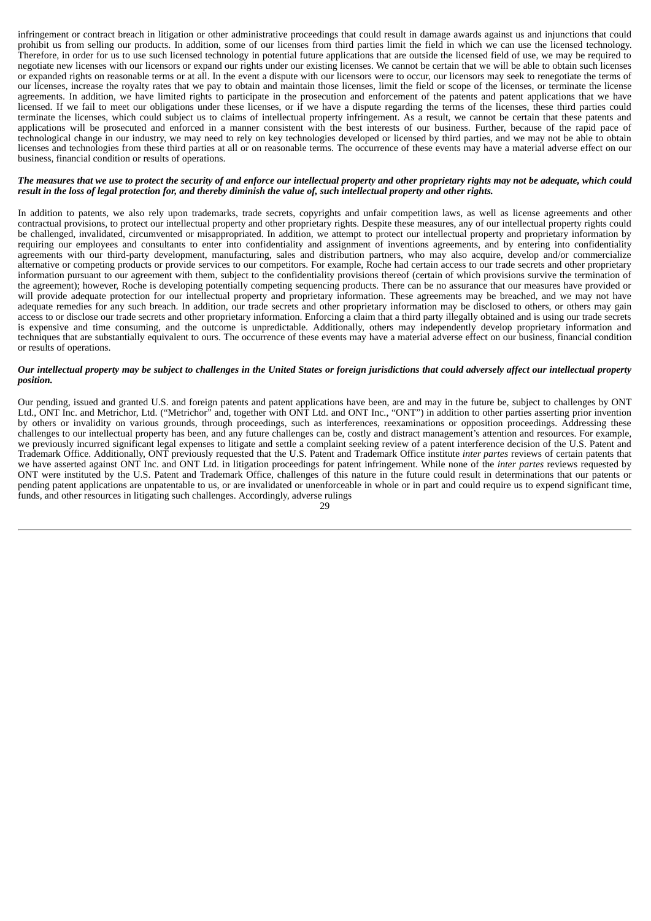infringement or contract breach in litigation or other administrative proceedings that could result in damage awards against us and injunctions that could prohibit us from selling our products. In addition, some of our licenses from third parties limit the field in which we can use the licensed technology. Therefore, in order for us to use such licensed technology in potential future applications that are outside the licensed field of use, we may be required to negotiate new licenses with our licensors or expand our rights under our existing licenses. We cannot be certain that we will be able to obtain such licenses or expanded rights on reasonable terms or at all. In the event a dispute with our licensors were to occur, our licensors may seek to renegotiate the terms of our licenses, increase the royalty rates that we pay to obtain and maintain those licenses, limit the field or scope of the licenses, or terminate the license agreements. In addition, we have limited rights to participate in the prosecution and enforcement of the patents and patent applications that we have licensed. If we fail to meet our obligations under these licenses, or if we have a dispute regarding the terms of the licenses, these third parties could terminate the licenses, which could subject us to claims of intellectual property infringement. As a result, we cannot be certain that these patents and applications will be prosecuted and enforced in a manner consistent with the best interests of our business. Further, because of the rapid pace of technological change in our industry, we may need to rely on key technologies developed or licensed by third parties, and we may not be able to obtain licenses and technologies from these third parties at all or on reasonable terms. The occurrence of these events may have a material adverse effect on our business, financial condition or results of operations.

***The measures that we use to protect the security of and enforce our intellectual property and other proprietary rights may not be adequate, which could result in the loss of legal protection for, and thereby diminish the value of, such intellectual property and other rights.***

In addition to patents, we also rely upon trademarks, trade secrets, copyrights and unfair competition laws, as well as license agreements and other contractual provisions, to protect our intellectual property and other proprietary rights. Despite these measures, any of our intellectual property rights could be challenged, invalidated, circumvented or misappropriated. In addition, we attempt to protect our intellectual property and proprietary information by requiring our employees and consultants to enter into confidentiality and assignment of inventions agreements, and by entering into confidentiality agreements with our third-party development, manufacturing, sales and distribution partners, who may also acquire, develop and/or commercialize alternative or competing products or provide services to our competitors. For example, Roche had certain access to our trade secrets and other proprietary information pursuant to our agreement with them, subject to the confidentiality provisions thereof (certain of which provisions survive the termination of the agreement); however, Roche is developing potentially competing sequencing products. There can be no assurance that our measures have provided or will provide adequate protection for our intellectual property and proprietary information. These agreements may be breached, and we may not have adequate remedies for any such breach. In addition, our trade secrets and other proprietary information may be disclosed to others, or others may gain access to or disclose our trade secrets and other proprietary information. Enforcing a claim that a third party illegally obtained and is using our trade secrets is expensive and time consuming, and the outcome is unpredictable. Additionally, others may independently develop proprietary information and techniques that are substantially equivalent to ours. The occurrence of these events may have a material adverse effect on our business, financial condition or results of operations.

***Our intellectual property may be subject to challenges in the United States or foreign jurisdictions that could adversely affect our intellectual property position.***

Our pending, issued and granted U.S. and foreign patents and patent applications have been, are and may in the future be, subject to challenges by ONT Ltd., ONT Inc. and Metrichor, Ltd. ("Metrichor" and, together with ONT Ltd. and ONT Inc., "ONT") in addition to other parties asserting prior invention by others or invalidity on various grounds, through proceedings, such as interferences, reexaminations or opposition proceedings. Addressing these challenges to our intellectual property has been, and any future challenges can be, costly and distract management's attention and resources. For example, we previously incurred significant legal expenses to litigate and settle a complaint seeking review of a patent interference decision of the U.S. Patent and Trademark Office. Additionally, ONT previously requested that the U.S. Patent and Trademark Office institute *inter partes* reviews of certain patents that we have asserted against ONT Inc. and ONT Ltd. in litigation proceedings for patent infringement. While none of the *inter partes* reviews requested by ONT were instituted by the U.S. Patent and Trademark Office, challenges of this nature in the future could result in determinations that our patents or pending patent applications are unpatentable to us, or are invalidated or unenforceable in whole or in part and could require us to expend significant time, funds, and other resources in litigating such challenges. Accordingly, adverse rulings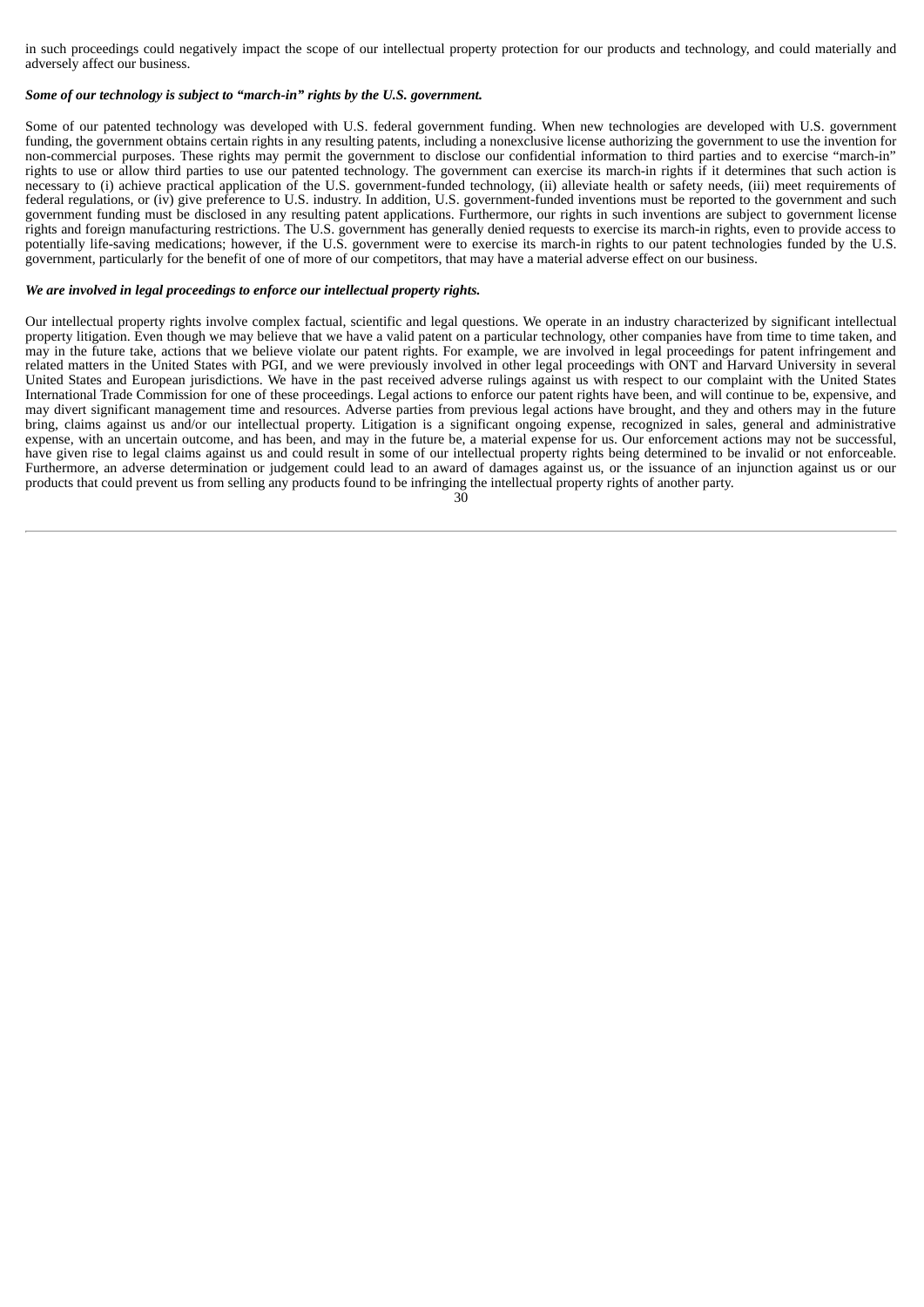in such proceedings could negatively impact the scope of our intellectual property protection for our products and technology, and could materially and adversely affect our business.

***Some of our technology is subject to "march-in" rights by the U.S. government.***

Some of our patented technology was developed with U.S. federal government funding. When new technologies are developed with U.S. government funding, the government obtains certain rights in any resulting patents, including a nonexclusive license authorizing the government to use the invention for non-commercial purposes. These rights may permit the government to disclose our confidential information to third parties and to exercise "march-in" rights to use or allow third parties to use our patented technology. The government can exercise its march-in rights if it determines that such action is necessary to (i) achieve practical application of the U.S. government-funded technology, (ii) alleviate health or safety needs, (iii) meet requirements of federal regulations, or (iv) give preference to U.S. industry. In addition, U.S. government-funded inventions must be reported to the government and such government funding must be disclosed in any resulting patent applications. Furthermore, our rights in such inventions are subject to government license rights and foreign manufacturing restrictions. The U.S. government has generally denied requests to exercise its march-in rights, even to provide access to potentially life-saving medications; however, if the U.S. government were to exercise its march-in rights to our patent technologies funded by the U.S. government, particularly for the benefit of one of more of our competitors, that may have a material adverse effect on our business.

***We are involved in legal proceedings to enforce our intellectual property rights.***

Our intellectual property rights involve complex factual, scientific and legal questions. We operate in an industry characterized by significant intellectual property litigation. Even though we may believe that we have a valid patent on a particular technology, other companies have from time to time taken, and may in the future take, actions that we believe violate our patent rights. For example, we are involved in legal proceedings for patent infringement and related matters in the United States with PGI, and we were previously involved in other legal proceedings with ONT and Harvard University in several United States and European jurisdictions. We have in the past received adverse rulings against us with respect to our complaint with the United States International Trade Commission for one of these proceedings. Legal actions to enforce our patent rights have been, and will continue to be, expensive, and may divert significant management time and resources. Adverse parties from previous legal actions have brought, and they and others may in the future bring, claims against us and/or our intellectual property. Litigation is a significant ongoing expense, recognized in sales, general and administrative expense, with an uncertain outcome, and has been, and may in the future be, a material expense for us. Our enforcement actions may not be successful, have given rise to legal claims against us and could result in some of our intellectual property rights being determined to be invalid or not enforceable. Furthermore, an adverse determination or judgement could lead to an award of damages against us, or the issuance of an injunction against us or our products that could prevent us from selling any products found to be infringing the intellectual property rights of another party.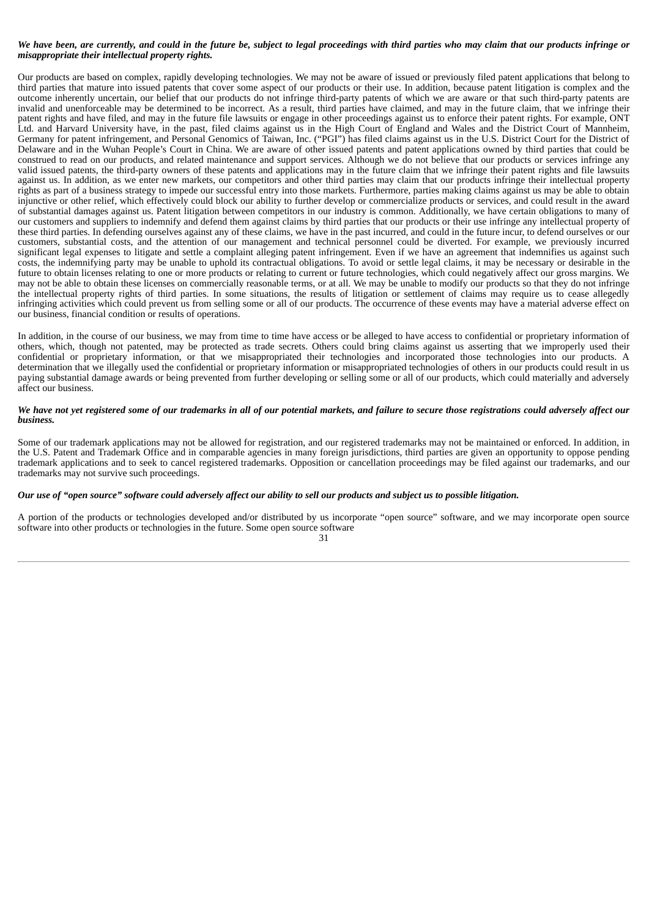***We have been, are currently, and could in the future be, subject to legal proceedings with third parties who may claim that our products infringe or misappropriate their intellectual property rights.***

Our products are based on complex, rapidly developing technologies. We may not be aware of issued or previously filed patent applications that belong to third parties that mature into issued patents that cover some aspect of our products or their use. In addition, because patent litigation is complex and the outcome inherently uncertain, our belief that our products do not infringe third-party patents of which we are aware or that such third-party patents are invalid and unenforceable may be determined to be incorrect. As a result, third parties have claimed, and may in the future claim, that we infringe their patent rights and have filed, and may in the future file lawsuits or engage in other proceedings against us to enforce their patent rights. For example, ONT Ltd. and Harvard University have, in the past, filed claims against us in the High Court of England and Wales and the District Court of Mannheim, Germany for patent infringement, and Personal Genomics of Taiwan, Inc. ("PGI") has filed claims against us in the U.S. District Court for the District of Delaware and in the Wuhan People's Court in China. We are aware of other issued patents and patent applications owned by third parties that could be construed to read on our products, and related maintenance and support services. Although we do not believe that our products or services infringe any valid issued patents, the third-party owners of these patents and applications may in the future claim that we infringe their patent rights and file lawsuits against us. In addition, as we enter new markets, our competitors and other third parties may claim that our products infringe their intellectual property rights as part of a business strategy to impede our successful entry into those markets. Furthermore, parties making claims against us may be able to obtain injunctive or other relief, which effectively could block our ability to further develop or commercialize products or services, and could result in the award of substantial damages against us. Patent litigation between competitors in our industry is common. Additionally, we have certain obligations to many of our customers and suppliers to indemnify and defend them against claims by third parties that our products or their use infringe any intellectual property of these third parties. In defending ourselves against any of these claims, we have in the past incurred, and could in the future incur, to defend ourselves or our customers, substantial costs, and the attention of our management and technical personnel could be diverted. For example, we previously incurred significant legal expenses to litigate and settle a complaint alleging patent infringement. Even if we have an agreement that indemnifies us against such costs, the indemnifying party may be unable to uphold its contractual obligations. To avoid or settle legal claims, it may be necessary or desirable in the future to obtain licenses relating to one or more products or relating to current or future technologies, which could negatively affect our gross margins. We may not be able to obtain these licenses on commercially reasonable terms, or at all. We may be unable to modify our products so that they do not infringe the intellectual property rights of third parties. In some situations, the results of litigation or settlement of claims may require us to cease allegedly infringing activities which could prevent us from selling some or all of our products. The occurrence of these events may have a material adverse effect on our business, financial condition or results of operations.

In addition, in the course of our business, we may from time to time have access or be alleged to have access to confidential or proprietary information of others, which, though not patented, may be protected as trade secrets. Others could bring claims against us asserting that we improperly used their confidential or proprietary information, or that we misappropriated their technologies and incorporated those technologies into our products. A determination that we illegally used the confidential or proprietary information or misappropriated technologies of others in our products could result in us paying substantial damage awards or being prevented from further developing or selling some or all of our products, which could materially and adversely affect our business.

***We have not yet registered some of our trademarks in all of our potential markets, and failure to secure those registrations could adversely affect our business.***

Some of our trademark applications may not be allowed for registration, and our registered trademarks may not be maintained or enforced. In addition, in the U.S. Patent and Trademark Office and in comparable agencies in many foreign jurisdictions, third parties are given an opportunity to oppose pending trademark applications and to seek to cancel registered trademarks. Opposition or cancellation proceedings may be filed against our trademarks, and our trademarks may not survive such proceedings.

***Our use of "open source" software could adversely affect our ability to sell our products and subject us to possible litigation.***

A portion of the products or technologies developed and/or distributed by us incorporate "open source" software, and we may incorporate open source software into other products or technologies in the future. Some open source software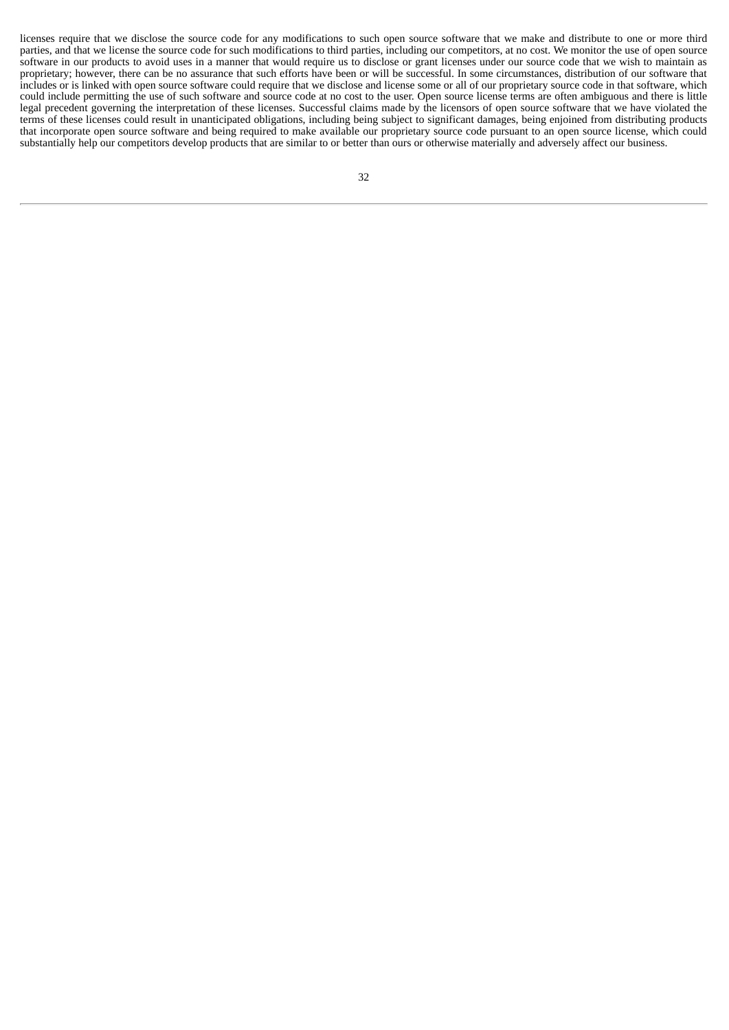licenses require that we disclose the source code for any modifications to such open source software that we make and distribute to one or more third parties, and that we license the source code for such modifications to third parties, including our competitors, at no cost. We monitor the use of open source software in our products to avoid uses in a manner that would require us to disclose or grant licenses under our source code that we wish to maintain as proprietary; however, there can be no assurance that such efforts have been or will be successful. In some circumstances, distribution of our software that includes or is linked with open source software could require that we disclose and license some or all of our proprietary source code in that software, which could include permitting the use of such software and source code at no cost to the user. Open source license terms are often ambiguous and there is little legal precedent governing the interpretation of these licenses. Successful claims made by the licensors of open source software that we have violated the terms of these licenses could result in unanticipated obligations, including being subject to significant damages, being enjoined from distributing products that incorporate open source software and being required to make available our proprietary source code pursuant to an open source license, which could substantially help our competitors develop products that are similar to or better than ours or otherwise materially and adversely affect our business.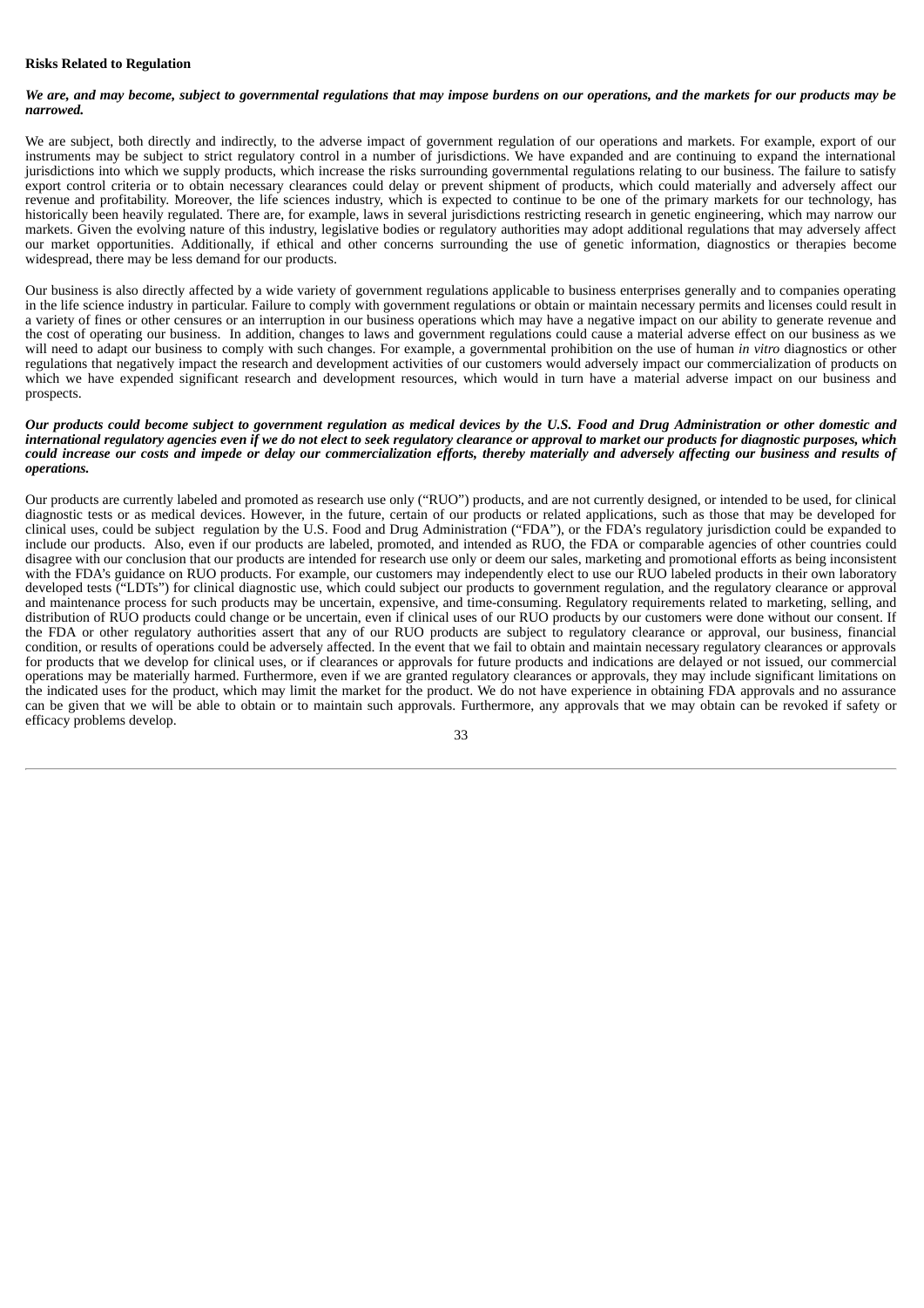**Risks Related to Regulation**

***We are, and may become, subject to governmental regulations that may impose burdens on our operations, and the markets for our products may be narrowed.***

We are subject, both directly and indirectly, to the adverse impact of government regulation of our operations and markets. For example, export of our instruments may be subject to strict regulatory control in a number of jurisdictions. We have expanded and are continuing to expand the international jurisdictions into which we supply products, which increase the risks surrounding governmental regulations relating to our business. The failure to satisfy export control criteria or to obtain necessary clearances could delay or prevent shipment of products, which could materially and adversely affect our revenue and profitability. Moreover, the life sciences industry, which is expected to continue to be one of the primary markets for our technology, has historically been heavily regulated. There are, for example, laws in several jurisdictions restricting research in genetic engineering, which may narrow our markets. Given the evolving nature of this industry, legislative bodies or regulatory authorities may adopt additional regulations that may adversely affect our market opportunities. Additionally, if ethical and other concerns surrounding the use of genetic information, diagnostics or therapies become widespread, there may be less demand for our products.

Our business is also directly affected by a wide variety of government regulations applicable to business enterprises generally and to companies operating in the life science industry in particular. Failure to comply with government regulations or obtain or maintain necessary permits and licenses could result in a variety of fines or other censures or an interruption in our business operations which may have a negative impact on our ability to generate revenue and the cost of operating our business. In addition, changes to laws and government regulations could cause a material adverse effect on our business as we will need to adapt our business to comply with such changes. For example, a governmental prohibition on the use of human *in vitro* diagnostics or other regulations that negatively impact the research and development activities of our customers would adversely impact our commercialization of products on which we have expended significant research and development resources, which would in turn have a material adverse impact on our business and prospects.

***Our products could become subject to government regulation as medical devices by the U.S. Food and Drug Administration or other domestic and international regulatory agencies even if we do not elect to seek regulatory clearance or approval to market our products for diagnostic purposes, which could increase our costs and impede or delay our commercialization efforts, thereby materially and adversely affecting our business and results of operations.***

Our products are currently labeled and promoted as research use only ("RUO") products, and are not currently designed, or intended to be used, for clinical diagnostic tests or as medical devices. However, in the future, certain of our products or related applications, such as those that may be developed for clinical uses, could be subject regulation by the U.S. Food and Drug Administration ("FDA"), or the FDA's regulatory jurisdiction could be expanded to include our products. Also, even if our products are labeled, promoted, and intended as RUO, the FDA or comparable agencies of other countries could disagree with our conclusion that our products are intended for research use only or deem our sales, marketing and promotional efforts as being inconsistent with the FDA's guidance on RUO products. For example, our customers may independently elect to use our RUO labeled products in their own laboratory developed tests ("LDTs") for clinical diagnostic use, which could subject our products to government regulation, and the regulatory clearance or approval and maintenance process for such products may be uncertain, expensive, and time-consuming. Regulatory requirements related to marketing, selling, and distribution of RUO products could change or be uncertain, even if clinical uses of our RUO products by our customers were done without our consent. If the FDA or other regulatory authorities assert that any of our RUO products are subject to regulatory clearance or approval, our business, financial condition, or results of operations could be adversely affected. In the event that we fail to obtain and maintain necessary regulatory clearances or approvals for products that we develop for clinical uses, or if clearances or approvals for future products and indications are delayed or not issued, our commercial operations may be materially harmed. Furthermore, even if we are granted regulatory clearances or approvals, they may include significant limitations on the indicated uses for the product, which may limit the market for the product. We do not have experience in obtaining FDA approvals and no assurance can be given that we will be able to obtain or to maintain such approvals. Furthermore, any approvals that we may obtain can be revoked if safety or efficacy problems develop.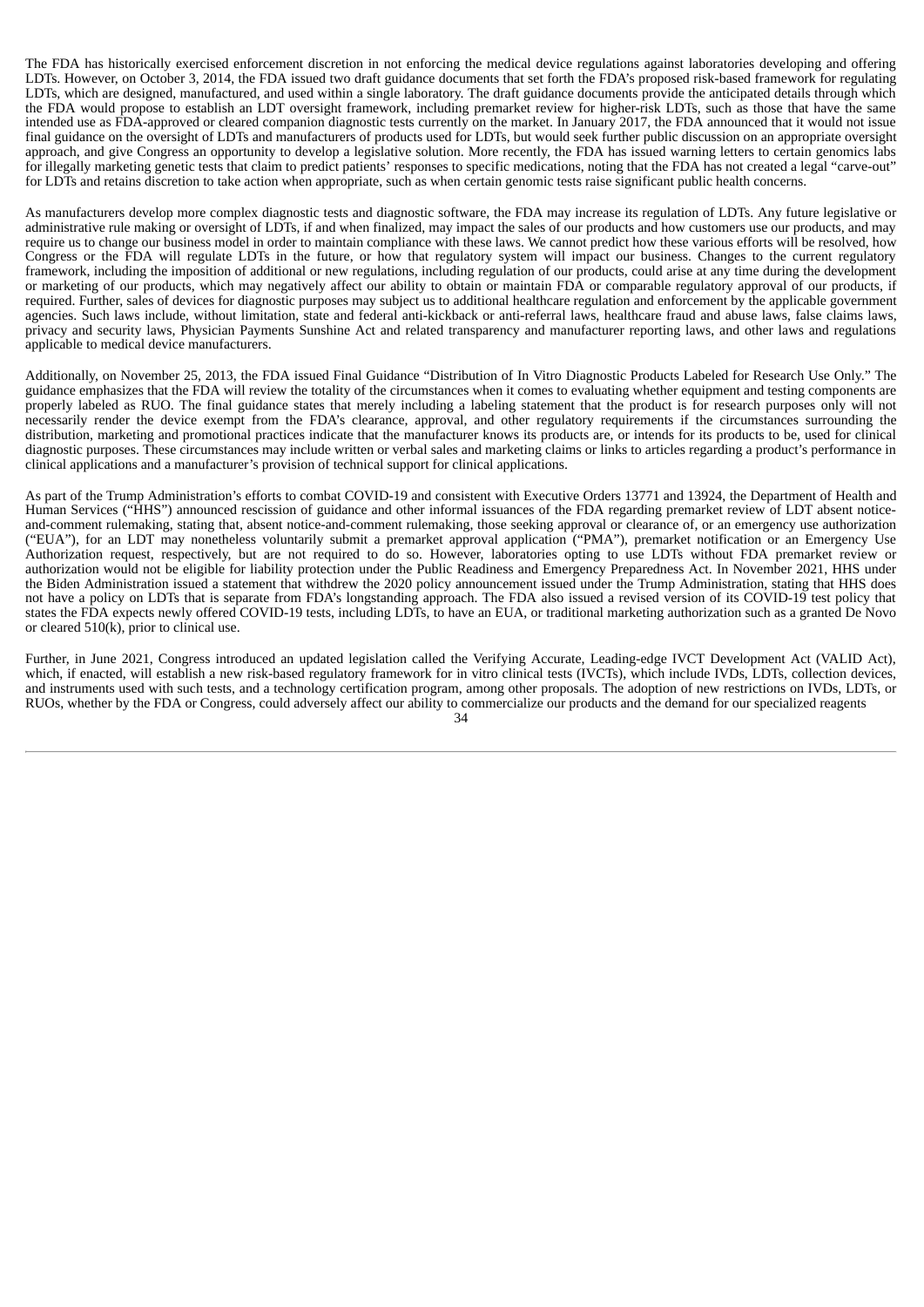The FDA has historically exercised enforcement discretion in not enforcing the medical device regulations against laboratories developing and offering LDTs. However, on October 3, 2014, the FDA issued two draft guidance documents that set forth the FDA's proposed risk-based framework for regulating LDTs, which are designed, manufactured, and used within a single laboratory. The draft guidance documents provide the anticipated details through which the FDA would propose to establish an LDT oversight framework, including premarket review for higher-risk LDTs, such as those that have the same intended use as FDA-approved or cleared companion diagnostic tests currently on the market. In January 2017, the FDA announced that it would not issue final guidance on the oversight of LDTs and manufacturers of products used for LDTs, but would seek further public discussion on an appropriate oversight approach, and give Congress an opportunity to develop a legislative solution. More recently, the FDA has issued warning letters to certain genomics labs for illegally marketing genetic tests that claim to predict patients' responses to specific medications, noting that the FDA has not created a legal "carve-out" for LDTs and retains discretion to take action when appropriate, such as when certain genomic tests raise significant public health concerns.

As manufacturers develop more complex diagnostic tests and diagnostic software, the FDA may increase its regulation of LDTs. Any future legislative or administrative rule making or oversight of LDTs, if and when finalized, may impact the sales of our products and how customers use our products, and may require us to change our business model in order to maintain compliance with these laws. We cannot predict how these various efforts will be resolved, how Congress or the FDA will regulate LDTs in the future, or how that regulatory system will impact our business. Changes to the current regulatory framework, including the imposition of additional or new regulations, including regulation of our products, could arise at any time during the development or marketing of our products, which may negatively affect our ability to obtain or maintain FDA or comparable regulatory approval of our products, if required. Further, sales of devices for diagnostic purposes may subject us to additional healthcare regulation and enforcement by the applicable government agencies. Such laws include, without limitation, state and federal anti-kickback or anti-referral laws, healthcare fraud and abuse laws, false claims laws, privacy and security laws, Physician Payments Sunshine Act and related transparency and manufacturer reporting laws, and other laws and regulations applicable to medical device manufacturers.

Additionally, on November 25, 2013, the FDA issued Final Guidance "Distribution of In Vitro Diagnostic Products Labeled for Research Use Only." The guidance emphasizes that the FDA will review the totality of the circumstances when it comes to evaluating whether equipment and testing components are properly labeled as RUO. The final guidance states that merely including a labeling statement that the product is for research purposes only will not necessarily render the device exempt from the FDA's clearance, approval, and other regulatory requirements if the circumstances surrounding the distribution, marketing and promotional practices indicate that the manufacturer knows its products are, or intends for its products to be, used for clinical diagnostic purposes. These circumstances may include written or verbal sales and marketing claims or links to articles regarding a product's performance in clinical applications and a manufacturer's provision of technical support for clinical applications.

As part of the Trump Administration's efforts to combat COVID-19 and consistent with Executive Orders 13771 and 13924, the Department of Health and Human Services ("HHS") announced rescission of guidance and other informal issuances of the FDA regarding premarket review of LDT absent notice-and-comment rulemaking, stating that, absent notice-and-comment rulemaking, those seeking approval or clearance of, or an emergency use authorization ("EUA"), for an LDT may nonetheless voluntarily submit a premarket approval application ("PMA"), premarket notification or an Emergency Use Authorization request, respectively, but are not required to do so. However, laboratories opting to use LDTs without FDA premarket review or authorization would not be eligible for liability protection under the Public Readiness and Emergency Preparedness Act. In November 2021, HHS under the Biden Administration issued a statement that withdrew the 2020 policy announcement issued under the Trump Administration, stating that HHS does not have a policy on LDTs that is separate from FDA's longstanding approach. The FDA also issued a revised version of its COVID-19 test policy that states the FDA expects newly offered COVID-19 tests, including LDTs, to have an EUA, or traditional marketing authorization such as a granted De Novo or cleared 510(k), prior to clinical use.

Further, in June 2021, Congress introduced an updated legislation called the Verifying Accurate, Leading-edge IVCT Development Act (VALID Act), which, if enacted, will establish a new risk-based regulatory framework for in vitro clinical tests (IVCTs), which include IVDs, LDTs, collection devices, and instruments used with such tests, and a technology certification program, among other proposals. The adoption of new restrictions on IVDs, LDTs, or RUOs, whether by the FDA or Congress, could adversely affect our ability to commercialize our products and the demand for our specialized reagents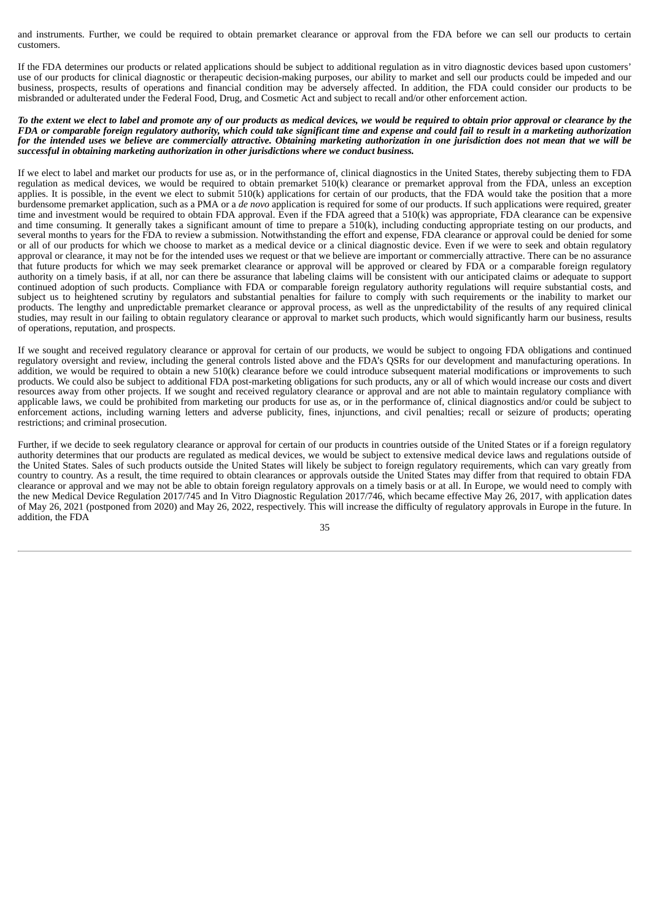and instruments. Further, we could be required to obtain premarket clearance or approval from the FDA before we can sell our products to certain customers.

If the FDA determines our products or related applications should be subject to additional regulation as in vitro diagnostic devices based upon customers' use of our products for clinical diagnostic or therapeutic decision-making purposes, our ability to market and sell our products could be impeded and our business, prospects, results of operations and financial condition may be adversely affected. In addition, the FDA could consider our products to be misbranded or adulterated under the Federal Food, Drug, and Cosmetic Act and subject to recall and/or other enforcement action.

***To the extent we elect to label and promote any of our products as medical devices, we would be required to obtain prior approval or clearance by the FDA or comparable foreign regulatory authority, which could take significant time and expense and could fail to result in a marketing authorization for the intended uses we believe are commercially attractive. Obtaining marketing authorization in one jurisdiction does not mean that we will be successful in obtaining marketing authorization in other jurisdictions where we conduct business.***

If we elect to label and market our products for use as, or in the performance of, clinical diagnostics in the United States, thereby subjecting them to FDA regulation as medical devices, we would be required to obtain premarket 510(k) clearance or premarket approval from the FDA, unless an exception applies. It is possible, in the event we elect to submit 510(k) applications for certain of our products, that the FDA would take the position that a more burdensome premarket application, such as a PMA or a *de novo* application is required for some of our products. If such applications were required, greater time and investment would be required to obtain FDA approval. Even if the FDA agreed that a 510(k) was appropriate, FDA clearance can be expensive and time consuming. It generally takes a significant amount of time to prepare a 510(k), including conducting appropriate testing on our products, and several months to years for the FDA to review a submission. Notwithstanding the effort and expense, FDA clearance or approval could be denied for some or all of our products for which we choose to market as a medical device or a clinical diagnostic device. Even if we were to seek and obtain regulatory approval or clearance, it may not be for the intended uses we request or that we believe are important or commercially attractive. There can be no assurance that future products for which we may seek premarket clearance or approval will be approved or cleared by FDA or a comparable foreign regulatory authority on a timely basis, if at all, nor can there be assurance that labeling claims will be consistent with our anticipated claims or adequate to support continued adoption of such products. Compliance with FDA or comparable foreign regulatory authority regulations will require substantial costs, and subject us to heightened scrutiny by regulators and substantial penalties for failure to comply with such requirements or the inability to market our products. The lengthy and unpredictable premarket clearance or approval process, as well as the unpredictability of the results of any required clinical studies, may result in our failing to obtain regulatory clearance or approval to market such products, which would significantly harm our business, results of operations, reputation, and prospects.

If we sought and received regulatory clearance or approval for certain of our products, we would be subject to ongoing FDA obligations and continued regulatory oversight and review, including the general controls listed above and the FDA's QSRs for our development and manufacturing operations. In addition, we would be required to obtain a new 510(k) clearance before we could introduce subsequent material modifications or improvements to such products. We could also be subject to additional FDA post-marketing obligations for such products, any or all of which would increase our costs and divert resources away from other projects. If we sought and received regulatory clearance or approval and are not able to maintain regulatory compliance with applicable laws, we could be prohibited from marketing our products for use as, or in the performance of, clinical diagnostics and/or could be subject to enforcement actions, including warning letters and adverse publicity, fines, injunctions, and civil penalties; recall or seizure of products; operating restrictions; and criminal prosecution.

Further, if we decide to seek regulatory clearance or approval for certain of our products in countries outside of the United States or if a foreign regulatory authority determines that our products are regulated as medical devices, we would be subject to extensive medical device laws and regulations outside of the United States. Sales of such products outside the United States will likely be subject to foreign regulatory requirements, which can vary greatly from country to country. As a result, the time required to obtain clearances or approvals outside the United States may differ from that required to obtain FDA clearance or approval and we may not be able to obtain foreign regulatory approvals on a timely basis or at all. In Europe, we would need to comply with the new Medical Device Regulation 2017/745 and In Vitro Diagnostic Regulation 2017/746, which became effective May 26, 2017, with application dates of May 26, 2021 (postponed from 2020) and May 26, 2022, respectively. This will increase the difficulty of regulatory approvals in Europe in the future. In addition, the FDA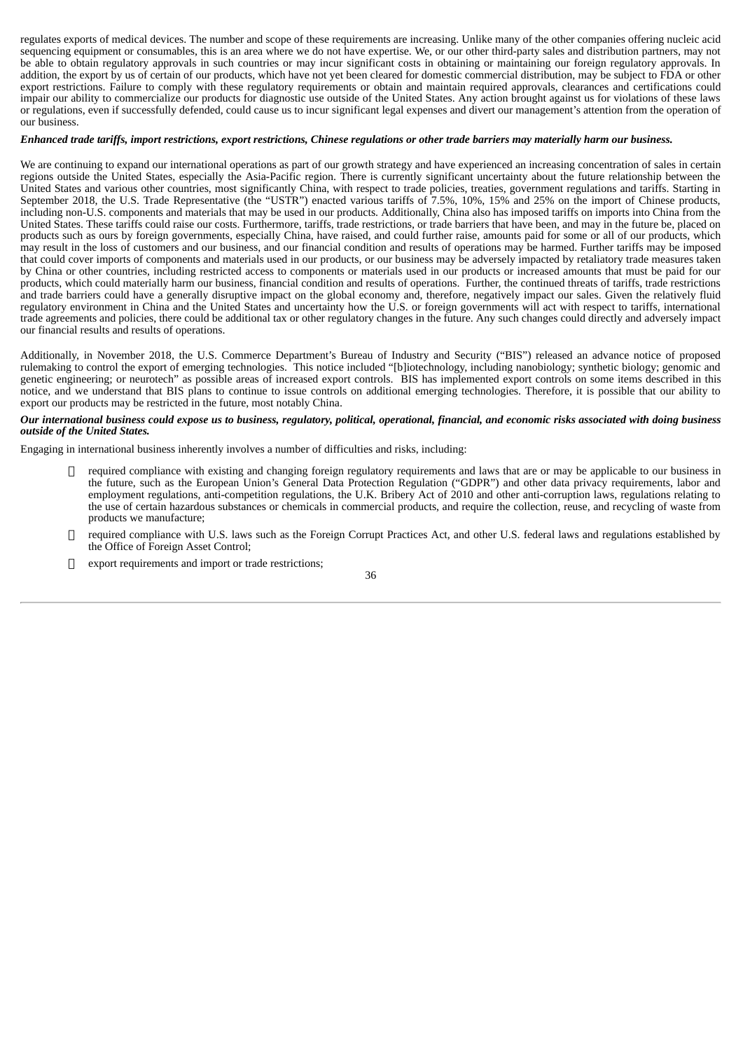regulates exports of medical devices. The number and scope of these requirements are increasing. Unlike many of the other companies offering nucleic acid sequencing equipment or consumables, this is an area where we do not have expertise. We, or our other third-party sales and distribution partners, may not be able to obtain regulatory approvals in such countries or may incur significant costs in obtaining or maintaining our foreign regulatory approvals. In addition, the export by us of certain of our products, which have not yet been cleared for domestic commercial distribution, may be subject to FDA or other export restrictions. Failure to comply with these regulatory requirements or obtain and maintain required approvals, clearances and certifications could impair our ability to commercialize our products for diagnostic use outside of the United States. Any action brought against us for violations of these laws or regulations, even if successfully defended, could cause us to incur significant legal expenses and divert our management's attention from the operation of our business.

***Enhanced trade tariffs, import restrictions, export restrictions, Chinese regulations or other trade barriers may materially harm our business.***

We are continuing to expand our international operations as part of our growth strategy and have experienced an increasing concentration of sales in certain regions outside the United States, especially the Asia-Pacific region. There is currently significant uncertainty about the future relationship between the United States and various other countries, most significantly China, with respect to trade policies, treaties, government regulations and tariffs. Starting in September 2018, the U.S. Trade Representative (the "USTR") enacted various tariffs of 7.5%, 10%, 15% and 25% on the import of Chinese products, including non-U.S. components and materials that may be used in our products. Additionally, China also has imposed tariffs on imports into China from the United States. These tariffs could raise our costs. Furthermore, tariffs, trade restrictions, or trade barriers that have been, and may in the future be, placed on products such as ours by foreign governments, especially China, have raised, and could further raise, amounts paid for some or all of our products, which may result in the loss of customers and our business, and our financial condition and results of operations may be harmed. Further tariffs may be imposed that could cover imports of components and materials used in our products, or our business may be adversely impacted by retaliatory trade measures taken by China or other countries, including restricted access to components or materials used in our products or increased amounts that must be paid for our products, which could materially harm our business, financial condition and results of operations. Further, the continued threats of tariffs, trade restrictions and trade barriers could have a generally disruptive impact on the global economy and, therefore, negatively impact our sales. Given the relatively fluid regulatory environment in China and the United States and uncertainty how the U.S. or foreign governments will act with respect to tariffs, international trade agreements and policies, there could be additional tax or other regulatory changes in the future. Any such changes could directly and adversely impact our financial results and results of operations.

Additionally, in November 2018, the U.S. Commerce Department's Bureau of Industry and Security ("BIS") released an advance notice of proposed rulemaking to control the export of emerging technologies. This notice included "[b]iotechnology, including nanobiology; synthetic biology; genomic and genetic engineering; or neurotech" as possible areas of increased export controls. BIS has implemented export controls on some items described in this notice, and we understand that BIS plans to continue to issue controls on additional emerging technologies. Therefore, it is possible that our ability to export our products may be restricted in the future, most notably China.

***Our international business could expose us to business, regulatory, political, operational, financial, and economic risks associated with doing business outside of the United States.***

Engaging in international business inherently involves a number of difficulties and risks, including:

- required compliance with existing and changing foreign regulatory requirements and laws that are or may be applicable to our business in the future, such as the European Union's General Data Protection Regulation ("GDPR") and other data privacy requirements, labor and employment regulations, anti-competition regulations, the U.K. Bribery Act of 2010 and other anti-corruption laws, regulations relating to the use of certain hazardous substances or chemicals in commercial products, and require the collection, reuse, and recycling of waste from products we manufacture;
- required compliance with U.S. laws such as the Foreign Corrupt Practices Act, and other U.S. federal laws and regulations established by the Office of Foreign Asset Control;
- export requirements and import or trade restrictions;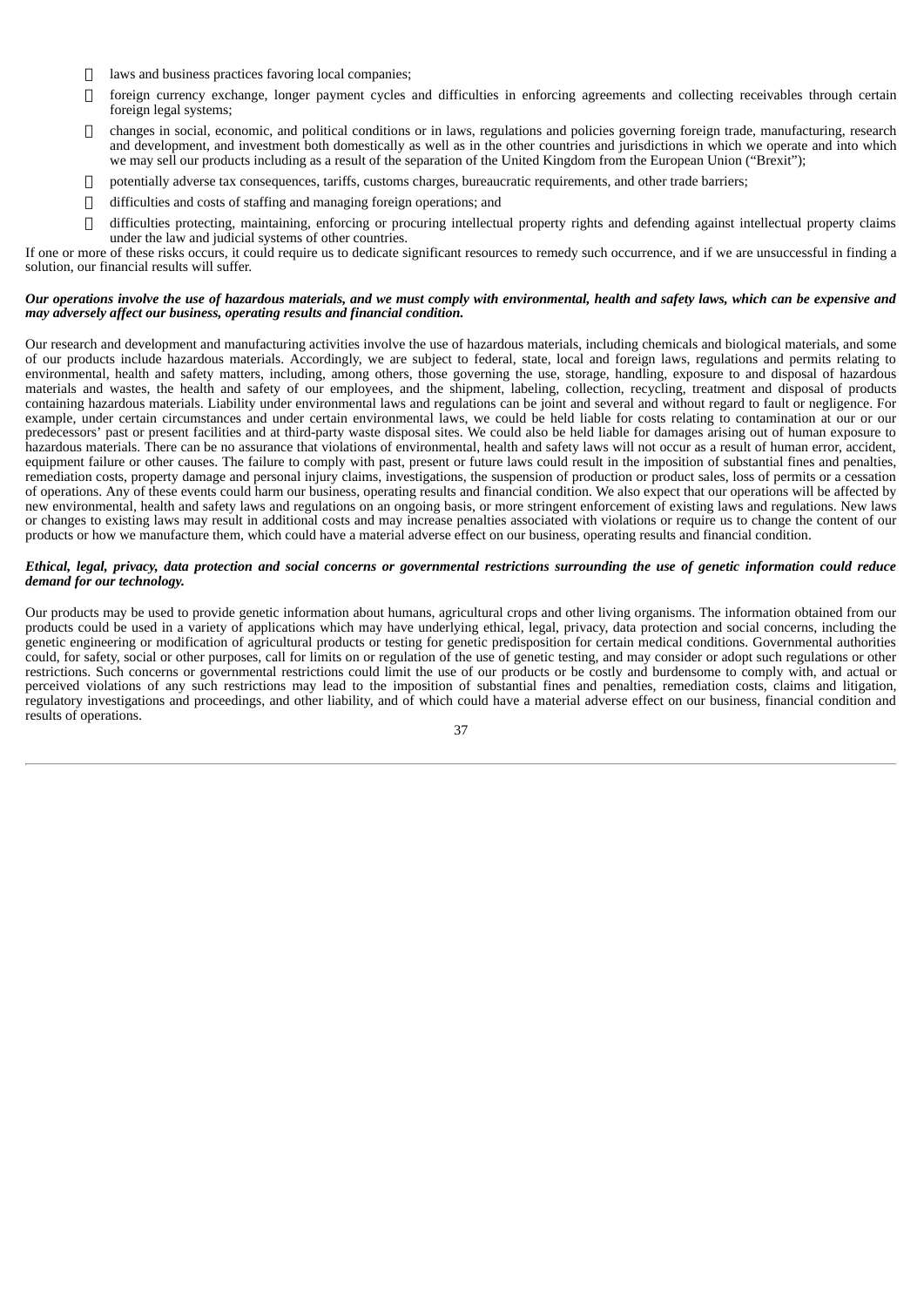- laws and business practices favoring local companies;
- foreign currency exchange, longer payment cycles and difficulties in enforcing agreements and collecting receivables through certain foreign legal systems;
- changes in social, economic, and political conditions or in laws, regulations and policies governing foreign trade, manufacturing, research and development, and investment both domestically as well as in the other countries and jurisdictions in which we operate and into which we may sell our products including as a result of the separation of the United Kingdom from the European Union ("Brexit");
- potentially adverse tax consequences, tariffs, customs charges, bureaucratic requirements, and other trade barriers;
- difficulties and costs of staffing and managing foreign operations; and
- difficulties protecting, maintaining, enforcing or procuring intellectual property rights and defending against intellectual property claims under the law and judicial systems of other countries.

If one or more of these risks occurs, it could require us to dedicate significant resources to remedy such occurrence, and if we are unsuccessful in finding a solution, our financial results will suffer.

***Our operations involve the use of hazardous materials, and we must comply with environmental, health and safety laws, which can be expensive and may adversely affect our business, operating results and financial condition.***

Our research and development and manufacturing activities involve the use of hazardous materials, including chemicals and biological materials, and some of our products include hazardous materials. Accordingly, we are subject to federal, state, local and foreign laws, regulations and permits relating to environmental, health and safety matters, including, among others, those governing the use, storage, handling, exposure to and disposal of hazardous materials and wastes, the health and safety of our employees, and the shipment, labeling, collection, recycling, treatment and disposal of products containing hazardous materials. Liability under environmental laws and regulations can be joint and several and without regard to fault or negligence. For example, under certain circumstances and under certain environmental laws, we could be held liable for costs relating to contamination at our or our predecessors' past or present facilities and at third-party waste disposal sites. We could also be held liable for damages arising out of human exposure to hazardous materials. There can be no assurance that violations of environmental, health and safety laws will not occur as a result of human error, accident, equipment failure or other causes. The failure to comply with past, present or future laws could result in the imposition of substantial fines and penalties, remediation costs, property damage and personal injury claims, investigations, the suspension of production or product sales, loss of permits or a cessation of operations. Any of these events could harm our business, operating results and financial condition. We also expect that our operations will be affected by new environmental, health and safety laws and regulations on an ongoing basis, or more stringent enforcement of existing laws and regulations. New laws or changes to existing laws may result in additional costs and may increase penalties associated with violations or require us to change the content of our products or how we manufacture them, which could have a material adverse effect on our business, operating results and financial condition.

***Ethical, legal, privacy, data protection and social concerns or governmental restrictions surrounding the use of genetic information could reduce demand for our technology.***

Our products may be used to provide genetic information about humans, agricultural crops and other living organisms. The information obtained from our products could be used in a variety of applications which may have underlying ethical, legal, privacy, data protection and social concerns, including the genetic engineering or modification of agricultural products or testing for genetic predisposition for certain medical conditions. Governmental authorities could, for safety, social or other purposes, call for limits on or regulation of the use of genetic testing, and may consider or adopt such regulations or other restrictions. Such concerns or governmental restrictions could limit the use of our products or be costly and burdensome to comply with, and actual or perceived violations of any such restrictions may lead to the imposition of substantial fines and penalties, remediation costs, claims and litigation, regulatory investigations and proceedings, and other liability, and of which could have a material adverse effect on our business, financial condition and results of operations.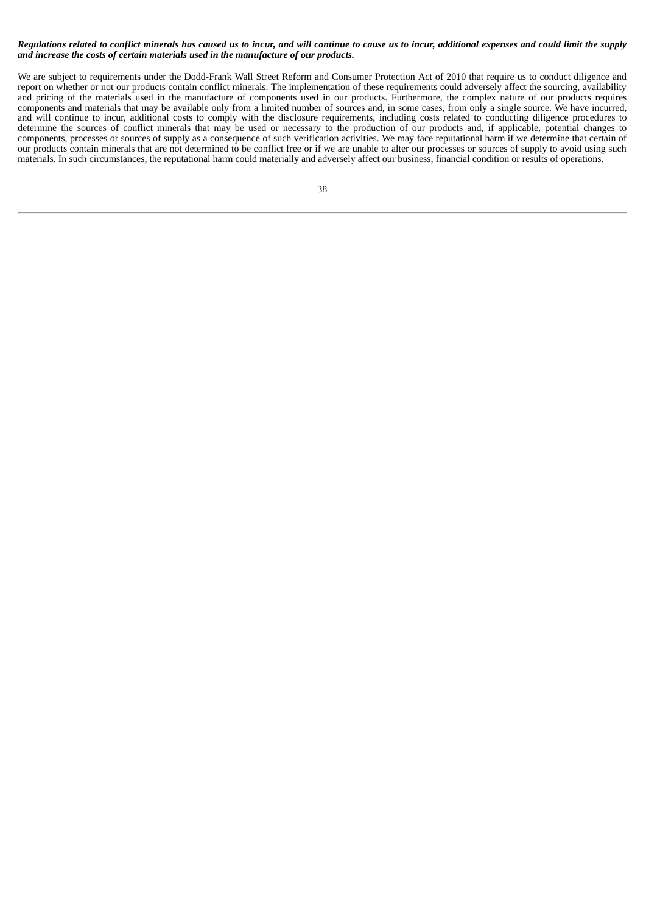***Regulations related to conflict minerals has caused us to incur, and will continue to cause us to incur, additional expenses and could limit the supply and increase the costs of certain materials used in the manufacture of our products.***

We are subject to requirements under the Dodd-Frank Wall Street Reform and Consumer Protection Act of 2010 that require us to conduct diligence and report on whether or not our products contain conflict minerals. The implementation of these requirements could adversely affect the sourcing, availability and pricing of the materials used in the manufacture of components used in our products. Furthermore, the complex nature of our products requires components and materials that may be available only from a limited number of sources and, in some cases, from only a single source. We have incurred, and will continue to incur, additional costs to comply with the disclosure requirements, including costs related to conducting diligence procedures to determine the sources of conflict minerals that may be used or necessary to the production of our products and, if applicable, potential changes to components, processes or sources of supply as a consequence of such verification activities. We may face reputational harm if we determine that certain of our products contain minerals that are not determined to be conflict free or if we are unable to alter our processes or sources of supply to avoid using such materials. In such circumstances, the reputational harm could materially and adversely affect our business, financial condition or results of operations.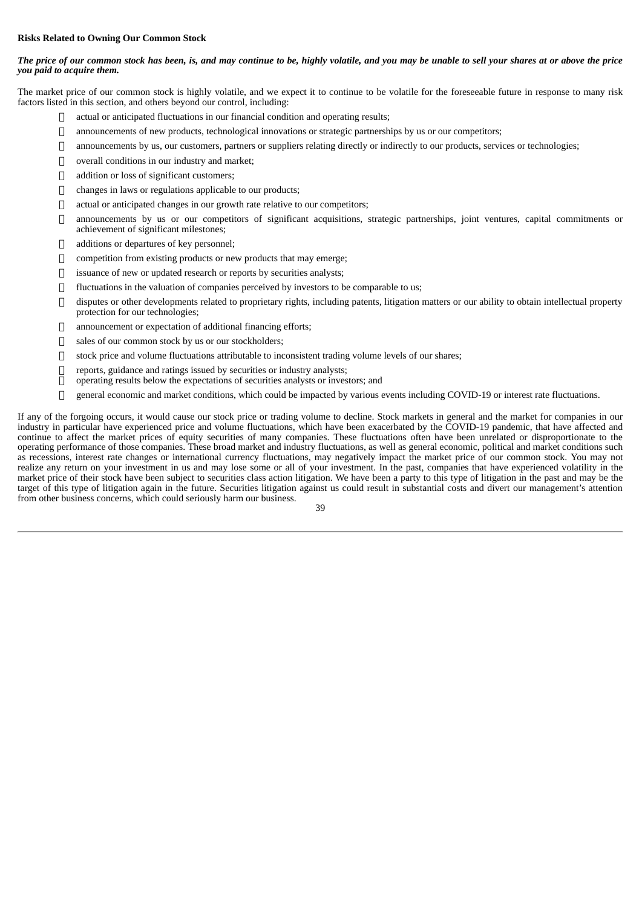**Risks Related to Owning Our Common Stock**

***The price of our common stock has been, is, and may continue to be, highly volatile, and you may be unable to sell your shares at or above the price you paid to acquire them.***

The market price of our common stock is highly volatile, and we expect it to continue to be volatile for the foreseeable future in response to many risk factors listed in this section, and others beyond our control, including:

- actual or anticipated fluctuations in our financial condition and operating results;
- announcements of new products, technological innovations or strategic partnerships by us or our competitors;
- announcements by us, our customers, partners or suppliers relating directly or indirectly to our products, services or technologies;
- overall conditions in our industry and market;
- addition or loss of significant customers;
- changes in laws or regulations applicable to our products;
- actual or anticipated changes in our growth rate relative to our competitors;
- announcements by us or our competitors of significant acquisitions, strategic partnerships, joint ventures, capital commitments or achievement of significant milestones;
- additions or departures of key personnel;
- competition from existing products or new products that may emerge;
- issuance of new or updated research or reports by securities analysts;
- fluctuations in the valuation of companies perceived by investors to be comparable to us;
- disputes or other developments related to proprietary rights, including patents, litigation matters or our ability to obtain intellectual property protection for our technologies;
- announcement or expectation of additional financing efforts;
- sales of our common stock by us or our stockholders;
- stock price and volume fluctuations attributable to inconsistent trading volume levels of our shares;
- reports, guidance and ratings issued by securities or industry analysts;
- operating results below the expectations of securities analysts or investors; and
- general economic and market conditions, which could be impacted by various events including COVID-19 or interest rate fluctuations.

If any of the forgoing occurs, it would cause our stock price or trading volume to decline. Stock markets in general and the market for companies in our industry in particular have experienced price and volume fluctuations, which have been exacerbated by the COVID-19 pandemic, that have affected and continue to affect the market prices of equity securities of many companies. These fluctuations often have been unrelated or disproportionate to the operating performance of those companies. These broad market and industry fluctuations, as well as general economic, political and market conditions such as recessions, interest rate changes or international currency fluctuations, may negatively impact the market price of our common stock. You may not realize any return on your investment in us and may lose some or all of your investment. In the past, companies that have experienced volatility in the market price of their stock have been subject to securities class action litigation. We have been a party to this type of litigation in the past and may be the target of this type of litigation again in the future. Securities litigation against us could result in substantial costs and divert our management's attention from other business concerns, which could seriously harm our business.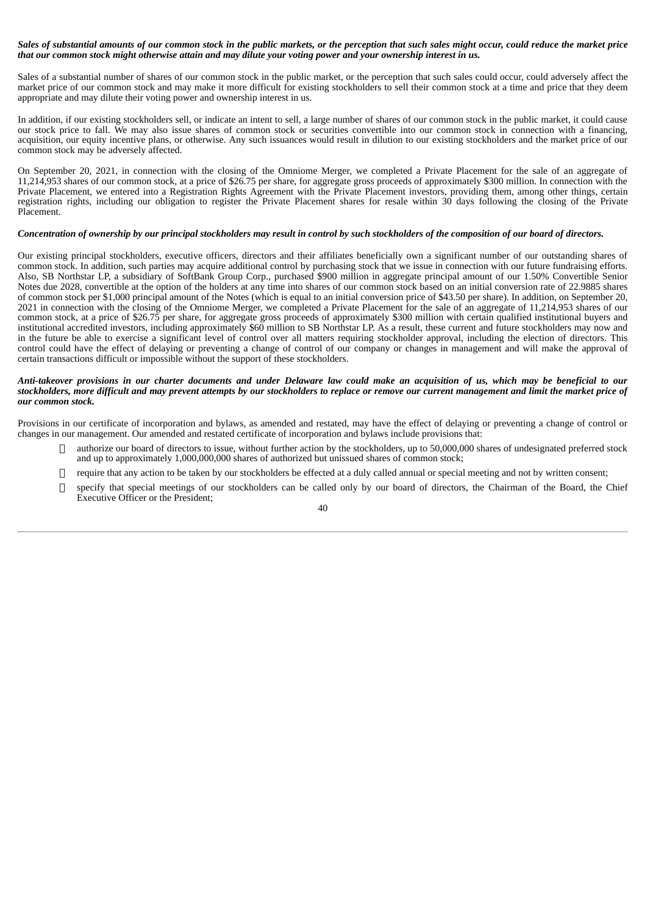***Sales of substantial amounts of our common stock in the public markets, or the perception that such sales might occur, could reduce the market price that our common stock might otherwise attain and may dilute your voting power and your ownership interest in us.***

Sales of a substantial number of shares of our common stock in the public market, or the perception that such sales could occur, could adversely affect the market price of our common stock and may make it more difficult for existing stockholders to sell their common stock at a time and price that they deem appropriate and may dilute their voting power and ownership interest in us.

In addition, if our existing stockholders sell, or indicate an intent to sell, a large number of shares of our common stock in the public market, it could cause our stock price to fall. We may also issue shares of common stock or securities convertible into our common stock in connection with a financing, acquisition, our equity incentive plans, or otherwise. Any such issuances would result in dilution to our existing stockholders and the market price of our common stock may be adversely affected.

On September 20, 2021, in connection with the closing of the Omniome Merger, we completed a Private Placement for the sale of an aggregate of 11,214,953 shares of our common stock, at a price of $26.75 per share, for aggregate gross proceeds of approximately $300 million. In connection with the Private Placement, we entered into a Registration Rights Agreement with the Private Placement investors, providing them, among other things, certain registration rights, including our obligation to register the Private Placement shares for resale within 30 days following the closing of the Private Placement.

***Concentration of ownership by our principal stockholders may result in control by such stockholders of the composition of our board of directors.***

Our existing principal stockholders, executive officers, directors and their affiliates beneficially own a significant number of our outstanding shares of common stock. In addition, such parties may acquire additional control by purchasing stock that we issue in connection with our future fundraising efforts. Also, SB Northstar LP, a subsidiary of SoftBank Group Corp., purchased $900 million in aggregate principal amount of our 1.50% Convertible Senior Notes due 2028, convertible at the option of the holders at any time into shares of our common stock based on an initial conversion rate of 22.9885 shares of common stock per $1,000 principal amount of the Notes (which is equal to an initial conversion price of $43.50 per share). In addition, on September 20, 2021 in connection with the closing of the Omniome Merger, we completed a Private Placement for the sale of an aggregate of 11,214,953 shares of our common stock, at a price of $26.75 per share, for aggregate gross proceeds of approximately $300 million with certain qualified institutional buyers and institutional accredited investors, including approximately $60 million to SB Northstar LP. As a result, these current and future stockholders may now and in the future be able to exercise a significant level of control over all matters requiring stockholder approval, including the election of directors. This control could have the effect of delaying or preventing a change of control of our company or changes in management and will make the approval of certain transactions difficult or impossible without the support of these stockholders.

***Anti-takeover provisions in our charter documents and under Delaware law could make an acquisition of us, which may be beneficial to our stockholders, more difficult and may prevent attempts by our stockholders to replace or remove our current management and limit the market price of our common stock.***

Provisions in our certificate of incorporation and bylaws, as amended and restated, may have the effect of delaying or preventing a change of control or changes in our management. Our amended and restated certificate of incorporation and bylaws include provisions that:

- authorize our board of directors to issue, without further action by the stockholders, up to 50,000,000 shares of undesignated preferred stock and up to approximately 1,000,000,000 shares of authorized but unissued shares of common stock;
- require that any action to be taken by our stockholders be effected at a duly called annual or special meeting and not by written consent;
- specify that special meetings of our stockholders can be called only by our board of directors, the Chairman of the Board, the Chief Executive Officer or the President;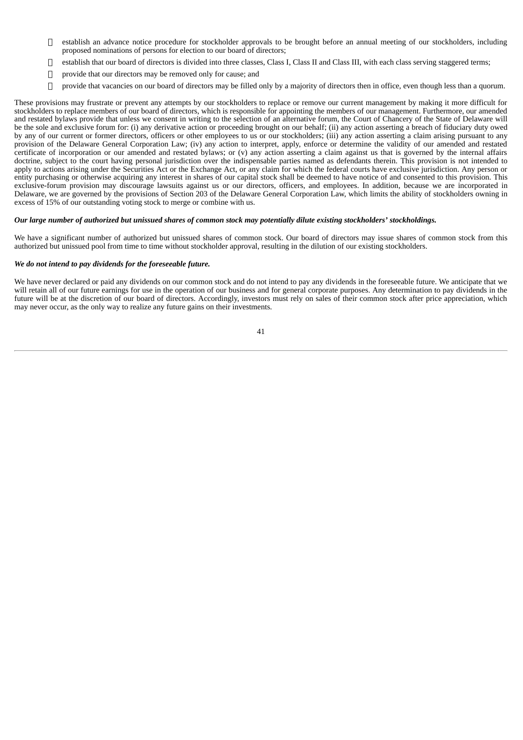- establish an advance notice procedure for stockholder approvals to be brought before an annual meeting of our stockholders, including proposed nominations of persons for election to our board of directors;
- establish that our board of directors is divided into three classes, Class I, Class II and Class III, with each class serving staggered terms;
- provide that our directors may be removed only for cause; and
- provide that vacancies on our board of directors may be filled only by a majority of directors then in office, even though less than a quorum.

These provisions may frustrate or prevent any attempts by our stockholders to replace or remove our current management by making it more difficult for stockholders to replace members of our board of directors, which is responsible for appointing the members of our management. Furthermore, our amended and restated bylaws provide that unless we consent in writing to the selection of an alternative forum, the Court of Chancery of the State of Delaware will be the sole and exclusive forum for: (i) any derivative action or proceeding brought on our behalf; (ii) any action asserting a breach of fiduciary duty owed by any of our current or former directors, officers or other employees to us or our stockholders; (iii) any action asserting a claim arising pursuant to any provision of the Delaware General Corporation Law; (iv) any action to interpret, apply, enforce or determine the validity of our amended and restated certificate of incorporation or our amended and restated bylaws; or (v) any action asserting a claim against us that is governed by the internal affairs doctrine, subject to the court having personal jurisdiction over the indispensable parties named as defendants therein. This provision is not intended to apply to actions arising under the Securities Act or the Exchange Act, or any claim for which the federal courts have exclusive jurisdiction. Any person or entity purchasing or otherwise acquiring any interest in shares of our capital stock shall be deemed to have notice of and consented to this provision. This exclusive-forum provision may discourage lawsuits against us or our directors, officers, and employees. In addition, because we are incorporated in Delaware, we are governed by the provisions of Section 203 of the Delaware General Corporation Law, which limits the ability of stockholders owning in excess of 15% of our outstanding voting stock to merge or combine with us.

***Our large number of authorized but unissued shares of common stock may potentially dilute existing stockholders' stockholdings.***

We have a significant number of authorized but unissued shares of common stock. Our board of directors may issue shares of common stock from this authorized but unissued pool from time to time without stockholder approval, resulting in the dilution of our existing stockholders.

***We do not intend to pay dividends for the foreseeable future.***

We have never declared or paid any dividends on our common stock and do not intend to pay any dividends in the foreseeable future. We anticipate that we will retain all of our future earnings for use in the operation of our business and for general corporate purposes. Any determination to pay dividends in the future will be at the discretion of our board of directors. Accordingly, investors must rely on sales of their common stock after price appreciation, which may never occur, as the only way to realize any future gains on their investments.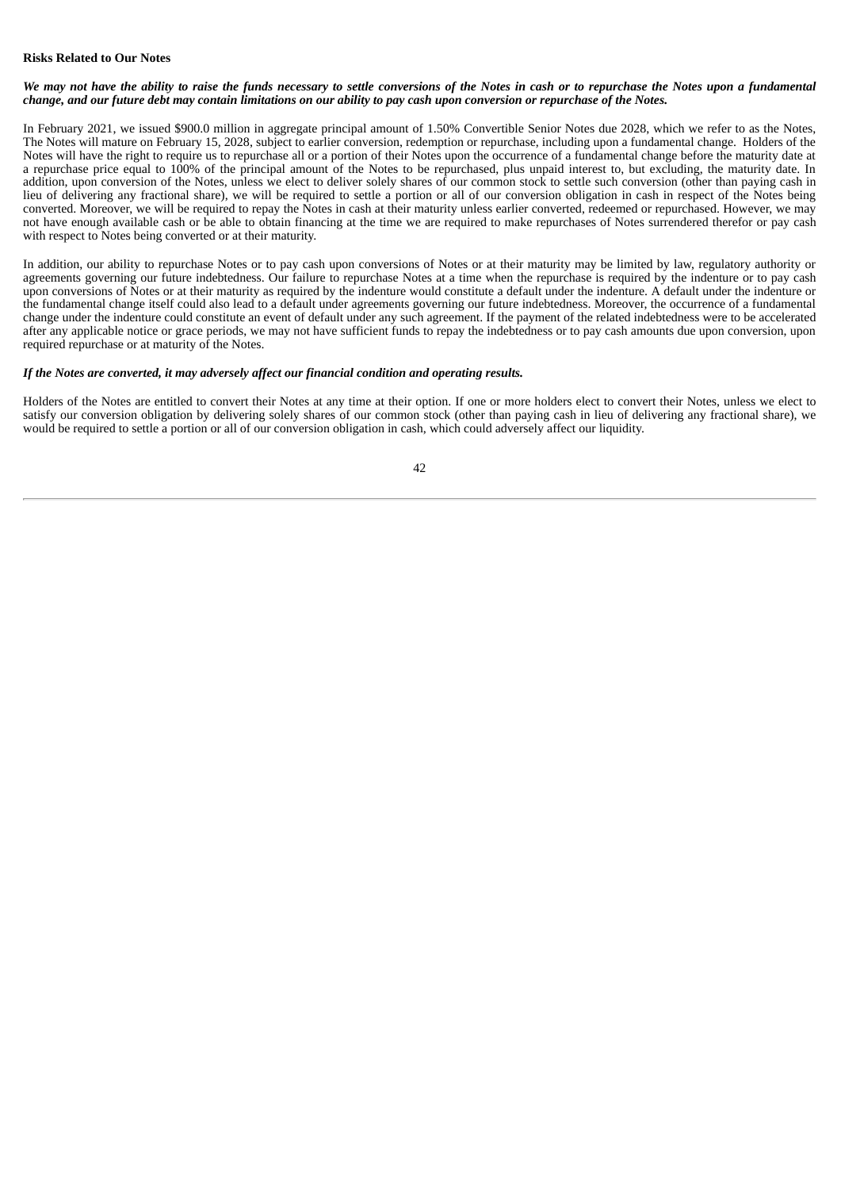**Risks Related to Our Notes**

***We may not have the ability to raise the funds necessary to settle conversions of the Notes in cash or to repurchase the Notes upon a fundamental change, and our future debt may contain limitations on our ability to pay cash upon conversion or repurchase of the Notes.***

In February 2021, we issued $900.0 million in aggregate principal amount of 1.50% Convertible Senior Notes due 2028, which we refer to as the Notes, The Notes will mature on February 15, 2028, subject to earlier conversion, redemption or repurchase, including upon a fundamental change. Holders of the Notes will have the right to require us to repurchase all or a portion of their Notes upon the occurrence of a fundamental change before the maturity date at a repurchase price equal to 100% of the principal amount of the Notes to be repurchased, plus unpaid interest to, but excluding, the maturity date. In addition, upon conversion of the Notes, unless we elect to deliver solely shares of our common stock to settle such conversion (other than paying cash in lieu of delivering any fractional share), we will be required to settle a portion or all of our conversion obligation in cash in respect of the Notes being converted. Moreover, we will be required to repay the Notes in cash at their maturity unless earlier converted, redeemed or repurchased. However, we may not have enough available cash or be able to obtain financing at the time we are required to make repurchases of Notes surrendered therefor or pay cash with respect to Notes being converted or at their maturity.

In addition, our ability to repurchase Notes or to pay cash upon conversions of Notes or at their maturity may be limited by law, regulatory authority or agreements governing our future indebtedness. Our failure to repurchase Notes at a time when the repurchase is required by the indenture or to pay cash upon conversions of Notes or at their maturity as required by the indenture would constitute a default under the indenture. A default under the indenture or the fundamental change itself could also lead to a default under agreements governing our future indebtedness. Moreover, the occurrence of a fundamental change under the indenture could constitute an event of default under any such agreement. If the payment of the related indebtedness were to be accelerated after any applicable notice or grace periods, we may not have sufficient funds to repay the indebtedness or to pay cash amounts due upon conversion, upon required repurchase or at maturity of the Notes.

***If the Notes are converted, it may adversely affect our financial condition and operating results.***

Holders of the Notes are entitled to convert their Notes at any time at their option. If one or more holders elect to convert their Notes, unless we elect to satisfy our conversion obligation by delivering solely shares of our common stock (other than paying cash in lieu of delivering any fractional share), we would be required to settle a portion or all of our conversion obligation in cash, which could adversely affect our liquidity.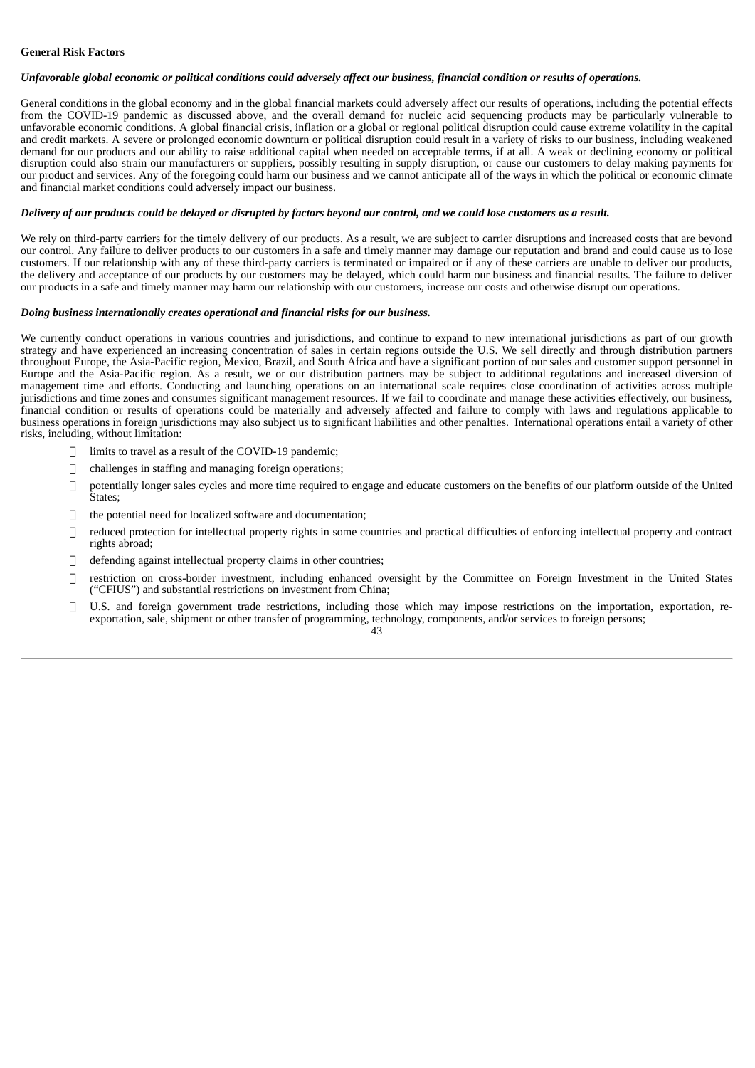**General Risk Factors**

***Unfavorable global economic or political conditions could adversely affect our business, financial condition or results of operations.***

General conditions in the global economy and in the global financial markets could adversely affect our results of operations, including the potential effects from the COVID-19 pandemic as discussed above, and the overall demand for nucleic acid sequencing products may be particularly vulnerable to unfavorable economic conditions. A global financial crisis, inflation or a global or regional political disruption could cause extreme volatility in the capital and credit markets. A severe or prolonged economic downturn or political disruption could result in a variety of risks to our business, including weakened demand for our products and our ability to raise additional capital when needed on acceptable terms, if at all. A weak or declining economy or political disruption could also strain our manufacturers or suppliers, possibly resulting in supply disruption, or cause our customers to delay making payments for our product and services. Any of the foregoing could harm our business and we cannot anticipate all of the ways in which the political or economic climate and financial market conditions could adversely impact our business.

***Delivery of our products could be delayed or disrupted by factors beyond our control, and we could lose customers as a result.***

We rely on third-party carriers for the timely delivery of our products. As a result, we are subject to carrier disruptions and increased costs that are beyond our control. Any failure to deliver products to our customers in a safe and timely manner may damage our reputation and brand and could cause us to lose customers. If our relationship with any of these third-party carriers is terminated or impaired or if any of these carriers are unable to deliver our products, the delivery and acceptance of our products by our customers may be delayed, which could harm our business and financial results. The failure to deliver our products in a safe and timely manner may harm our relationship with our customers, increase our costs and otherwise disrupt our operations.

***Doing business internationally creates operational and financial risks for our business.***

We currently conduct operations in various countries and jurisdictions, and continue to expand to new international jurisdictions as part of our growth strategy and have experienced an increasing concentration of sales in certain regions outside the U.S. We sell directly and through distribution partners throughout Europe, the Asia-Pacific region, Mexico, Brazil, and South Africa and have a significant portion of our sales and customer support personnel in Europe and the Asia-Pacific region. As a result, we or our distribution partners may be subject to additional regulations and increased diversion of management time and efforts. Conducting and launching operations on an international scale requires close coordination of activities across multiple jurisdictions and time zones and consumes significant management resources. If we fail to coordinate and manage these activities effectively, our business, financial condition or results of operations could be materially and adversely affected and failure to comply with laws and regulations applicable to business operations in foreign jurisdictions may also subject us to significant liabilities and other penalties. International operations entail a variety of other risks, including, without limitation:

- limits to travel as a result of the COVID-19 pandemic;
- challenges in staffing and managing foreign operations;
- potentially longer sales cycles and more time required to engage and educate customers on the benefits of our platform outside of the United States;
- the potential need for localized software and documentation;
- reduced protection for intellectual property rights in some countries and practical difficulties of enforcing intellectual property and contract rights abroad;
- defending against intellectual property claims in other countries;
- restriction on cross-border investment, including enhanced oversight by the Committee on Foreign Investment in the United States ("CFIUS") and substantial restrictions on investment from China;
- U.S. and foreign government trade restrictions, including those which may impose restrictions on the importation, exportation, re-exportation, sale, shipment or other transfer of programming, technology, components, and/or services to foreign persons;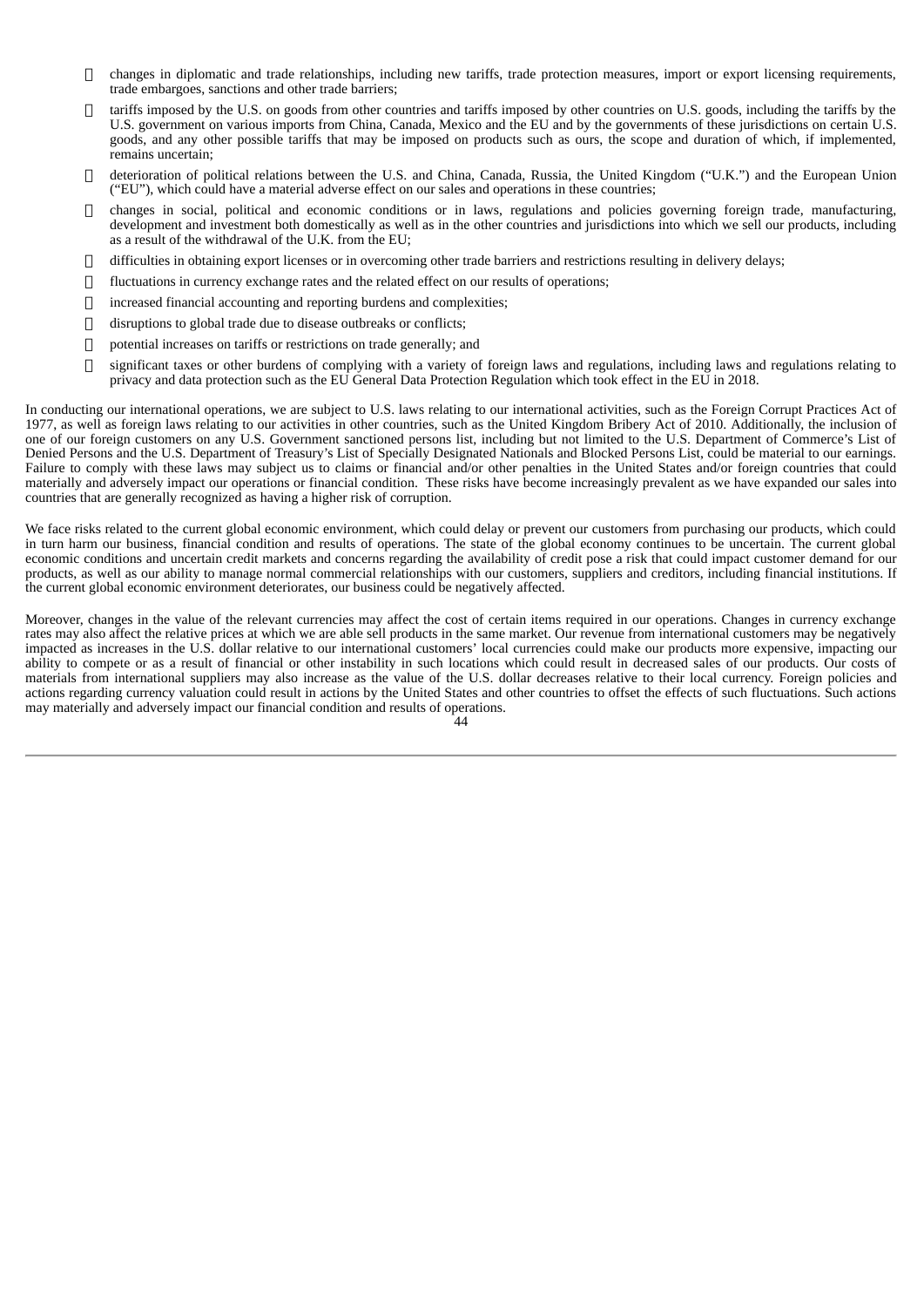- changes in diplomatic and trade relationships, including new tariffs, trade protection measures, import or export licensing requirements, trade embargoes, sanctions and other trade barriers;
- tariffs imposed by the U.S. on goods from other countries and tariffs imposed by other countries on U.S. goods, including the tariffs by the U.S. government on various imports from China, Canada, Mexico and the EU and by the governments of these jurisdictions on certain U.S. goods, and any other possible tariffs that may be imposed on products such as ours, the scope and duration of which, if implemented, remains uncertain;
- deterioration of political relations between the U.S. and China, Canada, Russia, the United Kingdom ("U.K.") and the European Union ("EU"), which could have a material adverse effect on our sales and operations in these countries;
- changes in social, political and economic conditions or in laws, regulations and policies governing foreign trade, manufacturing, development and investment both domestically as well as in the other countries and jurisdictions into which we sell our products, including as a result of the withdrawal of the U.K. from the EU;
- difficulties in obtaining export licenses or in overcoming other trade barriers and restrictions resulting in delivery delays;
- fluctuations in currency exchange rates and the related effect on our results of operations;
- increased financial accounting and reporting burdens and complexities;
- disruptions to global trade due to disease outbreaks or conflicts;
- potential increases on tariffs or restrictions on trade generally; and
- significant taxes or other burdens of complying with a variety of foreign laws and regulations, including laws and regulations relating to privacy and data protection such as the EU General Data Protection Regulation which took effect in the EU in 2018.

In conducting our international operations, we are subject to U.S. laws relating to our international activities, such as the Foreign Corrupt Practices Act of 1977, as well as foreign laws relating to our activities in other countries, such as the United Kingdom Bribery Act of 2010. Additionally, the inclusion of one of our foreign customers on any U.S. Government sanctioned persons list, including but not limited to the U.S. Department of Commerce's List of Denied Persons and the U.S. Department of Treasury's List of Specially Designated Nationals and Blocked Persons List, could be material to our earnings. Failure to comply with these laws may subject us to claims or financial and/or other penalties in the United States and/or foreign countries that could materially and adversely impact our operations or financial condition. These risks have become increasingly prevalent as we have expanded our sales into countries that are generally recognized as having a higher risk of corruption.

We face risks related to the current global economic environment, which could delay or prevent our customers from purchasing our products, which could in turn harm our business, financial condition and results of operations. The state of the global economy continues to be uncertain. The current global economic conditions and uncertain credit markets and concerns regarding the availability of credit pose a risk that could impact customer demand for our products, as well as our ability to manage normal commercial relationships with our customers, suppliers and creditors, including financial institutions. If the current global economic environment deteriorates, our business could be negatively affected.

Moreover, changes in the value of the relevant currencies may affect the cost of certain items required in our operations. Changes in currency exchange rates may also affect the relative prices at which we are able sell products in the same market. Our revenue from international customers may be negatively impacted as increases in the U.S. dollar relative to our international customers' local currencies could make our products more expensive, impacting our ability to compete or as a result of financial or other instability in such locations which could result in decreased sales of our products. Our costs of materials from international suppliers may also increase as the value of the U.S. dollar decreases relative to their local currency. Foreign policies and actions regarding currency valuation could result in actions by the United States and other countries to offset the effects of such fluctuations. Such actions may materially and adversely impact our financial condition and results of operations.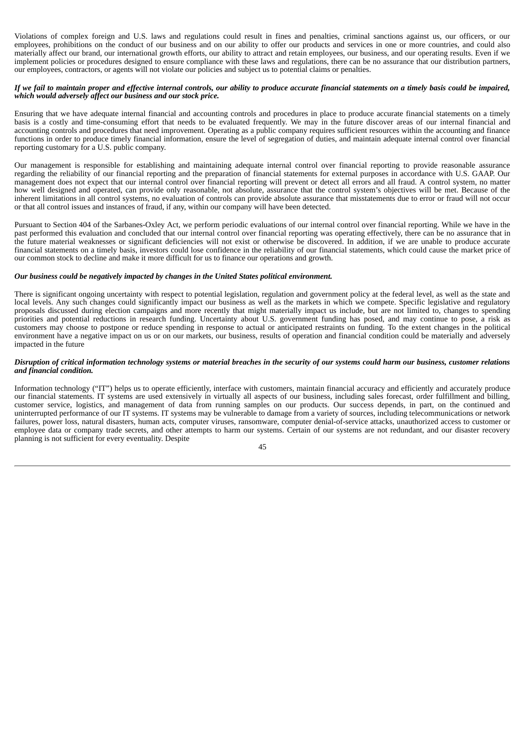Violations of complex foreign and U.S. laws and regulations could result in fines and penalties, criminal sanctions against us, our officers, or our employees, prohibitions on the conduct of our business and on our ability to offer our products and services in one or more countries, and could also materially affect our brand, our international growth efforts, our ability to attract and retain employees, our business, and our operating results. Even if we implement policies or procedures designed to ensure compliance with these laws and regulations, there can be no assurance that our distribution partners, our employees, contractors, or agents will not violate our policies and subject us to potential claims or penalties.

***If we fail to maintain proper and effective internal controls, our ability to produce accurate financial statements on a timely basis could be impaired, which would adversely affect our business and our stock price.***

Ensuring that we have adequate internal financial and accounting controls and procedures in place to produce accurate financial statements on a timely basis is a costly and time-consuming effort that needs to be evaluated frequently. We may in the future discover areas of our internal financial and accounting controls and procedures that need improvement. Operating as a public company requires sufficient resources within the accounting and finance functions in order to produce timely financial information, ensure the level of segregation of duties, and maintain adequate internal control over financial reporting customary for a U.S. public company.

Our management is responsible for establishing and maintaining adequate internal control over financial reporting to provide reasonable assurance regarding the reliability of our financial reporting and the preparation of financial statements for external purposes in accordance with U.S. GAAP. Our management does not expect that our internal control over financial reporting will prevent or detect all errors and all fraud. A control system, no matter how well designed and operated, can provide only reasonable, not absolute, assurance that the control system's objectives will be met. Because of the inherent limitations in all control systems, no evaluation of controls can provide absolute assurance that misstatements due to error or fraud will not occur or that all control issues and instances of fraud, if any, within our company will have been detected.

Pursuant to Section 404 of the Sarbanes-Oxley Act, we perform periodic evaluations of our internal control over financial reporting. While we have in the past performed this evaluation and concluded that our internal control over financial reporting was operating effectively, there can be no assurance that in the future material weaknesses or significant deficiencies will not exist or otherwise be discovered. In addition, if we are unable to produce accurate financial statements on a timely basis, investors could lose confidence in the reliability of our financial statements, which could cause the market price of our common stock to decline and make it more difficult for us to finance our operations and growth.

***Our business could be negatively impacted by changes in the United States political environment.***

There is significant ongoing uncertainty with respect to potential legislation, regulation and government policy at the federal level, as well as the state and local levels. Any such changes could significantly impact our business as well as the markets in which we compete. Specific legislative and regulatory proposals discussed during election campaigns and more recently that might materially impact us include, but are not limited to, changes to spending priorities and potential reductions in research funding. Uncertainty about U.S. government funding has posed, and may continue to pose, a risk as customers may choose to postpone or reduce spending in response to actual or anticipated restraints on funding. To the extent changes in the political environment have a negative impact on us or on our markets, our business, results of operation and financial condition could be materially and adversely impacted in the future

***Disruption of critical information technology systems or material breaches in the security of our systems could harm our business, customer relations and financial condition.***

Information technology ("IT") helps us to operate efficiently, interface with customers, maintain financial accuracy and efficiently and accurately produce our financial statements. IT systems are used extensively in virtually all aspects of our business, including sales forecast, order fulfillment and billing, customer service, logistics, and management of data from running samples on our products. Our success depends, in part, on the continued and uninterrupted performance of our IT systems. IT systems may be vulnerable to damage from a variety of sources, including telecommunications or network failures, power loss, natural disasters, human acts, computer viruses, ransomware, computer denial-of-service attacks, unauthorized access to customer or employee data or company trade secrets, and other attempts to harm our systems. Certain of our systems are not redundant, and our disaster recovery planning is not sufficient for every eventuality. Despite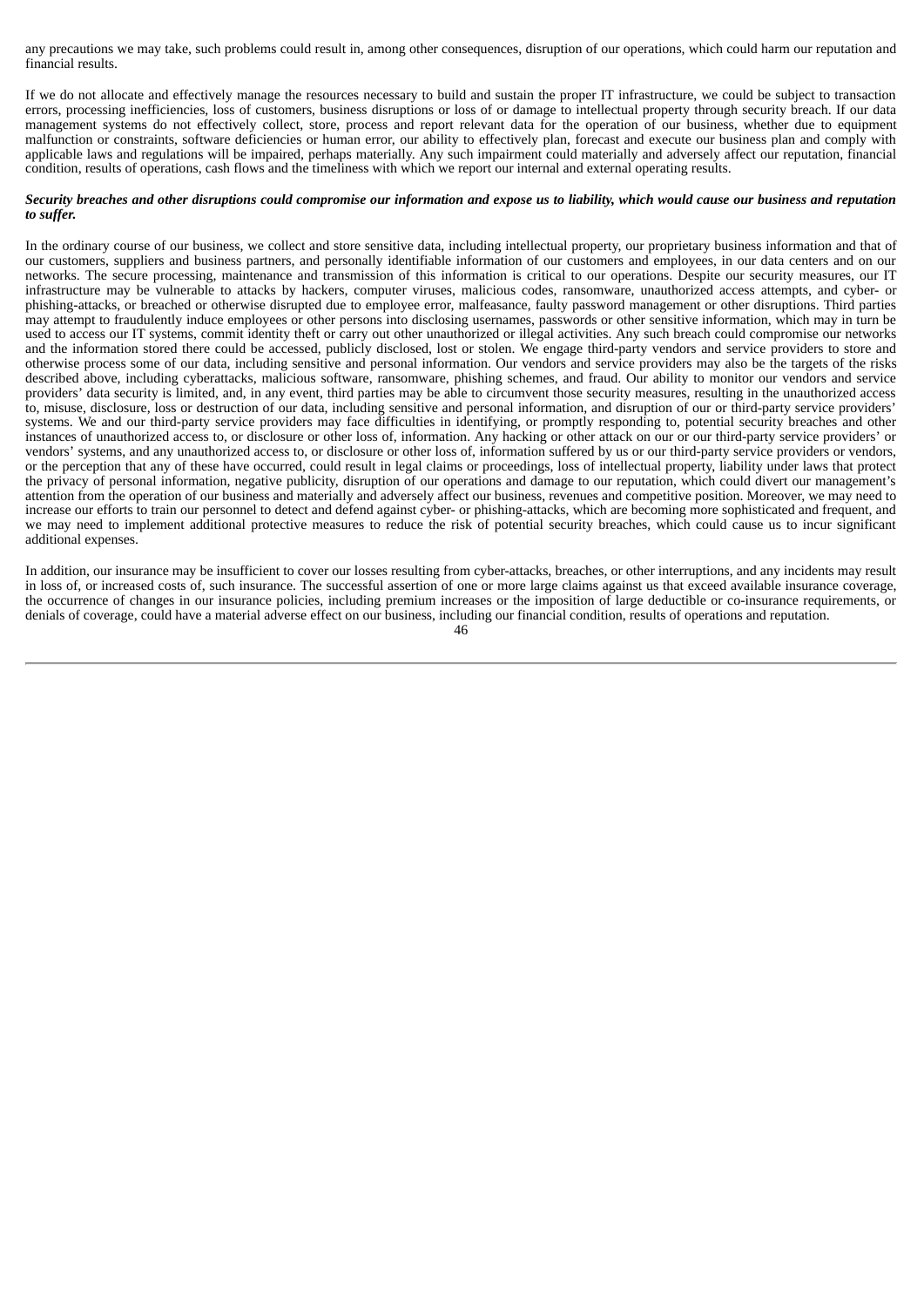any precautions we may take, such problems could result in, among other consequences, disruption of our operations, which could harm our reputation and financial results.

If we do not allocate and effectively manage the resources necessary to build and sustain the proper IT infrastructure, we could be subject to transaction errors, processing inefficiencies, loss of customers, business disruptions or loss of or damage to intellectual property through security breach. If our data management systems do not effectively collect, store, process and report relevant data for the operation of our business, whether due to equipment malfunction or constraints, software deficiencies or human error, our ability to effectively plan, forecast and execute our business plan and comply with applicable laws and regulations will be impaired, perhaps materially. Any such impairment could materially and adversely affect our reputation, financial condition, results of operations, cash flows and the timeliness with which we report our internal and external operating results.

***Security breaches and other disruptions could compromise our information and expose us to liability, which would cause our business and reputation to suffer.***

In the ordinary course of our business, we collect and store sensitive data, including intellectual property, our proprietary business information and that of our customers, suppliers and business partners, and personally identifiable information of our customers and employees, in our data centers and on our networks. The secure processing, maintenance and transmission of this information is critical to our operations. Despite our security measures, our IT infrastructure may be vulnerable to attacks by hackers, computer viruses, malicious codes, ransomware, unauthorized access attempts, and cyber- or phishing-attacks, or breached or otherwise disrupted due to employee error, malfeasance, faulty password management or other disruptions. Third parties may attempt to fraudulently induce employees or other persons into disclosing usernames, passwords or other sensitive information, which may in turn be used to access our IT systems, commit identity theft or carry out other unauthorized or illegal activities. Any such breach could compromise our networks and the information stored there could be accessed, publicly disclosed, lost or stolen. We engage third-party vendors and service providers to store and otherwise process some of our data, including sensitive and personal information. Our vendors and service providers may also be the targets of the risks described above, including cyberattacks, malicious software, ransomware, phishing schemes, and fraud. Our ability to monitor our vendors and service providers' data security is limited, and, in any event, third parties may be able to circumvent those security measures, resulting in the unauthorized access to, misuse, disclosure, loss or destruction of our data, including sensitive and personal information, and disruption of our or third-party service providers' systems. We and our third-party service providers may face difficulties in identifying, or promptly responding to, potential security breaches and other instances of unauthorized access to, or disclosure or other loss of, information. Any hacking or other attack on our or our third-party service providers' or vendors' systems, and any unauthorized access to, or disclosure or other loss of, information suffered by us or our third-party service providers or vendors, or the perception that any of these have occurred, could result in legal claims or proceedings, loss of intellectual property, liability under laws that protect the privacy of personal information, negative publicity, disruption of our operations and damage to our reputation, which could divert our management's attention from the operation of our business and materially and adversely affect our business, revenues and competitive position. Moreover, we may need to increase our efforts to train our personnel to detect and defend against cyber- or phishing-attacks, which are becoming more sophisticated and frequent, and we may need to implement additional protective measures to reduce the risk of potential security breaches, which could cause us to incur significant additional expenses.

In addition, our insurance may be insufficient to cover our losses resulting from cyber-attacks, breaches, or other interruptions, and any incidents may result in loss of, or increased costs of, such insurance. The successful assertion of one or more large claims against us that exceed available insurance coverage, the occurrence of changes in our insurance policies, including premium increases or the imposition of large deductible or co-insurance requirements, or denials of coverage, could have a material adverse effect on our business, including our financial condition, results of operations and reputation.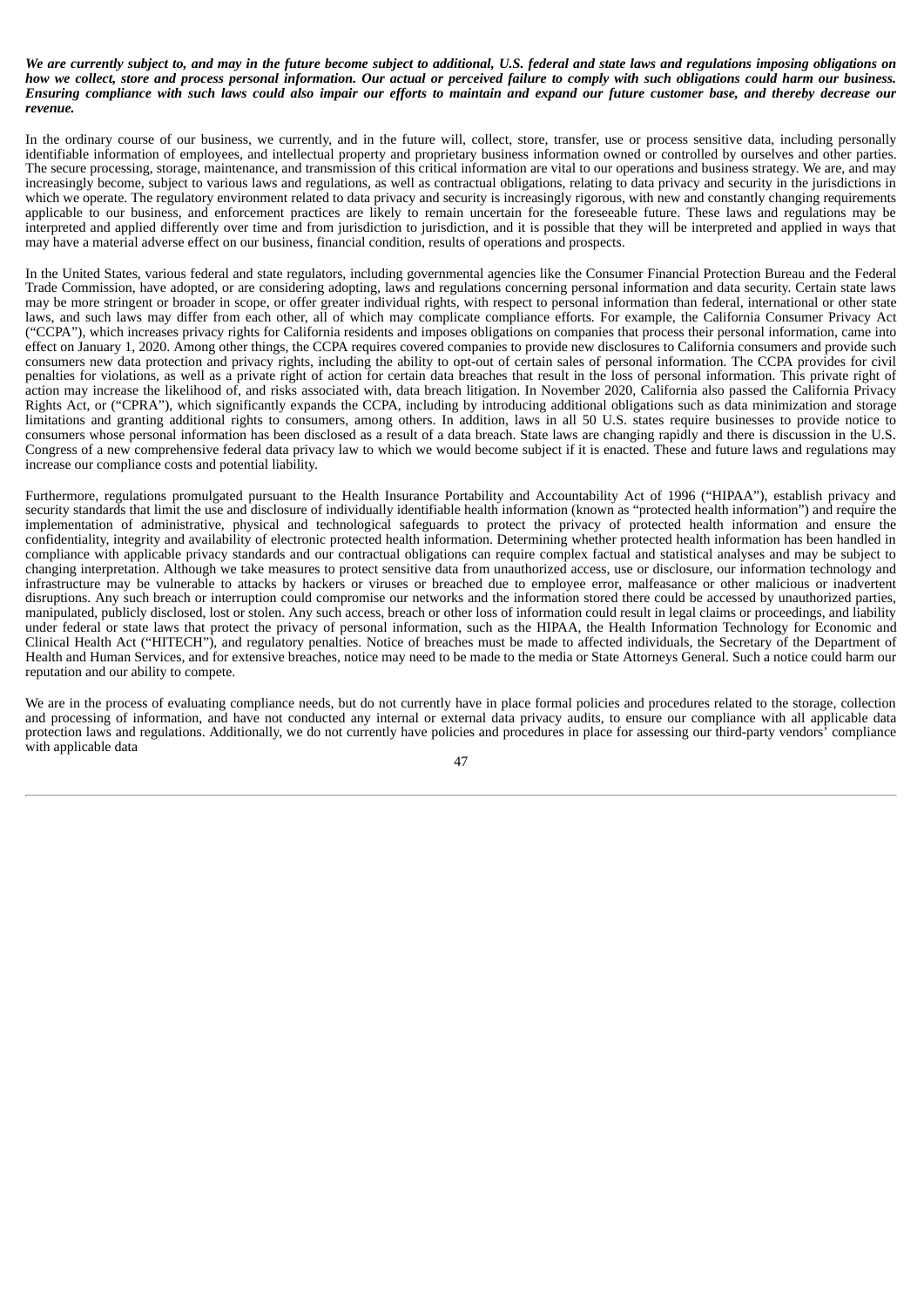***We are currently subject to, and may in the future become subject to additional, U.S. federal and state laws and regulations imposing obligations on how we collect, store and process personal information. Our actual or perceived failure to comply with such obligations could harm our business. Ensuring compliance with such laws could also impair our efforts to maintain and expand our future customer base, and thereby decrease our revenue.***

In the ordinary course of our business, we currently, and in the future will, collect, store, transfer, use or process sensitive data, including personally identifiable information of employees, and intellectual property and proprietary business information owned or controlled by ourselves and other parties. The secure processing, storage, maintenance, and transmission of this critical information are vital to our operations and business strategy. We are, and may increasingly become, subject to various laws and regulations, as well as contractual obligations, relating to data privacy and security in the jurisdictions in which we operate. The regulatory environment related to data privacy and security is increasingly rigorous, with new and constantly changing requirements applicable to our business, and enforcement practices are likely to remain uncertain for the foreseeable future. These laws and regulations may be interpreted and applied differently over time and from jurisdiction to jurisdiction, and it is possible that they will be interpreted and applied in ways that may have a material adverse effect on our business, financial condition, results of operations and prospects.

In the United States, various federal and state regulators, including governmental agencies like the Consumer Financial Protection Bureau and the Federal Trade Commission, have adopted, or are considering adopting, laws and regulations concerning personal information and data security. Certain state laws may be more stringent or broader in scope, or offer greater individual rights, with respect to personal information than federal, international or other state laws, and such laws may differ from each other, all of which may complicate compliance efforts. For example, the California Consumer Privacy Act ("CCPA"), which increases privacy rights for California residents and imposes obligations on companies that process their personal information, came into effect on January 1, 2020. Among other things, the CCPA requires covered companies to provide new disclosures to California consumers and provide such consumers new data protection and privacy rights, including the ability to opt-out of certain sales of personal information. The CCPA provides for civil penalties for violations, as well as a private right of action for certain data breaches that result in the loss of personal information. This private right of action may increase the likelihood of, and risks associated with, data breach litigation. In November 2020, California also passed the California Privacy Rights Act, or ("CPRA"), which significantly expands the CCPA, including by introducing additional obligations such as data minimization and storage limitations and granting additional rights to consumers, among others. In addition, laws in all 50 U.S. states require businesses to provide notice to consumers whose personal information has been disclosed as a result of a data breach. State laws are changing rapidly and there is discussion in the U.S. Congress of a new comprehensive federal data privacy law to which we would become subject if it is enacted. These and future laws and regulations may increase our compliance costs and potential liability.

Furthermore, regulations promulgated pursuant to the Health Insurance Portability and Accountability Act of 1996 ("HIPAA"), establish privacy and security standards that limit the use and disclosure of individually identifiable health information (known as "protected health information") and require the implementation of administrative, physical and technological safeguards to protect the privacy of protected health information and ensure the confidentiality, integrity and availability of electronic protected health information. Determining whether protected health information has been handled in compliance with applicable privacy standards and our contractual obligations can require complex factual and statistical analyses and may be subject to changing interpretation. Although we take measures to protect sensitive data from unauthorized access, use or disclosure, our information technology and infrastructure may be vulnerable to attacks by hackers or viruses or breached due to employee error, malfeasance or other malicious or inadvertent disruptions. Any such breach or interruption could compromise our networks and the information stored there could be accessed by unauthorized parties, manipulated, publicly disclosed, lost or stolen. Any such access, breach or other loss of information could result in legal claims or proceedings, and liability under federal or state laws that protect the privacy of personal information, such as the HIPAA, the Health Information Technology for Economic and Clinical Health Act ("HITECH"), and regulatory penalties. Notice of breaches must be made to affected individuals, the Secretary of the Department of Health and Human Services, and for extensive breaches, notice may need to be made to the media or State Attorneys General. Such a notice could harm our reputation and our ability to compete.

We are in the process of evaluating compliance needs, but do not currently have in place formal policies and procedures related to the storage, collection and processing of information, and have not conducted any internal or external data privacy audits, to ensure our compliance with all applicable data protection laws and regulations. Additionally, we do not currently have policies and procedures in place for assessing our third-party vendors' compliance with applicable data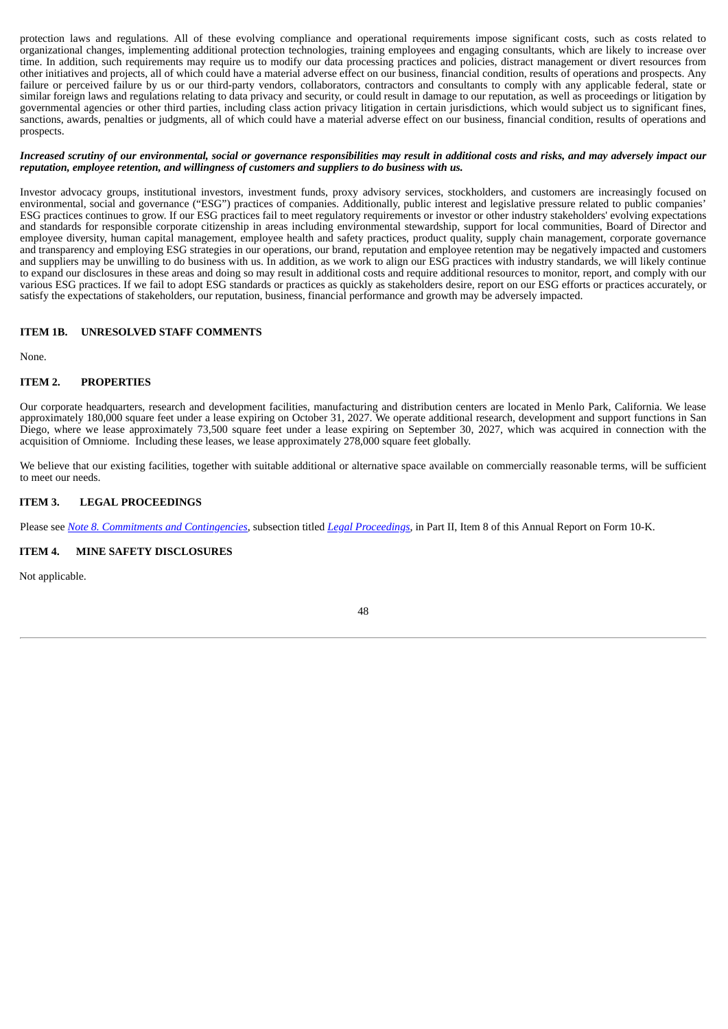protection laws and regulations. All of these evolving compliance and operational requirements impose significant costs, such as costs related to organizational changes, implementing additional protection technologies, training employees and engaging consultants, which are likely to increase over time. In addition, such requirements may require us to modify our data processing practices and policies, distract management or divert resources from other initiatives and projects, all of which could have a material adverse effect on our business, financial condition, results of operations and prospects. Any failure or perceived failure by us or our third-party vendors, collaborators, contractors and consultants to comply with any applicable federal, state or similar foreign laws and regulations relating to data privacy and security, or could result in damage to our reputation, as well as proceedings or litigation by governmental agencies or other third parties, including class action privacy litigation in certain jurisdictions, which would subject us to significant fines, sanctions, awards, penalties or judgments, all of which could have a material adverse effect on our business, financial condition, results of operations and prospects.

***Increased scrutiny of our environmental, social or governance responsibilities may result in additional costs and risks, and may adversely impact our reputation, employee retention, and willingness of customers and suppliers to do business with us.***

Investor advocacy groups, institutional investors, investment funds, proxy advisory services, stockholders, and customers are increasingly focused on environmental, social and governance ("ESG") practices of companies. Additionally, public interest and legislative pressure related to public companies' ESG practices continues to grow. If our ESG practices fail to meet regulatory requirements or investor or other industry stakeholders' evolving expectations and standards for responsible corporate citizenship in areas including environmental stewardship, support for local communities, Board of Director and employee diversity, human capital management, employee health and safety practices, product quality, supply chain management, corporate governance and transparency and employing ESG strategies in our operations, our brand, reputation and employee retention may be negatively impacted and customers and suppliers may be unwilling to do business with us. In addition, as we work to align our ESG practices with industry standards, we will likely continue to expand our disclosures in these areas and doing so may result in additional costs and require additional resources to monitor, report, and comply with our various ESG practices. If we fail to adopt ESG standards or practices as quickly as stakeholders desire, report on our ESG efforts or practices accurately, or satisfy the expectations of stakeholders, our reputation, business, financial performance and growth may be adversely impacted.

## ITEM 1B. UNRESOLVED STAFF COMMENTS

None.

## ITEM 2. PROPERTIES

Our corporate headquarters, research and development facilities, manufacturing and distribution centers are located in Menlo Park, California. We lease approximately 180,000 square feet under a lease expiring on October 31, 2027. We operate additional research, development and support functions in San Diego, where we lease approximately 73,500 square feet under a lease expiring on September 30, 2027, which was acquired in connection with the acquisition of Omniome. Including these leases, we lease approximately 278,000 square feet globally.

We believe that our existing facilities, together with suitable additional or alternative space available on commercially reasonable terms, will be sufficient to meet our needs.

## ITEM 3. LEGAL PROCEEDINGS

Please see *Note 8. Commitments and Contingencies*, subsection titled *Legal Proceedings*, in Part II, Item 8 of this Annual Report on Form 10-K.

## ITEM 4. MINE SAFETY DISCLOSURES

Not applicable.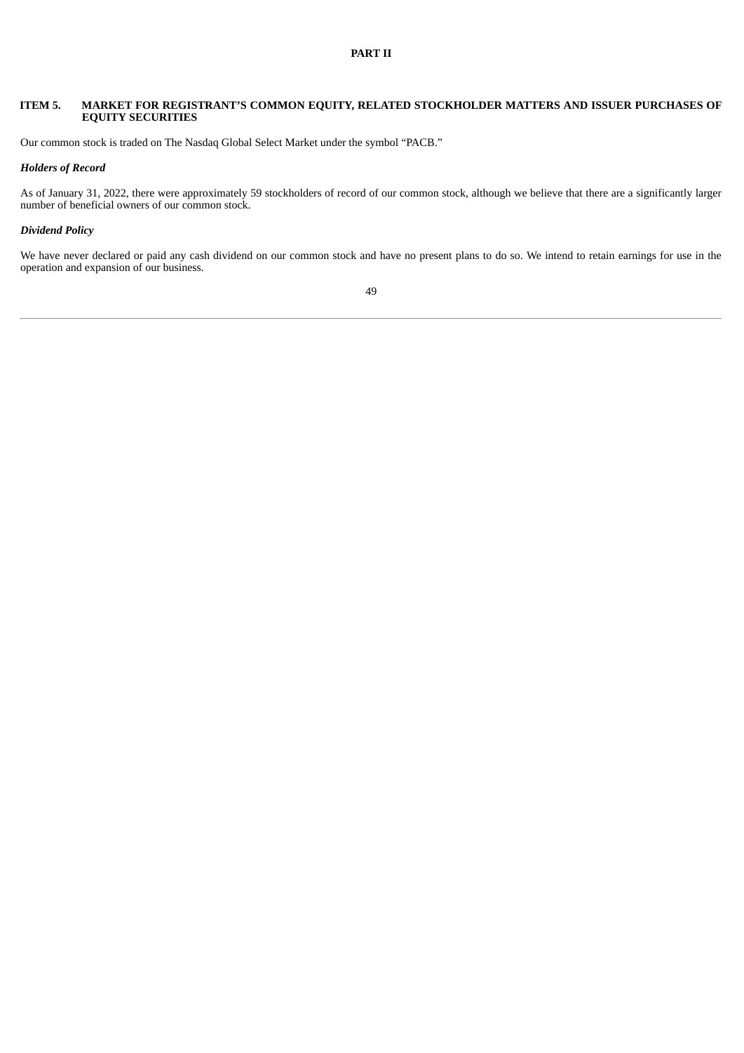# PART II

## ITEM 5. MARKET FOR REGISTRANT'S COMMON EQUITY, RELATED STOCKHOLDER MATTERS AND ISSUER PURCHASES OF EQUITY SECURITIES

Our common stock is traded on The Nasdaq Global Select Market under the symbol "PACB."

### *Holders of Record*

As of January 31, 2022, there were approximately 59 stockholders of record of our common stock, although we believe that there are a significantly larger number of beneficial owners of our common stock.

### *Dividend Policy*

We have never declared or paid any cash dividend on our common stock and have no present plans to do so. We intend to retain earnings for use in the operation and expansion of our business.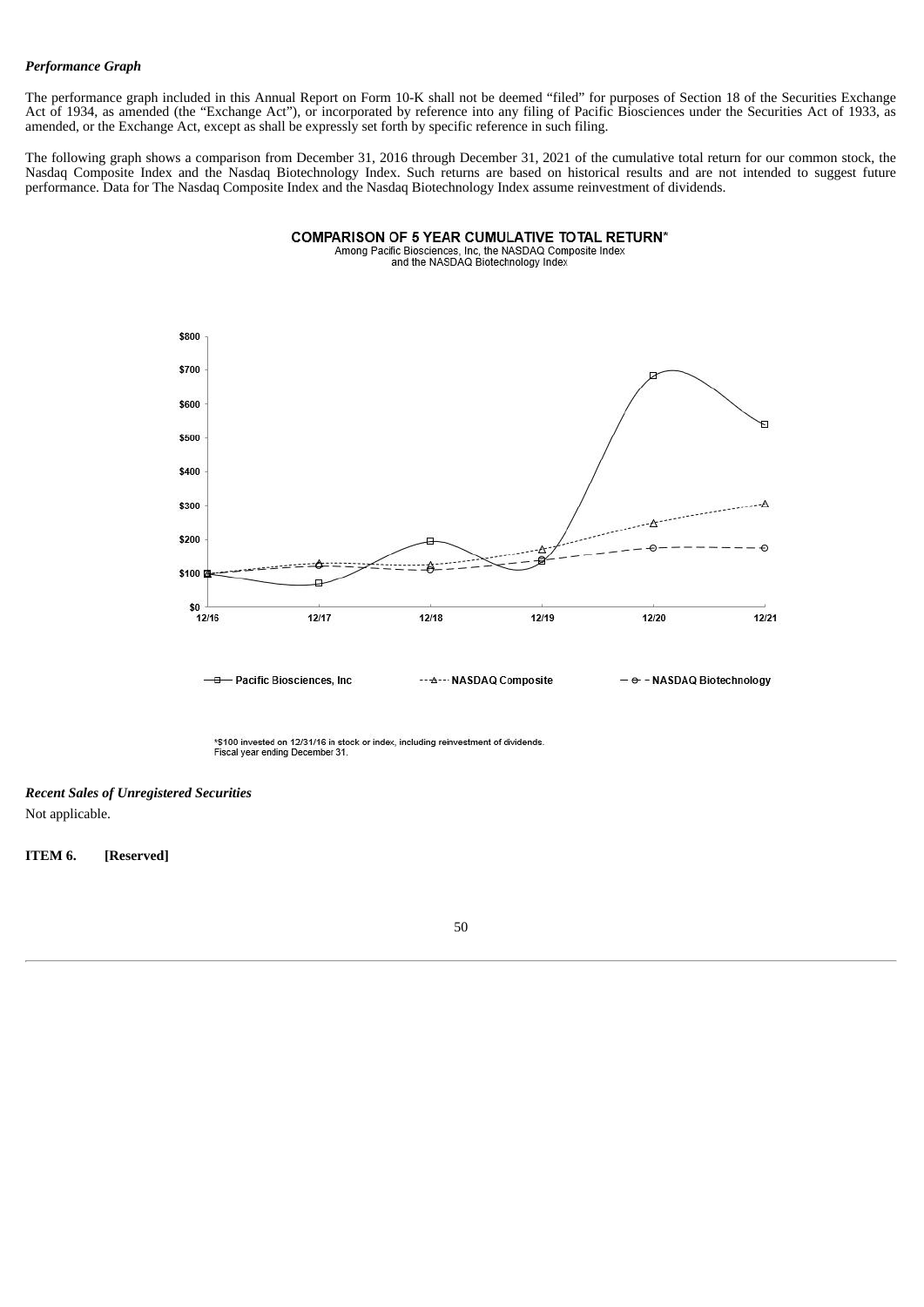***Performance Graph***

The performance graph included in this Annual Report on Form 10-K shall not be deemed "filed" for purposes of Section 18 of the Securities Exchange Act of 1934, as amended (the "Exchange Act"), or incorporated by reference into any filing of Pacific Biosciences under the Securities Act of 1933, as amended, or the Exchange Act, except as shall be expressly set forth by specific reference in such filing.

The following graph shows a comparison from December 31, 2016 through December 31, 2021 of the cumulative total return for our common stock, the Nasdaq Composite Index and the Nasdaq Biotechnology Index. Such returns are based on historical results and are not intended to suggest future performance. Data for The Nasdaq Composite Index and the Nasdaq Biotechnology Index assume reinvestment of dividends.

**COMPARISON OF 5 YEAR CUMULATIVE TOTAL RETURN***
Among Pacific Biosciences, Inc, the NASDAQ Composite Index
and the NASDAQ Biotechnology Index

*$100 invested on 12/31/16 in stock or index, including reinvestment of dividends.
Fiscal year ending December 31.

***Recent Sales of Unregistered Securities***

Not applicable.

**ITEM 6. [Reserved]**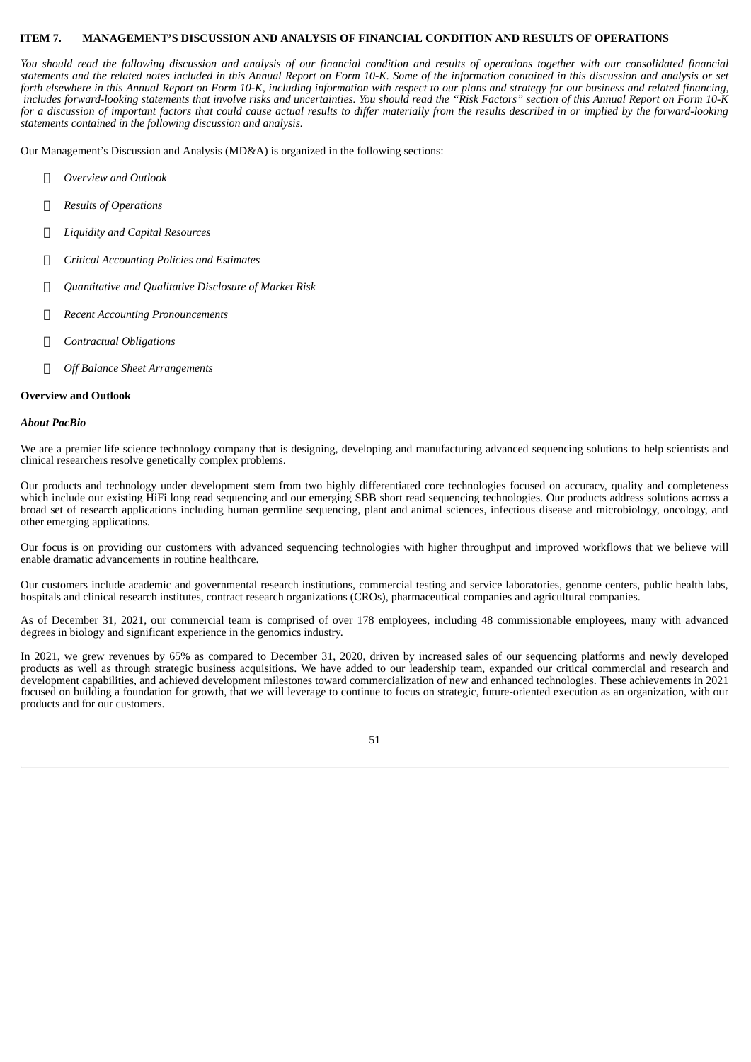## ITEM 7. MANAGEMENT'S DISCUSSION AND ANALYSIS OF FINANCIAL CONDITION AND RESULTS OF OPERATIONS

*You should read the following discussion and analysis of our financial condition and results of operations together with our consolidated financial statements and the related notes included in this Annual Report on Form 10-K. Some of the information contained in this discussion and analysis or set forth elsewhere in this Annual Report on Form 10-K, including information with respect to our plans and strategy for our business and related financing, includes forward-looking statements that involve risks and uncertainties. You should read the "Risk Factors" section of this Annual Report on Form 10-K for a discussion of important factors that could cause actual results to differ materially from the results described in or implied by the forward-looking statements contained in the following discussion and analysis.*

Our Management's Discussion and Analysis (MD&A) is organized in the following sections:

- *Overview and Outlook*
- *Results of Operations*
- *Liquidity and Capital Resources*
- *Critical Accounting Policies and Estimates*
- *Quantitative and Qualitative Disclosure of Market Risk*
- *Recent Accounting Pronouncements*
- *Contractual Obligations*
- *Off Balance Sheet Arrangements*

### Overview and Outlook

#### *About PacBio*

We are a premier life science technology company that is designing, developing and manufacturing advanced sequencing solutions to help scientists and clinical researchers resolve genetically complex problems.

Our products and technology under development stem from two highly differentiated core technologies focused on accuracy, quality and completeness which include our existing HiFi long read sequencing and our emerging SBB short read sequencing technologies. Our products address solutions across a broad set of research applications including human germline sequencing, plant and animal sciences, infectious disease and microbiology, oncology, and other emerging applications.

Our focus is on providing our customers with advanced sequencing technologies with higher throughput and improved workflows that we believe will enable dramatic advancements in routine healthcare.

Our customers include academic and governmental research institutions, commercial testing and service laboratories, genome centers, public health labs, hospitals and clinical research institutes, contract research organizations (CROs), pharmaceutical companies and agricultural companies.

As of December 31, 2021, our commercial team is comprised of over 178 employees, including 48 commissionable employees, many with advanced degrees in biology and significant experience in the genomics industry.

In 2021, we grew revenues by 65% as compared to December 31, 2020, driven by increased sales of our sequencing platforms and newly developed products as well as through strategic business acquisitions. We have added to our leadership team, expanded our critical commercial and research and development capabilities, and achieved development milestones toward commercialization of new and enhanced technologies. These achievements in 2021 focused on building a foundation for growth, that we will leverage to continue to focus on strategic, future-oriented execution as an organization, with our products and for our customers.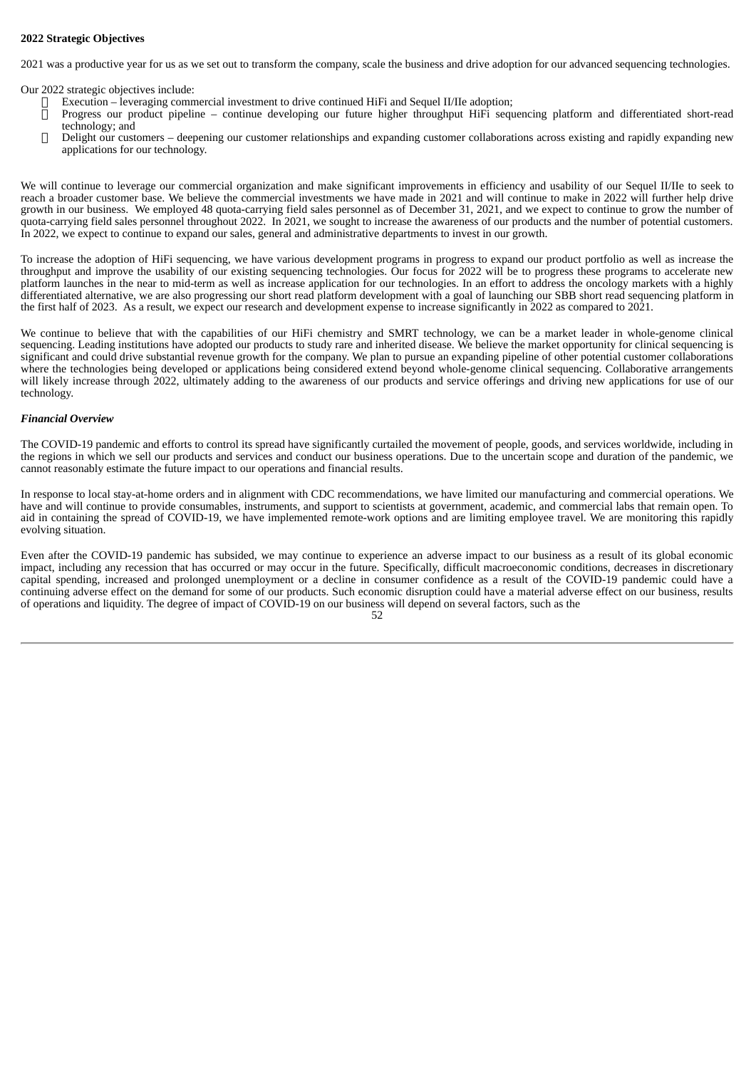**2022 Strategic Objectives**

2021 was a productive year for us as we set out to transform the company, scale the business and drive adoption for our advanced sequencing technologies.

Our 2022 strategic objectives include:

- Execution – leveraging commercial investment to drive continued HiFi and Sequel II/IIe adoption;
- Progress our product pipeline – continue developing our future higher throughput HiFi sequencing platform and differentiated short-read technology; and
- Delight our customers – deepening our customer relationships and expanding customer collaborations across existing and rapidly expanding new applications for our technology.

We will continue to leverage our commercial organization and make significant improvements in efficiency and usability of our Sequel II/IIe to seek to reach a broader customer base. We believe the commercial investments we have made in 2021 and will continue to make in 2022 will further help drive growth in our business. We employed 48 quota-carrying field sales personnel as of December 31, 2021, and we expect to continue to grow the number of quota-carrying field sales personnel throughout 2022. In 2021, we sought to increase the awareness of our products and the number of potential customers. In 2022, we expect to continue to expand our sales, general and administrative departments to invest in our growth.

To increase the adoption of HiFi sequencing, we have various development programs in progress to expand our product portfolio as well as increase the throughput and improve the usability of our existing sequencing technologies. Our focus for 2022 will be to progress these programs to accelerate new platform launches in the near to mid-term as well as increase application for our technologies. In an effort to address the oncology markets with a highly differentiated alternative, we are also progressing our short read platform development with a goal of launching our SBB short read sequencing platform in the first half of 2023. As a result, we expect our research and development expense to increase significantly in 2022 as compared to 2021.

We continue to believe that with the capabilities of our HiFi chemistry and SMRT technology, we can be a market leader in whole-genome clinical sequencing. Leading institutions have adopted our products to study rare and inherited disease. We believe the market opportunity for clinical sequencing is significant and could drive substantial revenue growth for the company. We plan to pursue an expanding pipeline of other potential customer collaborations where the technologies being developed or applications being considered extend beyond whole-genome clinical sequencing. Collaborative arrangements will likely increase through 2022, ultimately adding to the awareness of our products and service offerings and driving new applications for use of our technology.

***Financial Overview***

The COVID-19 pandemic and efforts to control its spread have significantly curtailed the movement of people, goods, and services worldwide, including in the regions in which we sell our products and services and conduct our business operations. Due to the uncertain scope and duration of the pandemic, we cannot reasonably estimate the future impact to our operations and financial results.

In response to local stay-at-home orders and in alignment with CDC recommendations, we have limited our manufacturing and commercial operations. We have and will continue to provide consumables, instruments, and support to scientists at government, academic, and commercial labs that remain open. To aid in containing the spread of COVID-19, we have implemented remote-work options and are limiting employee travel. We are monitoring this rapidly evolving situation.

Even after the COVID-19 pandemic has subsided, we may continue to experience an adverse impact to our business as a result of its global economic impact, including any recession that has occurred or may occur in the future. Specifically, difficult macroeconomic conditions, decreases in discretionary capital spending, increased and prolonged unemployment or a decline in consumer confidence as a result of the COVID-19 pandemic could have a continuing adverse effect on the demand for some of our products. Such economic disruption could have a material adverse effect on our business, results of operations and liquidity. The degree of impact of COVID-19 on our business will depend on several factors, such as the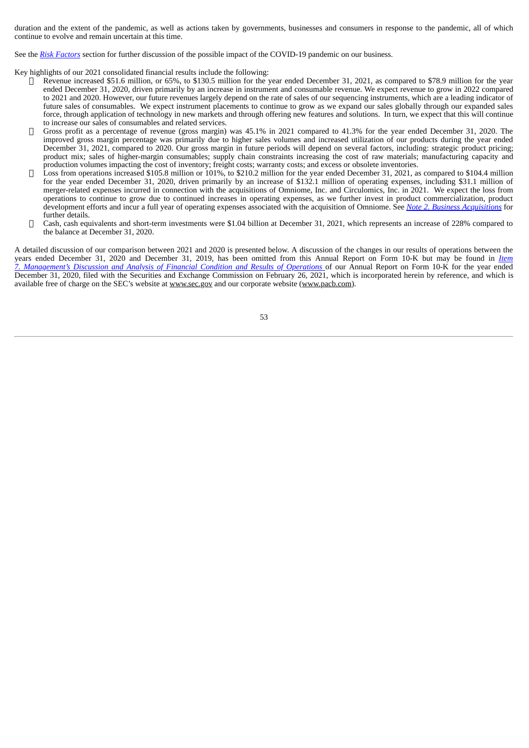duration and the extent of the pandemic, as well as actions taken by governments, businesses and consumers in response to the pandemic, all of which continue to evolve and remain uncertain at this time.

See the *Risk Factors* section for further discussion of the possible impact of the COVID-19 pandemic on our business.

Key highlights of our 2021 consolidated financial results include the following:

- Revenue increased $51.6 million, or 65%, to $130.5 million for the year ended December 31, 2021, as compared to $78.9 million for the year ended December 31, 2020, driven primarily by an increase in instrument and consumable revenue. We expect revenue to grow in 2022 compared to 2021 and 2020. However, our future revenues largely depend on the rate of sales of our sequencing instruments, which are a leading indicator of future sales of consumables. We expect instrument placements to continue to grow as we expand our sales globally through our expanded sales force, through application of technology in new markets and through offering new features and solutions. In turn, we expect that this will continue to increase our sales of consumables and related services.
- Gross profit as a percentage of revenue (gross margin) was 45.1% in 2021 compared to 41.3% for the year ended December 31, 2020. The improved gross margin percentage was primarily due to higher sales volumes and increased utilization of our products during the year ended December 31, 2021, compared to 2020. Our gross margin in future periods will depend on several factors, including: strategic product pricing; product mix; sales of higher-margin consumables; supply chain constraints increasing the cost of raw materials; manufacturing capacity and production volumes impacting the cost of inventory; freight costs; warranty costs; and excess or obsolete inventories.
- Loss from operations increased $105.8 million or 101%, to $210.2 million for the year ended December 31, 2021, as compared to $104.4 million for the year ended December 31, 2020, driven primarily by an increase of $132.1 million of operating expenses, including $31.1 million of merger-related expenses incurred in connection with the acquisitions of Omniome, Inc. and Circulomics, Inc. in 2021. We expect the loss from operations to continue to grow due to continued increases in operating expenses, as we further invest in product commercialization, product development efforts and incur a full year of operating expenses associated with the acquisition of Omniome. See *Note 2. Business Acquisitions* for further details.
- Cash, cash equivalents and short-term investments were $1.04 billion at December 31, 2021, which represents an increase of 228% compared to the balance at December 31, 2020.

A detailed discussion of our comparison between 2021 and 2020 is presented below. A discussion of the changes in our results of operations between the years ended December 31, 2020 and December 31, 2019, has been omitted from this Annual Report on Form 10-K but may be found in *Item 7. Management's Discussion and Analysis of Financial Condition and Results of Operations* of our Annual Report on Form 10-K for the year ended December 31, 2020, filed with the Securities and Exchange Commission on February 26, 2021, which is incorporated herein by reference, and which is available free of charge on the SEC's website at www.sec.gov and our corporate website (www.pacb.com).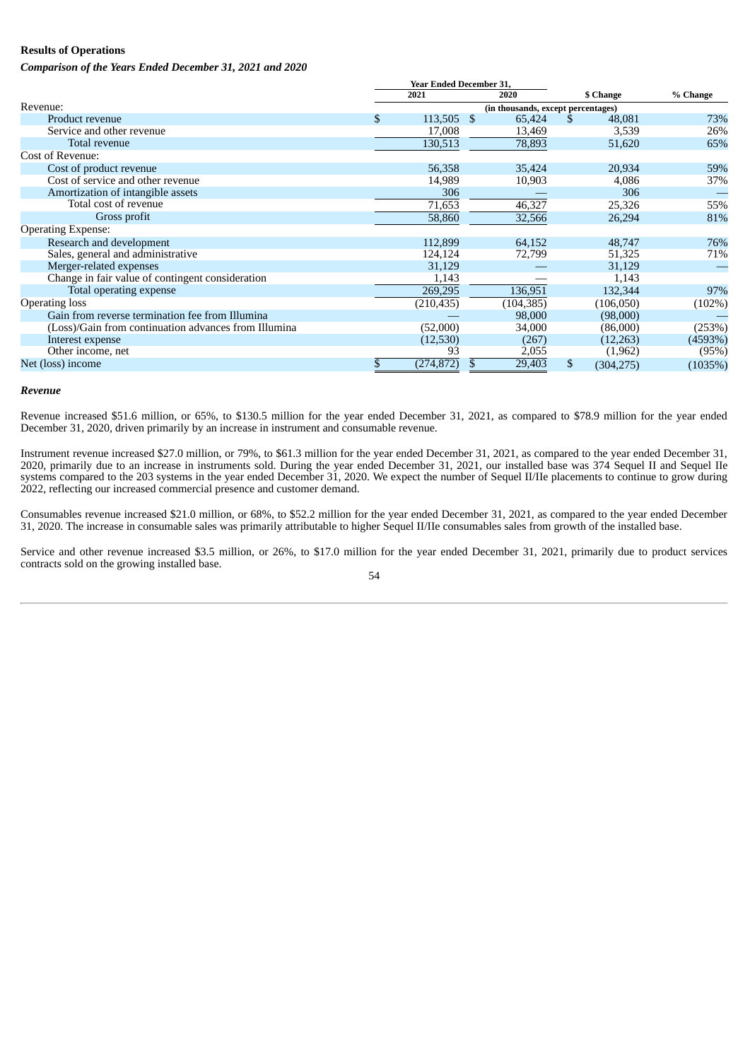**Results of Operations**

***Comparison of the Years Ended December 31, 2021 and 2020***

| | Year Ended December 31, | | | |
|---|---|---|---|---|
| | 2021 | 2020 | $ Change | % Change |
| | (in thousands, except percentages) | | | |
| Revenue: | | | | |
| Product revenue | $ 113,505 | $ 65,424 | $ 48,081 | 73% |
| Service and other revenue | 17,008 | 13,469 | 3,539 | 26% |
| Total revenue | 130,513 | 78,893 | 51,620 | 65% |
| Cost of Revenue: | | | | |
| Cost of product revenue | 56,358 | 35,424 | 20,934 | 59% |
| Cost of service and other revenue | 14,989 | 10,903 | 4,086 | 37% |
| Amortization of intangible assets | 306 | — | 306 | — |
| Total cost of revenue | 71,653 | 46,327 | 25,326 | 55% |
| Gross profit | 58,860 | 32,566 | 26,294 | 81% |
| Operating Expense: | | | | |
| Research and development | 112,899 | 64,152 | 48,747 | 76% |
| Sales, general and administrative | 124,124 | 72,799 | 51,325 | 71% |
| Merger-related expenses | 31,129 | — | 31,129 | — |
| Change in fair value of contingent consideration | 1,143 | — | 1,143 | |
| Total operating expense | 269,295 | 136,951 | 132,344 | 97% |
| Operating loss | (210,435) | (104,385) | (106,050) | (102%) |
| Gain from reverse termination fee from Illumina | — | 98,000 | (98,000) | — |
| (Loss)/Gain from continuation advances from Illumina | (52,000) | 34,000 | (86,000) | (253%) |
| Interest expense | (12,530) | (267) | (12,263) | (4593%) |
| Other income, net | 93 | 2,055 | (1,962) | (95%) |
| Net (loss) income | $ (274,872) | $ 29,403 | $ (304,275) | (1035%) |

***Revenue***

Revenue increased $51.6 million, or 65%, to $130.5 million for the year ended December 31, 2021, as compared to $78.9 million for the year ended December 31, 2020, driven primarily by an increase in instrument and consumable revenue.

Instrument revenue increased $27.0 million, or 79%, to $61.3 million for the year ended December 31, 2021, as compared to the year ended December 31, 2020, primarily due to an increase in instruments sold. During the year ended December 31, 2021, our installed base was 374 Sequel II and Sequel IIe systems compared to the 203 systems in the year ended December 31, 2020. We expect the number of Sequel II/IIe placements to continue to grow during 2022, reflecting our increased commercial presence and customer demand.

Consumables revenue increased $21.0 million, or 68%, to $52.2 million for the year ended December 31, 2021, as compared to the year ended December 31, 2020. The increase in consumable sales was primarily attributable to higher Sequel II/IIe consumables sales from growth of the installed base.

Service and other revenue increased $3.5 million, or 26%, to $17.0 million for the year ended December 31, 2021, primarily due to product services contracts sold on the growing installed base.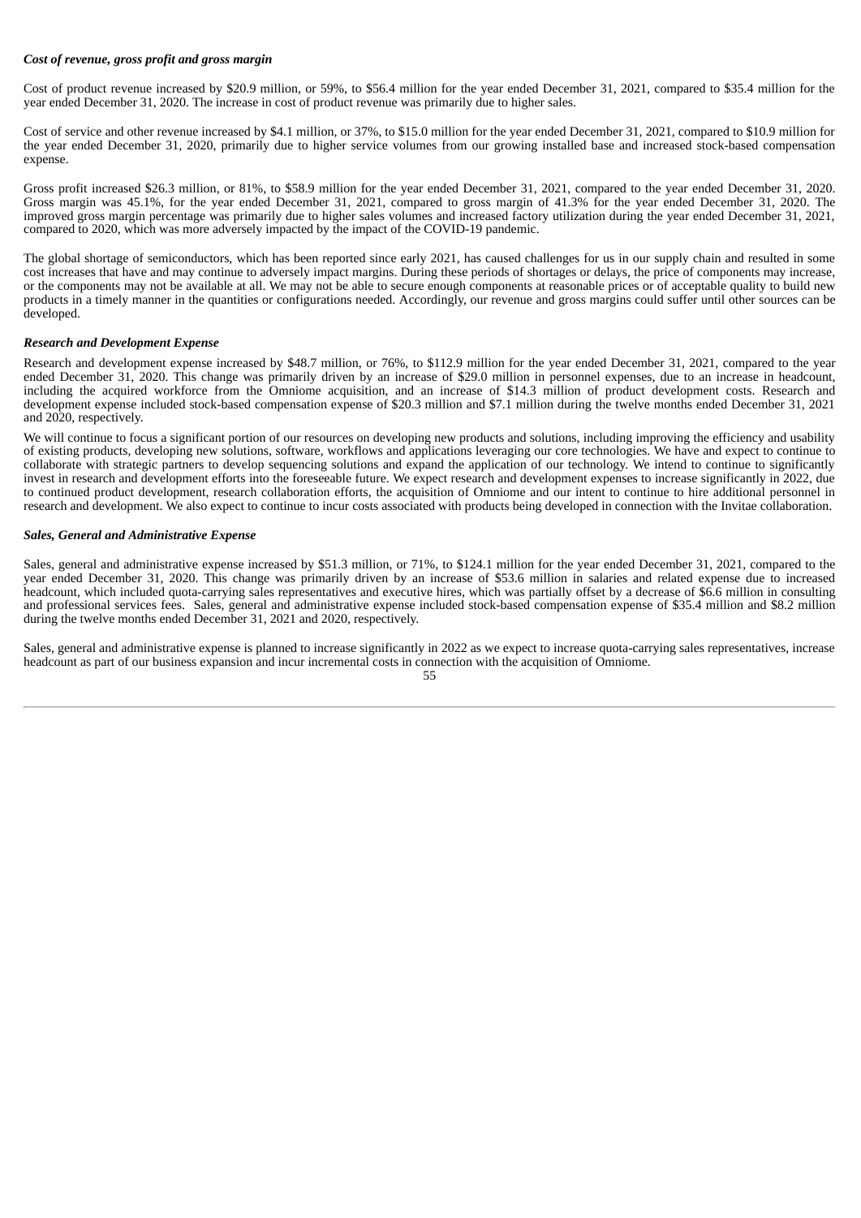***Cost of revenue, gross profit and gross margin***

Cost of product revenue increased by $20.9 million, or 59%, to $56.4 million for the year ended December 31, 2021, compared to $35.4 million for the year ended December 31, 2020. The increase in cost of product revenue was primarily due to higher sales.

Cost of service and other revenue increased by $4.1 million, or 37%, to $15.0 million for the year ended December 31, 2021, compared to $10.9 million for the year ended December 31, 2020, primarily due to higher service volumes from our growing installed base and increased stock-based compensation expense.

Gross profit increased $26.3 million, or 81%, to $58.9 million for the year ended December 31, 2021, compared to the year ended December 31, 2020. Gross margin was 45.1%, for the year ended December 31, 2021, compared to gross margin of 41.3% for the year ended December 31, 2020. The improved gross margin percentage was primarily due to higher sales volumes and increased factory utilization during the year ended December 31, 2021, compared to 2020, which was more adversely impacted by the impact of the COVID-19 pandemic.

The global shortage of semiconductors, which has been reported since early 2021, has caused challenges for us in our supply chain and resulted in some cost increases that have and may continue to adversely impact margins. During these periods of shortages or delays, the price of components may increase, or the components may not be available at all. We may not be able to secure enough components at reasonable prices or of acceptable quality to build new products in a timely manner in the quantities or configurations needed. Accordingly, our revenue and gross margins could suffer until other sources can be developed.

***Research and Development Expense***

Research and development expense increased by $48.7 million, or 76%, to $112.9 million for the year ended December 31, 2021, compared to the year ended December 31, 2020. This change was primarily driven by an increase of $29.0 million in personnel expenses, due to an increase in headcount, including the acquired workforce from the Omniome acquisition, and an increase of $14.3 million of product development costs. Research and development expense included stock-based compensation expense of $20.3 million and $7.1 million during the twelve months ended December 31, 2021 and 2020, respectively.

We will continue to focus a significant portion of our resources on developing new products and solutions, including improving the efficiency and usability of existing products, developing new solutions, software, workflows and applications leveraging our core technologies. We have and expect to continue to collaborate with strategic partners to develop sequencing solutions and expand the application of our technology. We intend to continue to significantly invest in research and development efforts into the foreseeable future. We expect research and development expenses to increase significantly in 2022, due to continued product development, research collaboration efforts, the acquisition of Omniome and our intent to continue to hire additional personnel in research and development. We also expect to continue to incur costs associated with products being developed in connection with the Invitae collaboration.

***Sales, General and Administrative Expense***

Sales, general and administrative expense increased by $51.3 million, or 71%, to $124.1 million for the year ended December 31, 2021, compared to the year ended December 31, 2020. This change was primarily driven by an increase of $53.6 million in salaries and related expense due to increased headcount, which included quota-carrying sales representatives and executive hires, which was partially offset by a decrease of $6.6 million in consulting and professional services fees. Sales, general and administrative expense included stock-based compensation expense of $35.4 million and $8.2 million during the twelve months ended December 31, 2021 and 2020, respectively.

Sales, general and administrative expense is planned to increase significantly in 2022 as we expect to increase quota-carrying sales representatives, increase headcount as part of our business expansion and incur incremental costs in connection with the acquisition of Omniome.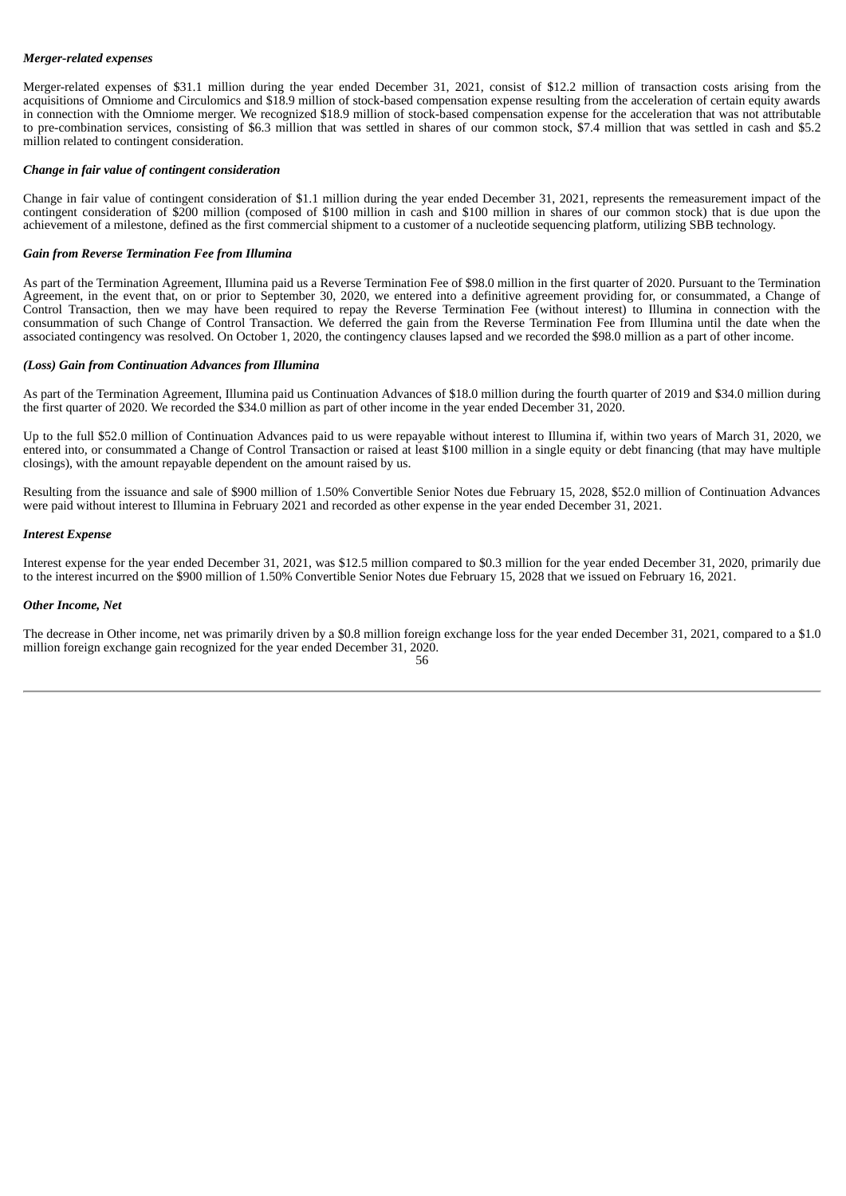***Merger-related expenses***

Merger-related expenses of $31.1 million during the year ended December 31, 2021, consist of $12.2 million of transaction costs arising from the acquisitions of Omniome and Circulomics and $18.9 million of stock-based compensation expense resulting from the acceleration of certain equity awards in connection with the Omniome merger. We recognized $18.9 million of stock-based compensation expense for the acceleration that was not attributable to pre-combination services, consisting of $6.3 million that was settled in shares of our common stock, $7.4 million that was settled in cash and $5.2 million related to contingent consideration.

***Change in fair value of contingent consideration***

Change in fair value of contingent consideration of $1.1 million during the year ended December 31, 2021, represents the remeasurement impact of the contingent consideration of $200 million (composed of $100 million in cash and $100 million in shares of our common stock) that is due upon the achievement of a milestone, defined as the first commercial shipment to a customer of a nucleotide sequencing platform, utilizing SBB technology.

***Gain from Reverse Termination Fee from Illumina***

As part of the Termination Agreement, Illumina paid us a Reverse Termination Fee of $98.0 million in the first quarter of 2020. Pursuant to the Termination Agreement, in the event that, on or prior to September 30, 2020, we entered into a definitive agreement providing for, or consummated, a Change of Control Transaction, then we may have been required to repay the Reverse Termination Fee (without interest) to Illumina in connection with the consummation of such Change of Control Transaction. We deferred the gain from the Reverse Termination Fee from Illumina until the date when the associated contingency was resolved. On October 1, 2020, the contingency clauses lapsed and we recorded the $98.0 million as a part of other income.

***(Loss) Gain from Continuation Advances from Illumina***

As part of the Termination Agreement, Illumina paid us Continuation Advances of $18.0 million during the fourth quarter of 2019 and $34.0 million during the first quarter of 2020. We recorded the $34.0 million as part of other income in the year ended December 31, 2020.

Up to the full $52.0 million of Continuation Advances paid to us were repayable without interest to Illumina if, within two years of March 31, 2020, we entered into, or consummated a Change of Control Transaction or raised at least $100 million in a single equity or debt financing (that may have multiple closings), with the amount repayable dependent on the amount raised by us.

Resulting from the issuance and sale of $900 million of 1.50% Convertible Senior Notes due February 15, 2028, $52.0 million of Continuation Advances were paid without interest to Illumina in February 2021 and recorded as other expense in the year ended December 31, 2021.

***Interest Expense***

Interest expense for the year ended December 31, 2021, was $12.5 million compared to $0.3 million for the year ended December 31, 2020, primarily due to the interest incurred on the $900 million of 1.50% Convertible Senior Notes due February 15, 2028 that we issued on February 16, 2021.

***Other Income, Net***

The decrease in Other income, net was primarily driven by a $0.8 million foreign exchange loss for the year ended December 31, 2021, compared to a $1.0 million foreign exchange gain recognized for the year ended December 31, 2020.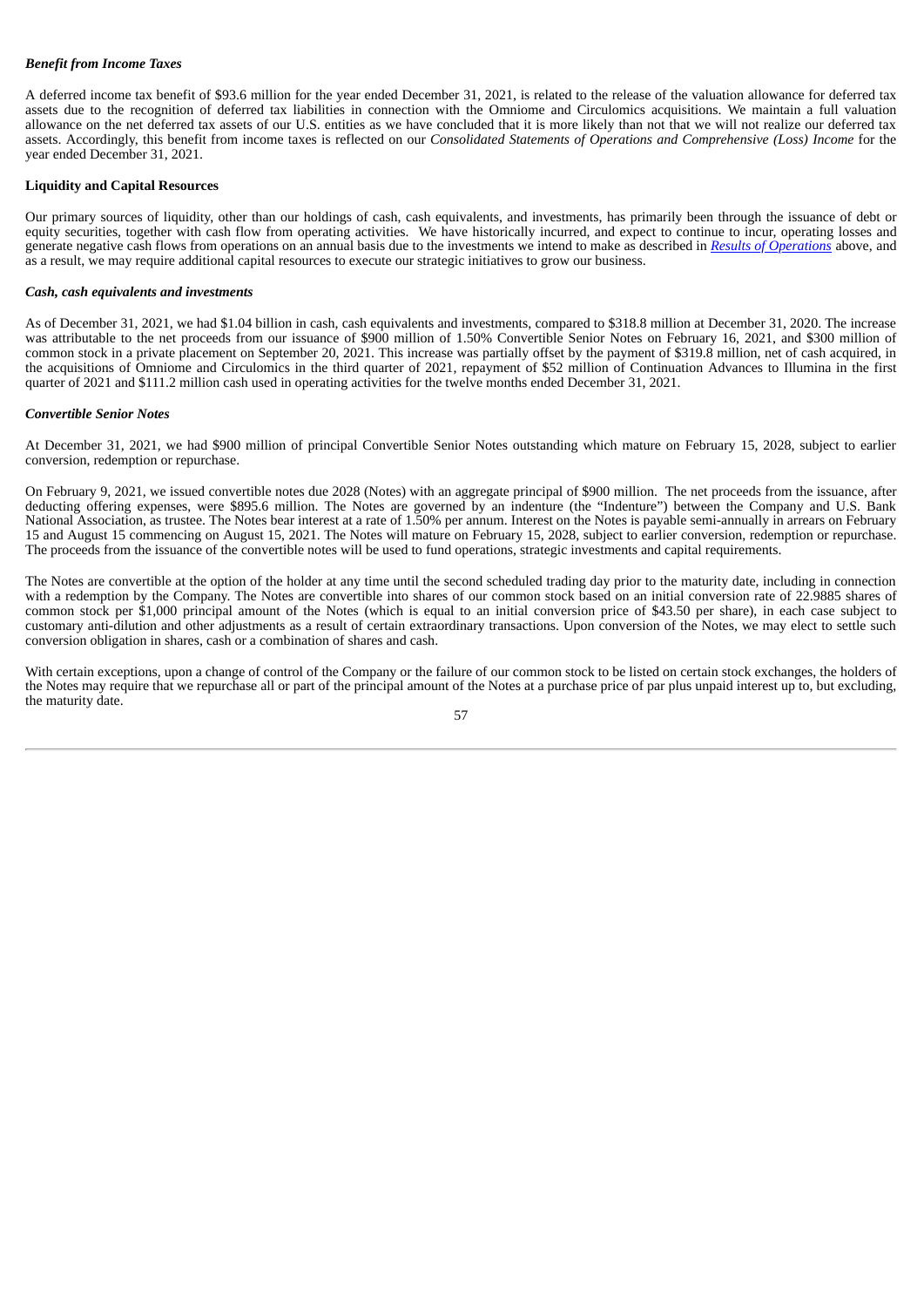### *Benefit from Income Taxes*

A deferred income tax benefit of $93.6 million for the year ended December 31, 2021, is related to the release of the valuation allowance for deferred tax assets due to the recognition of deferred tax liabilities in connection with the Omniome and Circulomics acquisitions. We maintain a full valuation allowance on the net deferred tax assets of our U.S. entities as we have concluded that it is more likely than not that we will not realize our deferred tax assets. Accordingly, this benefit from income taxes is reflected on our *Consolidated Statements of Operations and Comprehensive (Loss) Income* for the year ended December 31, 2021.

### Liquidity and Capital Resources

Our primary sources of liquidity, other than our holdings of cash, cash equivalents, and investments, has primarily been through the issuance of debt or equity securities, together with cash flow from operating activities. We have historically incurred, and expect to continue to incur, operating losses and generate negative cash flows from operations on an annual basis due to the investments we intend to make as described in ***Results of Operations*** above, and as a result, we may require additional capital resources to execute our strategic initiatives to grow our business.

### *Cash, cash equivalents and investments*

As of December 31, 2021, we had $1.04 billion in cash, cash equivalents and investments, compared to $318.8 million at December 31, 2020. The increase was attributable to the net proceeds from our issuance of $900 million of 1.50% Convertible Senior Notes on February 16, 2021, and $300 million of common stock in a private placement on September 20, 2021. This increase was partially offset by the payment of $319.8 million, net of cash acquired, in the acquisitions of Omniome and Circulomics in the third quarter of 2021, repayment of $52 million of Continuation Advances to Illumina in the first quarter of 2021 and $111.2 million cash used in operating activities for the twelve months ended December 31, 2021.

### *Convertible Senior Notes*

At December 31, 2021, we had $900 million of principal Convertible Senior Notes outstanding which mature on February 15, 2028, subject to earlier conversion, redemption or repurchase.

On February 9, 2021, we issued convertible notes due 2028 (Notes) with an aggregate principal of $900 million. The net proceeds from the issuance, after deducting offering expenses, were $895.6 million. The Notes are governed by an indenture (the "Indenture") between the Company and U.S. Bank National Association, as trustee. The Notes bear interest at a rate of 1.50% per annum. Interest on the Notes is payable semi-annually in arrears on February 15 and August 15 commencing on August 15, 2021. The Notes will mature on February 15, 2028, subject to earlier conversion, redemption or repurchase. The proceeds from the issuance of the convertible notes will be used to fund operations, strategic investments and capital requirements.

The Notes are convertible at the option of the holder at any time until the second scheduled trading day prior to the maturity date, including in connection with a redemption by the Company. The Notes are convertible into shares of our common stock based on an initial conversion rate of 22.9885 shares of common stock per $1,000 principal amount of the Notes (which is equal to an initial conversion price of $43.50 per share), in each case subject to customary anti-dilution and other adjustments as a result of certain extraordinary transactions. Upon conversion of the Notes, we may elect to settle such conversion obligation in shares, cash or a combination of shares and cash.

With certain exceptions, upon a change of control of the Company or the failure of our common stock to be listed on certain stock exchanges, the holders of the Notes may require that we repurchase all or part of the principal amount of the Notes at a purchase price of par plus unpaid interest up to, but excluding, the maturity date.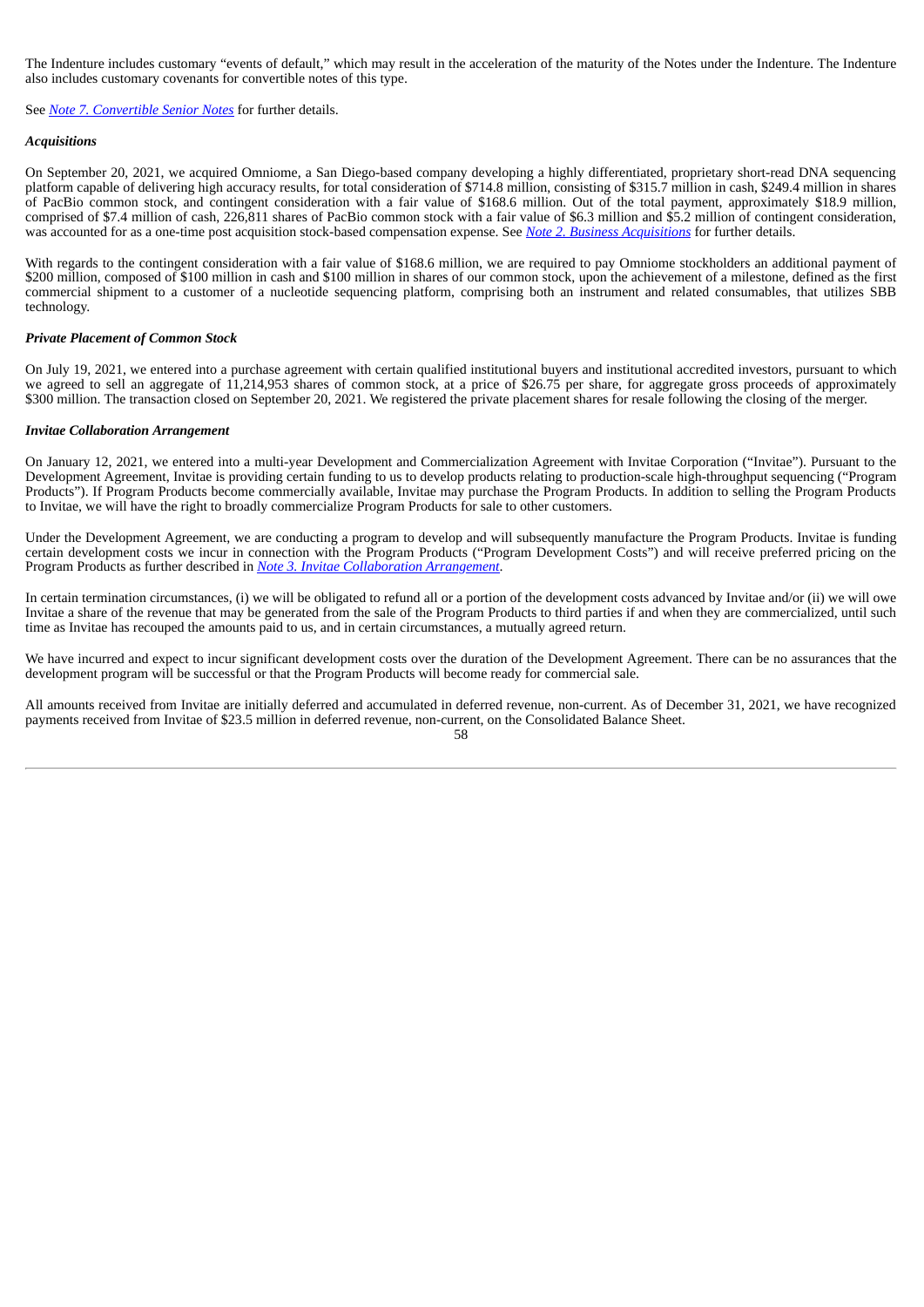The Indenture includes customary “events of default,” which may result in the acceleration of the maturity of the Notes under the Indenture. The Indenture also includes customary covenants for convertible notes of this type.

See *Note 7. Convertible Senior Notes* for further details.

***Acquisitions***

On September 20, 2021, we acquired Omniome, a San Diego-based company developing a highly differentiated, proprietary short-read DNA sequencing platform capable of delivering high accuracy results, for total consideration of $714.8 million, consisting of $315.7 million in cash, $249.4 million in shares of PacBio common stock, and contingent consideration with a fair value of $168.6 million. Out of the total payment, approximately $18.9 million, comprised of $7.4 million of cash, 226,811 shares of PacBio common stock with a fair value of $6.3 million and $5.2 million of contingent consideration, was accounted for as a one-time post acquisition stock-based compensation expense. See *Note 2. Business Acquisitions* for further details.

With regards to the contingent consideration with a fair value of $168.6 million, we are required to pay Omniome stockholders an additional payment of $200 million, composed of $100 million in cash and $100 million in shares of our common stock, upon the achievement of a milestone, defined as the first commercial shipment to a customer of a nucleotide sequencing platform, comprising both an instrument and related consumables, that utilizes SBB technology.

***Private Placement of Common Stock***

On July 19, 2021, we entered into a purchase agreement with certain qualified institutional buyers and institutional accredited investors, pursuant to which we agreed to sell an aggregate of 11,214,953 shares of common stock, at a price of $26.75 per share, for aggregate gross proceeds of approximately $300 million. The transaction closed on September 20, 2021. We registered the private placement shares for resale following the closing of the merger.

***Invitae Collaboration Arrangement***

On January 12, 2021, we entered into a multi-year Development and Commercialization Agreement with Invitae Corporation (“Invitae”). Pursuant to the Development Agreement, Invitae is providing certain funding to us to develop products relating to production-scale high-throughput sequencing (“Program Products”). If Program Products become commercially available, Invitae may purchase the Program Products. In addition to selling the Program Products to Invitae, we will have the right to broadly commercialize Program Products for sale to other customers.

Under the Development Agreement, we are conducting a program to develop and will subsequently manufacture the Program Products. Invitae is funding certain development costs we incur in connection with the Program Products (“Program Development Costs”) and will receive preferred pricing on the Program Products as further described in *Note 3. Invitae Collaboration Arrangement*.

In certain termination circumstances, (i) we will be obligated to refund all or a portion of the development costs advanced by Invitae and/or (ii) we will owe Invitae a share of the revenue that may be generated from the sale of the Program Products to third parties if and when they are commercialized, until such time as Invitae has recouped the amounts paid to us, and in certain circumstances, a mutually agreed return.

We have incurred and expect to incur significant development costs over the duration of the Development Agreement. There can be no assurances that the development program will be successful or that the Program Products will become ready for commercial sale.

All amounts received from Invitae are initially deferred and accumulated in deferred revenue, non-current. As of December 31, 2021, we have recognized payments received from Invitae of $23.5 million in deferred revenue, non-current, on the Consolidated Balance Sheet.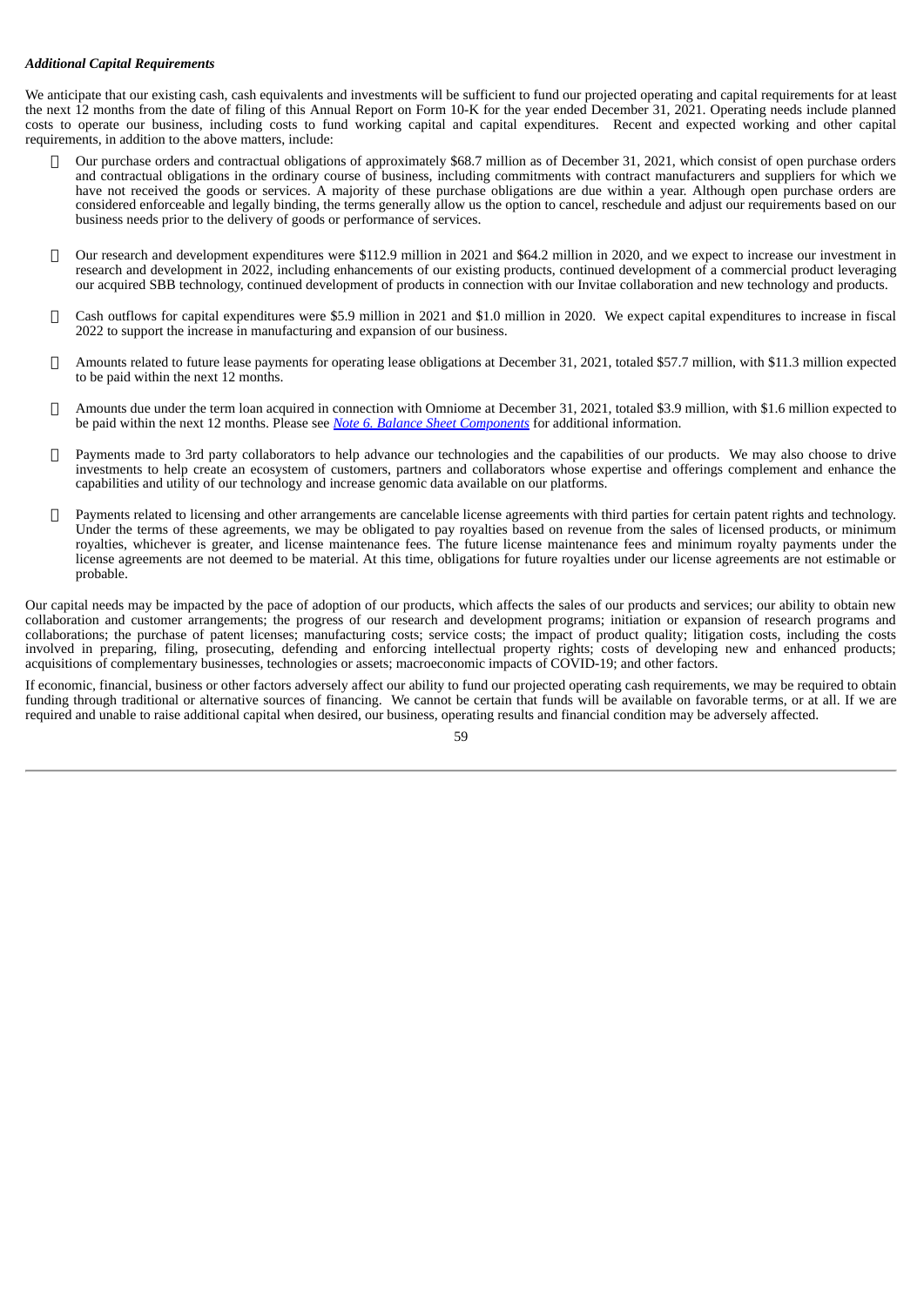***Additional Capital Requirements***

We anticipate that our existing cash, cash equivalents and investments will be sufficient to fund our projected operating and capital requirements for at least the next 12 months from the date of filing of this Annual Report on Form 10-K for the year ended December 31, 2021. Operating needs include planned costs to operate our business, including costs to fund working capital and capital expenditures. Recent and expected working and other capital requirements, in addition to the above matters, include:

- Our purchase orders and contractual obligations of approximately $68.7 million as of December 31, 2021, which consist of open purchase orders and contractual obligations in the ordinary course of business, including commitments with contract manufacturers and suppliers for which we have not received the goods or services. A majority of these purchase obligations are due within a year. Although open purchase orders are considered enforceable and legally binding, the terms generally allow us the option to cancel, reschedule and adjust our requirements based on our business needs prior to the delivery of goods or performance of services.

- Our research and development expenditures were $112.9 million in 2021 and $64.2 million in 2020, and we expect to increase our investment in research and development in 2022, including enhancements of our existing products, continued development of a commercial product leveraging our acquired SBB technology, continued development of products in connection with our Invitae collaboration and new technology and products.

- Cash outflows for capital expenditures were $5.9 million in 2021 and $1.0 million in 2020. We expect capital expenditures to increase in fiscal 2022 to support the increase in manufacturing and expansion of our business.

- Amounts related to future lease payments for operating lease obligations at December 31, 2021, totaled $57.7 million, with $11.3 million expected to be paid within the next 12 months.

- Amounts due under the term loan acquired in connection with Omniome at December 31, 2021, totaled $3.9 million, with $1.6 million expected to be paid within the next 12 months. Please see *Note 6. Balance Sheet Components* for additional information.

- Payments made to 3rd party collaborators to help advance our technologies and the capabilities of our products. We may also choose to drive investments to help create an ecosystem of customers, partners and collaborators whose expertise and offerings complement and enhance the capabilities and utility of our technology and increase genomic data available on our platforms.

- Payments related to licensing and other arrangements are cancelable license agreements with third parties for certain patent rights and technology. Under the terms of these agreements, we may be obligated to pay royalties based on revenue from the sales of licensed products, or minimum royalties, whichever is greater, and license maintenance fees. The future license maintenance fees and minimum royalty payments under the license agreements are not deemed to be material. At this time, obligations for future royalties under our license agreements are not estimable or probable.

Our capital needs may be impacted by the pace of adoption of our products, which affects the sales of our products and services; our ability to obtain new collaboration and customer arrangements; the progress of our research and development programs; initiation or expansion of research programs and collaborations; the purchase of patent licenses; manufacturing costs; service costs; the impact of product quality; litigation costs, including the costs involved in preparing, filing, prosecuting, defending and enforcing intellectual property rights; costs of developing new and enhanced products; acquisitions of complementary businesses, technologies or assets; macroeconomic impacts of COVID-19; and other factors.

If economic, financial, business or other factors adversely affect our ability to fund our projected operating cash requirements, we may be required to obtain funding through traditional or alternative sources of financing. We cannot be certain that funds will be available on favorable terms, or at all. If we are required and unable to raise additional capital when desired, our business, operating results and financial condition may be adversely affected.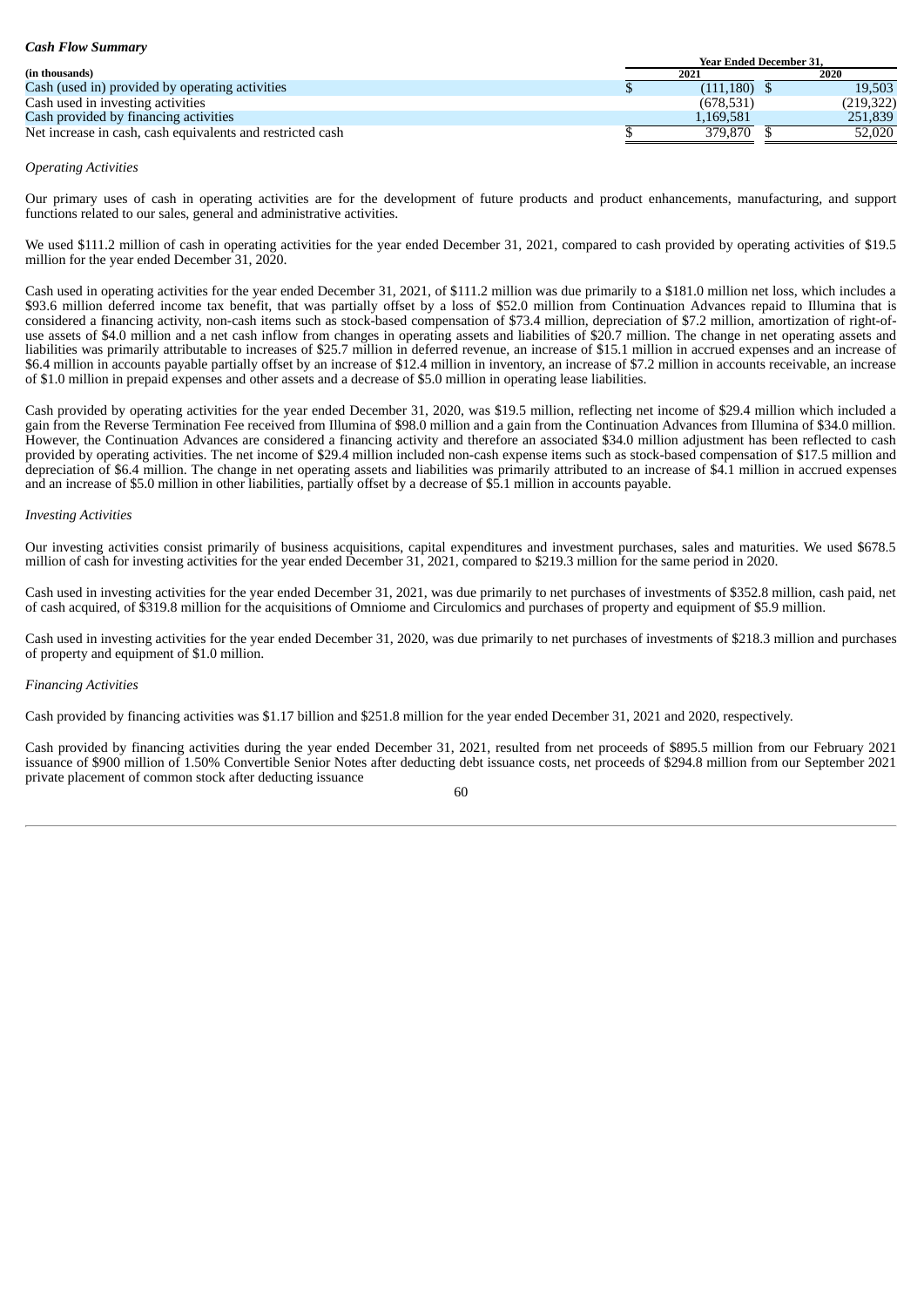### *Cash Flow Summary*

| (in thousands) | Year Ended December 31, | |
|---|---|---|
| | 2021 | 2020 |
| Cash (used in) provided by operating activities | $ (111,180) | $ 19,503 |
| Cash used in investing activities | (678,531) | (219,322) |
| Cash provided by financing activities | 1,169,581 | 251,839 |
| Net increase in cash, cash equivalents and restricted cash | $ 379,870 | $ 52,020 |

*Operating Activities*

Our primary uses of cash in operating activities are for the development of future products and product enhancements, manufacturing, and support functions related to our sales, general and administrative activities.

We used $111.2 million of cash in operating activities for the year ended December 31, 2021, compared to cash provided by operating activities of $19.5 million for the year ended December 31, 2020.

Cash used in operating activities for the year ended December 31, 2021, of $111.2 million was due primarily to a $181.0 million net loss, which includes a $93.6 million deferred income tax benefit, that was partially offset by a loss of $52.0 million from Continuation Advances repaid to Illumina that is considered a financing activity, non-cash items such as stock-based compensation of $73.4 million, depreciation of $7.2 million, amortization of right-of-use assets of $4.0 million and a net cash inflow from changes in operating assets and liabilities of $20.7 million. The change in net operating assets and liabilities was primarily attributable to increases of $25.7 million in deferred revenue, an increase of $15.1 million in accrued expenses and an increase of $6.4 million in accounts payable partially offset by an increase of $12.4 million in inventory, an increase of $7.2 million in accounts receivable, an increase of $1.0 million in prepaid expenses and other assets and a decrease of $5.0 million in operating lease liabilities.

Cash provided by operating activities for the year ended December 31, 2020, was $19.5 million, reflecting net income of $29.4 million which included a gain from the Reverse Termination Fee received from Illumina of $98.0 million and a gain from the Continuation Advances from Illumina of $34.0 million. However, the Continuation Advances are considered a financing activity and therefore an associated $34.0 million adjustment has been reflected to cash provided by operating activities. The net income of $29.4 million included non-cash expense items such as stock-based compensation of $17.5 million and depreciation of $6.4 million. The change in net operating assets and liabilities was primarily attributed to an increase of $4.1 million in accrued expenses and an increase of $5.0 million in other liabilities, partially offset by a decrease of $5.1 million in accounts payable.

*Investing Activities*

Our investing activities consist primarily of business acquisitions, capital expenditures and investment purchases, sales and maturities. We used $678.5 million of cash for investing activities for the year ended December 31, 2021, compared to $219.3 million for the same period in 2020.

Cash used in investing activities for the year ended December 31, 2021, was due primarily to net purchases of investments of $352.8 million, cash paid, net of cash acquired, of $319.8 million for the acquisitions of Omniome and Circulomics and purchases of property and equipment of $5.9 million.

Cash used in investing activities for the year ended December 31, 2020, was due primarily to net purchases of investments of $218.3 million and purchases of property and equipment of $1.0 million.

*Financing Activities*

Cash provided by financing activities was $1.17 billion and $251.8 million for the year ended December 31, 2021 and 2020, respectively.

Cash provided by financing activities during the year ended December 31, 2021, resulted from net proceeds of $895.5 million from our February 2021 issuance of $900 million of 1.50% Convertible Senior Notes after deducting debt issuance costs, net proceeds of $294.8 million from our September 2021 private placement of common stock after deducting issuance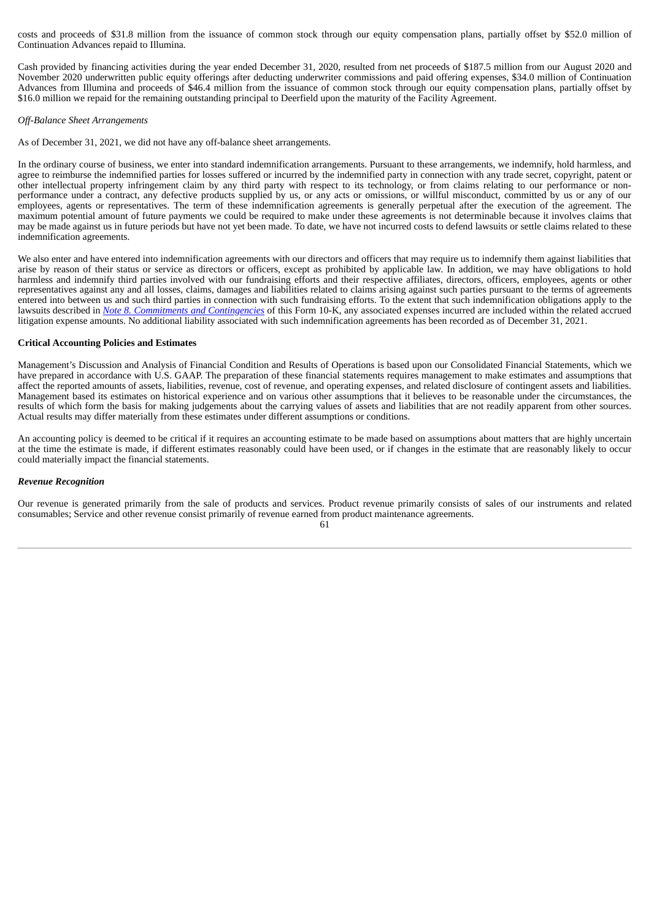costs and proceeds of $31.8 million from the issuance of common stock through our equity compensation plans, partially offset by $52.0 million of Continuation Advances repaid to Illumina.

Cash provided by financing activities during the year ended December 31, 2020, resulted from net proceeds of $187.5 million from our August 2020 and November 2020 underwritten public equity offerings after deducting underwriter commissions and paid offering expenses, $34.0 million of Continuation Advances from Illumina and proceeds of $46.4 million from the issuance of common stock through our equity compensation plans, partially offset by $16.0 million we repaid for the remaining outstanding principal to Deerfield upon the maturity of the Facility Agreement.

*Off-Balance Sheet Arrangements*

As of December 31, 2021, we did not have any off-balance sheet arrangements.

In the ordinary course of business, we enter into standard indemnification arrangements. Pursuant to these arrangements, we indemnify, hold harmless, and agree to reimburse the indemnified parties for losses suffered or incurred by the indemnified party in connection with any trade secret, copyright, patent or other intellectual property infringement claim by any third party with respect to its technology, or from claims relating to our performance or non-performance under a contract, any defective products supplied by us, or any acts or omissions, or willful misconduct, committed by us or any of our employees, agents or representatives. The term of these indemnification agreements is generally perpetual after the execution of the agreement. The maximum potential amount of future payments we could be required to make under these agreements is not determinable because it involves claims that may be made against us in future periods but have not yet been made. To date, we have not incurred costs to defend lawsuits or settle claims related to these indemnification agreements.

We also enter and have entered into indemnification agreements with our directors and officers that may require us to indemnify them against liabilities that arise by reason of their status or service as directors or officers, except as prohibited by applicable law. In addition, we may have obligations to hold harmless and indemnify third parties involved with our fundraising efforts and their respective affiliates, directors, officers, employees, agents or other representatives against any and all losses, claims, damages and liabilities related to claims arising against such parties pursuant to the terms of agreements entered into between us and such third parties in connection with such fundraising efforts. To the extent that such indemnification obligations apply to the lawsuits described in *Note 8. Commitments and Contingencies* of this Form 10-K, any associated expenses incurred are included within the related accrued litigation expense amounts. No additional liability associated with such indemnification agreements has been recorded as of December 31, 2021.

**Critical Accounting Policies and Estimates**

Management's Discussion and Analysis of Financial Condition and Results of Operations is based upon our Consolidated Financial Statements, which we have prepared in accordance with U.S. GAAP. The preparation of these financial statements requires management to make estimates and assumptions that affect the reported amounts of assets, liabilities, revenue, cost of revenue, and operating expenses, and related disclosure of contingent assets and liabilities. Management based its estimates on historical experience and on various other assumptions that it believes to be reasonable under the circumstances, the results of which form the basis for making judgements about the carrying values of assets and liabilities that are not readily apparent from other sources. Actual results may differ materially from these estimates under different assumptions or conditions.

An accounting policy is deemed to be critical if it requires an accounting estimate to be made based on assumptions about matters that are highly uncertain at the time the estimate is made, if different estimates reasonably could have been used, or if changes in the estimate that are reasonably likely to occur could materially impact the financial statements.

***Revenue Recognition***

Our revenue is generated primarily from the sale of products and services. Product revenue primarily consists of sales of our instruments and related consumables; Service and other revenue consist primarily of revenue earned from product maintenance agreements.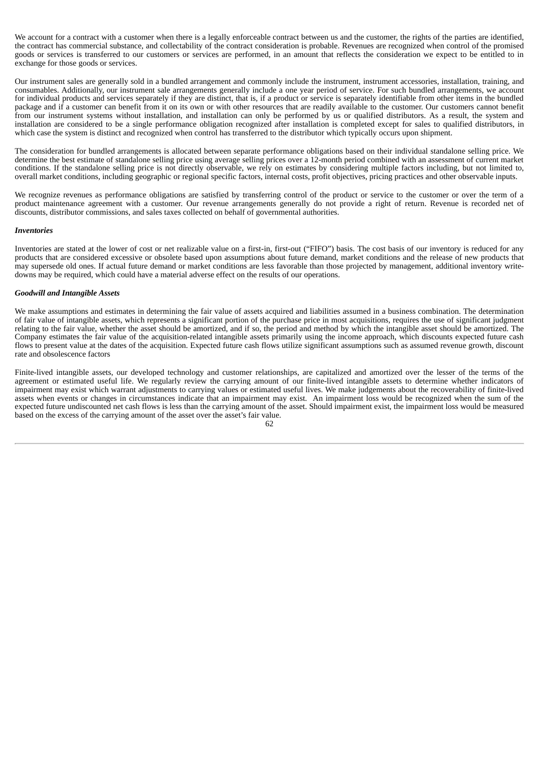We account for a contract with a customer when there is a legally enforceable contract between us and the customer, the rights of the parties are identified, the contract has commercial substance, and collectability of the contract consideration is probable. Revenues are recognized when control of the promised goods or services is transferred to our customers or services are performed, in an amount that reflects the consideration we expect to be entitled to in exchange for those goods or services.

Our instrument sales are generally sold in a bundled arrangement and commonly include the instrument, instrument accessories, installation, training, and consumables. Additionally, our instrument sale arrangements generally include a one year period of service. For such bundled arrangements, we account for individual products and services separately if they are distinct, that is, if a product or service is separately identifiable from other items in the bundled package and if a customer can benefit from it on its own or with other resources that are readily available to the customer. Our customers cannot benefit from our instrument systems without installation, and installation can only be performed by us or qualified distributors. As a result, the system and installation are considered to be a single performance obligation recognized after installation is completed except for sales to qualified distributors, in which case the system is distinct and recognized when control has transferred to the distributor which typically occurs upon shipment.

The consideration for bundled arrangements is allocated between separate performance obligations based on their individual standalone selling price. We determine the best estimate of standalone selling price using average selling prices over a 12-month period combined with an assessment of current market conditions. If the standalone selling price is not directly observable, we rely on estimates by considering multiple factors including, but not limited to, overall market conditions, including geographic or regional specific factors, internal costs, profit objectives, pricing practices and other observable inputs.

We recognize revenues as performance obligations are satisfied by transferring control of the product or service to the customer or over the term of a product maintenance agreement with a customer. Our revenue arrangements generally do not provide a right of return. Revenue is recorded net of discounts, distributor commissions, and sales taxes collected on behalf of governmental authorities.

***Inventories***

Inventories are stated at the lower of cost or net realizable value on a first-in, first-out ("FIFO") basis. The cost basis of our inventory is reduced for any products that are considered excessive or obsolete based upon assumptions about future demand, market conditions and the release of new products that may supersede old ones. If actual future demand or market conditions are less favorable than those projected by management, additional inventory write-downs may be required, which could have a material adverse effect on the results of our operations.

***Goodwill and Intangible Assets***

We make assumptions and estimates in determining the fair value of assets acquired and liabilities assumed in a business combination. The determination of fair value of intangible assets, which represents a significant portion of the purchase price in most acquisitions, requires the use of significant judgment relating to the fair value, whether the asset should be amortized, and if so, the period and method by which the intangible asset should be amortized. The Company estimates the fair value of the acquisition-related intangible assets primarily using the income approach, which discounts expected future cash flows to present value at the dates of the acquisition. Expected future cash flows utilize significant assumptions such as assumed revenue growth, discount rate and obsolescence factors

Finite-lived intangible assets, our developed technology and customer relationships, are capitalized and amortized over the lesser of the terms of the agreement or estimated useful life. We regularly review the carrying amount of our finite-lived intangible assets to determine whether indicators of impairment may exist which warrant adjustments to carrying values or estimated useful lives. We make judgements about the recoverability of finite-lived assets when events or changes in circumstances indicate that an impairment may exist. An impairment loss would be recognized when the sum of the expected future undiscounted net cash flows is less than the carrying amount of the asset. Should impairment exist, the impairment loss would be measured based on the excess of the carrying amount of the asset over the asset's fair value.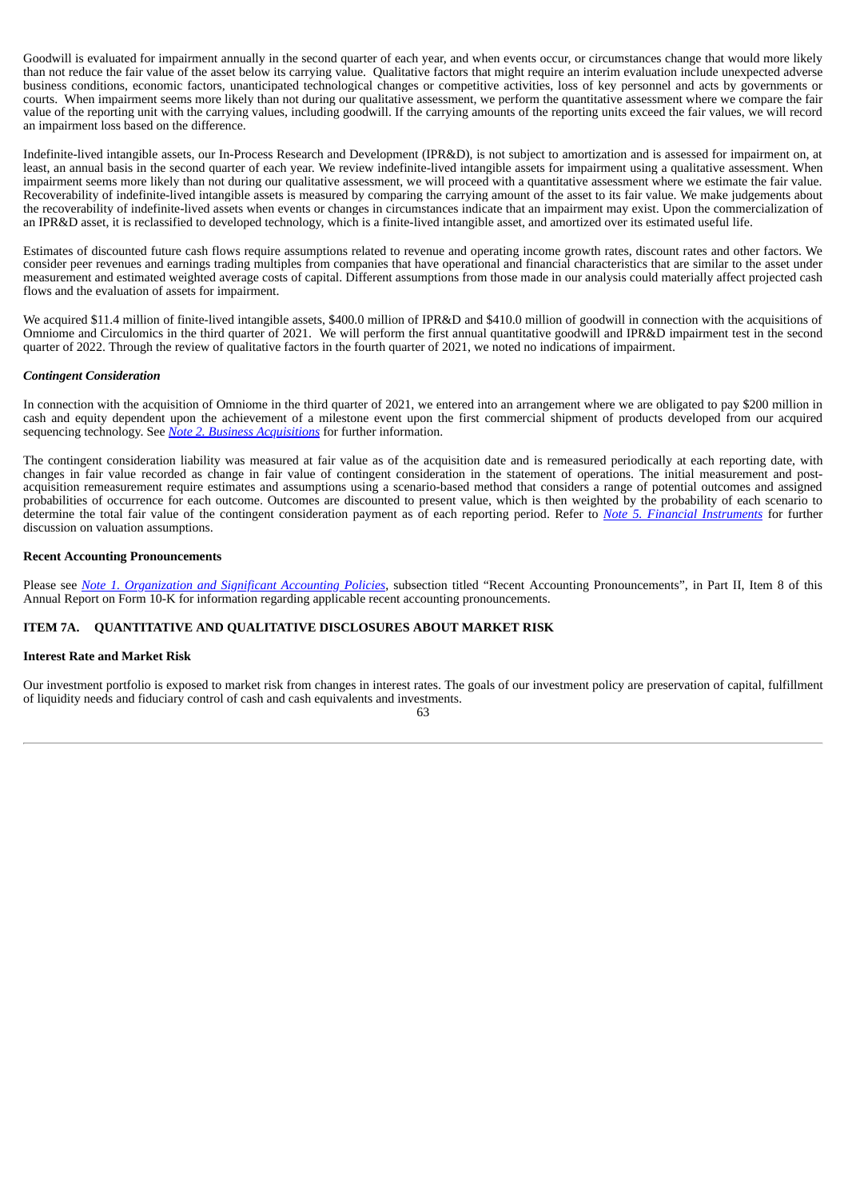Goodwill is evaluated for impairment annually in the second quarter of each year, and when events occur, or circumstances change that would more likely than not reduce the fair value of the asset below its carrying value. Qualitative factors that might require an interim evaluation include unexpected adverse business conditions, economic factors, unanticipated technological changes or competitive activities, loss of key personnel and acts by governments or courts. When impairment seems more likely than not during our qualitative assessment, we perform the quantitative assessment where we compare the fair value of the reporting unit with the carrying values, including goodwill. If the carrying amounts of the reporting units exceed the fair values, we will record an impairment loss based on the difference.

Indefinite-lived intangible assets, our In-Process Research and Development (IPR&D), is not subject to amortization and is assessed for impairment on, at least, an annual basis in the second quarter of each year. We review indefinite-lived intangible assets for impairment using a qualitative assessment. When impairment seems more likely than not during our qualitative assessment, we will proceed with a quantitative assessment where we estimate the fair value. Recoverability of indefinite-lived intangible assets is measured by comparing the carrying amount of the asset to its fair value. We make judgements about the recoverability of indefinite-lived assets when events or changes in circumstances indicate that an impairment may exist. Upon the commercialization of an IPR&D asset, it is reclassified to developed technology, which is a finite-lived intangible asset, and amortized over its estimated useful life.

Estimates of discounted future cash flows require assumptions related to revenue and operating income growth rates, discount rates and other factors. We consider peer revenues and earnings trading multiples from companies that have operational and financial characteristics that are similar to the asset under measurement and estimated weighted average costs of capital. Different assumptions from those made in our analysis could materially affect projected cash flows and the evaluation of assets for impairment.

We acquired $11.4 million of finite-lived intangible assets, $400.0 million of IPR&D and $410.0 million of goodwill in connection with the acquisitions of Omniome and Circulomics in the third quarter of 2021. We will perform the first annual quantitative goodwill and IPR&D impairment test in the second quarter of 2022. Through the review of qualitative factors in the fourth quarter of 2021, we noted no indications of impairment.

### *Contingent Consideration*

In connection with the acquisition of Omniome in the third quarter of 2021, we entered into an arrangement where we are obligated to pay $200 million in cash and equity dependent upon the achievement of a milestone event upon the first commercial shipment of products developed from our acquired sequencing technology. See *Note 2. Business Acquisitions* for further information.

The contingent consideration liability was measured at fair value as of the acquisition date and is remeasured periodically at each reporting date, with changes in fair value recorded as change in fair value of contingent consideration in the statement of operations. The initial measurement and post-acquisition remeasurement require estimates and assumptions using a scenario-based method that considers a range of potential outcomes and assigned probabilities of occurrence for each outcome. Outcomes are discounted to present value, which is then weighted by the probability of each scenario to determine the total fair value of the contingent consideration payment as of each reporting period. Refer to *Note 5. Financial Instruments* for further discussion on valuation assumptions.

### Recent Accounting Pronouncements

Please see *Note 1. Organization and Significant Accounting Policies*, subsection titled "Recent Accounting Pronouncements", in Part II, Item 8 of this Annual Report on Form 10-K for information regarding applicable recent accounting pronouncements.

## ITEM 7A. QUANTITATIVE AND QUALITATIVE DISCLOSURES ABOUT MARKET RISK

### Interest Rate and Market Risk

Our investment portfolio is exposed to market risk from changes in interest rates. The goals of our investment policy are preservation of capital, fulfillment of liquidity needs and fiduciary control of cash and cash equivalents and investments.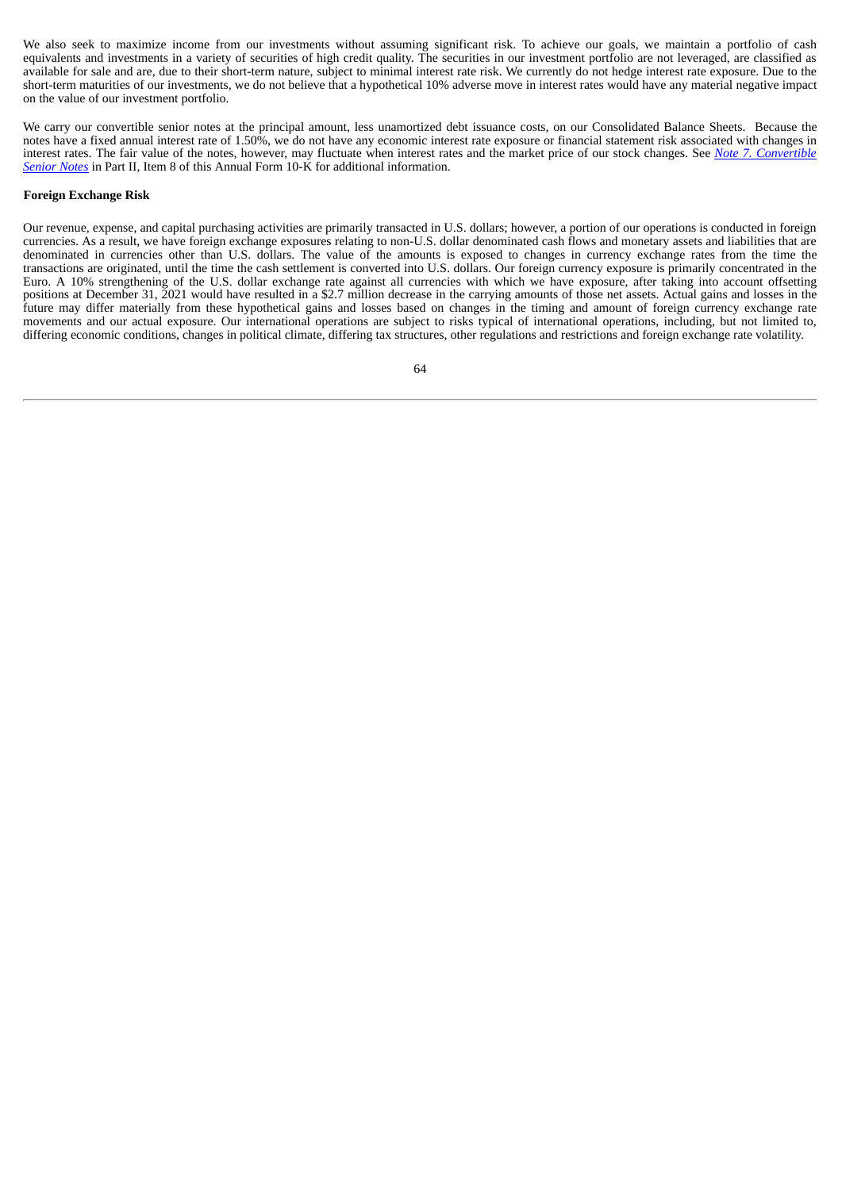We also seek to maximize income from our investments without assuming significant risk. To achieve our goals, we maintain a portfolio of cash equivalents and investments in a variety of securities of high credit quality. The securities in our investment portfolio are not leveraged, are classified as available for sale and are, due to their short-term nature, subject to minimal interest rate risk. We currently do not hedge interest rate exposure. Due to the short-term maturities of our investments, we do not believe that a hypothetical 10% adverse move in interest rates would have any material negative impact on the value of our investment portfolio.

We carry our convertible senior notes at the principal amount, less unamortized debt issuance costs, on our Consolidated Balance Sheets. Because the notes have a fixed annual interest rate of 1.50%, we do not have any economic interest rate exposure or financial statement risk associated with changes in interest rates. The fair value of the notes, however, may fluctuate when interest rates and the market price of our stock changes. See *Note 7. Convertible Senior Notes* in Part II, Item 8 of this Annual Form 10-K for additional information.

**Foreign Exchange Risk**

Our revenue, expense, and capital purchasing activities are primarily transacted in U.S. dollars; however, a portion of our operations is conducted in foreign currencies. As a result, we have foreign exchange exposures relating to non-U.S. dollar denominated cash flows and monetary assets and liabilities that are denominated in currencies other than U.S. dollars. The value of the amounts is exposed to changes in currency exchange rates from the time the transactions are originated, until the time the cash settlement is converted into U.S. dollars. Our foreign currency exposure is primarily concentrated in the Euro. A 10% strengthening of the U.S. dollar exchange rate against all currencies with which we have exposure, after taking into account offsetting positions at December 31, 2021 would have resulted in a $2.7 million decrease in the carrying amounts of those net assets. Actual gains and losses in the future may differ materially from these hypothetical gains and losses based on changes in the timing and amount of foreign currency exchange rate movements and our actual exposure. Our international operations are subject to risks typical of international operations, including, but not limited to, differing economic conditions, changes in political climate, differing tax structures, other regulations and restrictions and foreign exchange rate volatility.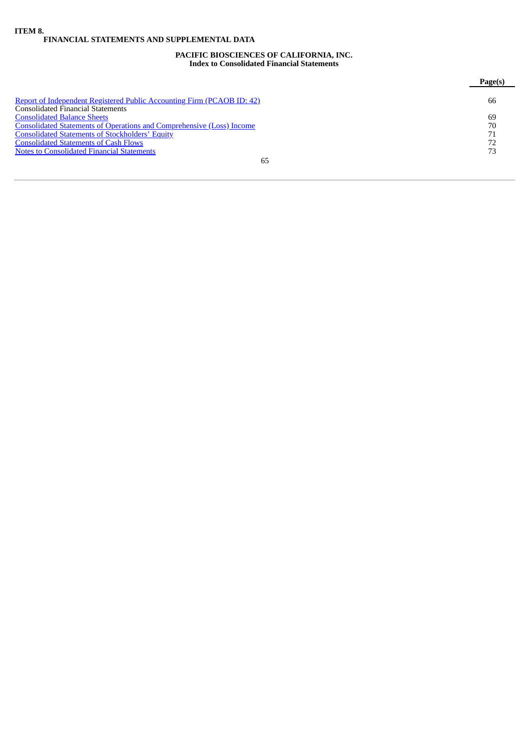**ITEM 8.**

**FINANCIAL STATEMENTS AND SUPPLEMENTAL DATA**

**PACIFIC BIOSCIENCES OF CALIFORNIA, INC.**
**Index to Consolidated Financial Statements**

| | **Page(s)** |
|---|---|
| Report of Independent Registered Public Accounting Firm (PCAOB ID: 42) | 66 |
| Consolidated Financial Statements | |
| Consolidated Balance Sheets | 69 |
| Consolidated Statements of Operations and Comprehensive (Loss) Income | 70 |
| Consolidated Statements of Stockholders' Equity | 71 |
| Consolidated Statements of Cash Flows | 72 |
| Notes to Consolidated Financial Statements | 73 |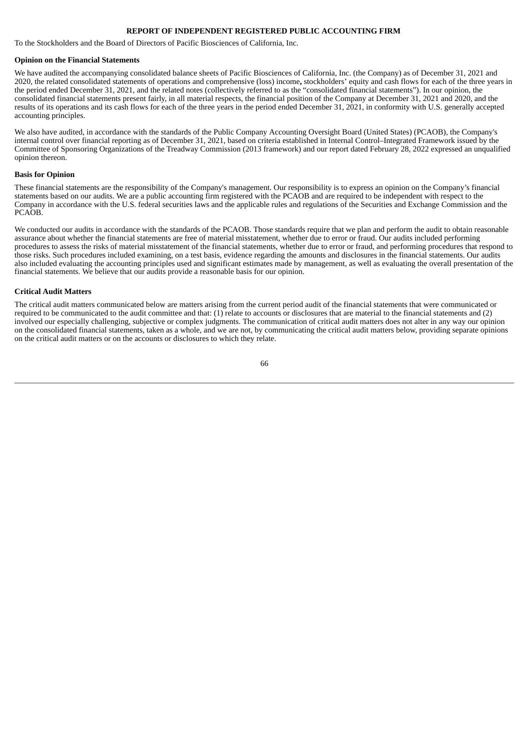# REPORT OF INDEPENDENT REGISTERED PUBLIC ACCOUNTING FIRM

To the Stockholders and the Board of Directors of Pacific Biosciences of California, Inc.

**Opinion on the Financial Statements**

We have audited the accompanying consolidated balance sheets of Pacific Biosciences of California, Inc. (the Company) as of December 31, 2021 and 2020, the related consolidated statements of operations and comprehensive (loss) income**,** stockholders' equity and cash flows for each of the three years in the period ended December 31, 2021, and the related notes (collectively referred to as the "consolidated financial statements"). In our opinion, the consolidated financial statements present fairly, in all material respects, the financial position of the Company at December 31, 2021 and 2020, and the results of its operations and its cash flows for each of the three years in the period ended December 31, 2021, in conformity with U.S. generally accepted accounting principles.

We also have audited, in accordance with the standards of the Public Company Accounting Oversight Board (United States) (PCAOB), the Company's internal control over financial reporting as of December 31, 2021, based on criteria established in Internal Control–Integrated Framework issued by the Committee of Sponsoring Organizations of the Treadway Commission (2013 framework) and our report dated February 28, 2022 expressed an unqualified opinion thereon.

**Basis for Opinion**

These financial statements are the responsibility of the Company's management. Our responsibility is to express an opinion on the Company's financial statements based on our audits. We are a public accounting firm registered with the PCAOB and are required to be independent with respect to the Company in accordance with the U.S. federal securities laws and the applicable rules and regulations of the Securities and Exchange Commission and the PCAOB.

We conducted our audits in accordance with the standards of the PCAOB. Those standards require that we plan and perform the audit to obtain reasonable assurance about whether the financial statements are free of material misstatement, whether due to error or fraud. Our audits included performing procedures to assess the risks of material misstatement of the financial statements, whether due to error or fraud, and performing procedures that respond to those risks. Such procedures included examining, on a test basis, evidence regarding the amounts and disclosures in the financial statements. Our audits also included evaluating the accounting principles used and significant estimates made by management, as well as evaluating the overall presentation of the financial statements. We believe that our audits provide a reasonable basis for our opinion.

**Critical Audit Matters**

The critical audit matters communicated below are matters arising from the current period audit of the financial statements that were communicated or required to be communicated to the audit committee and that: (1) relate to accounts or disclosures that are material to the financial statements and (2) involved our especially challenging, subjective or complex judgments. The communication of critical audit matters does not alter in any way our opinion on the consolidated financial statements, taken as a whole, and we are not, by communicating the critical audit matters below, providing separate opinions on the critical audit matters or on the accounts or disclosures to which they relate.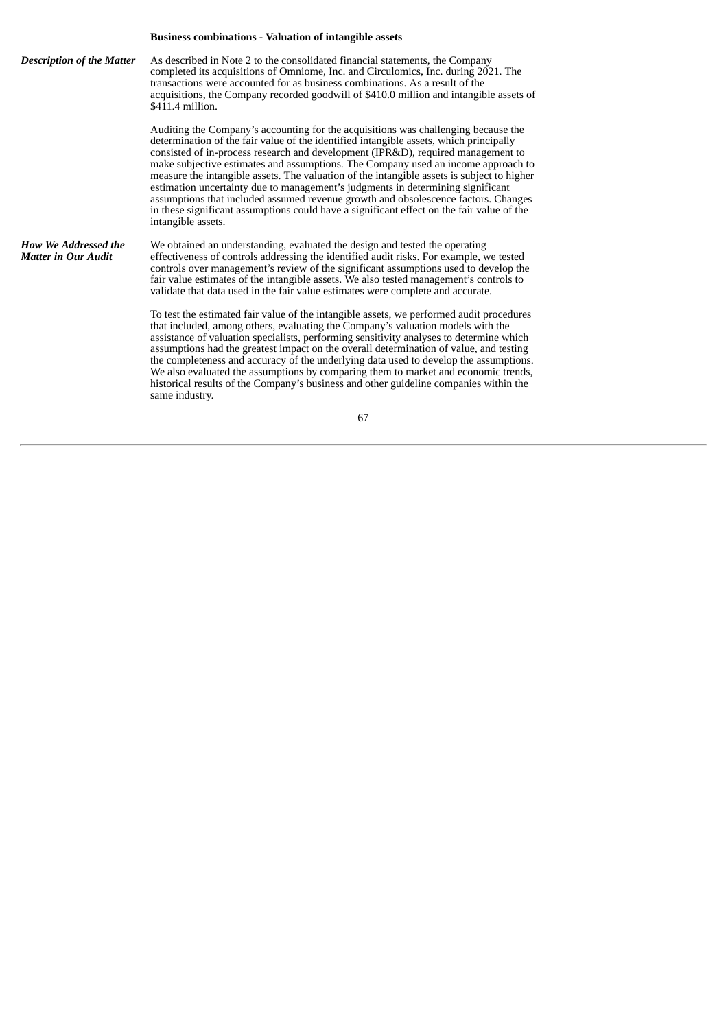**Business combinations - Valuation of intangible assets**

| | |
|---|---|
| ***Description of the Matter*** | As described in Note 2 to the consolidated financial statements, the Company completed its acquisitions of Omniome, Inc. and Circulomics, Inc. during 2021. The transactions were accounted for as business combinations. As a result of the acquisitions, the Company recorded goodwill of $410.0 million and intangible assets of $411.4 million.<br><br>Auditing the Company's accounting for the acquisitions was challenging because the determination of the fair value of the identified intangible assets, which principally consisted of in-process research and development (IPR&D), required management to make subjective estimates and assumptions. The Company used an income approach to measure the intangible assets. The valuation of the intangible assets is subject to higher estimation uncertainty due to management's judgments in determining significant assumptions that included assumed revenue growth and obsolescence factors. Changes in these significant assumptions could have a significant effect on the fair value of the intangible assets. |
| ***How We Addressed the Matter in Our Audit*** | We obtained an understanding, evaluated the design and tested the operating effectiveness of controls addressing the identified audit risks. For example, we tested controls over management's review of the significant assumptions used to develop the fair value estimates of the intangible assets. We also tested management's controls to validate that data used in the fair value estimates were complete and accurate.<br><br>To test the estimated fair value of the intangible assets, we performed audit procedures that included, among others, evaluating the Company's valuation models with the assistance of valuation specialists, performing sensitivity analyses to determine which assumptions had the greatest impact on the overall determination of value, and testing the completeness and accuracy of the underlying data used to develop the assumptions. We also evaluated the assumptions by comparing them to market and economic trends, historical results of the Company's business and other guideline companies within the same industry. |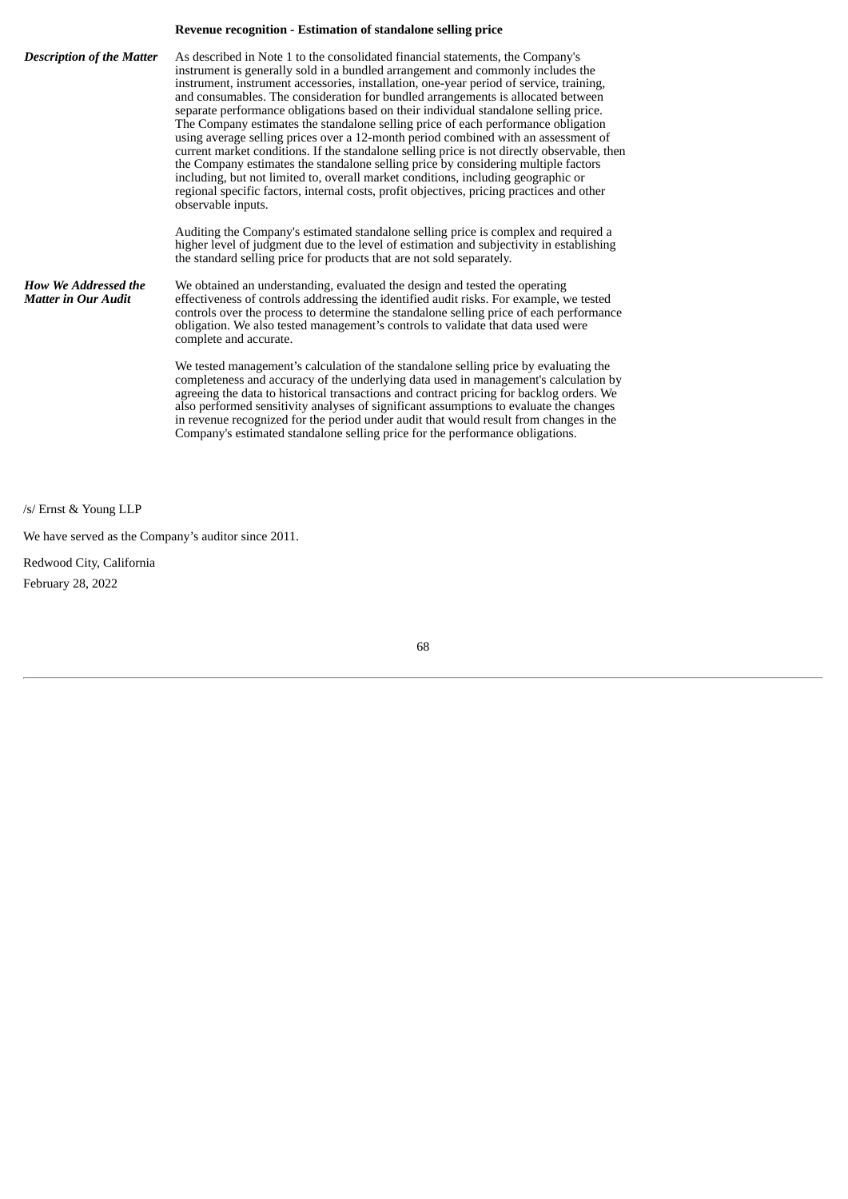**Revenue recognition - Estimation of standalone selling price**

| | |
|---|---|
| ***Description of the Matter*** | As described in Note 1 to the consolidated financial statements, the Company's instrument is generally sold in a bundled arrangement and commonly includes the instrument, instrument accessories, installation, one-year period of service, training, and consumables. The consideration for bundled arrangements is allocated between separate performance obligations based on their individual standalone selling price. The Company estimates the standalone selling price of each performance obligation using average selling prices over a 12-month period combined with an assessment of current market conditions. If the standalone selling price is not directly observable, then the Company estimates the standalone selling price by considering multiple factors including, but not limited to, overall market conditions, including geographic or regional specific factors, internal costs, profit objectives, pricing practices and other observable inputs.<br><br>Auditing the Company's estimated standalone selling price is complex and required a higher level of judgment due to the level of estimation and subjectivity in establishing the standard selling price for products that are not sold separately. |
| ***How We Addressed the Matter in Our Audit*** | We obtained an understanding, evaluated the design and tested the operating effectiveness of controls addressing the identified audit risks. For example, we tested controls over the process to determine the standalone selling price of each performance obligation. We also tested management's controls to validate that data used were complete and accurate.<br><br>We tested management's calculation of the standalone selling price by evaluating the completeness and accuracy of the underlying data used in management's calculation by agreeing the data to historical transactions and contract pricing for backlog orders. We also performed sensitivity analyses of significant assumptions to evaluate the changes in revenue recognized for the period under audit that would result from changes in the Company's estimated standalone selling price for the performance obligations. |

/s/ Ernst & Young LLP

We have served as the Company's auditor since 2011.

Redwood City, California

February 28, 2022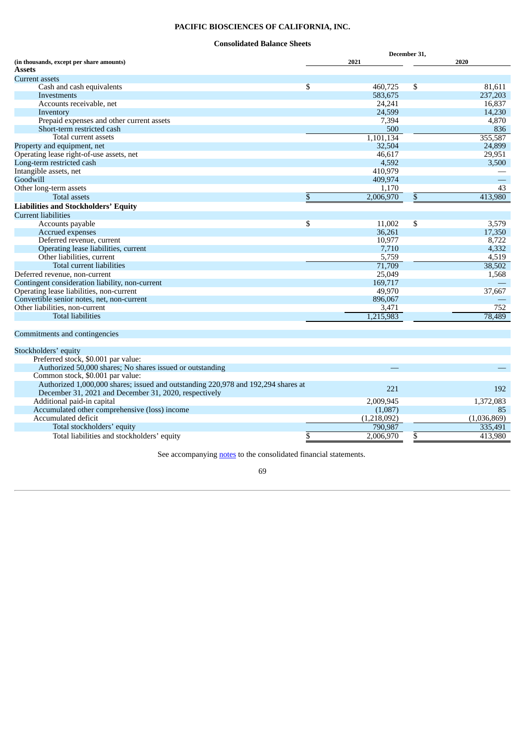# PACIFIC BIOSCIENCES OF CALIFORNIA, INC.

## Consolidated Balance Sheets

| (in thousands, except per share amounts) | December 31, 2021 | December 31, 2020 |
|---|---|---|
| **Assets** | | |
| Current assets | | |
| Cash and cash equivalents | $ 460,725 | $ 81,611 |
| Investments | 583,675 | 237,203 |
| Accounts receivable, net | 24,241 | 16,837 |
| Inventory | 24,599 | 14,230 |
| Prepaid expenses and other current assets | 7,394 | 4,870 |
| Short-term restricted cash | 500 | 836 |
| Total current assets | 1,101,134 | 355,587 |
| Property and equipment, net | 32,504 | 24,899 |
| Operating lease right-of-use assets, net | 46,617 | 29,951 |
| Long-term restricted cash | 4,592 | 3,500 |
| Intangible assets, net | 410,979 | — |
| Goodwill | 409,974 | — |
| Other long-term assets | 1,170 | 43 |
| Total assets | $ 2,006,970 | $ 413,980 |
| **Liabilities and Stockholders' Equity** | | |
| Current liabilities | | |
| Accounts payable | $ 11,002 | $ 3,579 |
| Accrued expenses | 36,261 | 17,350 |
| Deferred revenue, current | 10,977 | 8,722 |
| Operating lease liabilities, current | 7,710 | 4,332 |
| Other liabilities, current | 5,759 | 4,519 |
| Total current liabilities | 71,709 | 38,502 |
| Deferred revenue, non-current | 25,049 | 1,568 |
| Contingent consideration liability, non-current | 169,717 | — |
| Operating lease liabilities, non-current | 49,970 | 37,667 |
| Convertible senior notes, net, non-current | 896,067 | — |
| Other liabilities, non-current | 3,471 | 752 |
| Total liabilities | 1,215,983 | 78,489 |
| Commitments and contingencies | | |
| Stockholders' equity | | |
| Preferred stock, $0.001 par value: | | |
| Authorized 50,000 shares; No shares issued or outstanding | — | — |
| Common stock, $0.001 par value: | | |
| Authorized 1,000,000 shares; issued and outstanding 220,978 and 192,294 shares at December 31, 2021 and December 31, 2020, respectively | 221 | 192 |
| Additional paid-in capital | 2,009,945 | 1,372,083 |
| Accumulated other comprehensive (loss) income | (1,087) | 85 |
| Accumulated deficit | (1,218,092) | (1,036,869) |
| Total stockholders' equity | 790,987 | 335,491 |
| Total liabilities and stockholders' equity | $ 2,006,970 | $ 413,980 |

See accompanying notes to the consolidated financial statements.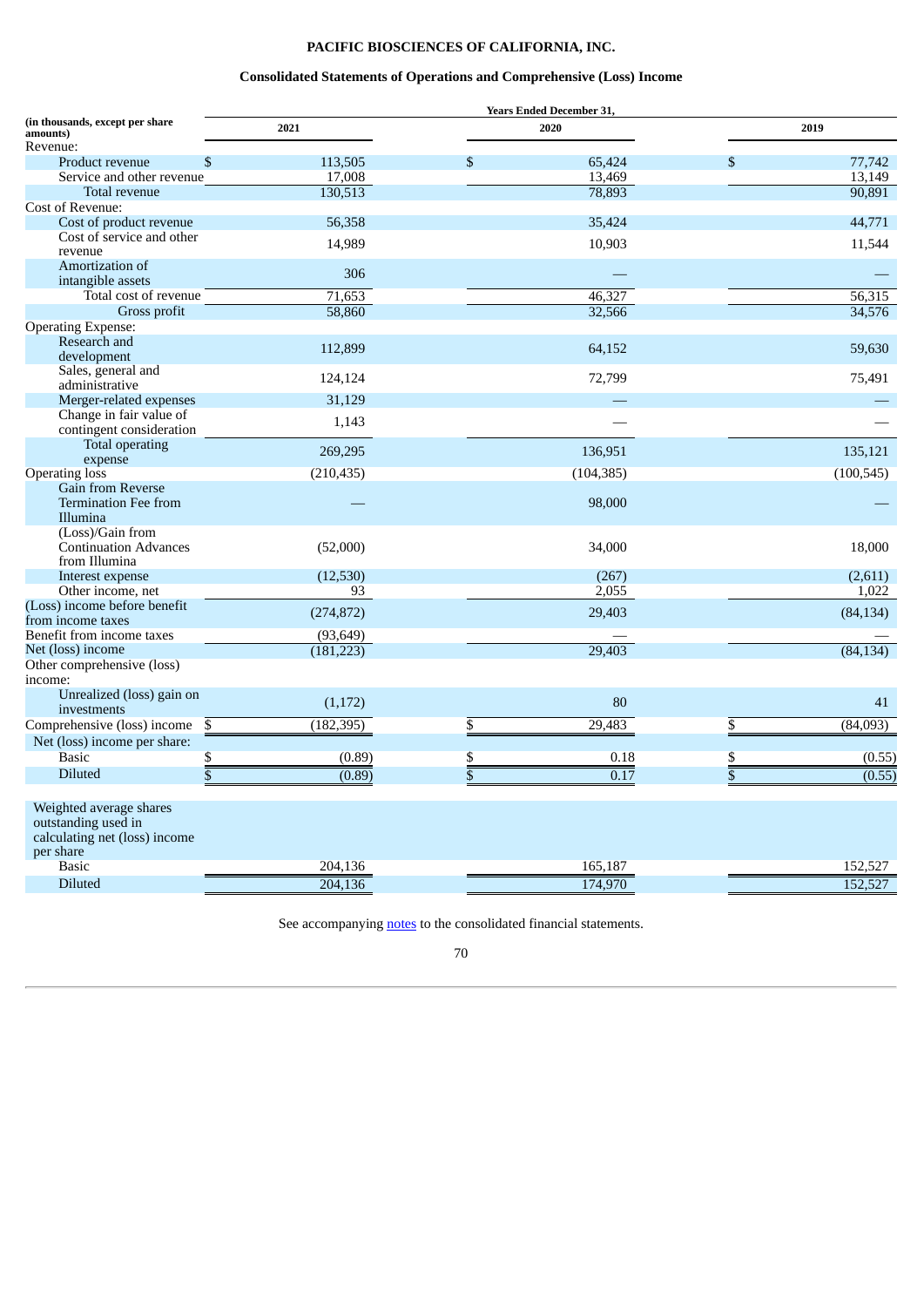# PACIFIC BIOSCIENCES OF CALIFORNIA, INC.

## Consolidated Statements of Operations and Comprehensive (Loss) Income

| (in thousands, except per share amounts) | Years Ended December 31, | | |
|---|---|---|---|
| | 2021 | 2020 | 2019 |
| Revenue: | | | |
| Product revenue | $ 113,505 | $ 65,424 | $ 77,742 |
| Service and other revenue | 17,008 | 13,469 | 13,149 |
| Total revenue | 130,513 | 78,893 | 90,891 |
| Cost of Revenue: | | | |
| Cost of product revenue | 56,358 | 35,424 | 44,771 |
| Cost of service and other revenue | 14,989 | 10,903 | 11,544 |
| Amortization of intangible assets | 306 | — | — |
| Total cost of revenue | 71,653 | 46,327 | 56,315 |
| Gross profit | 58,860 | 32,566 | 34,576 |
| Operating Expense: | | | |
| Research and development | 112,899 | 64,152 | 59,630 |
| Sales, general and administrative | 124,124 | 72,799 | 75,491 |
| Merger-related expenses | 31,129 | — | — |
| Change in fair value of contingent consideration | 1,143 | — | — |
| Total operating expense | 269,295 | 136,951 | 135,121 |
| Operating loss | (210,435) | (104,385) | (100,545) |
| Gain from Reverse Termination Fee from Illumina | — | 98,000 | — |
| (Loss)/Gain from Continuation Advances from Illumina | (52,000) | 34,000 | 18,000 |
| Interest expense | (12,530) | (267) | (2,611) |
| Other income, net | 93 | 2,055 | 1,022 |
| (Loss) income before benefit from income taxes | (274,872) | 29,403 | (84,134) |
| Benefit from income taxes | (93,649) | — | — |
| Net (loss) income | (181,223) | 29,403 | (84,134) |
| Other comprehensive (loss) income: | | | |
| Unrealized (loss) gain on investments | (1,172) | 80 | 41 |
| Comprehensive (loss) income | $ (182,395) | $ 29,483 | $ (84,093) |
| Net (loss) income per share: | | | |
| Basic | $ (0.89) | $ 0.18 | $ (0.55) |
| Diluted | $ (0.89) | $ 0.17 | $ (0.55) |
| Weighted average shares outstanding used in calculating net (loss) income per share | | | |
| Basic | 204,136 | 165,187 | 152,527 |
| Diluted | 204,136 | 174,970 | 152,527 |

See accompanying notes to the consolidated financial statements.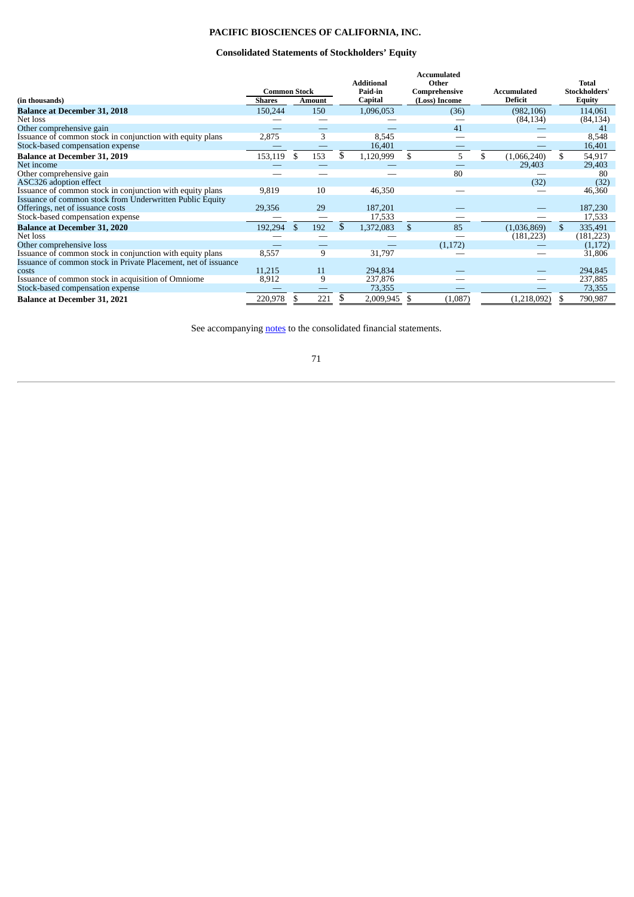# PACIFIC BIOSCIENCES OF CALIFORNIA, INC.

## Consolidated Statements of Stockholders' Equity

| (in thousands) | Common Stock Shares | Common Stock Amount | Additional Paid-in Capital | Accumulated Other Comprehensive (Loss) Income | Accumulated Deficit | Total Stockholders' Equity |
|---|---|---|---|---|---|---|
| **Balance at December 31, 2018** | 150,244 | 150 | 1,096,053 | (36) | (982,106) | 114,061 |
| Net loss | — | — | — | — | (84,134) | (84,134) |
| Other comprehensive gain | — | — | — | 41 | — | 41 |
| Issuance of common stock in conjunction with equity plans | 2,875 | 3 | 8,545 | — | — | 8,548 |
| Stock-based compensation expense | — | — | 16,401 | — | — | 16,401 |
| **Balance at December 31, 2019** | 153,119 | $ 153 | $ 1,120,999 | $ 5 | $ (1,066,240) | $ 54,917 |
| Net income | — | — | — | — | 29,403 | 29,403 |
| Other comprehensive gain | — | — | — | 80 | — | 80 |
| ASC326 adoption effect | | | | | (32) | (32) |
| Issuance of common stock in conjunction with equity plans | 9,819 | 10 | 46,350 | — | — | 46,360 |
| Issuance of common stock from Underwritten Public Equity Offerings, net of issuance costs | 29,356 | 29 | 187,201 | — | — | 187,230 |
| Stock-based compensation expense | — | — | 17,533 | — | — | 17,533 |
| **Balance at December 31, 2020** | 192,294 | $ 192 | $ 1,372,083 | $ 85 | (1,036,869) | $ 335,491 |
| Net loss | — | — | — | — | (181,223) | (181,223) |
| Other comprehensive loss | — | — | — | (1,172) | — | (1,172) |
| Issuance of common stock in conjunction with equity plans | 8,557 | 9 | 31,797 | — | — | 31,806 |
| Issuance of common stock in Private Placement, net of issuance costs | 11,215 | 11 | 294,834 | — | — | 294,845 |
| Issuance of common stock in acquisition of Omniome | 8,912 | 9 | 237,876 | — | — | 237,885 |
| Stock-based compensation expense | — | — | 73,355 | — | — | 73,355 |
| **Balance at December 31, 2021** | 220,978 | $ 221 | $ 2,009,945 | $ (1,087) | (1,218,092) | $ 790,987 |

See accompanying notes to the consolidated financial statements.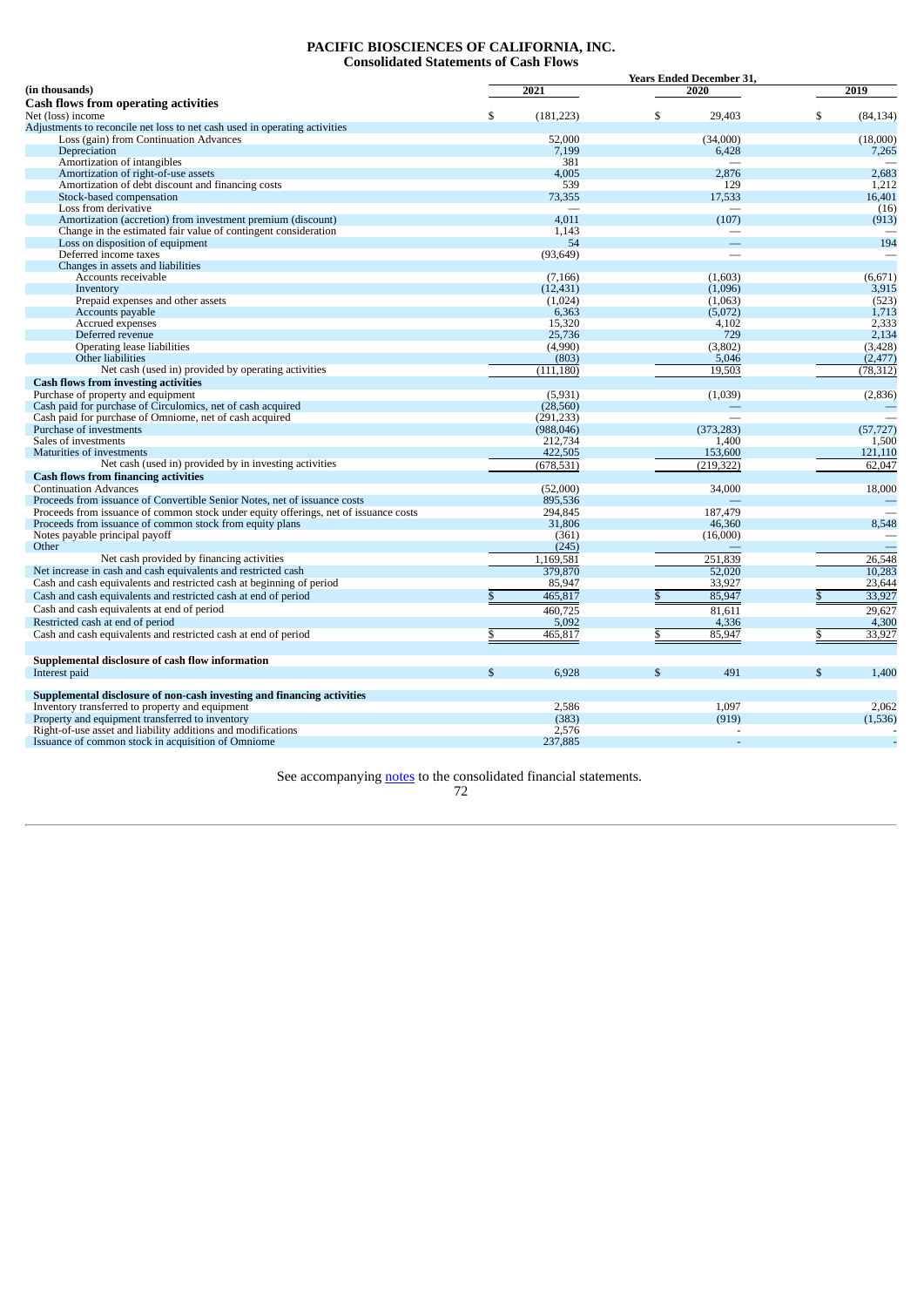# PACIFIC BIOSCIENCES OF CALIFORNIA, INC.
## Consolidated Statements of Cash Flows

| (in thousands) | Years Ended December 31, 2021 | 2020 | 2019 |
|---|---|---|---|
| **Cash flows from operating activities** | | | |
| Net (loss) income | $ (181,223) | $ 29,403 | $ (84,134) |
| Adjustments to reconcile net loss to net cash used in operating activities | | | |
| Loss (gain) from Continuation Advances | 52,000 | (34,000) | (18,000) |
| Depreciation | 7,199 | 6,428 | 7,265 |
| Amortization of intangibles | 381 | — | — |
| Amortization of right-of-use assets | 4,005 | 2,876 | 2,683 |
| Amortization of debt discount and financing costs | 539 | 129 | 1,212 |
| Stock-based compensation | 73,355 | 17,533 | 16,401 |
| Loss from derivative | — | — | (16) |
| Amortization (accretion) from investment premium (discount) | 4,011 | (107) | (913) |
| Change in the estimated fair value of contingent consideration | 1,143 | — | — |
| Loss on disposition of equipment | 54 | — | 194 |
| Deferred income taxes | (93,649) | — | — |
| Changes in assets and liabilities | | | |
| Accounts receivable | (7,166) | (1,603) | (6,671) |
| Inventory | (12,431) | (1,096) | 3,915 |
| Prepaid expenses and other assets | (1,024) | (1,063) | (523) |
| Accounts payable | 6,363 | (5,072) | 1,713 |
| Accrued expenses | 15,320 | 4,102 | 2,333 |
| Deferred revenue | 25,736 | 729 | 2,134 |
| Operating lease liabilities | (4,990) | (3,802) | (3,428) |
| Other liabilities | (803) | 5,046 | (2,477) |
| Net cash (used in) provided by operating activities | (111,180) | 19,503 | (78,312) |
| **Cash flows from investing activities** | | | |
| Purchase of property and equipment | (5,931) | (1,039) | (2,836) |
| Cash paid for purchase of Circulomics, net of cash acquired | (28,560) | — | — |
| Cash paid for purchase of Omniome, net of cash acquired | (291,233) | — | — |
| Purchase of investments | (988,046) | (373,283) | (57,727) |
| Sales of investments | 212,734 | 1,400 | 1,500 |
| Maturities of investments | 422,505 | 153,600 | 121,110 |
| Net cash (used in) provided by in investing activities | (678,531) | (219,322) | 62,047 |
| **Cash flows from financing activities** | | | |
| Continuation Advances | (52,000) | 34,000 | 18,000 |
| Proceeds from issuance of Convertible Senior Notes, net of issuance costs | 895,536 | — | — |
| Proceeds from issuance of common stock under equity offerings, net of issuance costs | 294,845 | 187,479 | — |
| Proceeds from issuance of common stock from equity plans | 31,806 | 46,360 | 8,548 |
| Notes payable principal payoff | (361) | (16,000) | — |
| Other | (245) | — | — |
| Net cash provided by financing activities | 1,169,581 | 251,839 | 26,548 |
| Net increase in cash and cash equivalents and restricted cash | 379,870 | 52,020 | 10,283 |
| Cash and cash equivalents and restricted cash at beginning of period | 85,947 | 33,927 | 23,644 |
| Cash and cash equivalents and restricted cash at end of period | $ 465,817 | $ 85,947 | $ 33,927 |
| Cash and cash equivalents at end of period | 460,725 | 81,611 | 29,627 |
| Restricted cash at end of period | 5,092 | 4,336 | 4,300 |
| Cash and cash equivalents and restricted cash at end of period | $ 465,817 | $ 85,947 | $ 33,927 |
| **Supplemental disclosure of cash flow information** | | | |
| Interest paid | $ 6,928 | $ 491 | $ 1,400 |
| **Supplemental disclosure of non-cash investing and financing activities** | | | |
| Inventory transferred to property and equipment | 2,586 | 1,097 | 2,062 |
| Property and equipment transferred to inventory | (383) | (919) | (1,536) |
| Right-of-use asset and liability additions and modifications | 2,576 | - | - |
| Issuance of common stock in acquisition of Omniome | 237,885 | - | - |

See accompanying notes to the consolidated financial statements.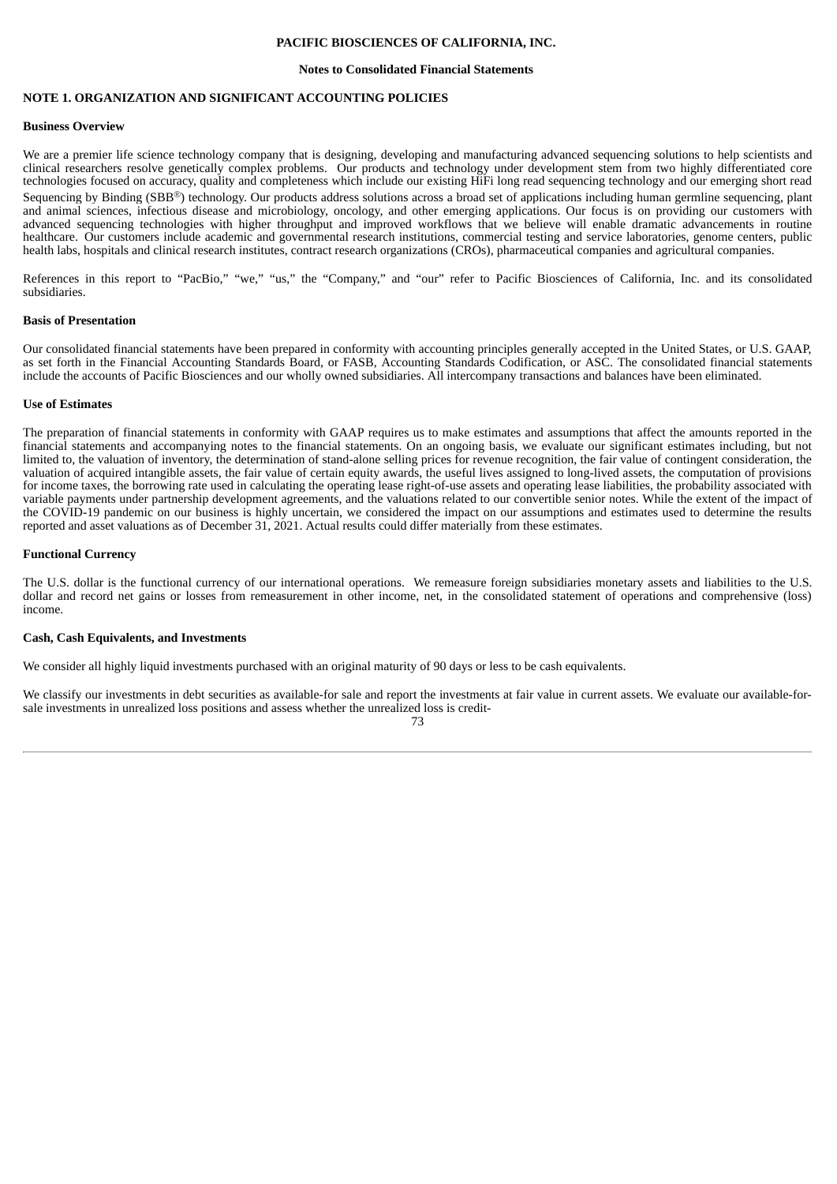**PACIFIC BIOSCIENCES OF CALIFORNIA, INC.**

**Notes to Consolidated Financial Statements**

## NOTE 1. ORGANIZATION AND SIGNIFICANT ACCOUNTING POLICIES

### Business Overview

We are a premier life science technology company that is designing, developing and manufacturing advanced sequencing solutions to help scientists and clinical researchers resolve genetically complex problems. Our products and technology under development stem from two highly differentiated core technologies focused on accuracy, quality and completeness which include our existing HiFi long read sequencing technology and our emerging short read Sequencing by Binding (SBB®) technology. Our products address solutions across a broad set of applications including human germline sequencing, plant and animal sciences, infectious disease and microbiology, oncology, and other emerging applications. Our focus is on providing our customers with advanced sequencing technologies with higher throughput and improved workflows that we believe will enable dramatic advancements in routine healthcare. Our customers include academic and governmental research institutions, commercial testing and service laboratories, genome centers, public health labs, hospitals and clinical research institutes, contract research organizations (CROs), pharmaceutical companies and agricultural companies.

References in this report to "PacBio," "we," "us," the "Company," and "our" refer to Pacific Biosciences of California, Inc. and its consolidated subsidiaries.

### Basis of Presentation

Our consolidated financial statements have been prepared in conformity with accounting principles generally accepted in the United States, or U.S. GAAP, as set forth in the Financial Accounting Standards Board, or FASB, Accounting Standards Codification, or ASC. The consolidated financial statements include the accounts of Pacific Biosciences and our wholly owned subsidiaries. All intercompany transactions and balances have been eliminated.

### Use of Estimates

The preparation of financial statements in conformity with GAAP requires us to make estimates and assumptions that affect the amounts reported in the financial statements and accompanying notes to the financial statements. On an ongoing basis, we evaluate our significant estimates including, but not limited to, the valuation of inventory, the determination of stand-alone selling prices for revenue recognition, the fair value of contingent consideration, the valuation of acquired intangible assets, the fair value of certain equity awards, the useful lives assigned to long-lived assets, the computation of provisions for income taxes, the borrowing rate used in calculating the operating lease right-of-use assets and operating lease liabilities, the probability associated with variable payments under partnership development agreements, and the valuations related to our convertible senior notes. While the extent of the impact of the COVID-19 pandemic on our business is highly uncertain, we considered the impact on our assumptions and estimates used to determine the results reported and asset valuations as of December 31, 2021. Actual results could differ materially from these estimates.

### Functional Currency

The U.S. dollar is the functional currency of our international operations. We remeasure foreign subsidiaries monetary assets and liabilities to the U.S. dollar and record net gains or losses from remeasurement in other income, net, in the consolidated statement of operations and comprehensive (loss) income.

### Cash, Cash Equivalents, and Investments

We consider all highly liquid investments purchased with an original maturity of 90 days or less to be cash equivalents.

We classify our investments in debt securities as available-for sale and report the investments at fair value in current assets. We evaluate our available-for-sale investments in unrealized loss positions and assess whether the unrealized loss is credit-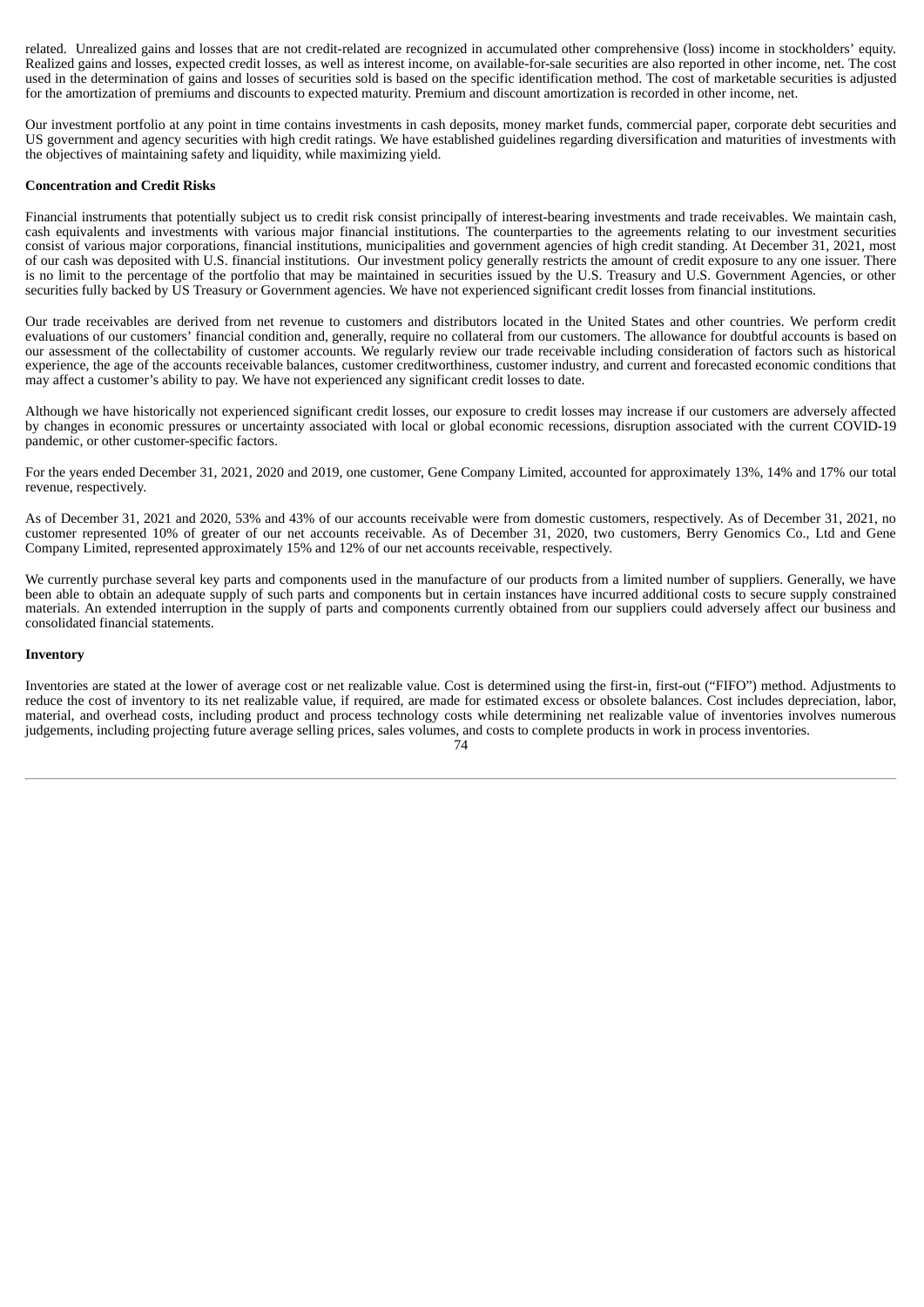related. Unrealized gains and losses that are not credit-related are recognized in accumulated other comprehensive (loss) income in stockholders' equity. Realized gains and losses, expected credit losses, as well as interest income, on available-for-sale securities are also reported in other income, net. The cost used in the determination of gains and losses of securities sold is based on the specific identification method. The cost of marketable securities is adjusted for the amortization of premiums and discounts to expected maturity. Premium and discount amortization is recorded in other income, net.

Our investment portfolio at any point in time contains investments in cash deposits, money market funds, commercial paper, corporate debt securities and US government and agency securities with high credit ratings. We have established guidelines regarding diversification and maturities of investments with the objectives of maintaining safety and liquidity, while maximizing yield.

**Concentration and Credit Risks**

Financial instruments that potentially subject us to credit risk consist principally of interest-bearing investments and trade receivables. We maintain cash, cash equivalents and investments with various major financial institutions. The counterparties to the agreements relating to our investment securities consist of various major corporations, financial institutions, municipalities and government agencies of high credit standing. At December 31, 2021, most of our cash was deposited with U.S. financial institutions. Our investment policy generally restricts the amount of credit exposure to any one issuer. There is no limit to the percentage of the portfolio that may be maintained in securities issued by the U.S. Treasury and U.S. Government Agencies, or other securities fully backed by US Treasury or Government agencies. We have not experienced significant credit losses from financial institutions.

Our trade receivables are derived from net revenue to customers and distributors located in the United States and other countries. We perform credit evaluations of our customers' financial condition and, generally, require no collateral from our customers. The allowance for doubtful accounts is based on our assessment of the collectability of customer accounts. We regularly review our trade receivable including consideration of factors such as historical experience, the age of the accounts receivable balances, customer creditworthiness, customer industry, and current and forecasted economic conditions that may affect a customer's ability to pay. We have not experienced any significant credit losses to date.

Although we have historically not experienced significant credit losses, our exposure to credit losses may increase if our customers are adversely affected by changes in economic pressures or uncertainty associated with local or global economic recessions, disruption associated with the current COVID-19 pandemic, or other customer-specific factors.

For the years ended December 31, 2021, 2020 and 2019, one customer, Gene Company Limited, accounted for approximately 13%, 14% and 17% our total revenue, respectively.

As of December 31, 2021 and 2020, 53% and 43% of our accounts receivable were from domestic customers, respectively. As of December 31, 2021, no customer represented 10% of greater of our net accounts receivable. As of December 31, 2020, two customers, Berry Genomics Co., Ltd and Gene Company Limited, represented approximately 15% and 12% of our net accounts receivable, respectively.

We currently purchase several key parts and components used in the manufacture of our products from a limited number of suppliers. Generally, we have been able to obtain an adequate supply of such parts and components but in certain instances have incurred additional costs to secure supply constrained materials. An extended interruption in the supply of parts and components currently obtained from our suppliers could adversely affect our business and consolidated financial statements.

**Inventory**

Inventories are stated at the lower of average cost or net realizable value. Cost is determined using the first-in, first-out ("FIFO") method. Adjustments to reduce the cost of inventory to its net realizable value, if required, are made for estimated excess or obsolete balances. Cost includes depreciation, labor, material, and overhead costs, including product and process technology costs while determining net realizable value of inventories involves numerous judgements, including projecting future average selling prices, sales volumes, and costs to complete products in work in process inventories.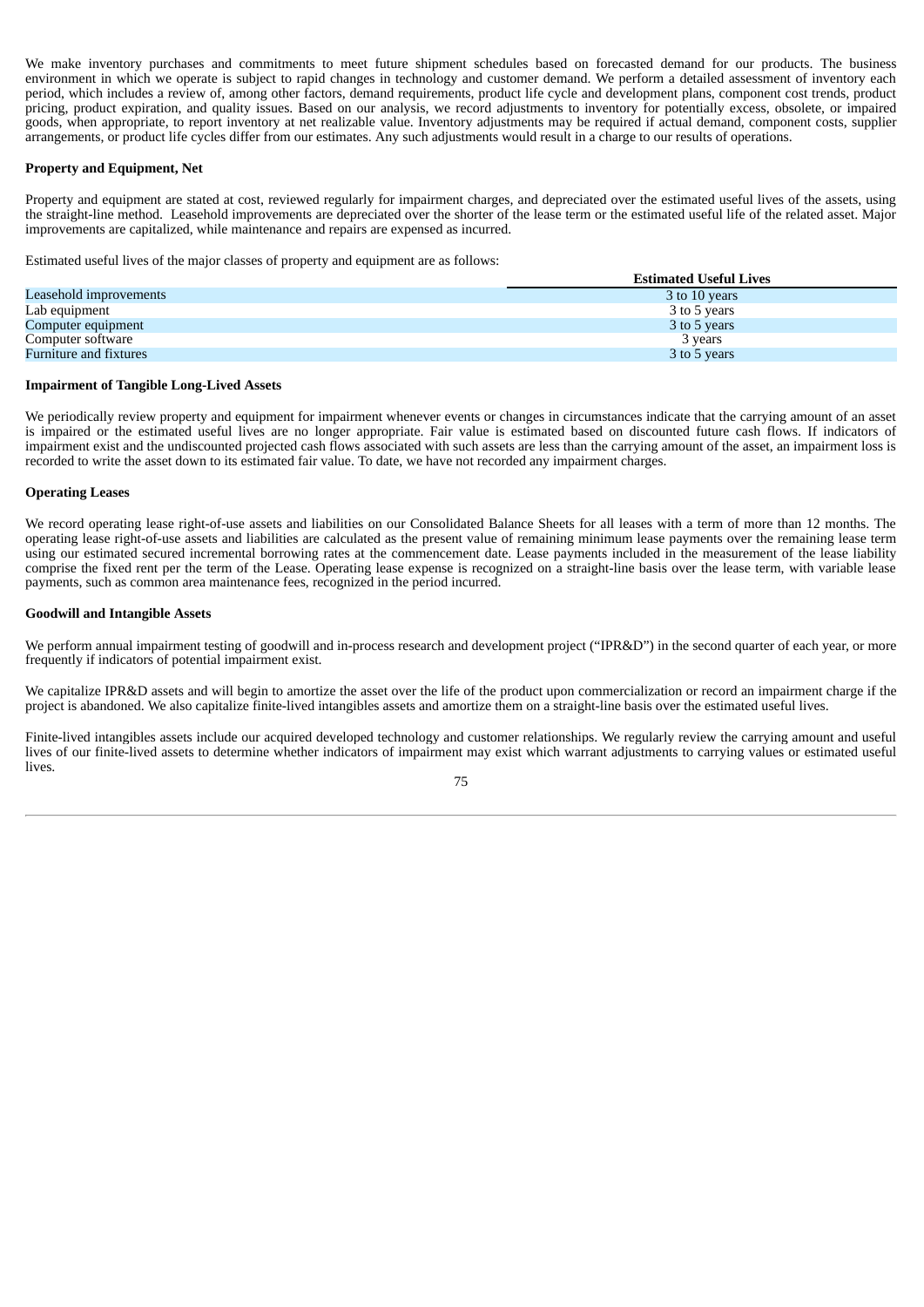We make inventory purchases and commitments to meet future shipment schedules based on forecasted demand for our products. The business environment in which we operate is subject to rapid changes in technology and customer demand. We perform a detailed assessment of inventory each period, which includes a review of, among other factors, demand requirements, product life cycle and development plans, component cost trends, product pricing, product expiration, and quality issues. Based on our analysis, we record adjustments to inventory for potentially excess, obsolete, or impaired goods, when appropriate, to report inventory at net realizable value. Inventory adjustments may be required if actual demand, component costs, supplier arrangements, or product life cycles differ from our estimates. Any such adjustments would result in a charge to our results of operations.

**Property and Equipment, Net**

Property and equipment are stated at cost, reviewed regularly for impairment charges, and depreciated over the estimated useful lives of the assets, using the straight-line method. Leasehold improvements are depreciated over the shorter of the lease term or the estimated useful life of the related asset. Major improvements are capitalized, while maintenance and repairs are expensed as incurred.

Estimated useful lives of the major classes of property and equipment are as follows:

| | Estimated Useful Lives |
|---|---|
| Leasehold improvements | 3 to 10 years |
| Lab equipment | 3 to 5 years |
| Computer equipment | 3 to 5 years |
| Computer software | 3 years |
| Furniture and fixtures | 3 to 5 years |

**Impairment of Tangible Long-Lived Assets**

We periodically review property and equipment for impairment whenever events or changes in circumstances indicate that the carrying amount of an asset is impaired or the estimated useful lives are no longer appropriate. Fair value is estimated based on discounted future cash flows. If indicators of impairment exist and the undiscounted projected cash flows associated with such assets are less than the carrying amount of the asset, an impairment loss is recorded to write the asset down to its estimated fair value. To date, we have not recorded any impairment charges.

**Operating Leases**

We record operating lease right-of-use assets and liabilities on our Consolidated Balance Sheets for all leases with a term of more than 12 months. The operating lease right-of-use assets and liabilities are calculated as the present value of remaining minimum lease payments over the remaining lease term using our estimated secured incremental borrowing rates at the commencement date. Lease payments included in the measurement of the lease liability comprise the fixed rent per the term of the Lease. Operating lease expense is recognized on a straight-line basis over the lease term, with variable lease payments, such as common area maintenance fees, recognized in the period incurred.

**Goodwill and Intangible Assets**

We perform annual impairment testing of goodwill and in-process research and development project ("IPR&D") in the second quarter of each year, or more frequently if indicators of potential impairment exist.

We capitalize IPR&D assets and will begin to amortize the asset over the life of the product upon commercialization or record an impairment charge if the project is abandoned. We also capitalize finite-lived intangibles assets and amortize them on a straight-line basis over the estimated useful lives.

Finite-lived intangibles assets include our acquired developed technology and customer relationships. We regularly review the carrying amount and useful lives of our finite-lived assets to determine whether indicators of impairment may exist which warrant adjustments to carrying values or estimated useful lives.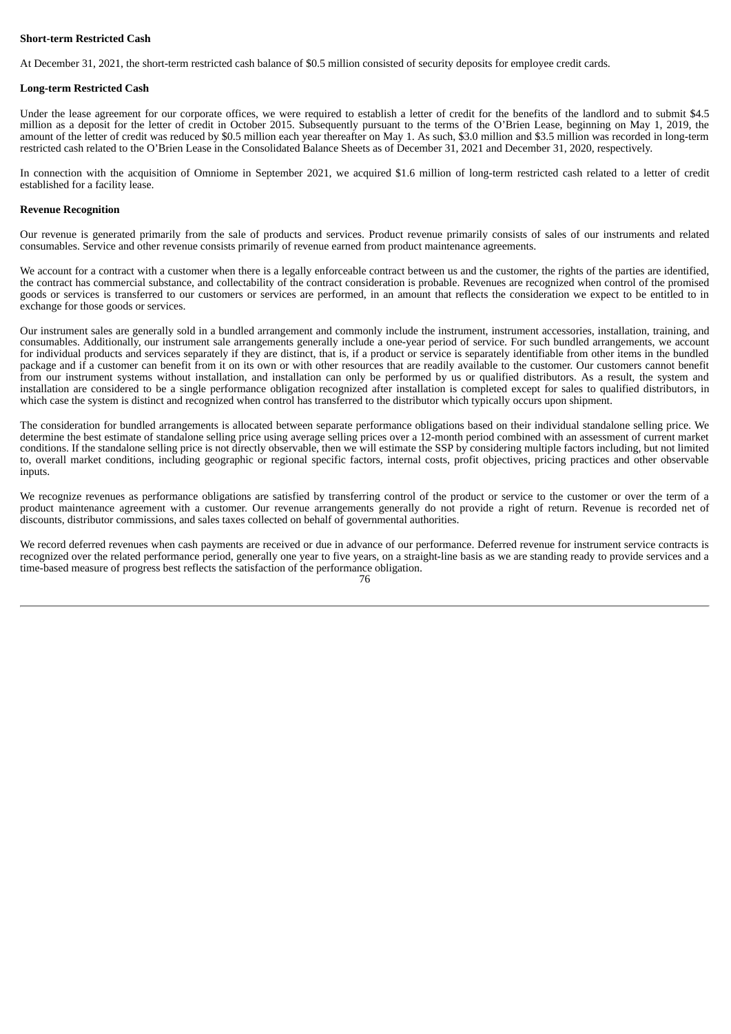**Short-term Restricted Cash**

At December 31, 2021, the short-term restricted cash balance of $0.5 million consisted of security deposits for employee credit cards.

**Long-term Restricted Cash**

Under the lease agreement for our corporate offices, we were required to establish a letter of credit for the benefits of the landlord and to submit $4.5 million as a deposit for the letter of credit in October 2015. Subsequently pursuant to the terms of the O'Brien Lease, beginning on May 1, 2019, the amount of the letter of credit was reduced by $0.5 million each year thereafter on May 1. As such, $3.0 million and $3.5 million was recorded in long-term restricted cash related to the O'Brien Lease in the Consolidated Balance Sheets as of December 31, 2021 and December 31, 2020, respectively.

In connection with the acquisition of Omniome in September 2021, we acquired $1.6 million of long-term restricted cash related to a letter of credit established for a facility lease.

**Revenue Recognition**

Our revenue is generated primarily from the sale of products and services. Product revenue primarily consists of sales of our instruments and related consumables. Service and other revenue consists primarily of revenue earned from product maintenance agreements.

We account for a contract with a customer when there is a legally enforceable contract between us and the customer, the rights of the parties are identified, the contract has commercial substance, and collectability of the contract consideration is probable. Revenues are recognized when control of the promised goods or services is transferred to our customers or services are performed, in an amount that reflects the consideration we expect to be entitled to in exchange for those goods or services.

Our instrument sales are generally sold in a bundled arrangement and commonly include the instrument, instrument accessories, installation, training, and consumables. Additionally, our instrument sale arrangements generally include a one-year period of service. For such bundled arrangements, we account for individual products and services separately if they are distinct, that is, if a product or service is separately identifiable from other items in the bundled package and if a customer can benefit from it on its own or with other resources that are readily available to the customer. Our customers cannot benefit from our instrument systems without installation, and installation can only be performed by us or qualified distributors. As a result, the system and installation are considered to be a single performance obligation recognized after installation is completed except for sales to qualified distributors, in which case the system is distinct and recognized when control has transferred to the distributor which typically occurs upon shipment.

The consideration for bundled arrangements is allocated between separate performance obligations based on their individual standalone selling price. We determine the best estimate of standalone selling price using average selling prices over a 12-month period combined with an assessment of current market conditions. If the standalone selling price is not directly observable, then we will estimate the SSP by considering multiple factors including, but not limited to, overall market conditions, including geographic or regional specific factors, internal costs, profit objectives, pricing practices and other observable inputs.

We recognize revenues as performance obligations are satisfied by transferring control of the product or service to the customer or over the term of a product maintenance agreement with a customer. Our revenue arrangements generally do not provide a right of return. Revenue is recorded net of discounts, distributor commissions, and sales taxes collected on behalf of governmental authorities.

We record deferred revenues when cash payments are received or due in advance of our performance. Deferred revenue for instrument service contracts is recognized over the related performance period, generally one year to five years, on a straight-line basis as we are standing ready to provide services and a time-based measure of progress best reflects the satisfaction of the performance obligation.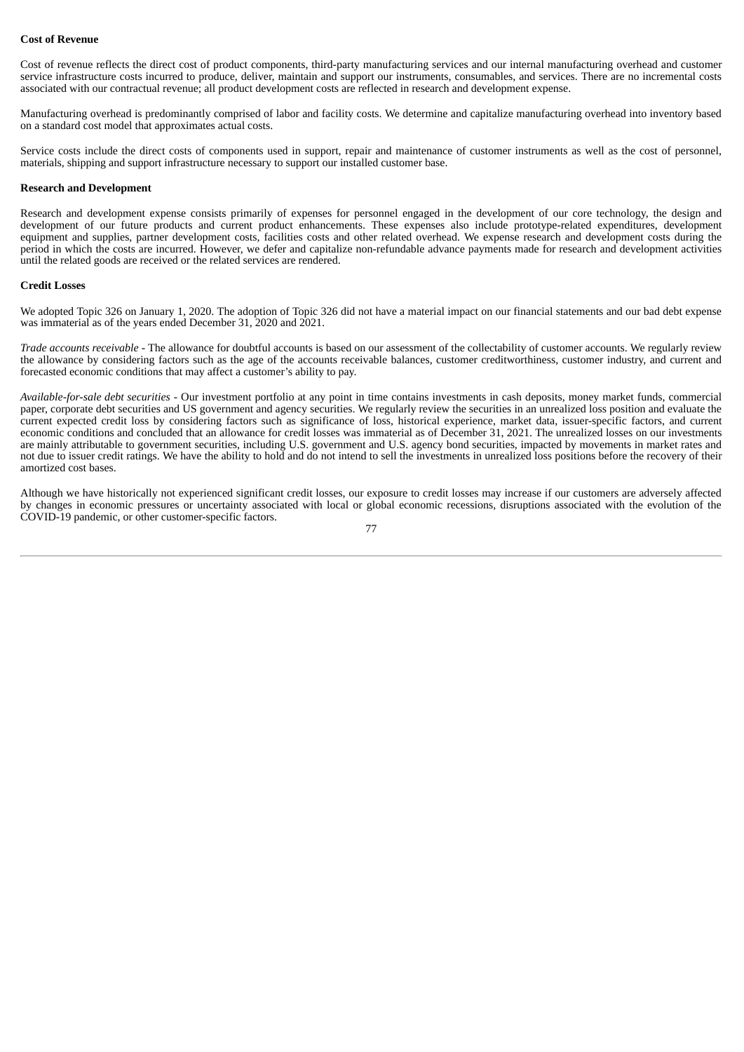**Cost of Revenue**

Cost of revenue reflects the direct cost of product components, third-party manufacturing services and our internal manufacturing overhead and customer service infrastructure costs incurred to produce, deliver, maintain and support our instruments, consumables, and services. There are no incremental costs associated with our contractual revenue; all product development costs are reflected in research and development expense.

Manufacturing overhead is predominantly comprised of labor and facility costs. We determine and capitalize manufacturing overhead into inventory based on a standard cost model that approximates actual costs.

Service costs include the direct costs of components used in support, repair and maintenance of customer instruments as well as the cost of personnel, materials, shipping and support infrastructure necessary to support our installed customer base.

**Research and Development**

Research and development expense consists primarily of expenses for personnel engaged in the development of our core technology, the design and development of our future products and current product enhancements. These expenses also include prototype-related expenditures, development equipment and supplies, partner development costs, facilities costs and other related overhead. We expense research and development costs during the period in which the costs are incurred. However, we defer and capitalize non-refundable advance payments made for research and development activities until the related goods are received or the related services are rendered.

**Credit Losses**

We adopted Topic 326 on January 1, 2020. The adoption of Topic 326 did not have a material impact on our financial statements and our bad debt expense was immaterial as of the years ended December 31, 2020 and 2021.

*Trade accounts receivable* - The allowance for doubtful accounts is based on our assessment of the collectability of customer accounts. We regularly review the allowance by considering factors such as the age of the accounts receivable balances, customer creditworthiness, customer industry, and current and forecasted economic conditions that may affect a customer's ability to pay.

*Available-for-sale debt securities* - Our investment portfolio at any point in time contains investments in cash deposits, money market funds, commercial paper, corporate debt securities and US government and agency securities. We regularly review the securities in an unrealized loss position and evaluate the current expected credit loss by considering factors such as significance of loss, historical experience, market data, issuer-specific factors, and current economic conditions and concluded that an allowance for credit losses was immaterial as of December 31, 2021. The unrealized losses on our investments are mainly attributable to government securities, including U.S. government and U.S. agency bond securities, impacted by movements in market rates and not due to issuer credit ratings. We have the ability to hold and do not intend to sell the investments in unrealized loss positions before the recovery of their amortized cost bases.

Although we have historically not experienced significant credit losses, our exposure to credit losses may increase if our customers are adversely affected by changes in economic pressures or uncertainty associated with local or global economic recessions, disruptions associated with the evolution of the COVID-19 pandemic, or other customer-specific factors.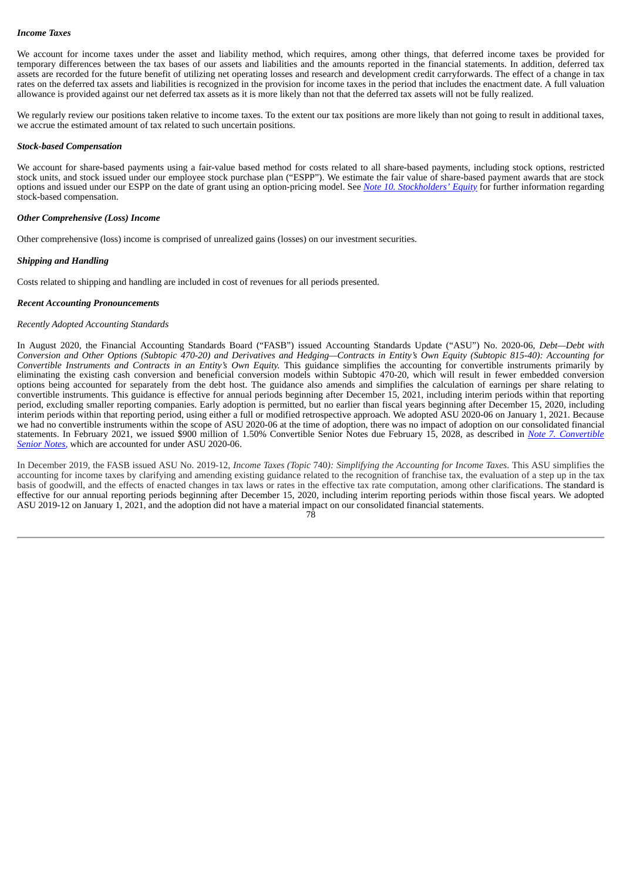***Income Taxes***

We account for income taxes under the asset and liability method, which requires, among other things, that deferred income taxes be provided for temporary differences between the tax bases of our assets and liabilities and the amounts reported in the financial statements. In addition, deferred tax assets are recorded for the future benefit of utilizing net operating losses and research and development credit carryforwards. The effect of a change in tax rates on the deferred tax assets and liabilities is recognized in the provision for income taxes in the period that includes the enactment date. A full valuation allowance is provided against our net deferred tax assets as it is more likely than not that the deferred tax assets will not be fully realized.

We regularly review our positions taken relative to income taxes. To the extent our tax positions are more likely than not going to result in additional taxes, we accrue the estimated amount of tax related to such uncertain positions.

***Stock-based Compensation***

We account for share-based payments using a fair-value based method for costs related to all share-based payments, including stock options, restricted stock units, and stock issued under our employee stock purchase plan ("ESPP"). We estimate the fair value of share-based payment awards that are stock options and issued under our ESPP on the date of grant using an option-pricing model. See *Note 10. Stockholders' Equity* for further information regarding stock-based compensation.

***Other Comprehensive (Loss) Income***

Other comprehensive (loss) income is comprised of unrealized gains (losses) on our investment securities.

***Shipping and Handling***

Costs related to shipping and handling are included in cost of revenues for all periods presented.

***Recent Accounting Pronouncements***

*Recently Adopted Accounting Standards*

In August 2020, the Financial Accounting Standards Board ("FASB") issued Accounting Standards Update ("ASU") No. 2020-06, *Debt—Debt with Conversion and Other Options (Subtopic 470-20) and Derivatives and Hedging—Contracts in Entity's Own Equity (Subtopic 815-40): Accounting for Convertible Instruments and Contracts in an Entity's Own Equity.* This guidance simplifies the accounting for convertible instruments primarily by eliminating the existing cash conversion and beneficial conversion models within Subtopic 470-20, which will result in fewer embedded conversion options being accounted for separately from the debt host. The guidance also amends and simplifies the calculation of earnings per share relating to convertible instruments. This guidance is effective for annual periods beginning after December 15, 2021, including interim periods within that reporting period, excluding smaller reporting companies. Early adoption is permitted, but no earlier than fiscal years beginning after December 15, 2020, including interim periods within that reporting period, using either a full or modified retrospective approach. We adopted ASU 2020-06 on January 1, 2021. Because we had no convertible instruments within the scope of ASU 2020-06 at the time of adoption, there was no impact of adoption on our consolidated financial statements. In February 2021, we issued $900 million of 1.50% Convertible Senior Notes due February 15, 2028, as described in *Note 7. Convertible Senior Notes*, which are accounted for under ASU 2020-06.

In December 2019, the FASB issued ASU No. 2019-12, *Income Taxes (Topic 740): Simplifying the Accounting for Income Taxes*. This ASU simplifies the accounting for income taxes by clarifying and amending existing guidance related to the recognition of franchise tax, the evaluation of a step up in the tax basis of goodwill, and the effects of enacted changes in tax laws or rates in the effective tax rate computation, among other clarifications. The standard is effective for our annual reporting periods beginning after December 15, 2020, including interim reporting periods within those fiscal years. We adopted ASU 2019-12 on January 1, 2021, and the adoption did not have a material impact on our consolidated financial statements.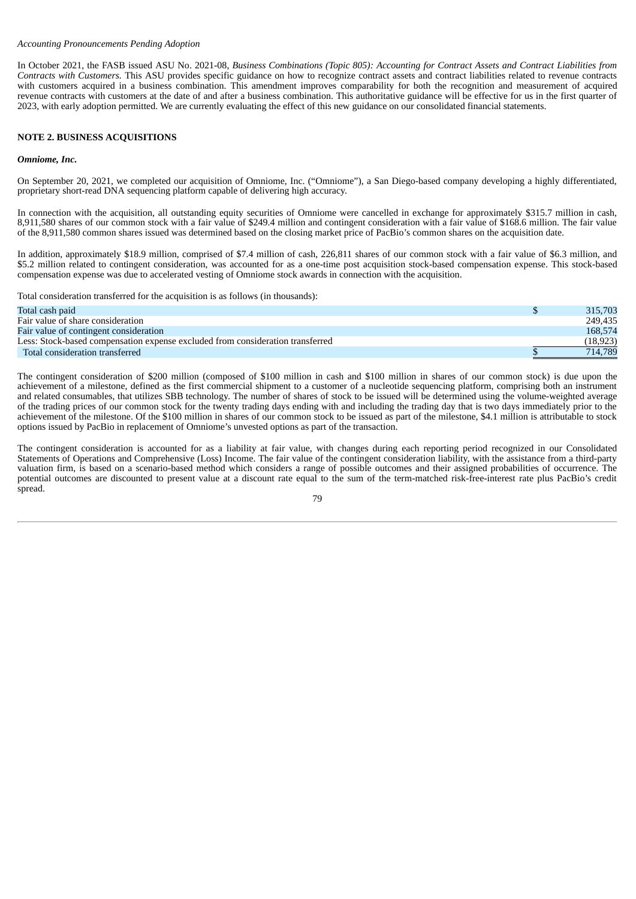*Accounting Pronouncements Pending Adoption*

In October 2021, the FASB issued ASU No. 2021-08, *Business Combinations (Topic 805): Accounting for Contract Assets and Contract Liabilities from Contracts with Customers.* This ASU provides specific guidance on how to recognize contract assets and contract liabilities related to revenue contracts with customers acquired in a business combination. This amendment improves comparability for both the recognition and measurement of acquired revenue contracts with customers at the date of and after a business combination. This authoritative guidance will be effective for us in the first quarter of 2023, with early adoption permitted. We are currently evaluating the effect of this new guidance on our consolidated financial statements.

## NOTE 2. BUSINESS ACQUISITIONS

***Omniome, Inc.***

On September 20, 2021, we completed our acquisition of Omniome, Inc. ("Omniome"), a San Diego-based company developing a highly differentiated, proprietary short-read DNA sequencing platform capable of delivering high accuracy.

In connection with the acquisition, all outstanding equity securities of Omniome were cancelled in exchange for approximately $315.7 million in cash, 8,911,580 shares of our common stock with a fair value of $249.4 million and contingent consideration with a fair value of $168.6 million. The fair value of the 8,911,580 common shares issued was determined based on the closing market price of PacBio's common shares on the acquisition date.

In addition, approximately $18.9 million, comprised of $7.4 million of cash, 226,811 shares of our common stock with a fair value of $6.3 million, and $5.2 million related to contingent consideration, was accounted for as a one-time post acquisition stock-based compensation expense. This stock-based compensation expense was due to accelerated vesting of Omniome stock awards in connection with the acquisition.

Total consideration transferred for the acquisition is as follows (in thousands):

| | | |
|---|---|---|
| Total cash paid | $ | 315,703 |
| Fair value of share consideration | | 249,435 |
| Fair value of contingent consideration | | 168,574 |
| Less: Stock-based compensation expense excluded from consideration transferred | | (18,923) |
| Total consideration transferred | $ | 714,789 |

The contingent consideration of $200 million (composed of $100 million in cash and $100 million in shares of our common stock) is due upon the achievement of a milestone, defined as the first commercial shipment to a customer of a nucleotide sequencing platform, comprising both an instrument and related consumables, that utilizes SBB technology. The number of shares of stock to be issued will be determined using the volume-weighted average of the trading prices of our common stock for the twenty trading days ending with and including the trading day that is two days immediately prior to the achievement of the milestone. Of the $100 million in shares of our common stock to be issued as part of the milestone, $4.1 million is attributable to stock options issued by PacBio in replacement of Omniome's unvested options as part of the transaction.

The contingent consideration is accounted for as a liability at fair value, with changes during each reporting period recognized in our Consolidated Statements of Operations and Comprehensive (Loss) Income. The fair value of the contingent consideration liability, with the assistance from a third-party valuation firm, is based on a scenario-based method which considers a range of possible outcomes and their assigned probabilities of occurrence. The potential outcomes are discounted to present value at a discount rate equal to the sum of the term-matched risk-free-interest rate plus PacBio's credit spread.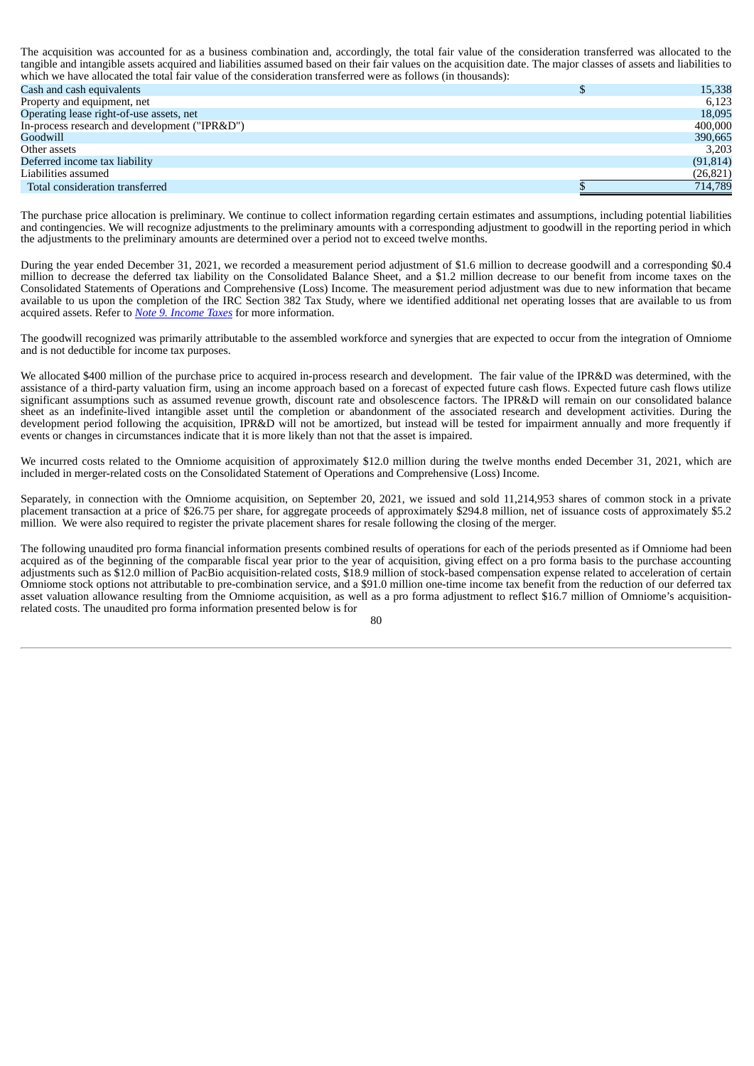The acquisition was accounted for as a business combination and, accordingly, the total fair value of the consideration transferred was allocated to the tangible and intangible assets acquired and liabilities assumed based on their fair values on the acquisition date. The major classes of assets and liabilities to which we have allocated the total fair value of the consideration transferred were as follows (in thousands):

| | |
|---|---|
| Cash and cash equivalents | $ 15,338 |
| Property and equipment, net | 6,123 |
| Operating lease right-of-use assets, net | 18,095 |
| In-process research and development ("IPR&D") | 400,000 |
| Goodwill | 390,665 |
| Other assets | 3,203 |
| Deferred income tax liability | (91,814) |
| Liabilities assumed | (26,821) |
| Total consideration transferred | $ 714,789 |

The purchase price allocation is preliminary. We continue to collect information regarding certain estimates and assumptions, including potential liabilities and contingencies. We will recognize adjustments to the preliminary amounts with a corresponding adjustment to goodwill in the reporting period in which the adjustments to the preliminary amounts are determined over a period not to exceed twelve months.

During the year ended December 31, 2021, we recorded a measurement period adjustment of $1.6 million to decrease goodwill and a corresponding $0.4 million to decrease the deferred tax liability on the Consolidated Balance Sheet, and a $1.2 million decrease to our benefit from income taxes on the Consolidated Statements of Operations and Comprehensive (Loss) Income. The measurement period adjustment was due to new information that became available to us upon the completion of the IRC Section 382 Tax Study, where we identified additional net operating losses that are available to us from acquired assets. Refer to *Note 9. Income Taxes* for more information.

The goodwill recognized was primarily attributable to the assembled workforce and synergies that are expected to occur from the integration of Omniome and is not deductible for income tax purposes.

We allocated $400 million of the purchase price to acquired in-process research and development. The fair value of the IPR&D was determined, with the assistance of a third-party valuation firm, using an income approach based on a forecast of expected future cash flows. Expected future cash flows utilize significant assumptions such as assumed revenue growth, discount rate and obsolescence factors. The IPR&D will remain on our consolidated balance sheet as an indefinite-lived intangible asset until the completion or abandonment of the associated research and development activities. During the development period following the acquisition, IPR&D will not be amortized, but instead will be tested for impairment annually and more frequently if events or changes in circumstances indicate that it is more likely than not that the asset is impaired.

We incurred costs related to the Omniome acquisition of approximately $12.0 million during the twelve months ended December 31, 2021, which are included in merger-related costs on the Consolidated Statement of Operations and Comprehensive (Loss) Income.

Separately, in connection with the Omniome acquisition, on September 20, 2021, we issued and sold 11,214,953 shares of common stock in a private placement transaction at a price of $26.75 per share, for aggregate proceeds of approximately $294.8 million, net of issuance costs of approximately $5.2 million. We were also required to register the private placement shares for resale following the closing of the merger.

The following unaudited pro forma financial information presents combined results of operations for each of the periods presented as if Omniome had been acquired as of the beginning of the comparable fiscal year prior to the year of acquisition, giving effect on a pro forma basis to the purchase accounting adjustments such as $12.0 million of PacBio acquisition-related costs, $18.9 million of stock-based compensation expense related to acceleration of certain Omniome stock options not attributable to pre-combination service, and a $91.0 million one-time income tax benefit from the reduction of our deferred tax asset valuation allowance resulting from the Omniome acquisition, as well as a pro forma adjustment to reflect $16.7 million of Omniome's acquisition-related costs. The unaudited pro forma information presented below is for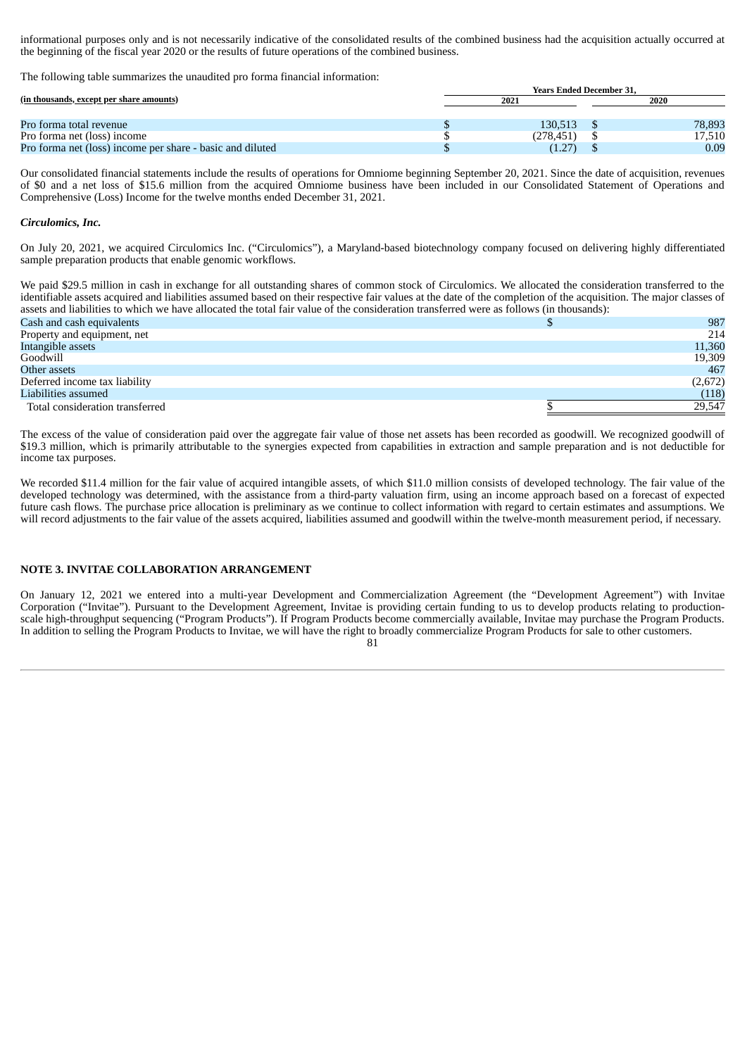informational purposes only and is not necessarily indicative of the consolidated results of the combined business had the acquisition actually occurred at the beginning of the fiscal year 2020 or the results of future operations of the combined business.

The following table summarizes the unaudited pro forma financial information:

| (in thousands, except per share amounts) | Years Ended December 31, 2021 | 2020 |
|---|---|---|
| Pro forma total revenue | $ 130,513 | $ 78,893 |
| Pro forma net (loss) income | $ (278,451) | $ 17,510 |
| Pro forma net (loss) income per share - basic and diluted | $ (1.27) | $ 0.09 |

Our consolidated financial statements include the results of operations for Omniome beginning September 20, 2021. Since the date of acquisition, revenues of $0 and a net loss of $15.6 million from the acquired Omniome business have been included in our Consolidated Statement of Operations and Comprehensive (Loss) Income for the twelve months ended December 31, 2021.

***Circulomics, Inc.***

On July 20, 2021, we acquired Circulomics Inc. ("Circulomics"), a Maryland-based biotechnology company focused on delivering highly differentiated sample preparation products that enable genomic workflows.

We paid $29.5 million in cash in exchange for all outstanding shares of common stock of Circulomics. We allocated the consideration transferred to the identifiable assets acquired and liabilities assumed based on their respective fair values at the date of the completion of the acquisition. The major classes of assets and liabilities to which we have allocated the total fair value of the consideration transferred were as follows (in thousands):

| | |
|---|---|
| Cash and cash equivalents | $ 987 |
| Property and equipment, net | 214 |
| Intangible assets | 11,360 |
| Goodwill | 19,309 |
| Other assets | 467 |
| Deferred income tax liability | (2,672) |
| Liabilities assumed | (118) |
| Total consideration transferred | $ 29,547 |

The excess of the value of consideration paid over the aggregate fair value of those net assets has been recorded as goodwill. We recognized goodwill of $19.3 million, which is primarily attributable to the synergies expected from capabilities in extraction and sample preparation and is not deductible for income tax purposes.

We recorded $11.4 million for the fair value of acquired intangible assets, of which $11.0 million consists of developed technology. The fair value of the developed technology was determined, with the assistance from a third-party valuation firm, using an income approach based on a forecast of expected future cash flows. The purchase price allocation is preliminary as we continue to collect information with regard to certain estimates and assumptions. We will record adjustments to the fair value of the assets acquired, liabilities assumed and goodwill within the twelve-month measurement period, if necessary.

## NOTE 3. INVITAE COLLABORATION ARRANGEMENT

On January 12, 2021 we entered into a multi-year Development and Commercialization Agreement (the "Development Agreement") with Invitae Corporation ("Invitae"). Pursuant to the Development Agreement, Invitae is providing certain funding to us to develop products relating to production-scale high-throughput sequencing ("Program Products"). If Program Products become commercially available, Invitae may purchase the Program Products. In addition to selling the Program Products to Invitae, we will have the right to broadly commercialize Program Products for sale to other customers.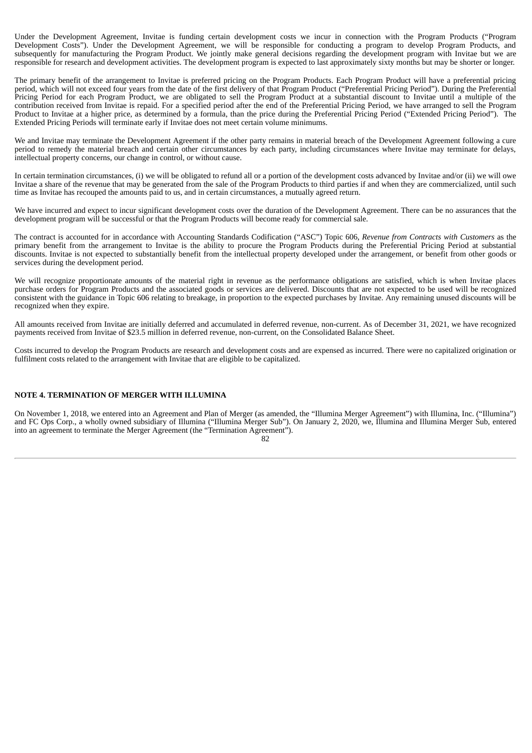Under the Development Agreement, Invitae is funding certain development costs we incur in connection with the Program Products ("Program Development Costs"). Under the Development Agreement, we will be responsible for conducting a program to develop Program Products, and subsequently for manufacturing the Program Product. We jointly make general decisions regarding the development program with Invitae but we are responsible for research and development activities. The development program is expected to last approximately sixty months but may be shorter or longer.

The primary benefit of the arrangement to Invitae is preferred pricing on the Program Products. Each Program Product will have a preferential pricing period, which will not exceed four years from the date of the first delivery of that Program Product ("Preferential Pricing Period"). During the Preferential Pricing Period for each Program Product, we are obligated to sell the Program Product at a substantial discount to Invitae until a multiple of the contribution received from Invitae is repaid. For a specified period after the end of the Preferential Pricing Period, we have arranged to sell the Program Product to Invitae at a higher price, as determined by a formula, than the price during the Preferential Pricing Period ("Extended Pricing Period"). The Extended Pricing Periods will terminate early if Invitae does not meet certain volume minimums.

We and Invitae may terminate the Development Agreement if the other party remains in material breach of the Development Agreement following a cure period to remedy the material breach and certain other circumstances by each party, including circumstances where Invitae may terminate for delays, intellectual property concerns, our change in control, or without cause.

In certain termination circumstances, (i) we will be obligated to refund all or a portion of the development costs advanced by Invitae and/or (ii) we will owe Invitae a share of the revenue that may be generated from the sale of the Program Products to third parties if and when they are commercialized, until such time as Invitae has recouped the amounts paid to us, and in certain circumstances, a mutually agreed return.

We have incurred and expect to incur significant development costs over the duration of the Development Agreement. There can be no assurances that the development program will be successful or that the Program Products will become ready for commercial sale.

The contract is accounted for in accordance with Accounting Standards Codification ("ASC") Topic 606, *Revenue from Contracts with Customers* as the primary benefit from the arrangement to Invitae is the ability to procure the Program Products during the Preferential Pricing Period at substantial discounts. Invitae is not expected to substantially benefit from the intellectual property developed under the arrangement, or benefit from other goods or services during the development period.

We will recognize proportionate amounts of the material right in revenue as the performance obligations are satisfied, which is when Invitae places purchase orders for Program Products and the associated goods or services are delivered. Discounts that are not expected to be used will be recognized consistent with the guidance in Topic 606 relating to breakage, in proportion to the expected purchases by Invitae. Any remaining unused discounts will be recognized when they expire.

All amounts received from Invitae are initially deferred and accumulated in deferred revenue, non-current. As of December 31, 2021, we have recognized payments received from Invitae of $23.5 million in deferred revenue, non-current, on the Consolidated Balance Sheet.

Costs incurred to develop the Program Products are research and development costs and are expensed as incurred. There were no capitalized origination or fulfilment costs related to the arrangement with Invitae that are eligible to be capitalized.

## NOTE 4. TERMINATION OF MERGER WITH ILLUMINA

On November 1, 2018, we entered into an Agreement and Plan of Merger (as amended, the "Illumina Merger Agreement") with Illumina, Inc. ("Illumina") and FC Ops Corp., a wholly owned subsidiary of Illumina ("Illumina Merger Sub"). On January 2, 2020, we, Illumina and Illumina Merger Sub, entered into an agreement to terminate the Merger Agreement (the "Termination Agreement").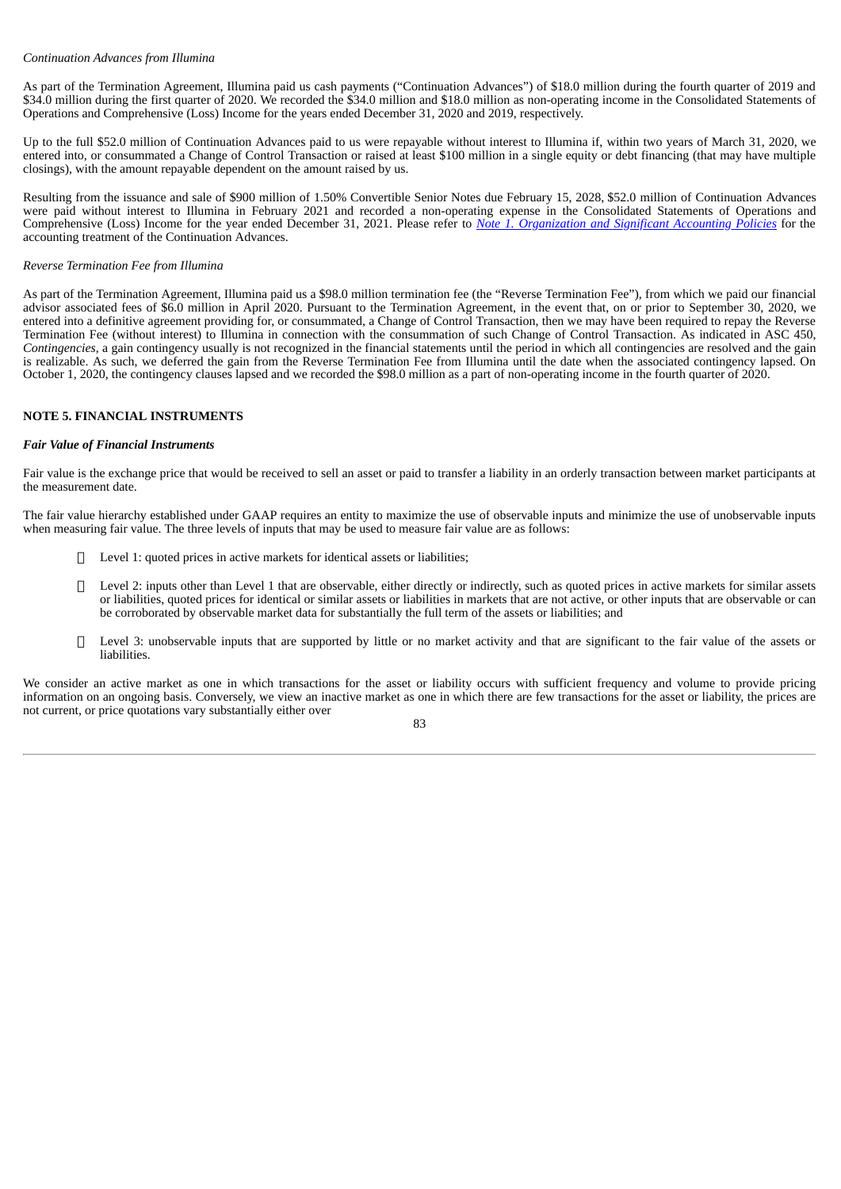*Continuation Advances from Illumina*

As part of the Termination Agreement, Illumina paid us cash payments ("Continuation Advances") of $18.0 million during the fourth quarter of 2019 and $34.0 million during the first quarter of 2020. We recorded the $34.0 million and $18.0 million as non-operating income in the Consolidated Statements of Operations and Comprehensive (Loss) Income for the years ended December 31, 2020 and 2019, respectively.

Up to the full $52.0 million of Continuation Advances paid to us were repayable without interest to Illumina if, within two years of March 31, 2020, we entered into, or consummated a Change of Control Transaction or raised at least $100 million in a single equity or debt financing (that may have multiple closings), with the amount repayable dependent on the amount raised by us.

Resulting from the issuance and sale of $900 million of 1.50% Convertible Senior Notes due February 15, 2028, $52.0 million of Continuation Advances were paid without interest to Illumina in February 2021 and recorded a non-operating expense in the Consolidated Statements of Operations and Comprehensive (Loss) Income for the year ended December 31, 2021. Please refer to *Note 1. Organization and Significant Accounting Policies* for the accounting treatment of the Continuation Advances.

*Reverse Termination Fee from Illumina*

As part of the Termination Agreement, Illumina paid us a $98.0 million termination fee (the "Reverse Termination Fee"), from which we paid our financial advisor associated fees of $6.0 million in April 2020. Pursuant to the Termination Agreement, in the event that, on or prior to September 30, 2020, we entered into a definitive agreement providing for, or consummated, a Change of Control Transaction, then we may have been required to repay the Reverse Termination Fee (without interest) to Illumina in connection with the consummation of such Change of Control Transaction. As indicated in ASC 450, *Contingencies*, a gain contingency usually is not recognized in the financial statements until the period in which all contingencies are resolved and the gain is realizable. As such, we deferred the gain from the Reverse Termination Fee from Illumina until the date when the associated contingency lapsed. On October 1, 2020, the contingency clauses lapsed and we recorded the $98.0 million as a part of non-operating income in the fourth quarter of 2020.

## NOTE 5. FINANCIAL INSTRUMENTS

***Fair Value of Financial Instruments***

Fair value is the exchange price that would be received to sell an asset or paid to transfer a liability in an orderly transaction between market participants at the measurement date.

The fair value hierarchy established under GAAP requires an entity to maximize the use of observable inputs and minimize the use of unobservable inputs when measuring fair value. The three levels of inputs that may be used to measure fair value are as follows:

- Level 1: quoted prices in active markets for identical assets or liabilities;
- Level 2: inputs other than Level 1 that are observable, either directly or indirectly, such as quoted prices in active markets for similar assets or liabilities, quoted prices for identical or similar assets or liabilities in markets that are not active, or other inputs that are observable or can be corroborated by observable market data for substantially the full term of the assets or liabilities; and
- Level 3: unobservable inputs that are supported by little or no market activity and that are significant to the fair value of the assets or liabilities.

We consider an active market as one in which transactions for the asset or liability occurs with sufficient frequency and volume to provide pricing information on an ongoing basis. Conversely, we view an inactive market as one in which there are few transactions for the asset or liability, the prices are not current, or price quotations vary substantially either over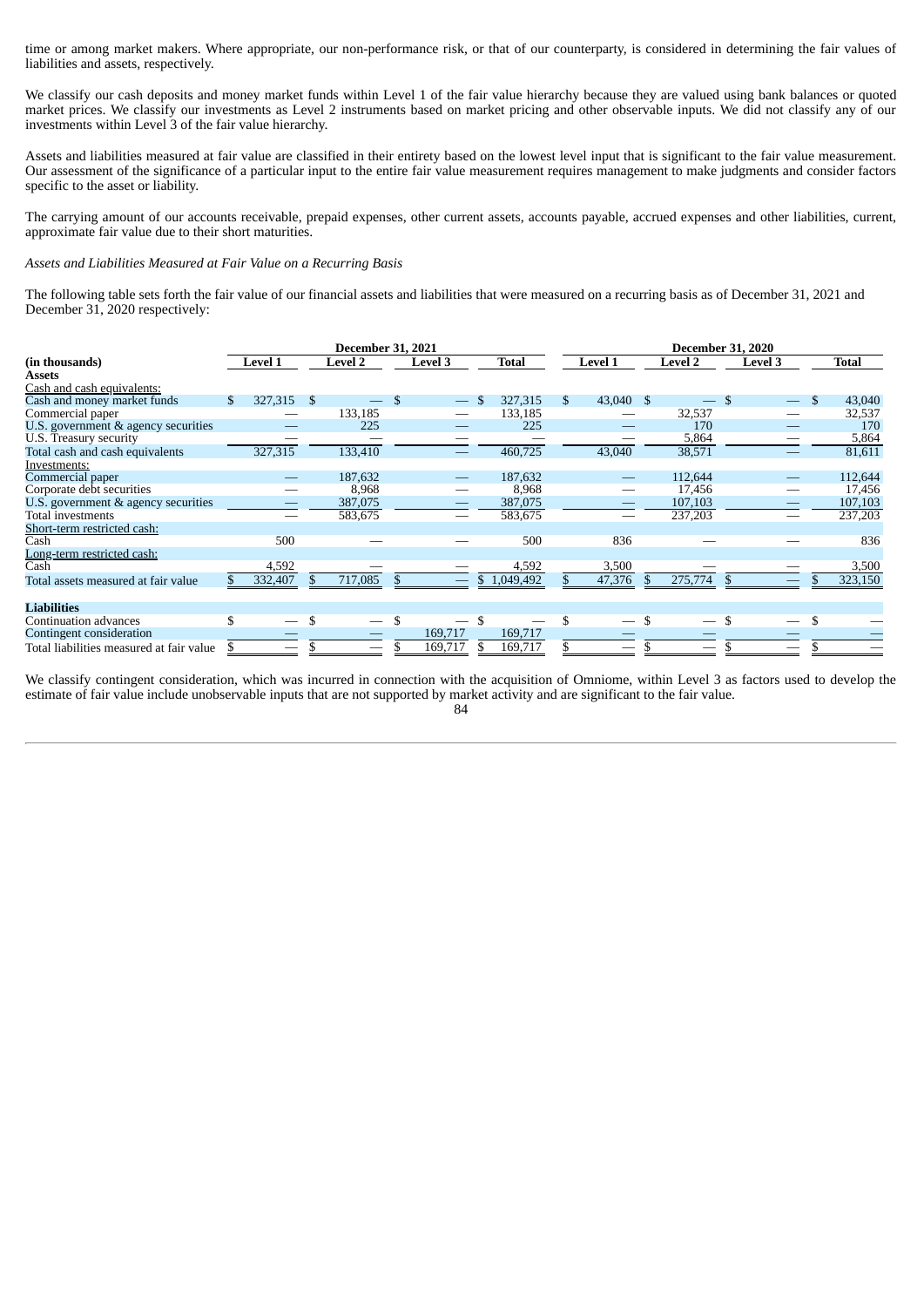time or among market makers. Where appropriate, our non-performance risk, or that of our counterparty, is considered in determining the fair values of liabilities and assets, respectively.

We classify our cash deposits and money market funds within Level 1 of the fair value hierarchy because they are valued using bank balances or quoted market prices. We classify our investments as Level 2 instruments based on market pricing and other observable inputs. We did not classify any of our investments within Level 3 of the fair value hierarchy.

Assets and liabilities measured at fair value are classified in their entirety based on the lowest level input that is significant to the fair value measurement. Our assessment of the significance of a particular input to the entire fair value measurement requires management to make judgments and consider factors specific to the asset or liability.

The carrying amount of our accounts receivable, prepaid expenses, other current assets, accounts payable, accrued expenses and other liabilities, current, approximate fair value due to their short maturities.

*Assets and Liabilities Measured at Fair Value on a Recurring Basis*

The following table sets forth the fair value of our financial assets and liabilities that were measured on a recurring basis as of December 31, 2021 and December 31, 2020 respectively:

| | December 31, 2021 | | | | December 31, 2020 | | | |
|---|---|---|---|---|---|---|---|---|
| **(in thousands)** | **Level 1** | **Level 2** | **Level 3** | **Total** | **Level 1** | **Level 2** | **Level 3** | **Total** |
| **Assets** | | | | | | | | |
| Cash and cash equivalents: | | | | | | | | |
| Cash and money market funds | $ 327,315 | $ — | $ — | $ 327,315 | $ 43,040 | $ — | $ — | $ 43,040 |
| Commercial paper | — | 133,185 | — | 133,185 | — | 32,537 | — | 32,537 |
| U.S. government & agency securities | — | 225 | — | 225 | — | 170 | — | 170 |
| U.S. Treasury security | — | — | — | — | — | 5,864 | — | 5,864 |
| Total cash and cash equivalents | 327,315 | 133,410 | — | 460,725 | 43,040 | 38,571 | — | 81,611 |
| Investments: | | | | | | | | |
| Commercial paper | — | 187,632 | — | 187,632 | — | 112,644 | — | 112,644 |
| Corporate debt securities | — | 8,968 | — | 8,968 | — | 17,456 | — | 17,456 |
| U.S. government & agency securities | — | 387,075 | — | 387,075 | — | 107,103 | — | 107,103 |
| Total investments | — | 583,675 | — | 583,675 | — | 237,203 | — | 237,203 |
| Short-term restricted cash: | | | | | | | | |
| Cash | 500 | — | — | 500 | 836 | — | — | 836 |
| Long-term restricted cash: | | | | | | | | |
| Cash | 4,592 | — | — | 4,592 | 3,500 | — | — | 3,500 |
| Total assets measured at fair value | $ 332,407 | $ 717,085 | $ — | $ 1,049,492 | $ 47,376 | $ 275,774 | $ — | $ 323,150 |
| **Liabilities** | | | | | | | | |
| Continuation advances | $ — | $ — | $ — | $ — | $ — | $ — | $ — | $ — |
| Contingent consideration | — | — | 169,717 | 169,717 | — | — | — | — |
| Total liabilities measured at fair value | $ — | $ — | $ 169,717 | $ 169,717 | $ — | $ — | $ — | $ — |

We classify contingent consideration, which was incurred in connection with the acquisition of Omniome, within Level 3 as factors used to develop the estimate of fair value include unobservable inputs that are not supported by market activity and are significant to the fair value.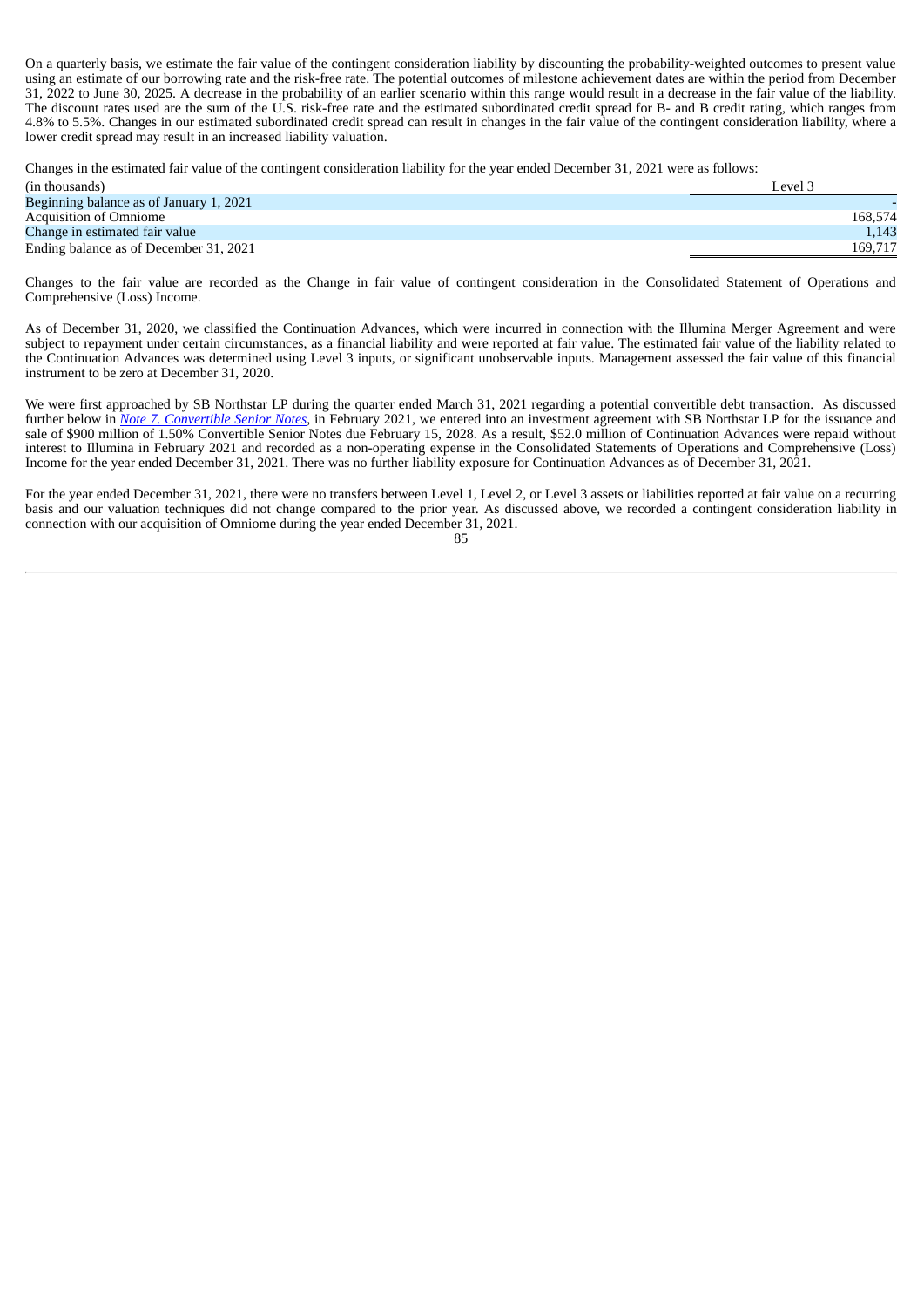On a quarterly basis, we estimate the fair value of the contingent consideration liability by discounting the probability-weighted outcomes to present value using an estimate of our borrowing rate and the risk-free rate. The potential outcomes of milestone achievement dates are within the period from December 31, 2022 to June 30, 2025. A decrease in the probability of an earlier scenario within this range would result in a decrease in the fair value of the liability. The discount rates used are the sum of the U.S. risk-free rate and the estimated subordinated credit spread for B- and B credit rating, which ranges from 4.8% to 5.5%. Changes in our estimated subordinated credit spread can result in changes in the fair value of the contingent consideration liability, where a lower credit spread may result in an increased liability valuation.

Changes in the estimated fair value of the contingent consideration liability for the year ended December 31, 2021 were as follows:

| (in thousands) | Level 3 |
|---|---|
| Beginning balance as of January 1, 2021 | - |
| Acquisition of Omniome | 168,574 |
| Change in estimated fair value | 1,143 |
| Ending balance as of December 31, 2021 | 169,717 |

Changes to the fair value are recorded as the Change in fair value of contingent consideration in the Consolidated Statement of Operations and Comprehensive (Loss) Income.

As of December 31, 2020, we classified the Continuation Advances, which were incurred in connection with the Illumina Merger Agreement and were subject to repayment under certain circumstances, as a financial liability and were reported at fair value. The estimated fair value of the liability related to the Continuation Advances was determined using Level 3 inputs, or significant unobservable inputs. Management assessed the fair value of this financial instrument to be zero at December 31, 2020.

We were first approached by SB Northstar LP during the quarter ended March 31, 2021 regarding a potential convertible debt transaction. As discussed further below in *Note 7. Convertible Senior Notes*, in February 2021, we entered into an investment agreement with SB Northstar LP for the issuance and sale of $900 million of 1.50% Convertible Senior Notes due February 15, 2028. As a result, $52.0 million of Continuation Advances were repaid without interest to Illumina in February 2021 and recorded as a non-operating expense in the Consolidated Statements of Operations and Comprehensive (Loss) Income for the year ended December 31, 2021. There was no further liability exposure for Continuation Advances as of December 31, 2021.

For the year ended December 31, 2021, there were no transfers between Level 1, Level 2, or Level 3 assets or liabilities reported at fair value on a recurring basis and our valuation techniques did not change compared to the prior year. As discussed above, we recorded a contingent consideration liability in connection with our acquisition of Omniome during the year ended December 31, 2021.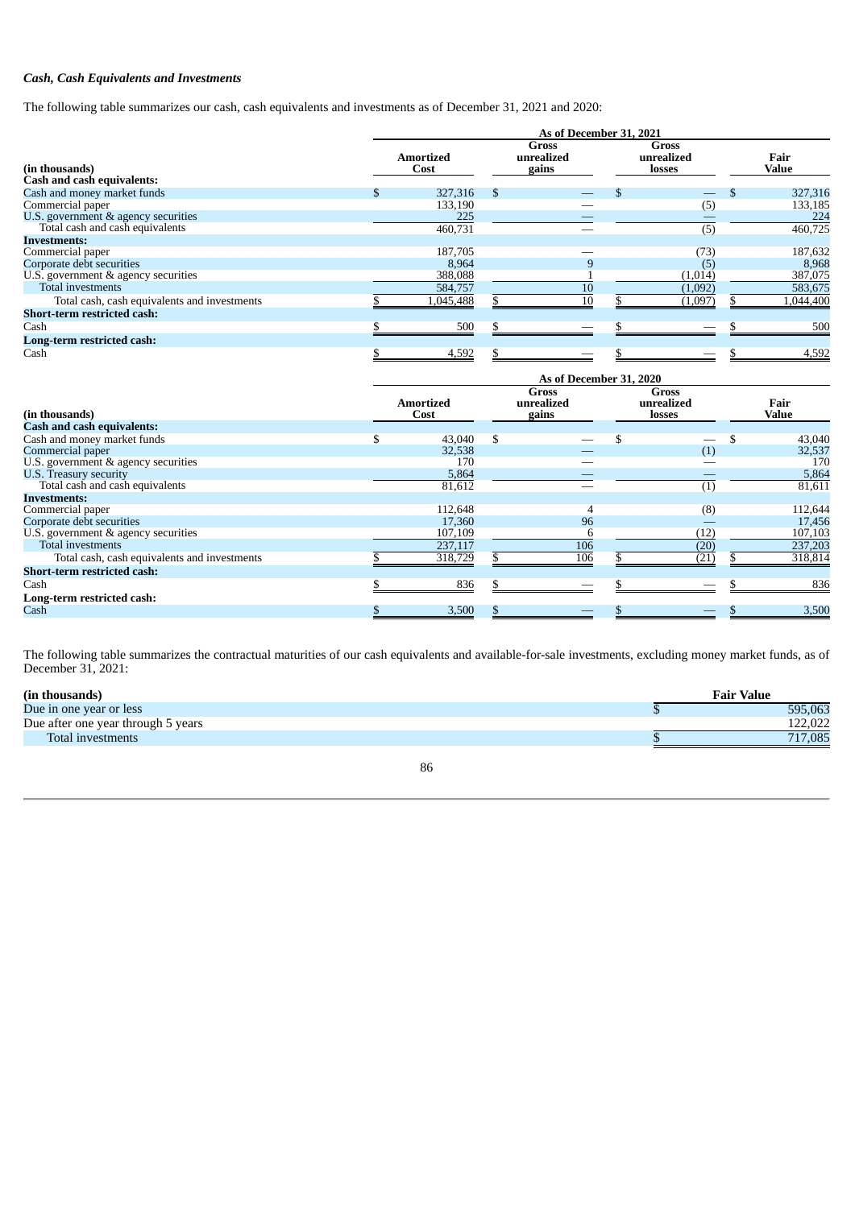***Cash, Cash Equivalents and Investments***

The following table summarizes our cash, cash equivalents and investments as of December 31, 2021 and 2020:

| | As of December 31, 2021 | | | |
|---|---|---|---|---|
| **(in thousands)** | **Amortized Cost** | **Gross unrealized gains** | **Gross unrealized losses** | **Fair Value** |
| **Cash and cash equivalents:** | | | | |
| Cash and money market funds | $ 327,316 | $ — | $ — | $ 327,316 |
| Commercial paper | 133,190 | — | (5) | 133,185 |
| U.S. government & agency securities | 225 | — | — | 224 |
| Total cash and cash equivalents | 460,731 | — | (5) | 460,725 |
| **Investments:** | | | | |
| Commercial paper | 187,705 | — | (73) | 187,632 |
| Corporate debt securities | 8,964 | 9 | (5) | 8,968 |
| U.S. government & agency securities | 388,088 | 1 | (1,014) | 387,075 |
| Total investments | 584,757 | 10 | (1,092) | 583,675 |
| Total cash, cash equivalents and investments | $ 1,045,488 | $ 10 | $ (1,097) | $ 1,044,400 |
| **Short-term restricted cash:** | | | | |
| Cash | $ 500 | $ — | $ — | $ 500 |
| **Long-term restricted cash:** | | | | |
| Cash | $ 4,592 | $ — | $ — | $ 4,592 |

| | As of December 31, 2020 | | | |
|---|---|---|---|---|
| **(in thousands)** | **Amortized Cost** | **Gross unrealized gains** | **Gross unrealized losses** | **Fair Value** |
| **Cash and cash equivalents:** | | | | |
| Cash and money market funds | $ 43,040 | $ — | $ — | $ 43,040 |
| Commercial paper | 32,538 | — | (1) | 32,537 |
| U.S. government & agency securities | 170 | — | — | 170 |
| U.S. Treasury security | 5,864 | — | — | 5,864 |
| Total cash and cash equivalents | 81,612 | — | (1) | 81,611 |
| **Investments:** | | | | |
| Commercial paper | 112,648 | 4 | (8) | 112,644 |
| Corporate debt securities | 17,360 | 96 | — | 17,456 |
| U.S. government & agency securities | 107,109 | 6 | (12) | 107,103 |
| Total investments | 237,117 | 106 | (20) | 237,203 |
| Total cash, cash equivalents and investments | $ 318,729 | $ 106 | $ (21) | $ 318,814 |
| **Short-term restricted cash:** | | | | |
| Cash | $ 836 | $ — | $ — | $ 836 |
| **Long-term restricted cash:** | | | | |
| Cash | $ 3,500 | $ — | $ — | $ 3,500 |

The following table summarizes the contractual maturities of our cash equivalents and available-for-sale investments, excluding money market funds, as of December 31, 2021:

| **(in thousands)** | **Fair Value** |
|---|---|
| Due in one year or less | $ 595,063 |
| Due after one year through 5 years | 122,022 |
| Total investments | $ 717,085 |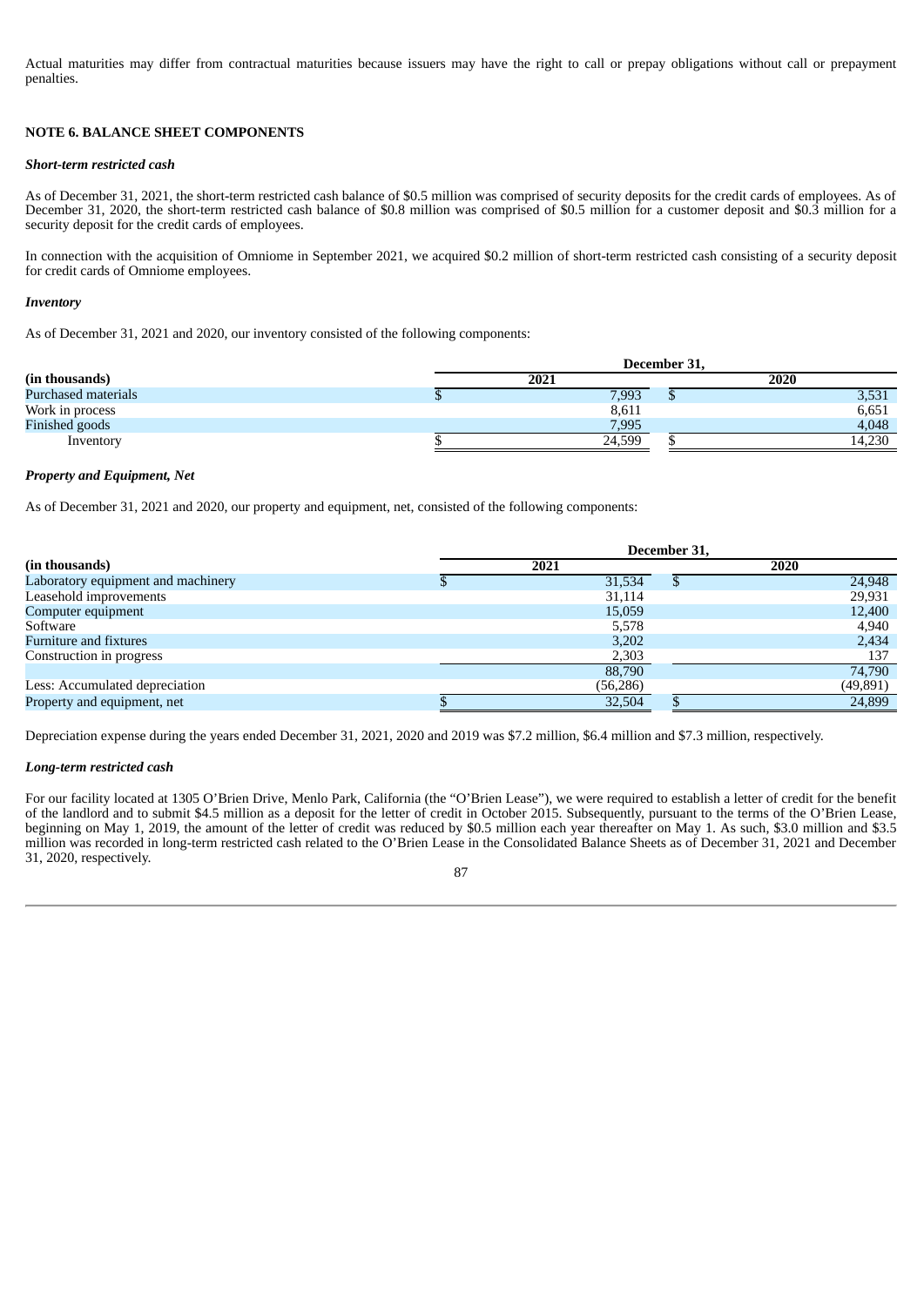Actual maturities may differ from contractual maturities because issuers may have the right to call or prepay obligations without call or prepayment penalties.

## NOTE 6. BALANCE SHEET COMPONENTS

***Short-term restricted cash***

As of December 31, 2021, the short-term restricted cash balance of $0.5 million was comprised of security deposits for the credit cards of employees. As of December 31, 2020, the short-term restricted cash balance of $0.8 million was comprised of $0.5 million for a customer deposit and $0.3 million for a security deposit for the credit cards of employees.

In connection with the acquisition of Omniome in September 2021, we acquired $0.2 million of short-term restricted cash consisting of a security deposit for credit cards of Omniome employees.

***Inventory***

As of December 31, 2021 and 2020, our inventory consisted of the following components:

| | December 31, | |
|---|---|---|
| **(in thousands)** | **2021** | **2020** |
| Purchased materials | $ 7,993 | $ 3,531 |
| Work in process | 8,611 | 6,651 |
| Finished goods | 7,995 | 4,048 |
| Inventory | $ 24,599 | $ 14,230 |

***Property and Equipment, Net***

As of December 31, 2021 and 2020, our property and equipment, net, consisted of the following components:

| | December 31, | |
|---|---|---|
| **(in thousands)** | **2021** | **2020** |
| Laboratory equipment and machinery | $ 31,534 | $ 24,948 |
| Leasehold improvements | 31,114 | 29,931 |
| Computer equipment | 15,059 | 12,400 |
| Software | 5,578 | 4,940 |
| Furniture and fixtures | 3,202 | 2,434 |
| Construction in progress | 2,303 | 137 |
| | 88,790 | 74,790 |
| Less: Accumulated depreciation | (56,286) | (49,891) |
| Property and equipment, net | $ 32,504 | $ 24,899 |

Depreciation expense during the years ended December 31, 2021, 2020 and 2019 was $7.2 million, $6.4 million and $7.3 million, respectively.

***Long-term restricted cash***

For our facility located at 1305 O'Brien Drive, Menlo Park, California (the "O'Brien Lease"), we were required to establish a letter of credit for the benefit of the landlord and to submit $4.5 million as a deposit for the letter of credit in October 2015. Subsequently, pursuant to the terms of the O'Brien Lease, beginning on May 1, 2019, the amount of the letter of credit was reduced by $0.5 million each year thereafter on May 1. As such, $3.0 million and $3.5 million was recorded in long-term restricted cash related to the O'Brien Lease in the Consolidated Balance Sheets as of December 31, 2021 and December 31, 2020, respectively.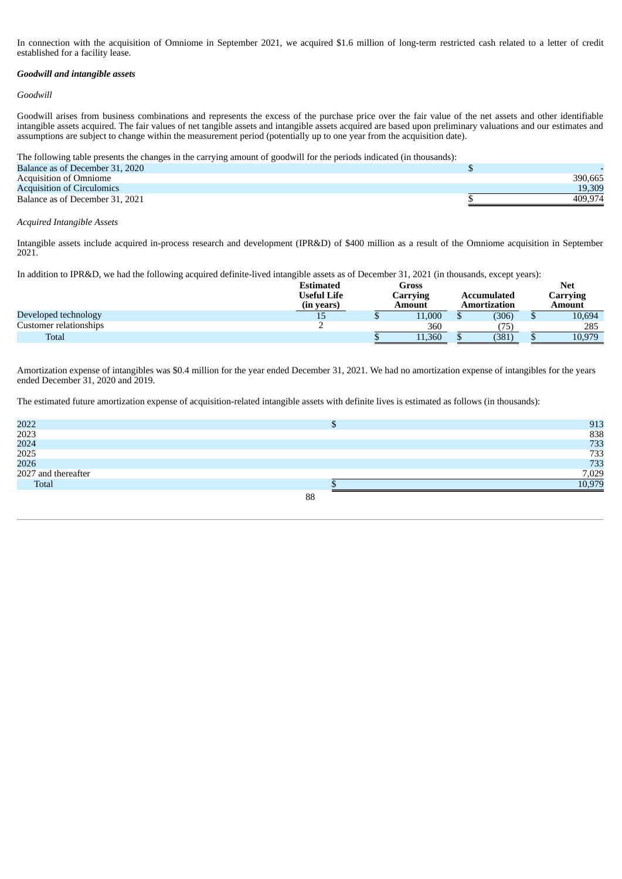In connection with the acquisition of Omniome in September 2021, we acquired $1.6 million of long-term restricted cash related to a letter of credit established for a facility lease.

***Goodwill and intangible assets***

*Goodwill*

Goodwill arises from business combinations and represents the excess of the purchase price over the fair value of the net assets and other identifiable intangible assets acquired. The fair values of net tangible assets and intangible assets acquired are based upon preliminary valuations and our estimates and assumptions are subject to change within the measurement period (potentially up to one year from the acquisition date).

The following table presents the changes in the carrying amount of goodwill for the periods indicated (in thousands):

| | | |
|---|---|---|
| Balance as of December 31, 2020 | $ | - |
| Acquisition of Omniome | | 390,665 |
| Acquisition of Circulomics | | 19,309 |
| Balance as of December 31, 2021 | $ | 409,974 |

*Acquired Intangible Assets*

Intangible assets include acquired in-process research and development (IPR&D) of $400 million as a result of the Omniome acquisition in September 2021.

In addition to IPR&D, we had the following acquired definite-lived intangible assets as of December 31, 2021 (in thousands, except years):

| | Estimated Useful Life (in years) | Gross Carrying Amount | Accumulated Amortization | Net Carrying Amount |
|---|---|---|---|---|
| Developed technology | 15 | $ 11,000 | $ (306) | $ 10,694 |
| Customer relationships | 2 | 360 | (75) | 285 |
| Total | | $ 11,360 | $ (381) | $ 10,979 |

Amortization expense of intangibles was $0.4 million for the year ended December 31, 2021. We had no amortization expense of intangibles for the years ended December 31, 2020 and 2019.

The estimated future amortization expense of acquisition-related intangible assets with definite lives is estimated as follows (in thousands):

| | | |
|---|---|---|
| 2022 | $ | 913 |
| 2023 | | 838 |
| 2024 | | 733 |
| 2025 | | 733 |
| 2026 | | 733 |
| 2027 and thereafter | | 7,029 |
| Total | $ | 10,979 |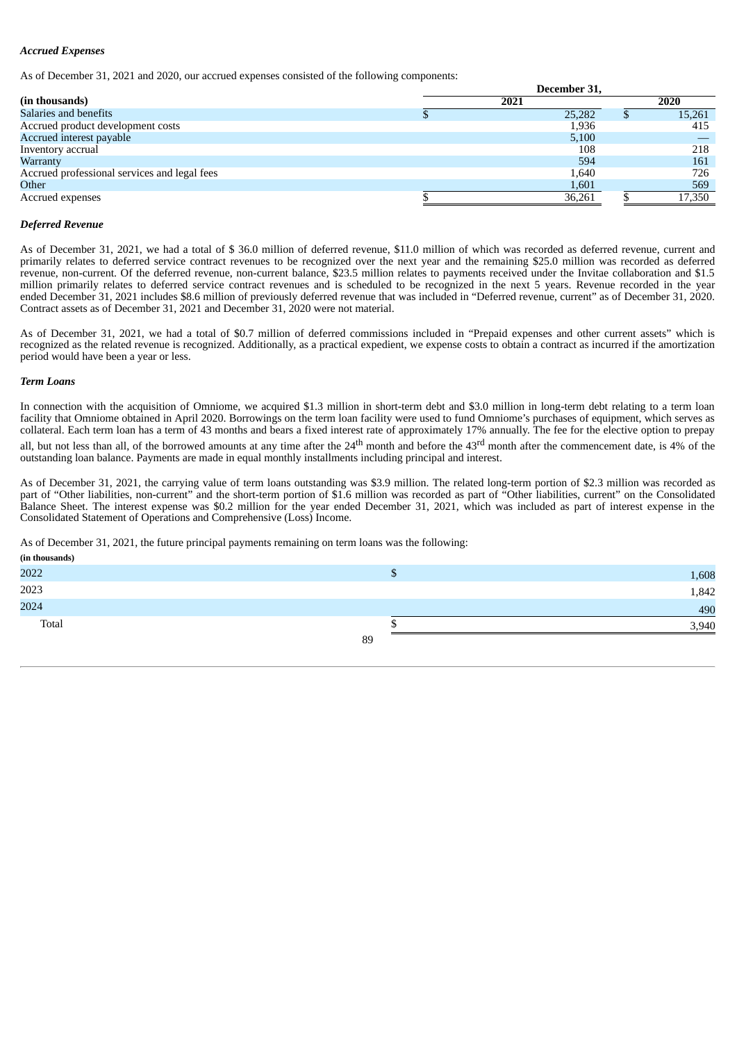### *Accrued Expenses*

As of December 31, 2021 and 2020, our accrued expenses consisted of the following components:

| | December 31, | |
|---|---|---|
| (in thousands) | 2021 | 2020 |
| Salaries and benefits | $ 25,282 | $ 15,261 |
| Accrued product development costs | 1,936 | 415 |
| Accrued interest payable | 5,100 | — |
| Inventory accrual | 108 | 218 |
| Warranty | 594 | 161 |
| Accrued professional services and legal fees | 1,640 | 726 |
| Other | 1,601 | 569 |
| Accrued expenses | $ 36,261 | $ 17,350 |

### *Deferred Revenue*

As of December 31, 2021, we had a total of $ 36.0 million of deferred revenue, $11.0 million of which was recorded as deferred revenue, current and primarily relates to deferred service contract revenues to be recognized over the next year and the remaining $25.0 million was recorded as deferred revenue, non-current. Of the deferred revenue, non-current balance, $23.5 million relates to payments received under the Invitae collaboration and $1.5 million primarily relates to deferred service contract revenues and is scheduled to be recognized in the next 5 years. Revenue recorded in the year ended December 31, 2021 includes $8.6 million of previously deferred revenue that was included in "Deferred revenue, current" as of December 31, 2020. Contract assets as of December 31, 2021 and December 31, 2020 were not material.

As of December 31, 2021, we had a total of $0.7 million of deferred commissions included in "Prepaid expenses and other current assets" which is recognized as the related revenue is recognized. Additionally, as a practical expedient, we expense costs to obtain a contract as incurred if the amortization period would have been a year or less.

### *Term Loans*

In connection with the acquisition of Omniome, we acquired $1.3 million in short-term debt and $3.0 million in long-term debt relating to a term loan facility that Omniome obtained in April 2020. Borrowings on the term loan facility were used to fund Omniome's purchases of equipment, which serves as collateral. Each term loan has a term of 43 months and bears a fixed interest rate of approximately 17% annually. The fee for the elective option to prepay all, but not less than all, of the borrowed amounts at any time after the 24th month and before the 43rd month after the commencement date, is 4% of the outstanding loan balance. Payments are made in equal monthly installments including principal and interest.

As of December 31, 2021, the carrying value of term loans outstanding was $3.9 million. The related long-term portion of $2.3 million was recorded as part of "Other liabilities, non-current" and the short-term portion of $1.6 million was recorded as part of "Other liabilities, current" on the Consolidated Balance Sheet. The interest expense was $0.2 million for the year ended December 31, 2021, which was included as part of interest expense in the Consolidated Statement of Operations and Comprehensive (Loss) Income.

As of December 31, 2021, the future principal payments remaining on term loans was the following:

| (in thousands) | |
|---|---|
| 2022 | $ 1,608 |
| 2023 | 1,842 |
| 2024 | 490 |
| Total | $ 3,940 |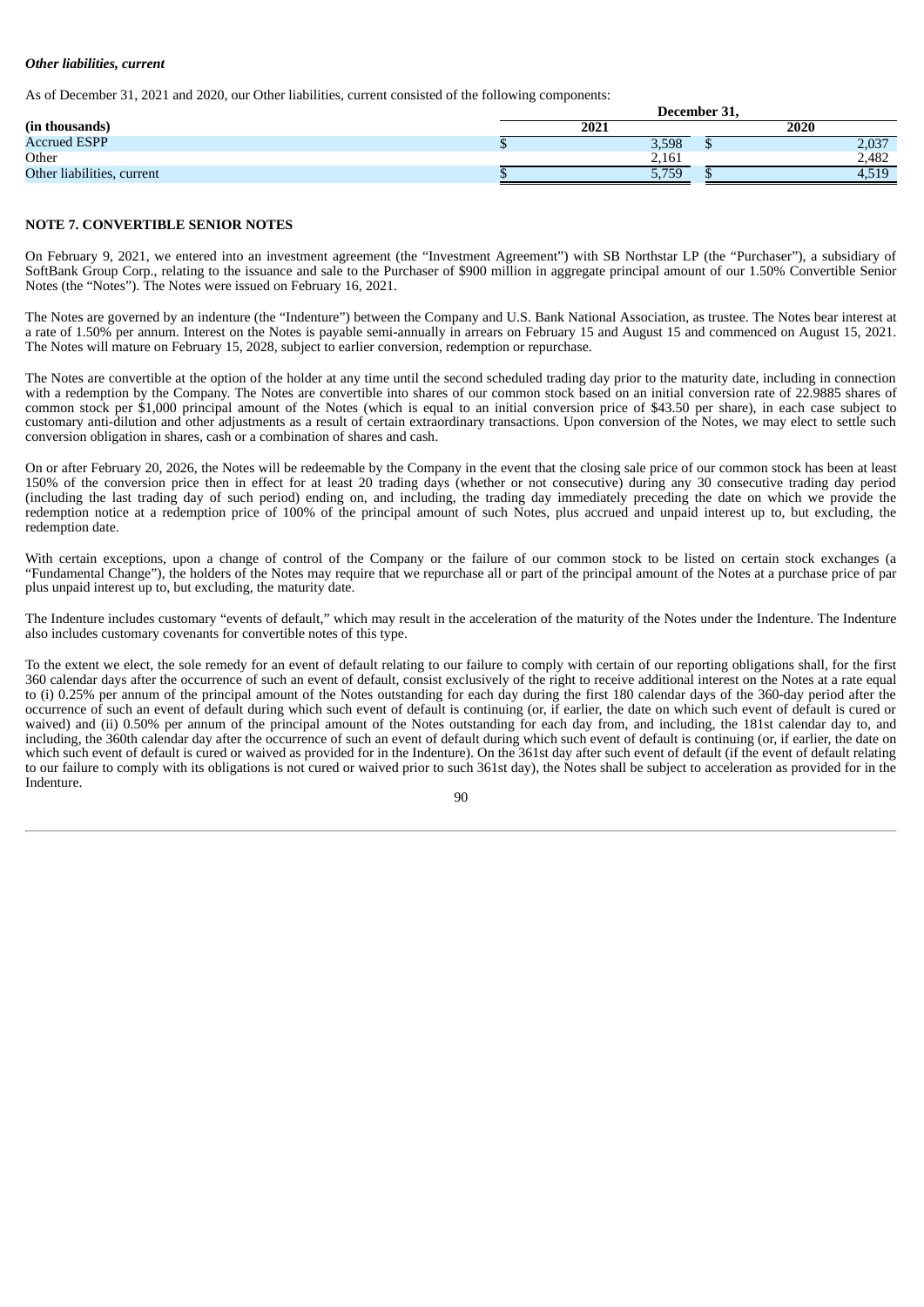***Other liabilities, current***

As of December 31, 2021 and 2020, our Other liabilities, current consisted of the following components:

| | December 31, | |
|---|---|---|
| **(in thousands)** | **2021** | **2020** |
| Accrued ESPP | $ 3,598 | $ 2,037 |
| Other | 2,161 | 2,482 |
| Other liabilities, current | $ 5,759 | $ 4,519 |

**NOTE 7. CONVERTIBLE SENIOR NOTES**

On February 9, 2021, we entered into an investment agreement (the "Investment Agreement") with SB Northstar LP (the "Purchaser"), a subsidiary of SoftBank Group Corp., relating to the issuance and sale to the Purchaser of $900 million in aggregate principal amount of our 1.50% Convertible Senior Notes (the "Notes"). The Notes were issued on February 16, 2021.

The Notes are governed by an indenture (the "Indenture") between the Company and U.S. Bank National Association, as trustee. The Notes bear interest at a rate of 1.50% per annum. Interest on the Notes is payable semi-annually in arrears on February 15 and August 15 and commenced on August 15, 2021. The Notes will mature on February 15, 2028, subject to earlier conversion, redemption or repurchase.

The Notes are convertible at the option of the holder at any time until the second scheduled trading day prior to the maturity date, including in connection with a redemption by the Company. The Notes are convertible into shares of our common stock based on an initial conversion rate of 22.9885 shares of common stock per $1,000 principal amount of the Notes (which is equal to an initial conversion price of $43.50 per share), in each case subject to customary anti-dilution and other adjustments as a result of certain extraordinary transactions. Upon conversion of the Notes, we may elect to settle such conversion obligation in shares, cash or a combination of shares and cash.

On or after February 20, 2026, the Notes will be redeemable by the Company in the event that the closing sale price of our common stock has been at least 150% of the conversion price then in effect for at least 20 trading days (whether or not consecutive) during any 30 consecutive trading day period (including the last trading day of such period) ending on, and including, the trading day immediately preceding the date on which we provide the redemption notice at a redemption price of 100% of the principal amount of such Notes, plus accrued and unpaid interest up to, but excluding, the redemption date.

With certain exceptions, upon a change of control of the Company or the failure of our common stock to be listed on certain stock exchanges (a "Fundamental Change"), the holders of the Notes may require that we repurchase all or part of the principal amount of the Notes at a purchase price of par plus unpaid interest up to, but excluding, the maturity date.

The Indenture includes customary "events of default," which may result in the acceleration of the maturity of the Notes under the Indenture. The Indenture also includes customary covenants for convertible notes of this type.

To the extent we elect, the sole remedy for an event of default relating to our failure to comply with certain of our reporting obligations shall, for the first 360 calendar days after the occurrence of such an event of default, consist exclusively of the right to receive additional interest on the Notes at a rate equal to (i) 0.25% per annum of the principal amount of the Notes outstanding for each day during the first 180 calendar days of the 360-day period after the occurrence of such an event of default during which such event of default is continuing (or, if earlier, the date on which such event of default is cured or waived) and (ii) 0.50% per annum of the principal amount of the Notes outstanding for each day from, and including, the 181st calendar day to, and including, the 360th calendar day after the occurrence of such an event of default during which such event of default is continuing (or, if earlier, the date on which such event of default is cured or waived as provided for in the Indenture). On the 361st day after such event of default (if the event of default relating to our failure to comply with its obligations is not cured or waived prior to such 361st day), the Notes shall be subject to acceleration as provided for in the Indenture.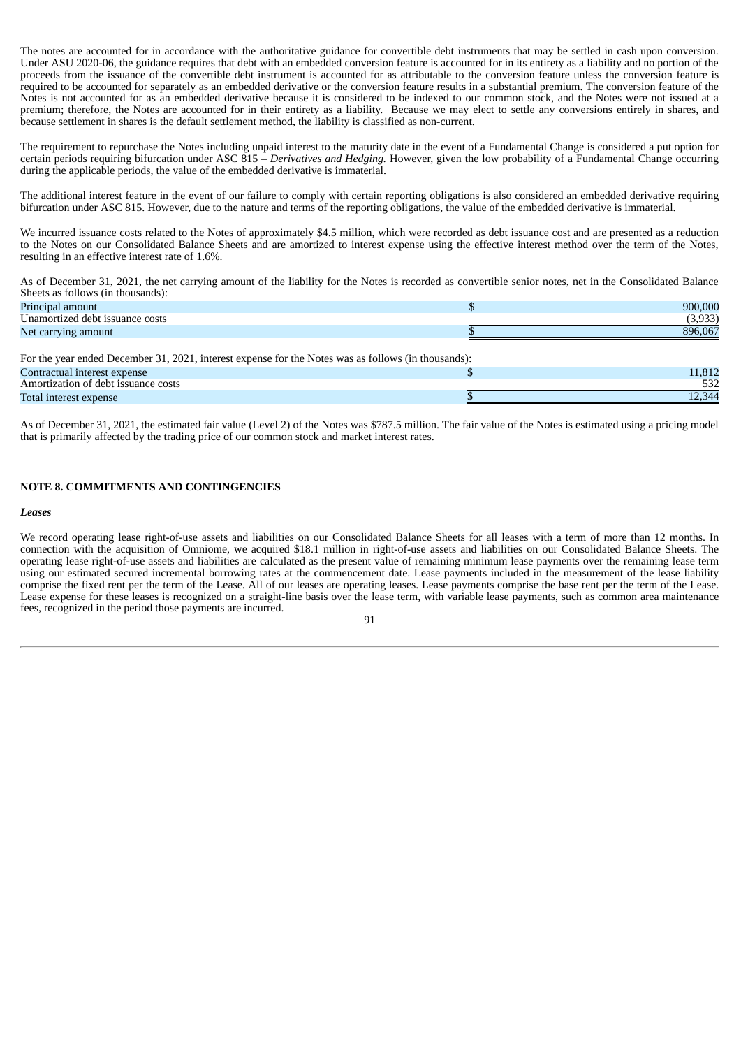The notes are accounted for in accordance with the authoritative guidance for convertible debt instruments that may be settled in cash upon conversion. Under ASU 2020-06, the guidance requires that debt with an embedded conversion feature is accounted for in its entirety as a liability and no portion of the proceeds from the issuance of the convertible debt instrument is accounted for as attributable to the conversion feature unless the conversion feature is required to be accounted for separately as an embedded derivative or the conversion feature results in a substantial premium. The conversion feature of the Notes is not accounted for as an embedded derivative because it is considered to be indexed to our common stock, and the Notes were not issued at a premium; therefore, the Notes are accounted for in their entirety as a liability. Because we may elect to settle any conversions entirely in shares, and because settlement in shares is the default settlement method, the liability is classified as non-current.

The requirement to repurchase the Notes including unpaid interest to the maturity date in the event of a Fundamental Change is considered a put option for certain periods requiring bifurcation under ASC 815 – *Derivatives and Hedging.* However, given the low probability of a Fundamental Change occurring during the applicable periods, the value of the embedded derivative is immaterial.

The additional interest feature in the event of our failure to comply with certain reporting obligations is also considered an embedded derivative requiring bifurcation under ASC 815. However, due to the nature and terms of the reporting obligations, the value of the embedded derivative is immaterial.

We incurred issuance costs related to the Notes of approximately $4.5 million, which were recorded as debt issuance cost and are presented as a reduction to the Notes on our Consolidated Balance Sheets and are amortized to interest expense using the effective interest method over the term of the Notes, resulting in an effective interest rate of 1.6%.

As of December 31, 2021, the net carrying amount of the liability for the Notes is recorded as convertible senior notes, net in the Consolidated Balance Sheets as follows (in thousands):

| | | |
|---|---|---|
| Principal amount | $ | 900,000 |
| Unamortized debt issuance costs | | (3,933) |
| Net carrying amount | $ | 896,067 |

For the year ended December 31, 2021, interest expense for the Notes was as follows (in thousands):

| | | |
|---|---|---|
| Contractual interest expense | $ | 11,812 |
| Amortization of debt issuance costs | | 532 |
| Total interest expense | $ | 12,344 |

As of December 31, 2021, the estimated fair value (Level 2) of the Notes was $787.5 million. The fair value of the Notes is estimated using a pricing model that is primarily affected by the trading price of our common stock and market interest rates.

## NOTE 8. COMMITMENTS AND CONTINGENCIES

### *Leases*

We record operating lease right-of-use assets and liabilities on our Consolidated Balance Sheets for all leases with a term of more than 12 months. In connection with the acquisition of Omniome, we acquired $18.1 million in right-of-use assets and liabilities on our Consolidated Balance Sheets. The operating lease right-of-use assets and liabilities are calculated as the present value of remaining minimum lease payments over the remaining lease term using our estimated secured incremental borrowing rates at the commencement date. Lease payments included in the measurement of the lease liability comprise the fixed rent per the term of the Lease. All of our leases are operating leases. Lease payments comprise the base rent per the term of the Lease. Lease expense for these leases is recognized on a straight-line basis over the lease term, with variable lease payments, such as common area maintenance fees, recognized in the period those payments are incurred.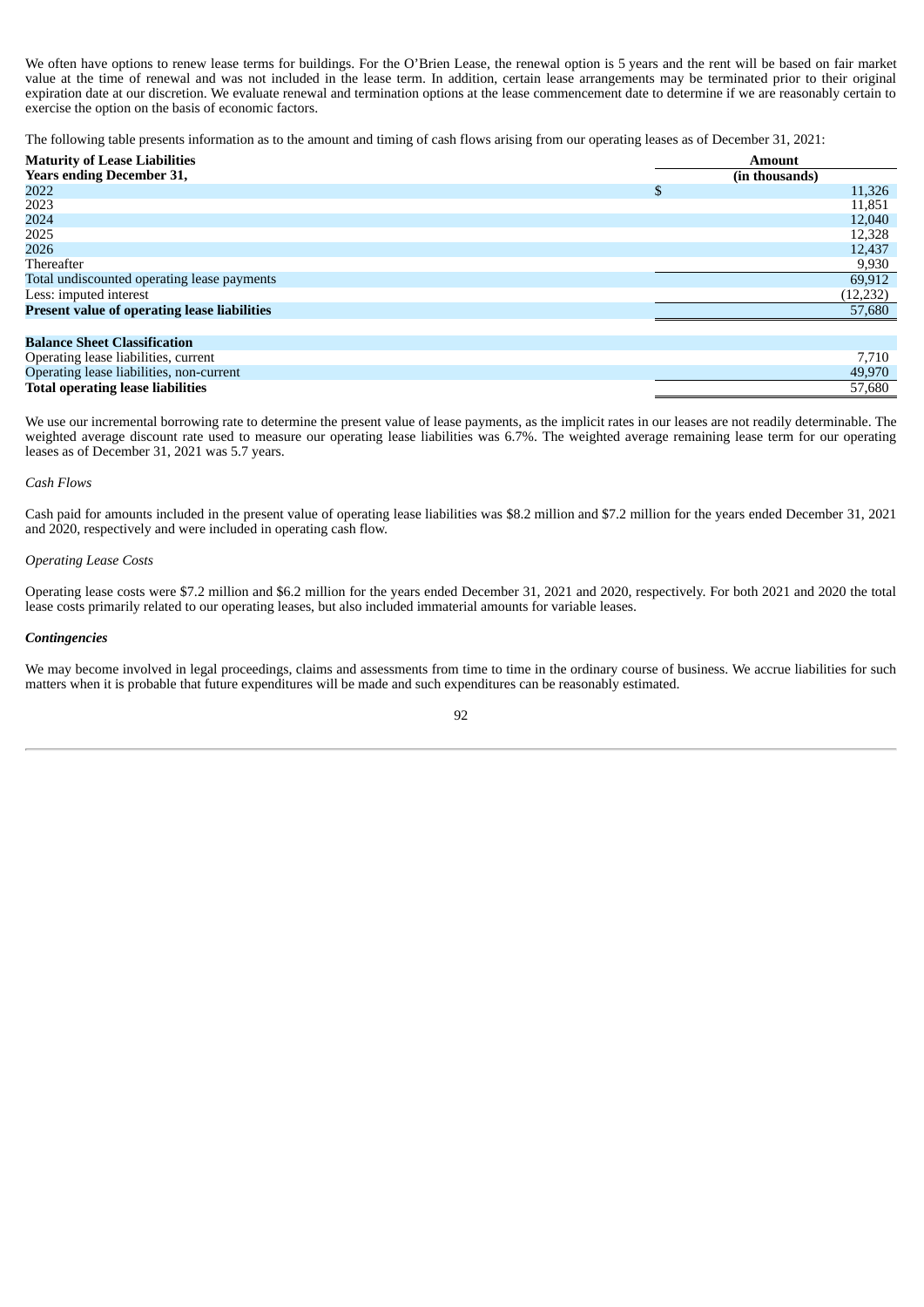We often have options to renew lease terms for buildings. For the O'Brien Lease, the renewal option is 5 years and the rent will be based on fair market value at the time of renewal and was not included in the lease term. In addition, certain lease arrangements may be terminated prior to their original expiration date at our discretion. We evaluate renewal and termination options at the lease commencement date to determine if we are reasonably certain to exercise the option on the basis of economic factors.

The following table presents information as to the amount and timing of cash flows arising from our operating leases as of December 31, 2021:

| **Maturity of Lease Liabilities** | **Amount** |
|---|---|
| **Years ending December 31,** | **(in thousands)** |
| 2022 | $ 11,326 |
| 2023 | 11,851 |
| 2024 | 12,040 |
| 2025 | 12,328 |
| 2026 | 12,437 |
| Thereafter | 9,930 |
| Total undiscounted operating lease payments | 69,912 |
| Less: imputed interest | (12,232) |
| **Present value of operating lease liabilities** | 57,680 |
| | |
| **Balance Sheet Classification** | |
| Operating lease liabilities, current | 7,710 |
| Operating lease liabilities, non-current | 49,970 |
| **Total operating lease liabilities** | 57,680 |

We use our incremental borrowing rate to determine the present value of lease payments, as the implicit rates in our leases are not readily determinable. The weighted average discount rate used to measure our operating lease liabilities was 6.7%. The weighted average remaining lease term for our operating leases as of December 31, 2021 was 5.7 years.

*Cash Flows*

Cash paid for amounts included in the present value of operating lease liabilities was $8.2 million and $7.2 million for the years ended December 31, 2021 and 2020, respectively and were included in operating cash flow.

*Operating Lease Costs*

Operating lease costs were $7.2 million and $6.2 million for the years ended December 31, 2021 and 2020, respectively. For both 2021 and 2020 the total lease costs primarily related to our operating leases, but also included immaterial amounts for variable leases.

***Contingencies***

We may become involved in legal proceedings, claims and assessments from time to time in the ordinary course of business. We accrue liabilities for such matters when it is probable that future expenditures will be made and such expenditures can be reasonably estimated.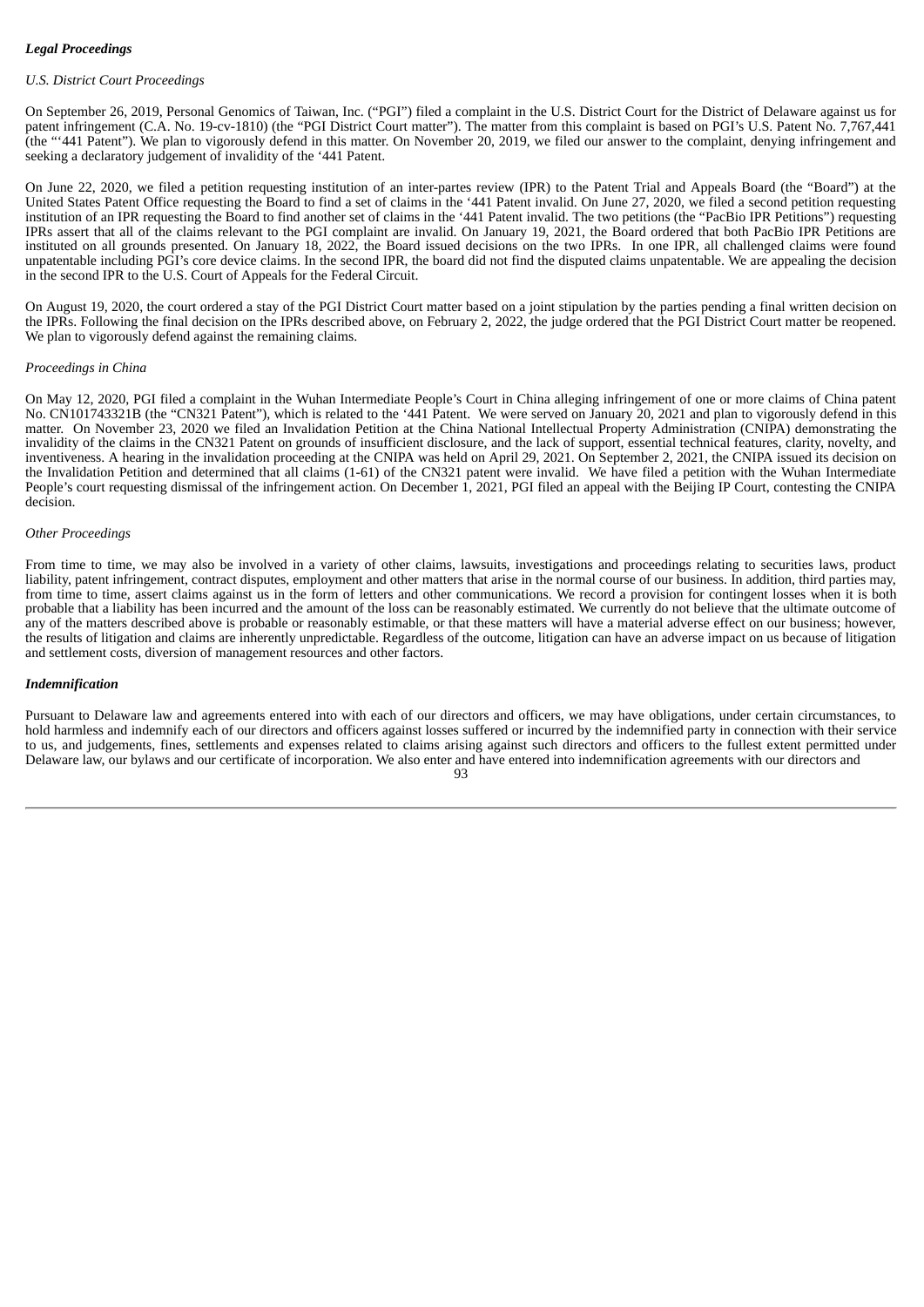***Legal Proceedings***

*U.S. District Court Proceedings*

On September 26, 2019, Personal Genomics of Taiwan, Inc. ("PGI") filed a complaint in the U.S. District Court for the District of Delaware against us for patent infringement (C.A. No. 19-cv-1810) (the "PGI District Court matter"). The matter from this complaint is based on PGI's U.S. Patent No. 7,767,441 (the "'441 Patent"). We plan to vigorously defend in this matter. On November 20, 2019, we filed our answer to the complaint, denying infringement and seeking a declaratory judgement of invalidity of the '441 Patent.

On June 22, 2020, we filed a petition requesting institution of an inter-partes review (IPR) to the Patent Trial and Appeals Board (the "Board") at the United States Patent Office requesting the Board to find a set of claims in the '441 Patent invalid. On June 27, 2020, we filed a second petition requesting institution of an IPR requesting the Board to find another set of claims in the '441 Patent invalid. The two petitions (the "PacBio IPR Petitions") requesting IPRs assert that all of the claims relevant to the PGI complaint are invalid. On January 19, 2021, the Board ordered that both PacBio IPR Petitions are instituted on all grounds presented. On January 18, 2022, the Board issued decisions on the two IPRs. In one IPR, all challenged claims were found unpatentable including PGI's core device claims. In the second IPR, the board did not find the disputed claims unpatentable. We are appealing the decision in the second IPR to the U.S. Court of Appeals for the Federal Circuit.

On August 19, 2020, the court ordered a stay of the PGI District Court matter based on a joint stipulation by the parties pending a final written decision on the IPRs. Following the final decision on the IPRs described above, on February 2, 2022, the judge ordered that the PGI District Court matter be reopened. We plan to vigorously defend against the remaining claims.

*Proceedings in China*

On May 12, 2020, PGI filed a complaint in the Wuhan Intermediate People's Court in China alleging infringement of one or more claims of China patent No. CN101743321B (the "CN321 Patent"), which is related to the '441 Patent. We were served on January 20, 2021 and plan to vigorously defend in this matter. On November 23, 2020 we filed an Invalidation Petition at the China National Intellectual Property Administration (CNIPA) demonstrating the invalidity of the claims in the CN321 Patent on grounds of insufficient disclosure, and the lack of support, essential technical features, clarity, novelty, and inventiveness. A hearing in the invalidation proceeding at the CNIPA was held on April 29, 2021. On September 2, 2021, the CNIPA issued its decision on the Invalidation Petition and determined that all claims (1-61) of the CN321 patent were invalid. We have filed a petition with the Wuhan Intermediate People's court requesting dismissal of the infringement action. On December 1, 2021, PGI filed an appeal with the Beijing IP Court, contesting the CNIPA decision.

*Other Proceedings*

From time to time, we may also be involved in a variety of other claims, lawsuits, investigations and proceedings relating to securities laws, product liability, patent infringement, contract disputes, employment and other matters that arise in the normal course of our business. In addition, third parties may, from time to time, assert claims against us in the form of letters and other communications. We record a provision for contingent losses when it is both probable that a liability has been incurred and the amount of the loss can be reasonably estimated. We currently do not believe that the ultimate outcome of any of the matters described above is probable or reasonably estimable, or that these matters will have a material adverse effect on our business; however, the results of litigation and claims are inherently unpredictable. Regardless of the outcome, litigation can have an adverse impact on us because of litigation and settlement costs, diversion of management resources and other factors.

***Indemnification***

Pursuant to Delaware law and agreements entered into with each of our directors and officers, we may have obligations, under certain circumstances, to hold harmless and indemnify each of our directors and officers against losses suffered or incurred by the indemnified party in connection with their service to us, and judgements, fines, settlements and expenses related to claims arising against such directors and officers to the fullest extent permitted under Delaware law, our bylaws and our certificate of incorporation. We also enter and have entered into indemnification agreements with our directors and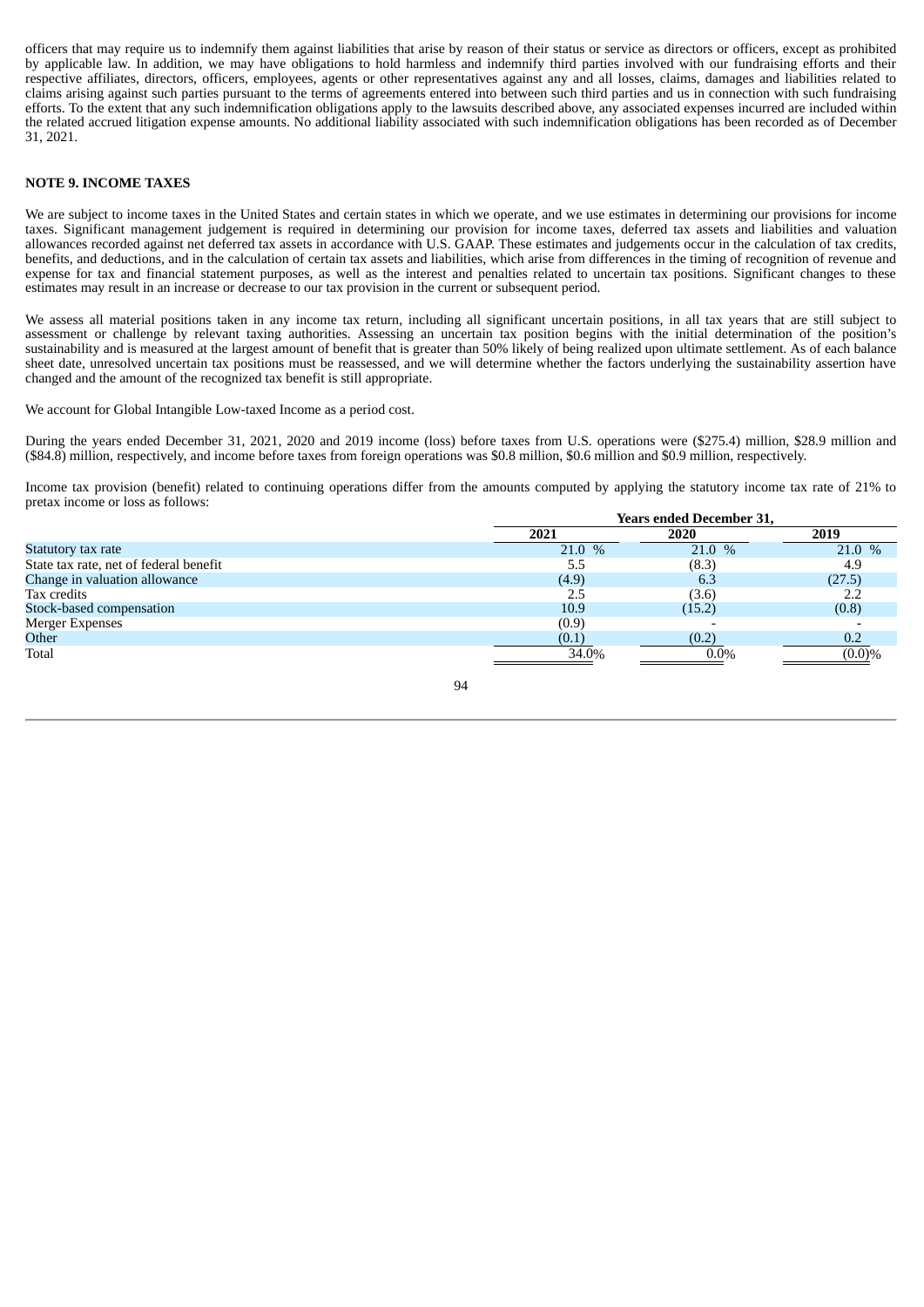officers that may require us to indemnify them against liabilities that arise by reason of their status or service as directors or officers, except as prohibited by applicable law. In addition, we may have obligations to hold harmless and indemnify third parties involved with our fundraising efforts and their respective affiliates, directors, officers, employees, agents or other representatives against any and all losses, claims, damages and liabilities related to claims arising against such parties pursuant to the terms of agreements entered into between such third parties and us in connection with such fundraising efforts. To the extent that any such indemnification obligations apply to the lawsuits described above, any associated expenses incurred are included within the related accrued litigation expense amounts. No additional liability associated with such indemnification obligations has been recorded as of December 31, 2021.

## NOTE 9. INCOME TAXES

We are subject to income taxes in the United States and certain states in which we operate, and we use estimates in determining our provisions for income taxes. Significant management judgement is required in determining our provision for income taxes, deferred tax assets and liabilities and valuation allowances recorded against net deferred tax assets in accordance with U.S. GAAP. These estimates and judgements occur in the calculation of tax credits, benefits, and deductions, and in the calculation of certain tax assets and liabilities, which arise from differences in the timing of recognition of revenue and expense for tax and financial statement purposes, as well as the interest and penalties related to uncertain tax positions. Significant changes to these estimates may result in an increase or decrease to our tax provision in the current or subsequent period.

We assess all material positions taken in any income tax return, including all significant uncertain positions, in all tax years that are still subject to assessment or challenge by relevant taxing authorities. Assessing an uncertain tax position begins with the initial determination of the position's sustainability and is measured at the largest amount of benefit that is greater than 50% likely of being realized upon ultimate settlement. As of each balance sheet date, unresolved uncertain tax positions must be reassessed, and we will determine whether the factors underlying the sustainability assertion have changed and the amount of the recognized tax benefit is still appropriate.

We account for Global Intangible Low-taxed Income as a period cost.

During the years ended December 31, 2021, 2020 and 2019 income (loss) before taxes from U.S. operations were ($275.4) million, $28.9 million and ($84.8) million, respectively, and income before taxes from foreign operations was $0.8 million, $0.6 million and $0.9 million, respectively.

Income tax provision (benefit) related to continuing operations differ from the amounts computed by applying the statutory income tax rate of 21% to pretax income or loss as follows:

| | Years ended December 31, | | |
|---|---|---|---|
| | 2021 | 2020 | 2019 |
| Statutory tax rate | 21.0 % | 21.0 % | 21.0 % |
| State tax rate, net of federal benefit | 5.5 | (8.3) | 4.9 |
| Change in valuation allowance | (4.9) | 6.3 | (27.5) |
| Tax credits | 2.5 | (3.6) | 2.2 |
| Stock-based compensation | 10.9 | (15.2) | (0.8) |
| Merger Expenses | (0.9) | - | - |
| Other | (0.1) | (0.2) | 0.2 |
| Total | 34.0% | 0.0% | (0.0)% |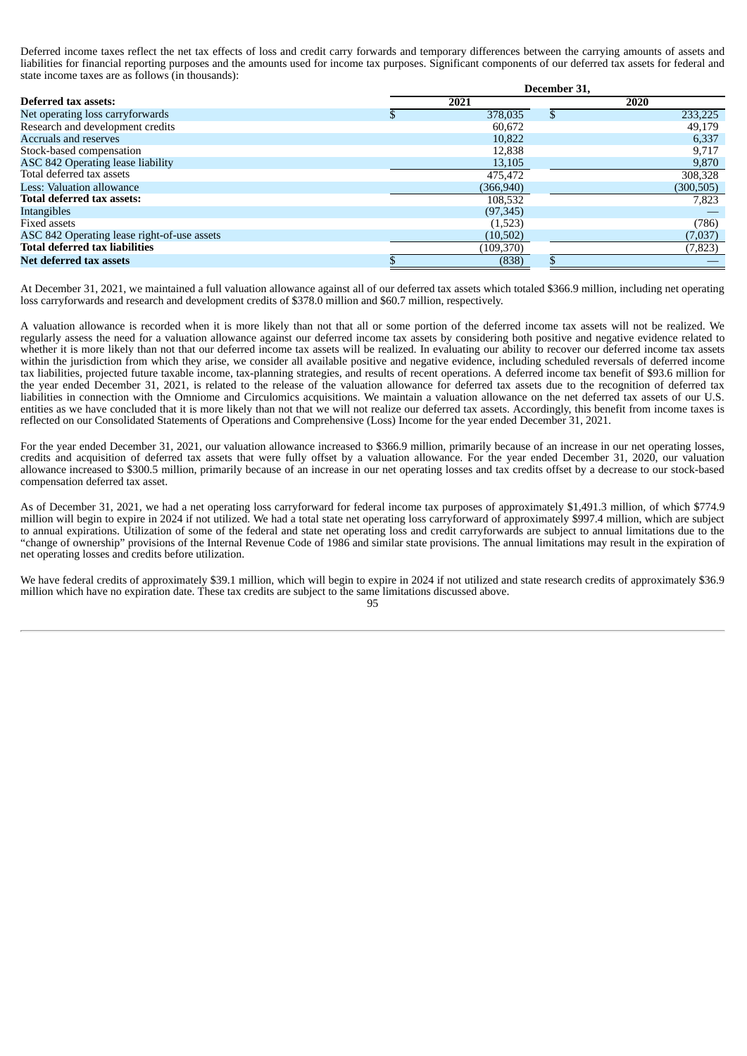Deferred income taxes reflect the net tax effects of loss and credit carry forwards and temporary differences between the carrying amounts of assets and liabilities for financial reporting purposes and the amounts used for income tax purposes. Significant components of our deferred tax assets for federal and state income taxes are as follows (in thousands):

| | December 31, | |
|---|---|---|
| **Deferred tax assets:** | **2021** | **2020** |
| Net operating loss carryforwards | $ 378,035 | $ 233,225 |
| Research and development credits | 60,672 | 49,179 |
| Accruals and reserves | 10,822 | 6,337 |
| Stock-based compensation | 12,838 | 9,717 |
| ASC 842 Operating lease liability | 13,105 | 9,870 |
| Total deferred tax assets | 475,472 | 308,328 |
| Less: Valuation allowance | (366,940) | (300,505) |
| **Total deferred tax assets:** | 108,532 | 7,823 |
| Intangibles | (97,345) | — |
| Fixed assets | (1,523) | (786) |
| ASC 842 Operating lease right-of-use assets | (10,502) | (7,037) |
| **Total deferred tax liabilities** | (109,370) | (7,823) |
| **Net deferred tax assets** | $ (838) | $ — |

At December 31, 2021, we maintained a full valuation allowance against all of our deferred tax assets which totaled $366.9 million, including net operating loss carryforwards and research and development credits of $378.0 million and $60.7 million, respectively.

A valuation allowance is recorded when it is more likely than not that all or some portion of the deferred income tax assets will not be realized. We regularly assess the need for a valuation allowance against our deferred income tax assets by considering both positive and negative evidence related to whether it is more likely than not that our deferred income tax assets will be realized. In evaluating our ability to recover our deferred income tax assets within the jurisdiction from which they arise, we consider all available positive and negative evidence, including scheduled reversals of deferred income tax liabilities, projected future taxable income, tax-planning strategies, and results of recent operations. A deferred income tax benefit of $93.6 million for the year ended December 31, 2021, is related to the release of the valuation allowance for deferred tax assets due to the recognition of deferred tax liabilities in connection with the Omniome and Circulomics acquisitions. We maintain a valuation allowance on the net deferred tax assets of our U.S. entities as we have concluded that it is more likely than not that we will not realize our deferred tax assets. Accordingly, this benefit from income taxes is reflected on our Consolidated Statements of Operations and Comprehensive (Loss) Income for the year ended December 31, 2021.

For the year ended December 31, 2021, our valuation allowance increased to $366.9 million, primarily because of an increase in our net operating losses, credits and acquisition of deferred tax assets that were fully offset by a valuation allowance. For the year ended December 31, 2020, our valuation allowance increased to $300.5 million, primarily because of an increase in our net operating losses and tax credits offset by a decrease to our stock-based compensation deferred tax asset.

As of December 31, 2021, we had a net operating loss carryforward for federal income tax purposes of approximately $1,491.3 million, of which $774.9 million will begin to expire in 2024 if not utilized. We had a total state net operating loss carryforward of approximately $997.4 million, which are subject to annual expirations. Utilization of some of the federal and state net operating loss and credit carryforwards are subject to annual limitations due to the "change of ownership" provisions of the Internal Revenue Code of 1986 and similar state provisions. The annual limitations may result in the expiration of net operating losses and credits before utilization.

We have federal credits of approximately $39.1 million, which will begin to expire in 2024 if not utilized and state research credits of approximately $36.9 million which have no expiration date. These tax credits are subject to the same limitations discussed above.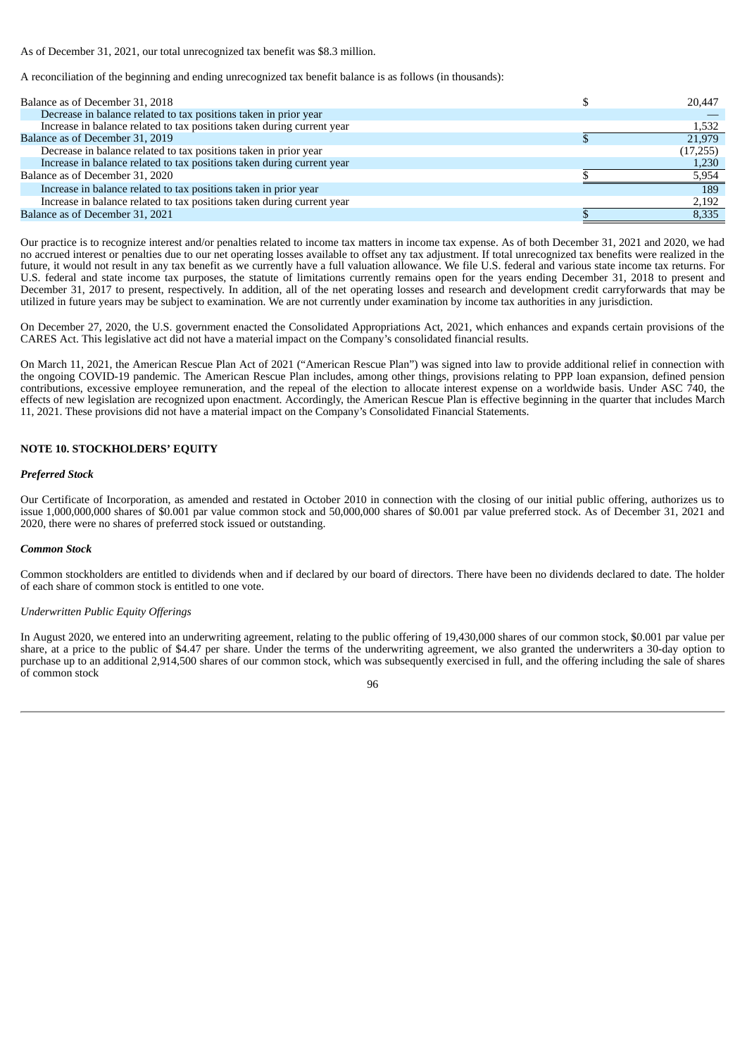As of December 31, 2021, our total unrecognized tax benefit was $8.3 million.

A reconciliation of the beginning and ending unrecognized tax benefit balance is as follows (in thousands):

| | |
|---|---|
| Balance as of December 31, 2018 | $ 20,447 |
| Decrease in balance related to tax positions taken in prior year | — |
| Increase in balance related to tax positions taken during current year | 1,532 |
| Balance as of December 31, 2019 | $ 21,979 |
| Decrease in balance related to tax positions taken in prior year | (17,255) |
| Increase in balance related to tax positions taken during current year | 1,230 |
| Balance as of December 31, 2020 | $ 5,954 |
| Increase in balance related to tax positions taken in prior year | 189 |
| Increase in balance related to tax positions taken during current year | 2,192 |
| Balance as of December 31, 2021 | $ 8,335 |

Our practice is to recognize interest and/or penalties related to income tax matters in income tax expense. As of both December 31, 2021 and 2020, we had no accrued interest or penalties due to our net operating losses available to offset any tax adjustment. If total unrecognized tax benefits were realized in the future, it would not result in any tax benefit as we currently have a full valuation allowance. We file U.S. federal and various state income tax returns. For U.S. federal and state income tax purposes, the statute of limitations currently remains open for the years ending December 31, 2018 to present and December 31, 2017 to present, respectively. In addition, all of the net operating losses and research and development credit carryforwards that may be utilized in future years may be subject to examination. We are not currently under examination by income tax authorities in any jurisdiction.

On December 27, 2020, the U.S. government enacted the Consolidated Appropriations Act, 2021, which enhances and expands certain provisions of the CARES Act. This legislative act did not have a material impact on the Company's consolidated financial results.

On March 11, 2021, the American Rescue Plan Act of 2021 ("American Rescue Plan") was signed into law to provide additional relief in connection with the ongoing COVID-19 pandemic. The American Rescue Plan includes, among other things, provisions relating to PPP loan expansion, defined pension contributions, excessive employee remuneration, and the repeal of the election to allocate interest expense on a worldwide basis. Under ASC 740, the effects of new legislation are recognized upon enactment. Accordingly, the American Rescue Plan is effective beginning in the quarter that includes March 11, 2021. These provisions did not have a material impact on the Company's Consolidated Financial Statements.

## NOTE 10. STOCKHOLDERS' EQUITY

### *Preferred Stock*

Our Certificate of Incorporation, as amended and restated in October 2010 in connection with the closing of our initial public offering, authorizes us to issue 1,000,000,000 shares of $0.001 par value common stock and 50,000,000 shares of $0.001 par value preferred stock. As of December 31, 2021 and 2020, there were no shares of preferred stock issued or outstanding.

### *Common Stock*

Common stockholders are entitled to dividends when and if declared by our board of directors. There have been no dividends declared to date. The holder of each share of common stock is entitled to one vote.

*Underwritten Public Equity Offerings*

In August 2020, we entered into an underwriting agreement, relating to the public offering of 19,430,000 shares of our common stock, $0.001 par value per share, at a price to the public of $4.47 per share. Under the terms of the underwriting agreement, we also granted the underwriters a 30-day option to purchase up to an additional 2,914,500 shares of our common stock, which was subsequently exercised in full, and the offering including the sale of shares of common stock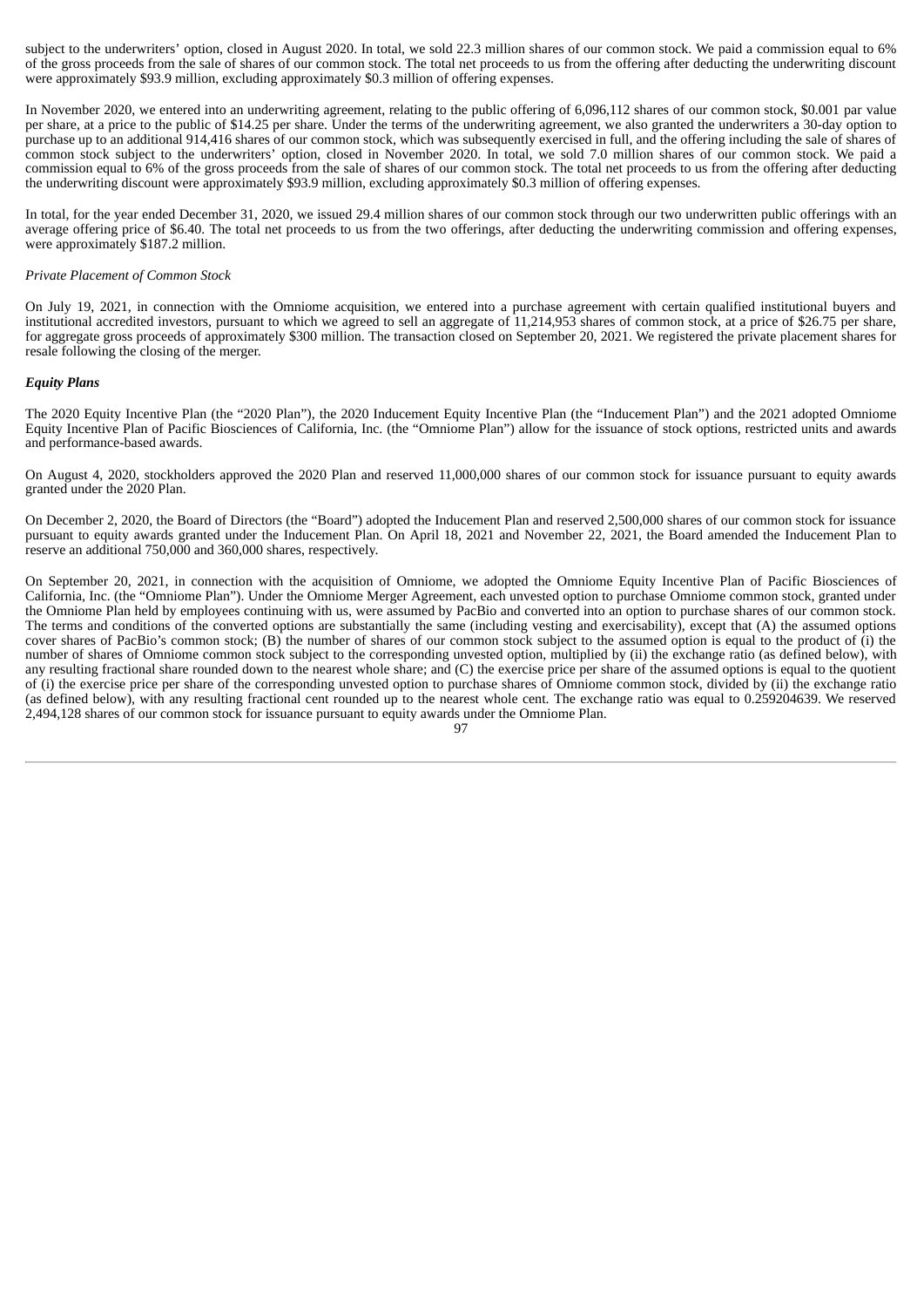subject to the underwriters' option, closed in August 2020. In total, we sold 22.3 million shares of our common stock. We paid a commission equal to 6% of the gross proceeds from the sale of shares of our common stock. The total net proceeds to us from the offering after deducting the underwriting discount were approximately $93.9 million, excluding approximately $0.3 million of offering expenses.

In November 2020, we entered into an underwriting agreement, relating to the public offering of 6,096,112 shares of our common stock, $0.001 par value per share, at a price to the public of $14.25 per share. Under the terms of the underwriting agreement, we also granted the underwriters a 30-day option to purchase up to an additional 914,416 shares of our common stock, which was subsequently exercised in full, and the offering including the sale of shares of common stock subject to the underwriters' option, closed in November 2020. In total, we sold 7.0 million shares of our common stock. We paid a commission equal to 6% of the gross proceeds from the sale of shares of our common stock. The total net proceeds to us from the offering after deducting the underwriting discount were approximately $93.9 million, excluding approximately $0.3 million of offering expenses.

In total, for the year ended December 31, 2020, we issued 29.4 million shares of our common stock through our two underwritten public offerings with an average offering price of $6.40. The total net proceeds to us from the two offerings, after deducting the underwriting commission and offering expenses, were approximately $187.2 million.

*Private Placement of Common Stock*

On July 19, 2021, in connection with the Omniome acquisition, we entered into a purchase agreement with certain qualified institutional buyers and institutional accredited investors, pursuant to which we agreed to sell an aggregate of 11,214,953 shares of common stock, at a price of $26.75 per share, for aggregate gross proceeds of approximately $300 million. The transaction closed on September 20, 2021. We registered the private placement shares for resale following the closing of the merger.

***Equity Plans***

The 2020 Equity Incentive Plan (the "2020 Plan"), the 2020 Inducement Equity Incentive Plan (the "Inducement Plan") and the 2021 adopted Omniome Equity Incentive Plan of Pacific Biosciences of California, Inc. (the "Omniome Plan") allow for the issuance of stock options, restricted units and awards and performance-based awards.

On August 4, 2020, stockholders approved the 2020 Plan and reserved 11,000,000 shares of our common stock for issuance pursuant to equity awards granted under the 2020 Plan.

On December 2, 2020, the Board of Directors (the "Board") adopted the Inducement Plan and reserved 2,500,000 shares of our common stock for issuance pursuant to equity awards granted under the Inducement Plan. On April 18, 2021 and November 22, 2021, the Board amended the Inducement Plan to reserve an additional 750,000 and 360,000 shares, respectively.

On September 20, 2021, in connection with the acquisition of Omniome, we adopted the Omniome Equity Incentive Plan of Pacific Biosciences of California, Inc. (the "Omniome Plan"). Under the Omniome Merger Agreement, each unvested option to purchase Omniome common stock, granted under the Omniome Plan held by employees continuing with us, were assumed by PacBio and converted into an option to purchase shares of our common stock. The terms and conditions of the converted options are substantially the same (including vesting and exercisability), except that (A) the assumed options cover shares of PacBio's common stock; (B) the number of shares of our common stock subject to the assumed option is equal to the product of (i) the number of shares of Omniome common stock subject to the corresponding unvested option, multiplied by (ii) the exchange ratio (as defined below), with any resulting fractional share rounded down to the nearest whole share; and (C) the exercise price per share of the assumed options is equal to the quotient of (i) the exercise price per share of the corresponding unvested option to purchase shares of Omniome common stock, divided by (ii) the exchange ratio (as defined below), with any resulting fractional cent rounded up to the nearest whole cent. The exchange ratio was equal to 0.259204639. We reserved 2,494,128 shares of our common stock for issuance pursuant to equity awards under the Omniome Plan.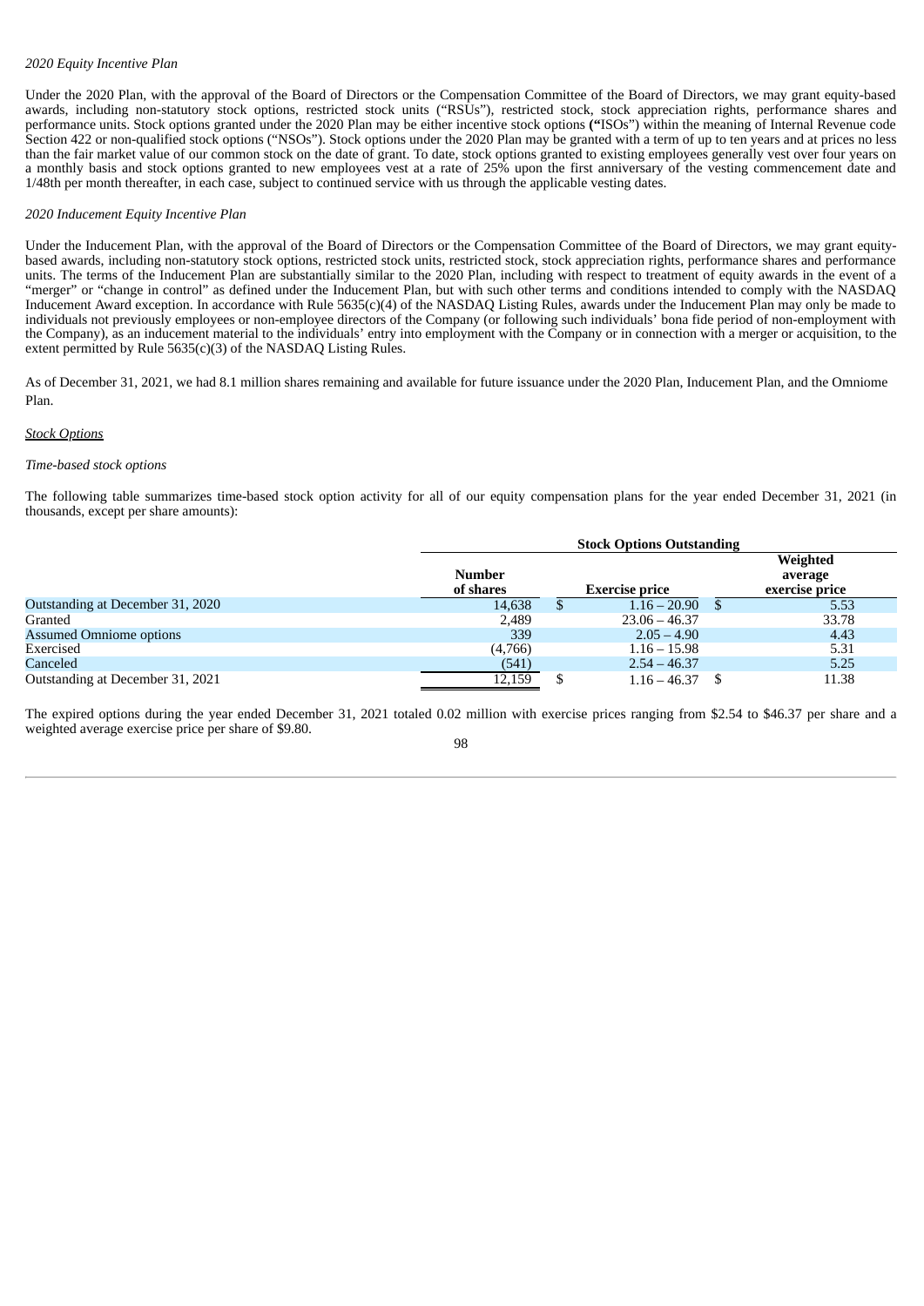*2020 Equity Incentive Plan*

Under the 2020 Plan, with the approval of the Board of Directors or the Compensation Committee of the Board of Directors, we may grant equity-based awards, including non-statutory stock options, restricted stock units ("RSUs"), restricted stock, stock appreciation rights, performance shares and performance units. Stock options granted under the 2020 Plan may be either incentive stock options **("**ISOs") within the meaning of Internal Revenue code Section 422 or non-qualified stock options ("NSOs"). Stock options under the 2020 Plan may be granted with a term of up to ten years and at prices no less than the fair market value of our common stock on the date of grant. To date, stock options granted to existing employees generally vest over four years on a monthly basis and stock options granted to new employees vest at a rate of 25% upon the first anniversary of the vesting commencement date and 1/48th per month thereafter, in each case, subject to continued service with us through the applicable vesting dates.

*2020 Inducement Equity Incentive Plan*

Under the Inducement Plan, with the approval of the Board of Directors or the Compensation Committee of the Board of Directors, we may grant equity-based awards, including non-statutory stock options, restricted stock units, restricted stock, stock appreciation rights, performance shares and performance units. The terms of the Inducement Plan are substantially similar to the 2020 Plan, including with respect to treatment of equity awards in the event of a "merger" or "change in control" as defined under the Inducement Plan, but with such other terms and conditions intended to comply with the NASDAQ Inducement Award exception. In accordance with Rule 5635(c)(4) of the NASDAQ Listing Rules, awards under the Inducement Plan may only be made to individuals not previously employees or non-employee directors of the Company (or following such individuals' bona fide period of non-employment with the Company), as an inducement material to the individuals' entry into employment with the Company or in connection with a merger or acquisition, to the extent permitted by Rule 5635(c)(3) of the NASDAQ Listing Rules.

As of December 31, 2021, we had 8.1 million shares remaining and available for future issuance under the 2020 Plan, Inducement Plan, and the Omniome Plan.

<u>*Stock Options*</u>

*Time-based stock options*

The following table summarizes time-based stock option activity for all of our equity compensation plans for the year ended December 31, 2021 (in thousands, except per share amounts):

| | Stock Options Outstanding | | |
|---|---|---|---|
| | **Number of shares** | **Exercise price** | **Weighted average exercise price** |
| Outstanding at December 31, 2020 | 14,638 | $ 1.16 – 20.90 | $ 5.53 |
| Granted | 2,489 | 23.06 – 46.37 | 33.78 |
| Assumed Omniome options | 339 | 2.05 – 4.90 | 4.43 |
| Exercised | (4,766) | 1.16 – 15.98 | 5.31 |
| Canceled | (541) | 2.54 – 46.37 | 5.25 |
| Outstanding at December 31, 2021 | 12,159 | $ 1.16 – 46.37 | $ 11.38 |

The expired options during the year ended December 31, 2021 totaled 0.02 million with exercise prices ranging from $2.54 to $46.37 per share and a weighted average exercise price per share of $9.80.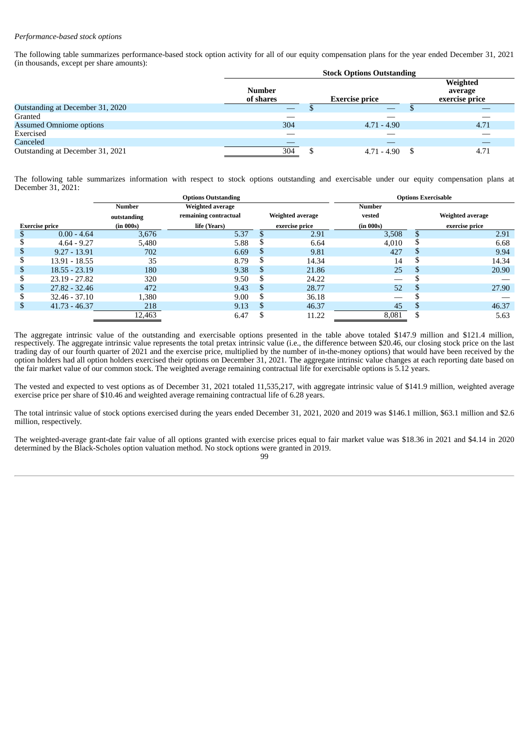*Performance-based stock options*

The following table summarizes performance-based stock option activity for all of our equity compensation plans for the year ended December 31, 2021 (in thousands, except per share amounts):

| | Stock Options Outstanding | | |
|---|---|---|---|
| | Number of shares | Exercise price | Weighted average exercise price |
| Outstanding at December 31, 2020 | — | $ — | $ — |
| Granted | — | — | — |
| Assumed Omniome options | 304 | 4.71 - 4.90 | 4.71 |
| Exercised | — | — | — |
| Canceled | — | — | — |
| Outstanding at December 31, 2021 | 304 | $ 4.71 - 4.90 | $ 4.71 |

The following table summarizes information with respect to stock options outstanding and exercisable under our equity compensation plans at December 31, 2021:

| | Options Outstanding | | | Options Exercisable | |
|---|---|---|---|---|---|
| Exercise price | Number outstanding (in 000s) | Weighted average remaining contractual life (Years) | Weighted average exercise price | Number vested (in 000s) | Weighted average exercise price |
| $ 0.00 - 4.64 | 3,676 | 5.37 | $ 2.91 | 3,508 | $ 2.91 |
| $ 4.64 - 9.27 | 5,480 | 5.88 | $ 6.64 | 4,010 | $ 6.68 |
| $ 9.27 - 13.91 | 702 | 6.69 | $ 9.81 | 427 | $ 9.94 |
| $ 13.91 - 18.55 | 35 | 8.79 | $ 14.34 | 14 | $ 14.34 |
| $ 18.55 - 23.19 | 180 | 9.38 | $ 21.86 | 25 | $ 20.90 |
| $ 23.19 - 27.82 | 320 | 9.50 | $ 24.22 | — | $ — |
| $ 27.82 - 32.46 | 472 | 9.43 | $ 28.77 | 52 | $ 27.90 |
| $ 32.46 - 37.10 | 1,380 | 9.00 | $ 36.18 | — | $ — |
| $ 41.73 - 46.37 | 218 | 9.13 | $ 46.37 | 45 | $ 46.37 |
| | 12,463 | 6.47 | $ 11.22 | 8,081 | $ 5.63 |

The aggregate intrinsic value of the outstanding and exercisable options presented in the table above totaled $147.9 million and $121.4 million, respectively. The aggregate intrinsic value represents the total pretax intrinsic value (i.e., the difference between $20.46, our closing stock price on the last trading day of our fourth quarter of 2021 and the exercise price, multiplied by the number of in-the-money options) that would have been received by the option holders had all option holders exercised their options on December 31, 2021. The aggregate intrinsic value changes at each reporting date based on the fair market value of our common stock. The weighted average remaining contractual life for exercisable options is 5.12 years.

The vested and expected to vest options as of December 31, 2021 totaled 11,535,217, with aggregate intrinsic value of $141.9 million, weighted average exercise price per share of $10.46 and weighted average remaining contractual life of 6.28 years.

The total intrinsic value of stock options exercised during the years ended December 31, 2021, 2020 and 2019 was $146.1 million, $63.1 million and $2.6 million, respectively.

The weighted-average grant-date fair value of all options granted with exercise prices equal to fair market value was $18.36 in 2021 and $4.14 in 2020 determined by the Black-Scholes option valuation method. No stock options were granted in 2019.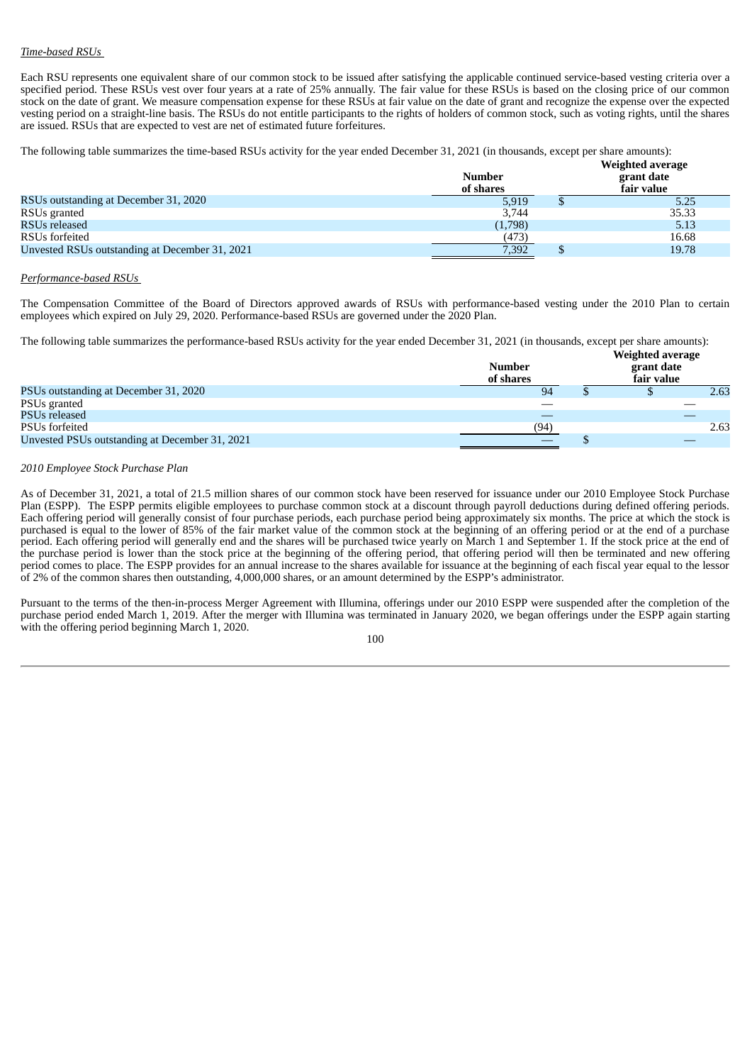*Time-based RSUs*

Each RSU represents one equivalent share of our common stock to be issued after satisfying the applicable continued service-based vesting criteria over a specified period. These RSUs vest over four years at a rate of 25% annually. The fair value for these RSUs is based on the closing price of our common stock on the date of grant. We measure compensation expense for these RSUs at fair value on the date of grant and recognize the expense over the expected vesting period on a straight-line basis. The RSUs do not entitle participants to the rights of holders of common stock, such as voting rights, until the shares are issued. RSUs that are expected to vest are net of estimated future forfeitures.

The following table summarizes the time-based RSUs activity for the year ended December 31, 2021 (in thousands, except per share amounts):

| | Number of shares | Weighted average grant date fair value |
|---|---|---|
| RSUs outstanding at December 31, 2020 | 5,919 | $ 5.25 |
| RSUs granted | 3,744 | 35.33 |
| RSUs released | (1,798) | 5.13 |
| RSUs forfeited | (473) | 16.68 |
| Unvested RSUs outstanding at December 31, 2021 | 7,392 | $ 19.78 |

*Performance-based RSUs*

The Compensation Committee of the Board of Directors approved awards of RSUs with performance-based vesting under the 2010 Plan to certain employees which expired on July 29, 2020. Performance-based RSUs are governed under the 2020 Plan.

The following table summarizes the performance-based RSUs activity for the year ended December 31, 2021 (in thousands, except per share amounts):

| | Number of shares | Weighted average grant date fair value |
|---|---|---|
| PSUs outstanding at December 31, 2020 | 94 | $ 2.63 |
| PSUs granted | — | — |
| PSUs released | — | — |
| PSUs forfeited | (94) | 2.63 |
| Unvested PSUs outstanding at December 31, 2021 | — | $ — |

*2010 Employee Stock Purchase Plan*

As of December 31, 2021, a total of 21.5 million shares of our common stock have been reserved for issuance under our 2010 Employee Stock Purchase Plan (ESPP). The ESPP permits eligible employees to purchase common stock at a discount through payroll deductions during defined offering periods. Each offering period will generally consist of four purchase periods, each purchase period being approximately six months. The price at which the stock is purchased is equal to the lower of 85% of the fair market value of the common stock at the beginning of an offering period or at the end of a purchase period. Each offering period will generally end and the shares will be purchased twice yearly on March 1 and September 1. If the stock price at the end of the purchase period is lower than the stock price at the beginning of the offering period, that offering period will then be terminated and new offering period comes to place. The ESPP provides for an annual increase to the shares available for issuance at the beginning of each fiscal year equal to the lessor of 2% of the common shares then outstanding, 4,000,000 shares, or an amount determined by the ESPP's administrator.

Pursuant to the terms of the then-in-process Merger Agreement with Illumina, offerings under our 2010 ESPP were suspended after the completion of the purchase period ended March 1, 2019. After the merger with Illumina was terminated in January 2020, we began offerings under the ESPP again starting with the offering period beginning March 1, 2020.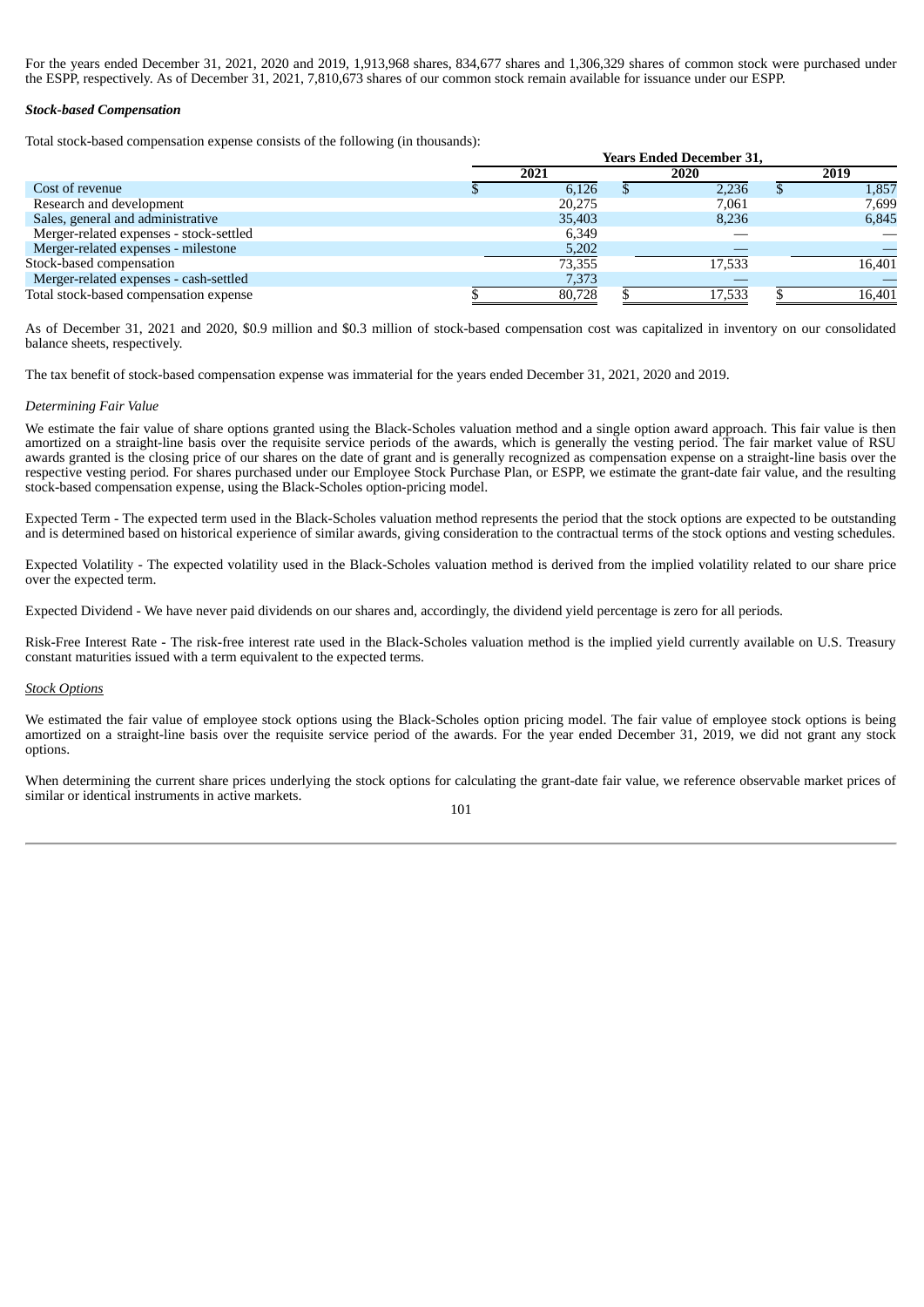For the years ended December 31, 2021, 2020 and 2019, 1,913,968 shares, 834,677 shares and 1,306,329 shares of common stock were purchased under the ESPP, respectively. As of December 31, 2021, 7,810,673 shares of our common stock remain available for issuance under our ESPP.

***Stock-based Compensation***

Total stock-based compensation expense consists of the following (in thousands):

| | Years Ended December 31, | | |
|---|---|---|---|
| | 2021 | 2020 | 2019 |
| Cost of revenue | $ 6,126 | $ 2,236 | $ 1,857 |
| Research and development | 20,275 | 7,061 | 7,699 |
| Sales, general and administrative | 35,403 | 8,236 | 6,845 |
| Merger-related expenses - stock-settled | 6,349 | — | — |
| Merger-related expenses - milestone | 5,202 | — | — |
| Stock-based compensation | 73,355 | 17,533 | 16,401 |
| Merger-related expenses - cash-settled | 7,373 | — | — |
| Total stock-based compensation expense | $ 80,728 | $ 17,533 | $ 16,401 |

As of December 31, 2021 and 2020, \$0.9 million and \$0.3 million of stock-based compensation cost was capitalized in inventory on our consolidated balance sheets, respectively.

The tax benefit of stock-based compensation expense was immaterial for the years ended December 31, 2021, 2020 and 2019.

*Determining Fair Value*

We estimate the fair value of share options granted using the Black-Scholes valuation method and a single option award approach. This fair value is then amortized on a straight-line basis over the requisite service periods of the awards, which is generally the vesting period. The fair market value of RSU awards granted is the closing price of our shares on the date of grant and is generally recognized as compensation expense on a straight-line basis over the respective vesting period. For shares purchased under our Employee Stock Purchase Plan, or ESPP, we estimate the grant-date fair value, and the resulting stock-based compensation expense, using the Black-Scholes option-pricing model.

Expected Term - The expected term used in the Black-Scholes valuation method represents the period that the stock options are expected to be outstanding and is determined based on historical experience of similar awards, giving consideration to the contractual terms of the stock options and vesting schedules.

Expected Volatility - The expected volatility used in the Black-Scholes valuation method is derived from the implied volatility related to our share price over the expected term.

Expected Dividend - We have never paid dividends on our shares and, accordingly, the dividend yield percentage is zero for all periods.

Risk-Free Interest Rate - The risk-free interest rate used in the Black-Scholes valuation method is the implied yield currently available on U.S. Treasury constant maturities issued with a term equivalent to the expected terms.

Stock Options

We estimated the fair value of employee stock options using the Black-Scholes option pricing model. The fair value of employee stock options is being amortized on a straight-line basis over the requisite service period of the awards. For the year ended December 31, 2019, we did not grant any stock options.

When determining the current share prices underlying the stock options for calculating the grant-date fair value, we reference observable market prices of similar or identical instruments in active markets.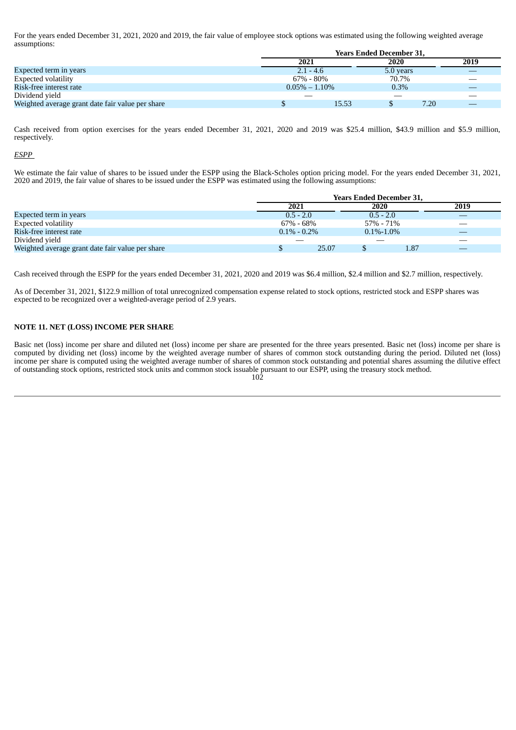For the years ended December 31, 2021, 2020 and 2019, the fair value of employee stock options was estimated using the following weighted average assumptions:

| | Years Ended December 31, | | |
|---|---|---|---|
| | 2021 | 2020 | 2019 |
| Expected term in years | 2.1 - 4.6 | 5.0 years | — |
| Expected volatility | 67% - 80% | 70.7% | — |
| Risk-free interest rate | 0.05% – 1.10% | 0.3% | — |
| Dividend yield | — | — | — |
| Weighted average grant date fair value per share | $ 15.53 | $ 7.20 | — |

Cash received from option exercises for the years ended December 31, 2021, 2020 and 2019 was $25.4 million, $43.9 million and $5.9 million, respectively.

*ESPP*

We estimate the fair value of shares to be issued under the ESPP using the Black-Scholes option pricing model. For the years ended December 31, 2021, 2020 and 2019, the fair value of shares to be issued under the ESPP was estimated using the following assumptions:

| | Years Ended December 31, | | |
|---|---|---|---|
| | 2021 | 2020 | 2019 |
| Expected term in years | 0.5 - 2.0 | 0.5 - 2.0 | — |
| Expected volatility | 67% - 68% | 57% - 71% | — |
| Risk-free interest rate | 0.1% - 0.2% | 0.1%-1.0% | — |
| Dividend yield | — | — | — |
| Weighted average grant date fair value per share | $ 25.07 | $ 1.87 | — |

Cash received through the ESPP for the years ended December 31, 2021, 2020 and 2019 was $6.4 million, $2.4 million and $2.7 million, respectively.

As of December 31, 2021, $122.9 million of total unrecognized compensation expense related to stock options, restricted stock and ESPP shares was expected to be recognized over a weighted-average period of 2.9 years.

## NOTE 11. NET (LOSS) INCOME PER SHARE

Basic net (loss) income per share and diluted net (loss) income per share are presented for the three years presented. Basic net (loss) income per share is computed by dividing net (loss) income by the weighted average number of shares of common stock outstanding during the period. Diluted net (loss) income per share is computed using the weighted average number of shares of common stock outstanding and potential shares assuming the dilutive effect of outstanding stock options, restricted stock units and common stock issuable pursuant to our ESPP, using the treasury stock method.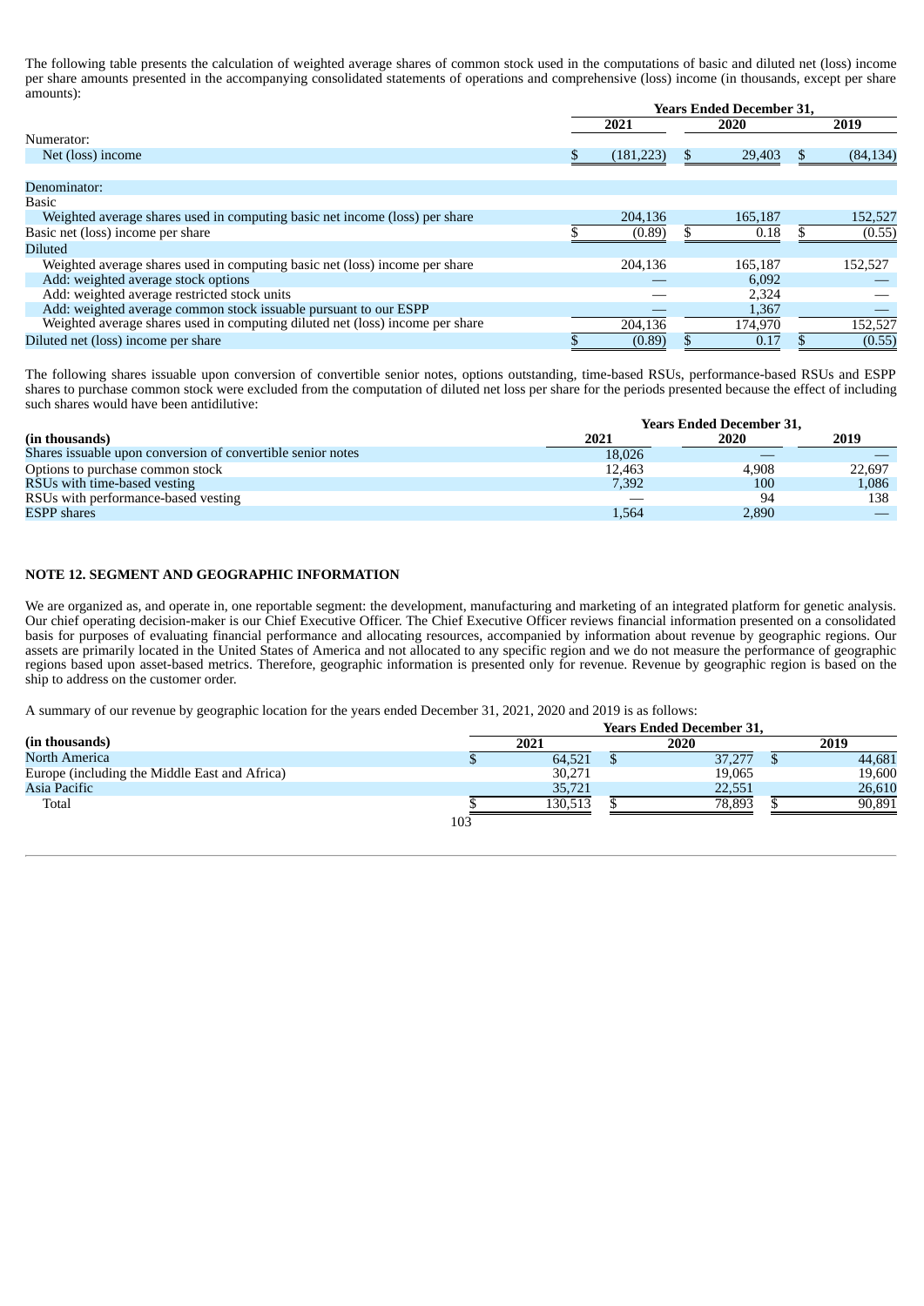The following table presents the calculation of weighted average shares of common stock used in the computations of basic and diluted net (loss) income per share amounts presented in the accompanying consolidated statements of operations and comprehensive (loss) income (in thousands, except per share amounts):

| | Years Ended December 31, | | |
|---|---|---|---|
| | 2021 | 2020 | 2019 |
| Numerator: | | | |
| Net (loss) income | $ (181,223) | $ 29,403 | $ (84,134) |
| Denominator: | | | |
| Basic | | | |
| Weighted average shares used in computing basic net income (loss) per share | 204,136 | 165,187 | 152,527 |
| Basic net (loss) income per share | $ (0.89) | $ 0.18 | $ (0.55) |
| Diluted | | | |
| Weighted average shares used in computing basic net (loss) income per share | 204,136 | 165,187 | 152,527 |
| Add: weighted average stock options | — | 6,092 | — |
| Add: weighted average restricted stock units | — | 2,324 | — |
| Add: weighted average common stock issuable pursuant to our ESPP | — | 1,367 | — |
| Weighted average shares used in computing diluted net (loss) income per share | 204,136 | 174,970 | 152,527 |
| Diluted net (loss) income per share | $ (0.89) | $ 0.17 | $ (0.55) |

The following shares issuable upon conversion of convertible senior notes, options outstanding, time-based RSUs, performance-based RSUs and ESPP shares to purchase common stock were excluded from the computation of diluted net loss per share for the periods presented because the effect of including such shares would have been antidilutive:

| | Years Ended December 31, | | |
|---|---|---|---|
| **(in thousands)** | **2021** | **2020** | **2019** |
| Shares issuable upon conversion of convertible senior notes | 18,026 | — | — |
| Options to purchase common stock | 12,463 | 4,908 | 22,697 |
| RSUs with time-based vesting | 7,392 | 100 | 1,086 |
| RSUs with performance-based vesting | — | 94 | 138 |
| ESPP shares | 1,564 | 2,890 | — |

## NOTE 12. SEGMENT AND GEOGRAPHIC INFORMATION

We are organized as, and operate in, one reportable segment: the development, manufacturing and marketing of an integrated platform for genetic analysis. Our chief operating decision-maker is our Chief Executive Officer. The Chief Executive Officer reviews financial information presented on a consolidated basis for purposes of evaluating financial performance and allocating resources, accompanied by information about revenue by geographic regions. Our assets are primarily located in the United States of America and not allocated to any specific region and we do not measure the performance of geographic regions based upon asset-based metrics. Therefore, geographic information is presented only for revenue. Revenue by geographic region is based on the ship to address on the customer order.

A summary of our revenue by geographic location for the years ended December 31, 2021, 2020 and 2019 is as follows:

| | Years Ended December 31, | | |
|---|---|---|---|
| **(in thousands)** | **2021** | **2020** | **2019** |
| North America | $ 64,521 | $ 37,277 | $ 44,681 |
| Europe (including the Middle East and Africa) | 30,271 | 19,065 | 19,600 |
| Asia Pacific | 35,721 | 22,551 | 26,610 |
| Total | $ 130,513 | $ 78,893 | $ 90,891 |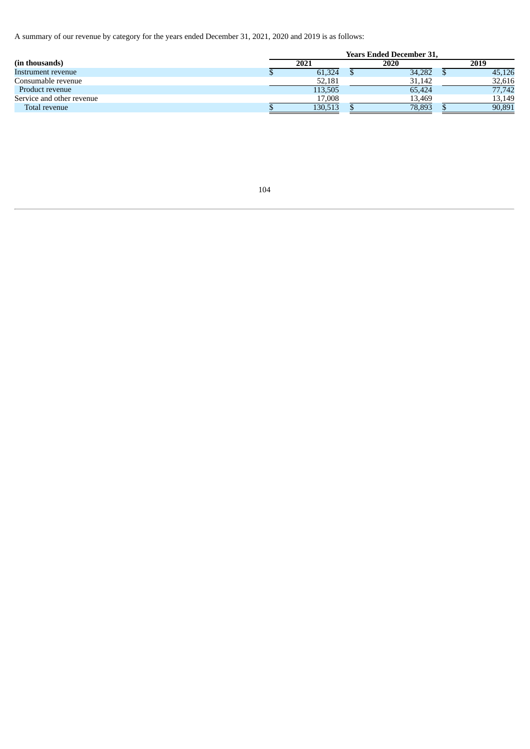A summary of our revenue by category for the years ended December 31, 2021, 2020 and 2019 is as follows:

| (in thousands) | Years Ended December 31, 2021 | 2020 | 2019 |
|---|---|---|---|
| Instrument revenue | $ 61,324 | $ 34,282 | $ 45,126 |
| Consumable revenue | 52,181 | 31,142 | 32,616 |
| Product revenue | 113,505 | 65,424 | 77,742 |
| Service and other revenue | 17,008 | 13,469 | 13,149 |
| Total revenue | $ 130,513 | $ 78,893 | $ 90,891 |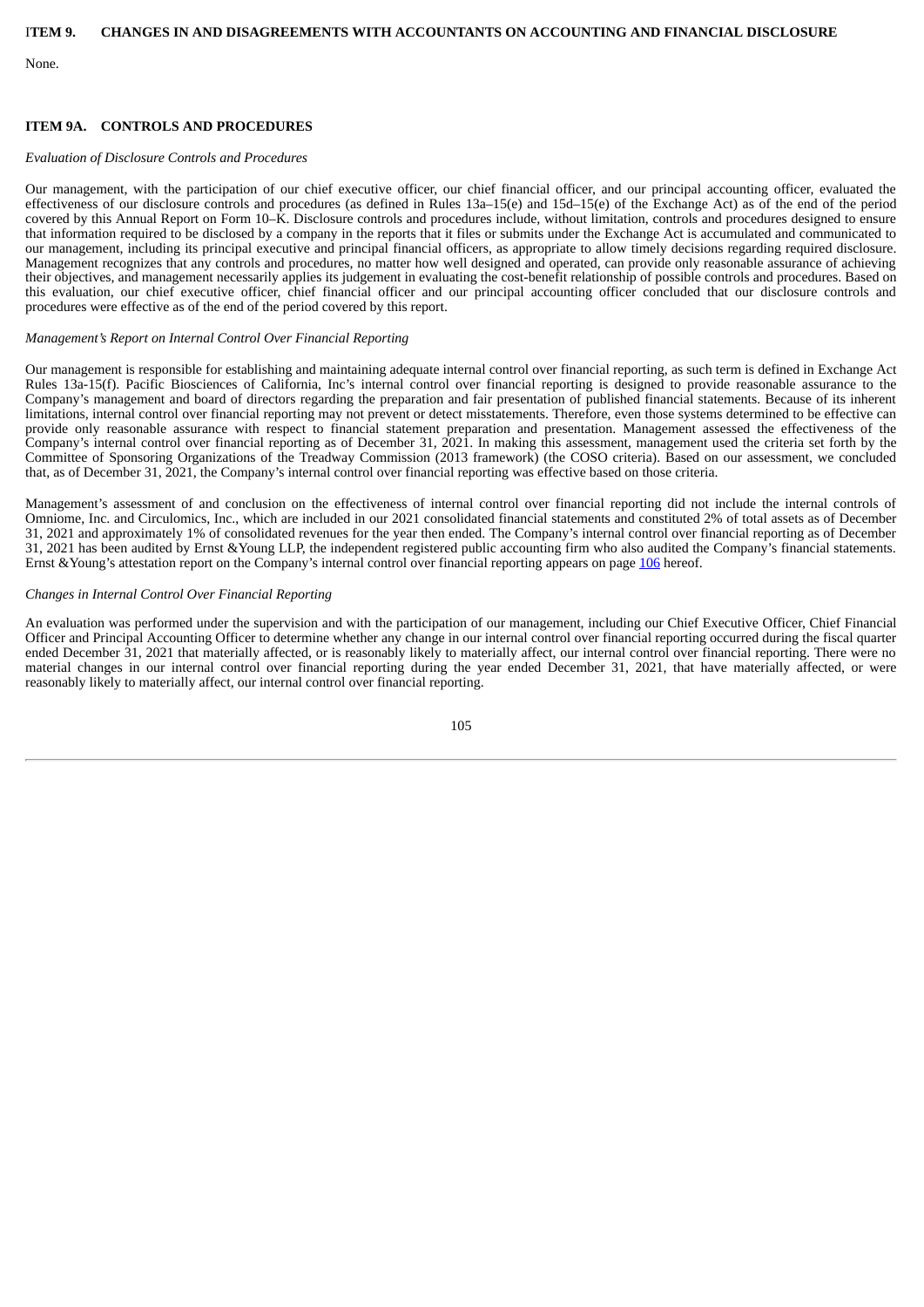## ITEM 9. CHANGES IN AND DISAGREEMENTS WITH ACCOUNTANTS ON ACCOUNTING AND FINANCIAL DISCLOSURE

None.

## ITEM 9A. CONTROLS AND PROCEDURES

*Evaluation of Disclosure Controls and Procedures*

Our management, with the participation of our chief executive officer, our chief financial officer, and our principal accounting officer, evaluated the effectiveness of our disclosure controls and procedures (as defined in Rules 13a–15(e) and 15d–15(e) of the Exchange Act) as of the end of the period covered by this Annual Report on Form 10–K. Disclosure controls and procedures include, without limitation, controls and procedures designed to ensure that information required to be disclosed by a company in the reports that it files or submits under the Exchange Act is accumulated and communicated to our management, including its principal executive and principal financial officers, as appropriate to allow timely decisions regarding required disclosure. Management recognizes that any controls and procedures, no matter how well designed and operated, can provide only reasonable assurance of achieving their objectives, and management necessarily applies its judgement in evaluating the cost-benefit relationship of possible controls and procedures. Based on this evaluation, our chief executive officer, chief financial officer and our principal accounting officer concluded that our disclosure controls and procedures were effective as of the end of the period covered by this report.

*Management's Report on Internal Control Over Financial Reporting*

Our management is responsible for establishing and maintaining adequate internal control over financial reporting, as such term is defined in Exchange Act Rules 13a-15(f). Pacific Biosciences of California, Inc's internal control over financial reporting is designed to provide reasonable assurance to the Company's management and board of directors regarding the preparation and fair presentation of published financial statements. Because of its inherent limitations, internal control over financial reporting may not prevent or detect misstatements. Therefore, even those systems determined to be effective can provide only reasonable assurance with respect to financial statement preparation and presentation. Management assessed the effectiveness of the Company's internal control over financial reporting as of December 31, 2021. In making this assessment, management used the criteria set forth by the Committee of Sponsoring Organizations of the Treadway Commission (2013 framework) (the COSO criteria). Based on our assessment, we concluded that, as of December 31, 2021, the Company's internal control over financial reporting was effective based on those criteria.

Management's assessment of and conclusion on the effectiveness of internal control over financial reporting did not include the internal controls of Omniome, Inc. and Circulomics, Inc., which are included in our 2021 consolidated financial statements and constituted 2% of total assets as of December 31, 2021 and approximately 1% of consolidated revenues for the year then ended. The Company's internal control over financial reporting as of December 31, 2021 has been audited by Ernst &Young LLP, the independent registered public accounting firm who also audited the Company's financial statements. Ernst &Young's attestation report on the Company's internal control over financial reporting appears on page 106 hereof.

*Changes in Internal Control Over Financial Reporting*

An evaluation was performed under the supervision and with the participation of our management, including our Chief Executive Officer, Chief Financial Officer and Principal Accounting Officer to determine whether any change in our internal control over financial reporting occurred during the fiscal quarter ended December 31, 2021 that materially affected, or is reasonably likely to materially affect, our internal control over financial reporting. There were no material changes in our internal control over financial reporting during the year ended December 31, 2021, that have materially affected, or were reasonably likely to materially affect, our internal control over financial reporting.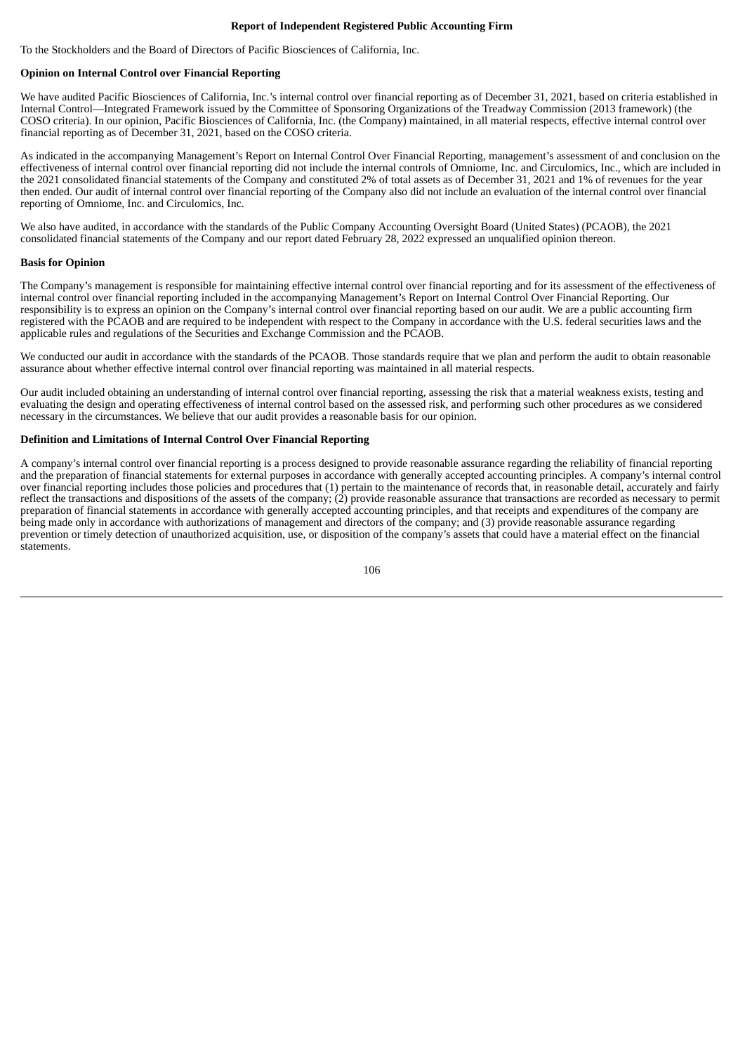## Report of Independent Registered Public Accounting Firm

To the Stockholders and the Board of Directors of Pacific Biosciences of California, Inc.

### Opinion on Internal Control over Financial Reporting

We have audited Pacific Biosciences of California, Inc.'s internal control over financial reporting as of December 31, 2021, based on criteria established in Internal Control—Integrated Framework issued by the Committee of Sponsoring Organizations of the Treadway Commission (2013 framework) (the COSO criteria). In our opinion, Pacific Biosciences of California, Inc. (the Company) maintained, in all material respects, effective internal control over financial reporting as of December 31, 2021, based on the COSO criteria.

As indicated in the accompanying Management's Report on Internal Control Over Financial Reporting, management's assessment of and conclusion on the effectiveness of internal control over financial reporting did not include the internal controls of Omniome, Inc. and Circulomics, Inc., which are included in the 2021 consolidated financial statements of the Company and constituted 2% of total assets as of December 31, 2021 and 1% of revenues for the year then ended. Our audit of internal control over financial reporting of the Company also did not include an evaluation of the internal control over financial reporting of Omniome, Inc. and Circulomics, Inc.

We also have audited, in accordance with the standards of the Public Company Accounting Oversight Board (United States) (PCAOB), the 2021 consolidated financial statements of the Company and our report dated February 28, 2022 expressed an unqualified opinion thereon.

### Basis for Opinion

The Company's management is responsible for maintaining effective internal control over financial reporting and for its assessment of the effectiveness of internal control over financial reporting included in the accompanying Management's Report on Internal Control Over Financial Reporting. Our responsibility is to express an opinion on the Company's internal control over financial reporting based on our audit. We are a public accounting firm registered with the PCAOB and are required to be independent with respect to the Company in accordance with the U.S. federal securities laws and the applicable rules and regulations of the Securities and Exchange Commission and the PCAOB.

We conducted our audit in accordance with the standards of the PCAOB. Those standards require that we plan and perform the audit to obtain reasonable assurance about whether effective internal control over financial reporting was maintained in all material respects.

Our audit included obtaining an understanding of internal control over financial reporting, assessing the risk that a material weakness exists, testing and evaluating the design and operating effectiveness of internal control based on the assessed risk, and performing such other procedures as we considered necessary in the circumstances. We believe that our audit provides a reasonable basis for our opinion.

### Definition and Limitations of Internal Control Over Financial Reporting

A company's internal control over financial reporting is a process designed to provide reasonable assurance regarding the reliability of financial reporting and the preparation of financial statements for external purposes in accordance with generally accepted accounting principles. A company's internal control over financial reporting includes those policies and procedures that (1) pertain to the maintenance of records that, in reasonable detail, accurately and fairly reflect the transactions and dispositions of the assets of the company; (2) provide reasonable assurance that transactions are recorded as necessary to permit preparation of financial statements in accordance with generally accepted accounting principles, and that receipts and expenditures of the company are being made only in accordance with authorizations of management and directors of the company; and (3) provide reasonable assurance regarding prevention or timely detection of unauthorized acquisition, use, or disposition of the company's assets that could have a material effect on the financial statements.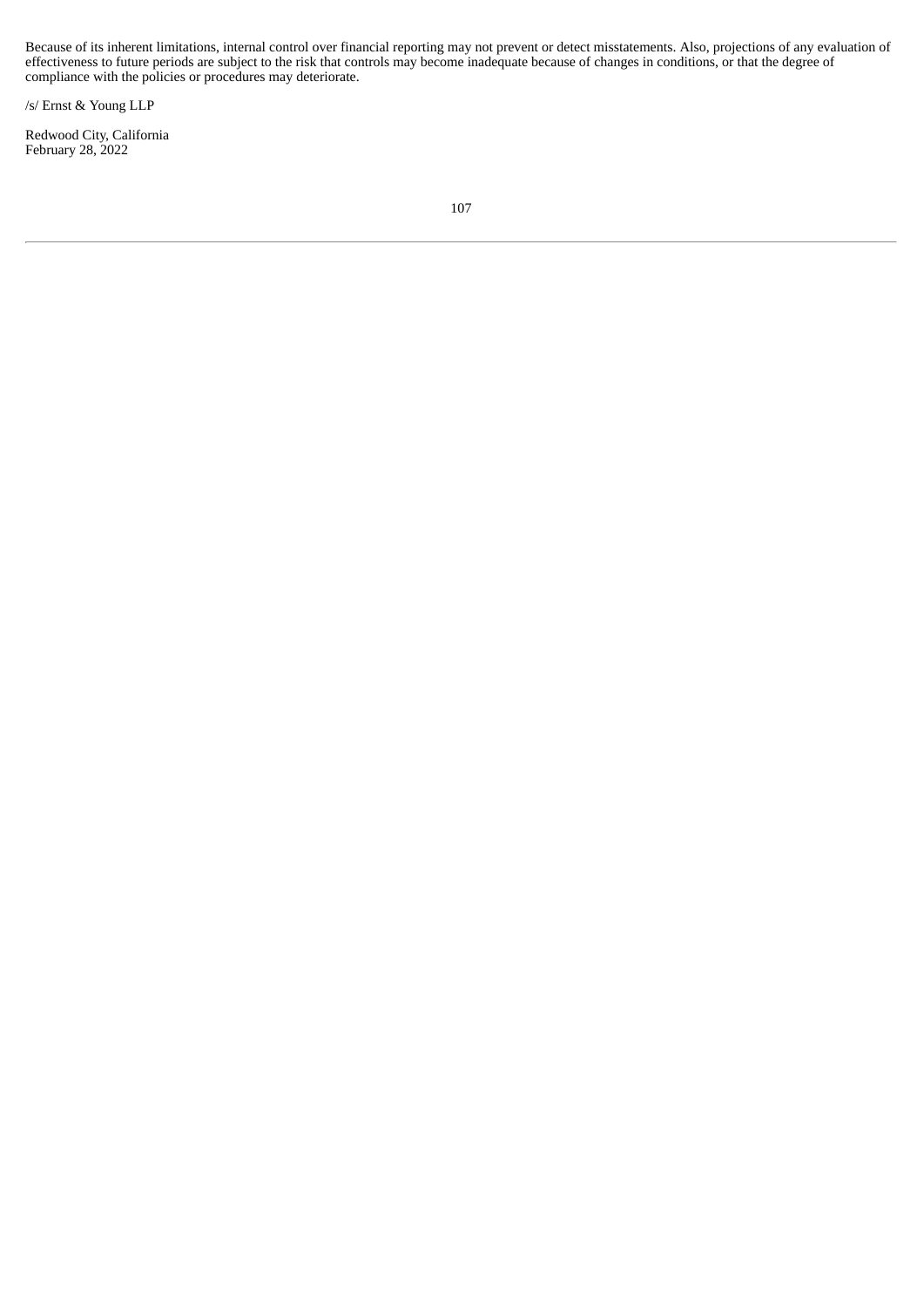Because of its inherent limitations, internal control over financial reporting may not prevent or detect misstatements. Also, projections of any evaluation of effectiveness to future periods are subject to the risk that controls may become inadequate because of changes in conditions, or that the degree of compliance with the policies or procedures may deteriorate.

/s/ Ernst & Young LLP

Redwood City, California
February 28, 2022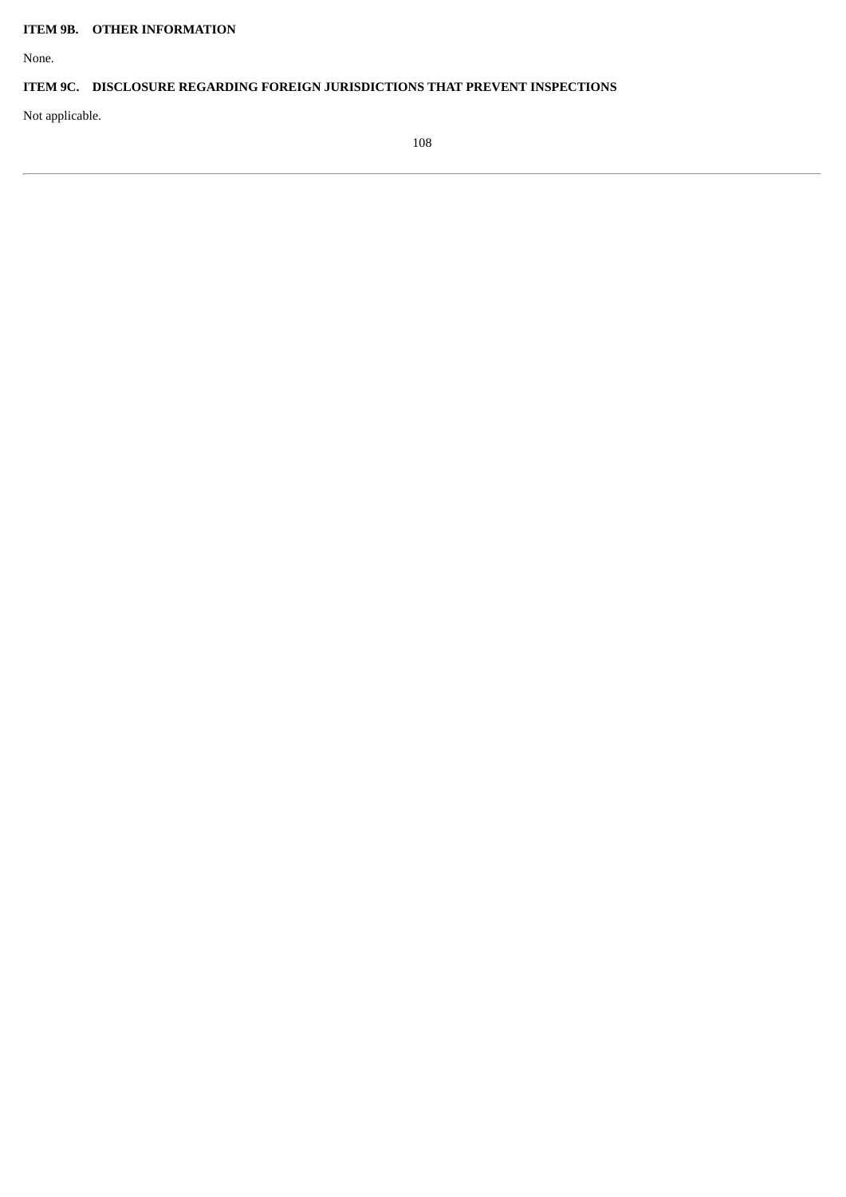## ITEM 9B. OTHER INFORMATION

None.

## ITEM 9C. DISCLOSURE REGARDING FOREIGN JURISDICTIONS THAT PREVENT INSPECTIONS

Not applicable.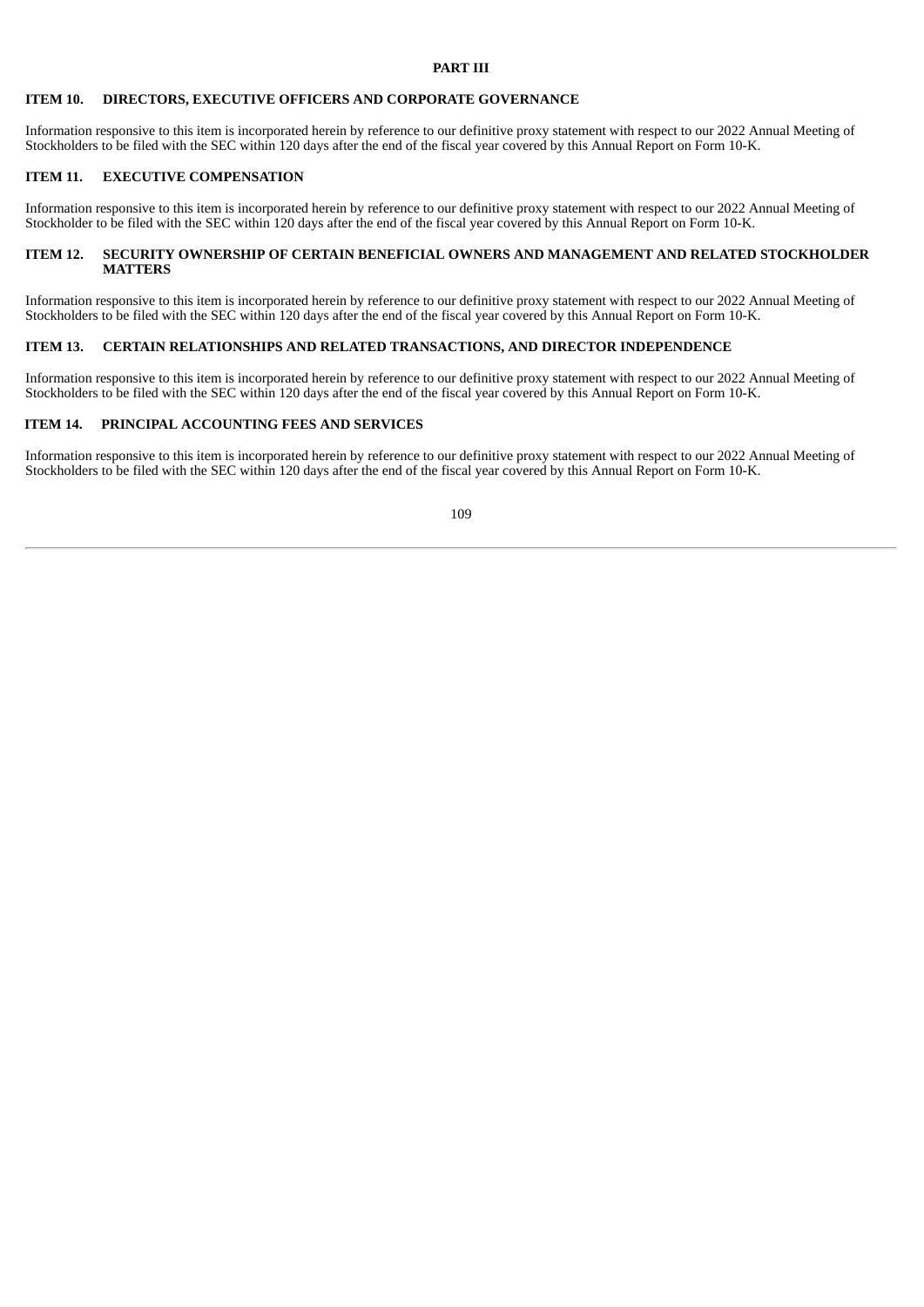# PART III

## ITEM 10. DIRECTORS, EXECUTIVE OFFICERS AND CORPORATE GOVERNANCE

Information responsive to this item is incorporated herein by reference to our definitive proxy statement with respect to our 2022 Annual Meeting of Stockholders to be filed with the SEC within 120 days after the end of the fiscal year covered by this Annual Report on Form 10-K.

## ITEM 11. EXECUTIVE COMPENSATION

Information responsive to this item is incorporated herein by reference to our definitive proxy statement with respect to our 2022 Annual Meeting of Stockholder to be filed with the SEC within 120 days after the end of the fiscal year covered by this Annual Report on Form 10-K.

## ITEM 12. SECURITY OWNERSHIP OF CERTAIN BENEFICIAL OWNERS AND MANAGEMENT AND RELATED STOCKHOLDER MATTERS

Information responsive to this item is incorporated herein by reference to our definitive proxy statement with respect to our 2022 Annual Meeting of Stockholders to be filed with the SEC within 120 days after the end of the fiscal year covered by this Annual Report on Form 10-K.

## ITEM 13. CERTAIN RELATIONSHIPS AND RELATED TRANSACTIONS, AND DIRECTOR INDEPENDENCE

Information responsive to this item is incorporated herein by reference to our definitive proxy statement with respect to our 2022 Annual Meeting of Stockholders to be filed with the SEC within 120 days after the end of the fiscal year covered by this Annual Report on Form 10-K.

## ITEM 14. PRINCIPAL ACCOUNTING FEES AND SERVICES

Information responsive to this item is incorporated herein by reference to our definitive proxy statement with respect to our 2022 Annual Meeting of Stockholders to be filed with the SEC within 120 days after the end of the fiscal year covered by this Annual Report on Form 10-K.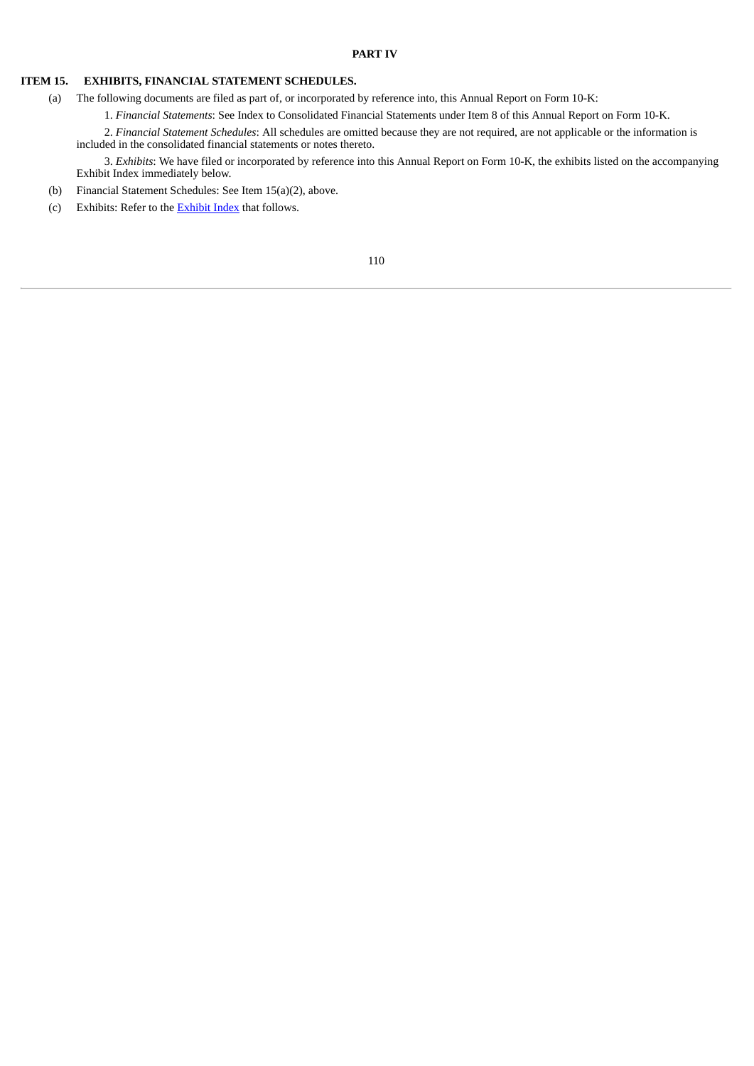# PART IV

## ITEM 15. EXHIBITS, FINANCIAL STATEMENT SCHEDULES.

(a) The following documents are filed as part of, or incorporated by reference into, this Annual Report on Form 10-K:

1. *Financial Statements*: See Index to Consolidated Financial Statements under Item 8 of this Annual Report on Form 10-K.

2. *Financial Statement Schedules*: All schedules are omitted because they are not required, are not applicable or the information is included in the consolidated financial statements or notes thereto.

3. *Exhibits*: We have filed or incorporated by reference into this Annual Report on Form 10-K, the exhibits listed on the accompanying Exhibit Index immediately below.

(b) Financial Statement Schedules: See Item 15(a)(2), above.

(c) Exhibits: Refer to the Exhibit Index that follows.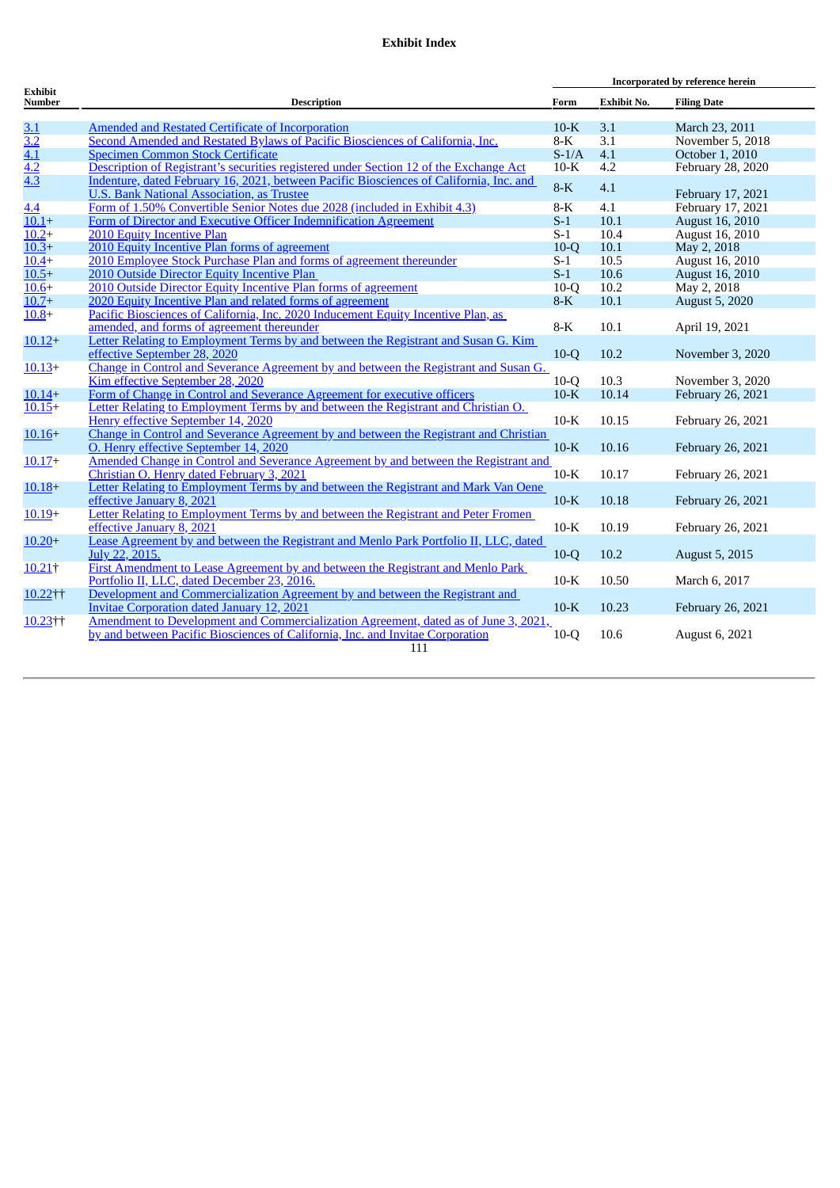**Exhibit Index**

| Exhibit Number | Description | Incorporated by reference herein | | |
|---|---|---|---|---|
| | | Form | Exhibit No. | Filing Date |
| 3.1 | Amended and Restated Certificate of Incorporation | 10-K | 3.1 | March 23, 2011 |
| 3.2 | Second Amended and Restated Bylaws of Pacific Biosciences of California, Inc. | 8-K | 3.1 | November 5, 2018 |
| 4.1 | Specimen Common Stock Certificate | S-1/A | 4.1 | October 1, 2010 |
| 4.2 | Description of Registrant's securities registered under Section 12 of the Exchange Act | 10-K | 4.2 | February 28, 2020 |
| 4.3 | Indenture, dated February 16, 2021, between Pacific Biosciences of California, Inc. and U.S. Bank National Association, as Trustee | 8-K | 4.1 | February 17, 2021 |
| 4.4 | Form of 1.50% Convertible Senior Notes due 2028 (included in Exhibit 4.3) | 8-K | 4.1 | February 17, 2021 |
| 10.1+ | Form of Director and Executive Officer Indemnification Agreement | S-1 | 10.1 | August 16, 2010 |
| 10.2+ | 2010 Equity Incentive Plan | S-1 | 10.4 | August 16, 2010 |
| 10.3+ | 2010 Equity Incentive Plan forms of agreement | 10-Q | 10.1 | May 2, 2018 |
| 10.4+ | 2010 Employee Stock Purchase Plan and forms of agreement thereunder | S-1 | 10.5 | August 16, 2010 |
| 10.5+ | 2010 Outside Director Equity Incentive Plan | S-1 | 10.6 | August 16, 2010 |
| 10.6+ | 2010 Outside Director Equity Incentive Plan forms of agreement | 10-Q | 10.2 | May 2, 2018 |
| 10.7+ | 2020 Equity Incentive Plan and related forms of agreement | 8-K | 10.1 | August 5, 2020 |
| 10.8+ | Pacific Biosciences of California, Inc. 2020 Inducement Equity Incentive Plan, as amended, and forms of agreement thereunder | 8-K | 10.1 | April 19, 2021 |
| 10.12+ | Letter Relating to Employment Terms by and between the Registrant and Susan G. Kim effective September 28, 2020 | 10-Q | 10.2 | November 3, 2020 |
| 10.13+ | Change in Control and Severance Agreement by and between the Registrant and Susan G. Kim effective September 28, 2020 | 10-Q | 10.3 | November 3, 2020 |
| 10.14+ | Form of Change in Control and Severance Agreement for executive officers | 10-K | 10.14 | February 26, 2021 |
| 10.15+ | Letter Relating to Employment Terms by and between the Registrant and Christian O. Henry effective September 14, 2020 | 10-K | 10.15 | February 26, 2021 |
| 10.16+ | Change in Control and Severance Agreement by and between the Registrant and Christian O. Henry effective September 14, 2020 | 10-K | 10.16 | February 26, 2021 |
| 10.17+ | Amended Change in Control and Severance Agreement by and between the Registrant and Christian O. Henry dated February 3, 2021 | 10-K | 10.17 | February 26, 2021 |
| 10.18+ | Letter Relating to Employment Terms by and between the Registrant and Mark Van Oene effective January 8, 2021 | 10-K | 10.18 | February 26, 2021 |
| 10.19+ | Letter Relating to Employment Terms by and between the Registrant and Peter Fromen effective January 8, 2021 | 10-K | 10.19 | February 26, 2021 |
| 10.20+ | Lease Agreement by and between the Registrant and Menlo Park Portfolio II, LLC, dated July 22, 2015. | 10-Q | 10.2 | August 5, 2015 |
| 10.21† | First Amendment to Lease Agreement by and between the Registrant and Menlo Park Portfolio II, LLC, dated December 23, 2016. | 10-K | 10.50 | March 6, 2017 |
| 10.22†† | Development and Commercialization Agreement by and between the Registrant and Invitae Corporation dated January 12, 2021 | 10-K | 10.23 | February 26, 2021 |
| 10.23†† | Amendment to Development and Commercialization Agreement, dated as of June 3, 2021, by and between Pacific Biosciences of California, Inc. and Invitae Corporation | 10-Q | 10.6 | August 6, 2021 |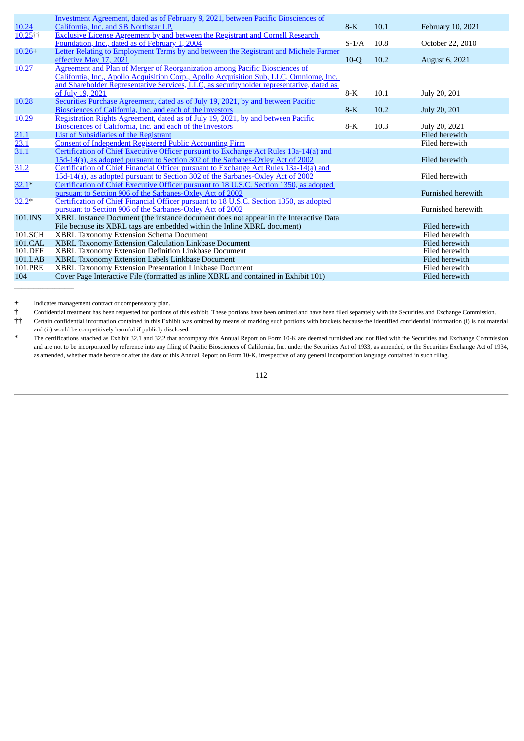| | | | | |
|---|---|---|---|---|
| 10.24 | Investment Agreement, dated as of February 9, 2021, between Pacific Biosciences of California, Inc. and SB Northstar LP. | 8-K | 10.1 | February 10, 2021 |
| 10.25†† | Exclusive License Agreement by and between the Registrant and Cornell Research Foundation, Inc., dated as of February 1, 2004 | S-1/A | 10.8 | October 22, 2010 |
| 10.26+ | Letter Relating to Employment Terms by and between the Registrant and Michele Farmer effective May 17, 2021 | 10-Q | 10.2 | August 6, 2021 |
| 10.27 | Agreement and Plan of Merger of Reorganization among Pacific Biosciences of California, Inc., Apollo Acquisition Corp., Apollo Acquisition Sub, LLC, Omniome, Inc. and Shareholder Representative Services, LLC, as securityholder representative, dated as of July 19, 2021 | 8-K | 10.1 | July 20, 201 |
| 10.28 | Securities Purchase Agreement, dated as of July 19, 2021, by and between Pacific Biosciences of California, Inc. and each of the Investors | 8-K | 10.2 | July 20, 201 |
| 10.29 | Registration Rights Agreement, dated as of July 19, 2021, by and between Pacific Biosciences of California, Inc. and each of the Investors | 8-K | 10.3 | July 20, 2021 |
| 21.1 | List of Subsidiaries of the Registrant | | | Filed herewith |
| 23.1 | Consent of Independent Registered Public Accounting Firm | | | Filed herewith |
| 31.1 | Certification of Chief Executive Officer pursuant to Exchange Act Rules 13a-14(a) and 15d-14(a), as adopted pursuant to Section 302 of the Sarbanes-Oxley Act of 2002 | | | Filed herewith |
| 31.2 | Certification of Chief Financial Officer pursuant to Exchange Act Rules 13a-14(a) and 15d-14(a), as adopted pursuant to Section 302 of the Sarbanes-Oxley Act of 2002 | | | Filed herewith |
| 32.1* | Certification of Chief Executive Officer pursuant to 18 U.S.C. Section 1350, as adopted pursuant to Section 906 of the Sarbanes-Oxley Act of 2002 | | | Furnished herewith |
| 32.2* | Certification of Chief Financial Officer pursuant to 18 U.S.C. Section 1350, as adopted pursuant to Section 906 of the Sarbanes-Oxley Act of 2002 | | | Furnished herewith |
| 101.INS | XBRL Instance Document (the instance document does not appear in the Interactive Data File because its XBRL tags are embedded within the Inline XBRL document) | | | Filed herewith |
| 101.SCH | XBRL Taxonomy Extension Schema Document | | | Filed herewith |
| 101.CAL | XBRL Taxonomy Extension Calculation Linkbase Document | | | Filed herewith |
| 101.DEF | XBRL Taxonomy Extension Definition Linkbase Document | | | Filed herewith |
| 101.LAB | XBRL Taxonomy Extension Labels Linkbase Document | | | Filed herewith |
| 101.PRE | XBRL Taxonomy Extension Presentation Linkbase Document | | | Filed herewith |
| 104 | Cover Page Interactive File (formatted as inline XBRL and contained in Exhibit 101) | | | Filed herewith |

---

+ Indicates management contract or compensatory plan.

† Confidential treatment has been requested for portions of this exhibit. These portions have been omitted and have been filed separately with the Securities and Exchange Commission.

†† Certain confidential information contained in this Exhibit was omitted by means of marking such portions with brackets because the identified confidential information (i) is not material and (ii) would be competitively harmful if publicly disclosed.

* The certifications attached as Exhibit 32.1 and 32.2 that accompany this Annual Report on Form 10-K are deemed furnished and not filed with the Securities and Exchange Commission and are not to be incorporated by reference into any filing of Pacific Biosciences of California, Inc. under the Securities Act of 1933, as amended, or the Securities Exchange Act of 1934, as amended, whether made before or after the date of this Annual Report on Form 10-K, irrespective of any general incorporation language contained in such filing.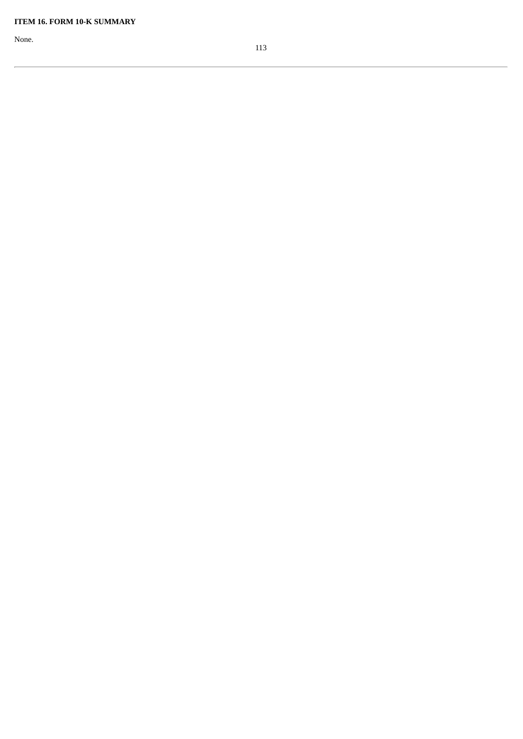**ITEM 16. FORM 10-K SUMMARY**

None.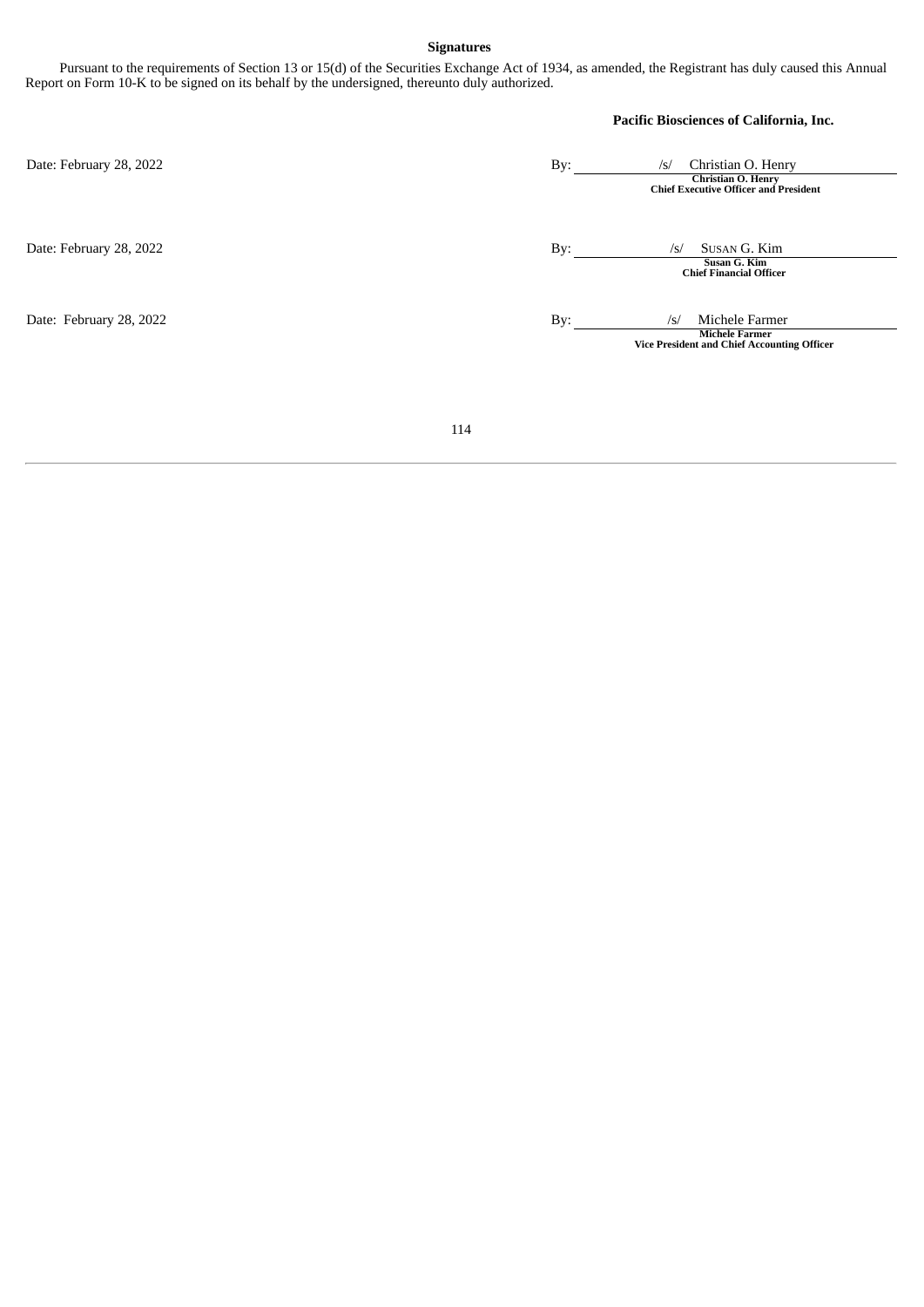**Signatures**

Pursuant to the requirements of Section 13 or 15(d) of the Securities Exchange Act of 1934, as amended, the Registrant has duly caused this Annual Report on Form 10-K to be signed on its behalf by the undersigned, thereunto duly authorized.

**Pacific Biosciences of California, Inc.**

| | |
|---|---|
| Date: February 28, 2022 | By: /s/ Christian O. Henry<br>**Christian O. Henry**<br>**Chief Executive Officer and President** |
| Date: February 28, 2022 | By: /s/ Susan G. Kim<br>**Susan G. Kim**<br>**Chief Financial Officer** |
| Date: February 28, 2022 | By: /s/ Michele Farmer<br>**Michele Farmer**<br>**Vice President and Chief Accounting Officer** |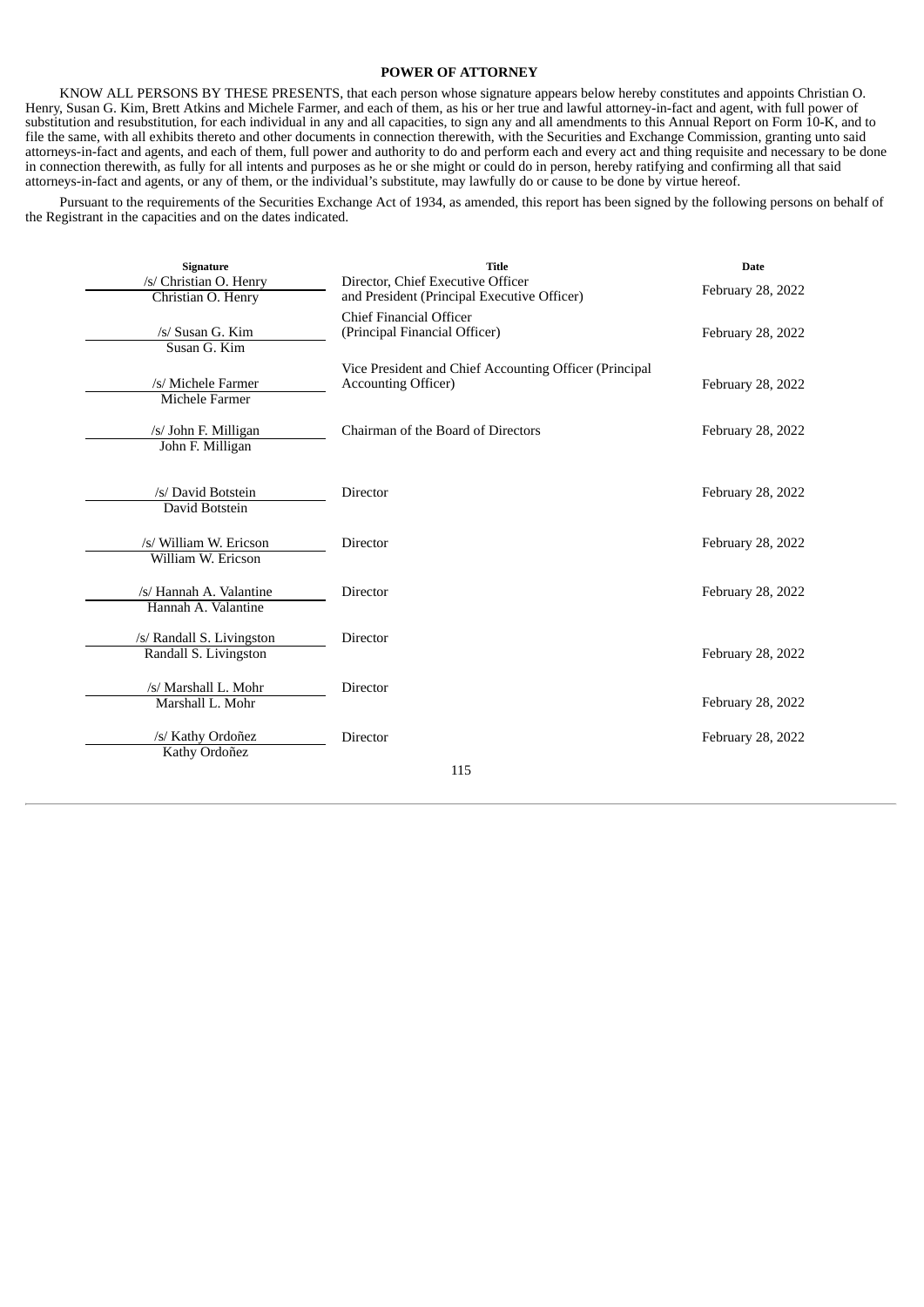## POWER OF ATTORNEY

KNOW ALL PERSONS BY THESE PRESENTS, that each person whose signature appears below hereby constitutes and appoints Christian O. Henry, Susan G. Kim, Brett Atkins and Michele Farmer, and each of them, as his or her true and lawful attorney-in-fact and agent, with full power of substitution and resubstitution, for each individual in any and all capacities, to sign any and all amendments to this Annual Report on Form 10-K, and to file the same, with all exhibits thereto and other documents in connection therewith, with the Securities and Exchange Commission, granting unto said attorneys-in-fact and agents, and each of them, full power and authority to do and perform each and every act and thing requisite and necessary to be done in connection therewith, as fully for all intents and purposes as he or she might or could do in person, hereby ratifying and confirming all that said attorneys-in-fact and agents, or any of them, or the individual's substitute, may lawfully do or cause to be done by virtue hereof.

Pursuant to the requirements of the Securities Exchange Act of 1934, as amended, this report has been signed by the following persons on behalf of the Registrant in the capacities and on the dates indicated.

| Signature | Title | Date |
|---|---|---|
| /s/ Christian O. Henry<br>Christian O. Henry | Director, Chief Executive Officer and President (Principal Executive Officer) | February 28, 2022 |
| /s/ Susan G. Kim<br>Susan G. Kim | Chief Financial Officer (Principal Financial Officer) | February 28, 2022 |
| /s/ Michele Farmer<br>Michele Farmer | Vice President and Chief Accounting Officer (Principal Accounting Officer) | February 28, 2022 |
| /s/ John F. Milligan<br>John F. Milligan | Chairman of the Board of Directors | February 28, 2022 |
| /s/ David Botstein<br>David Botstein | Director | February 28, 2022 |
| /s/ William W. Ericson<br>William W. Ericson | Director | February 28, 2022 |
| /s/ Hannah A. Valantine<br>Hannah A. Valantine | Director | February 28, 2022 |
| /s/ Randall S. Livingston<br>Randall S. Livingston | Director | February 28, 2022 |
| /s/ Marshall L. Mohr<br>Marshall L. Mohr | Director | February 28, 2022 |
| /s/ Kathy Ordoñez<br>Kathy Ordoñez | Director | February 28, 2022 |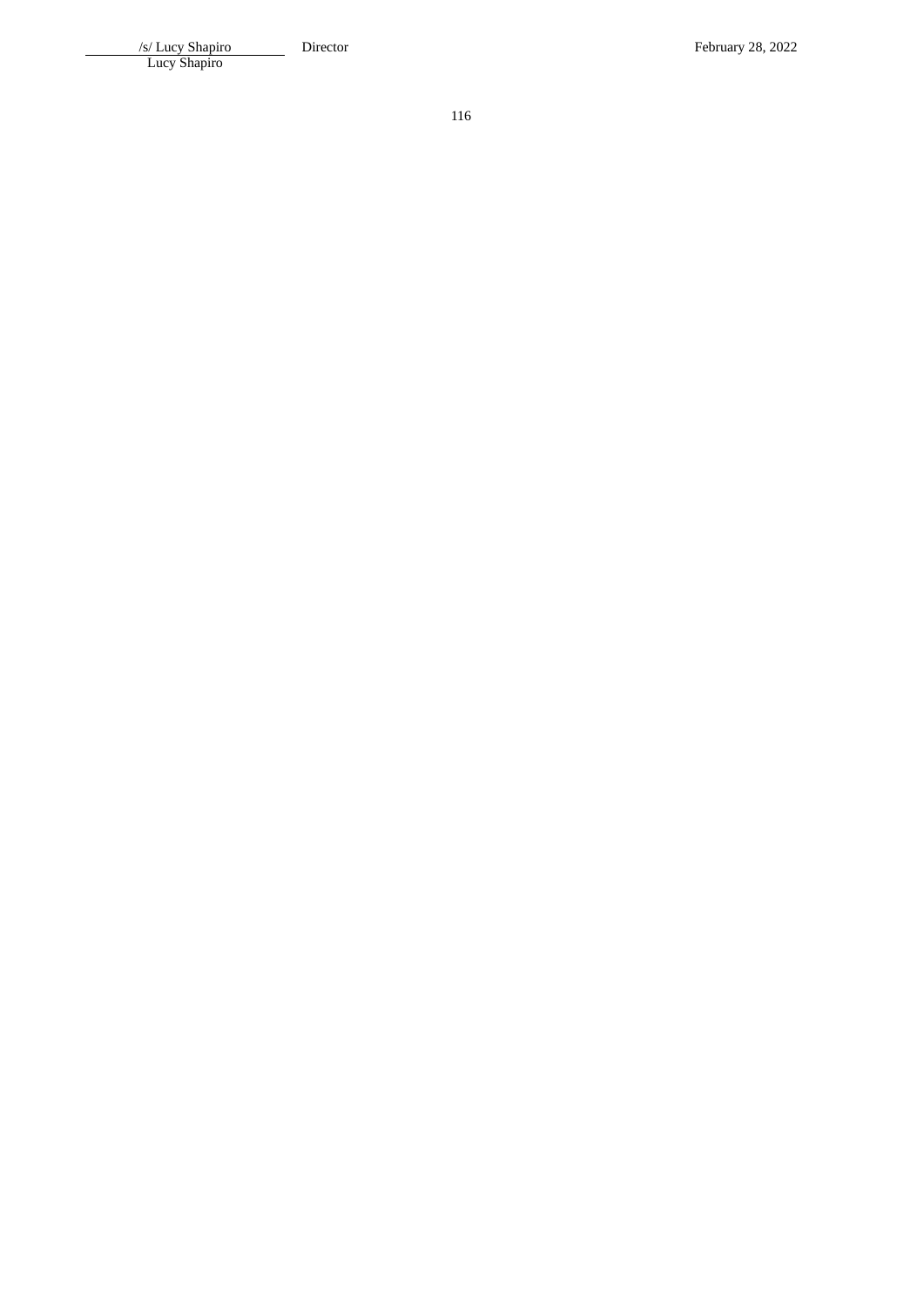| | | |
|---|---|---|
| /s/ Lucy Shapiro<br>Lucy Shapiro | Director | February 28, 2022 |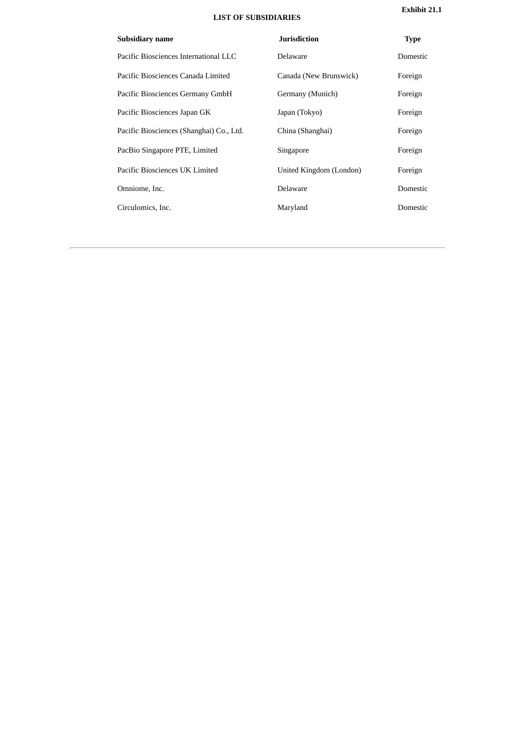**Exhibit 21.1**

# LIST OF SUBSIDIARIES

| Subsidiary name | Jurisdiction | Type |
|---|---|---|
| Pacific Biosciences International LLC | Delaware | Domestic |
| Pacific Biosciences Canada Limited | Canada (New Brunswick) | Foreign |
| Pacific Biosciences Germany GmbH | Germany (Munich) | Foreign |
| Pacific Biosciences Japan GK | Japan (Tokyo) | Foreign |
| Pacific Biosciences (Shanghai) Co., Ltd. | China (Shanghai) | Foreign |
| PacBio Singapore PTE, Limited | Singapore | Foreign |
| Pacific Biosciences UK Limited | United Kingdom (London) | Foreign |
| Omniome, Inc. | Delaware | Domestic |
| Circulomics, Inc. | Maryland | Domestic |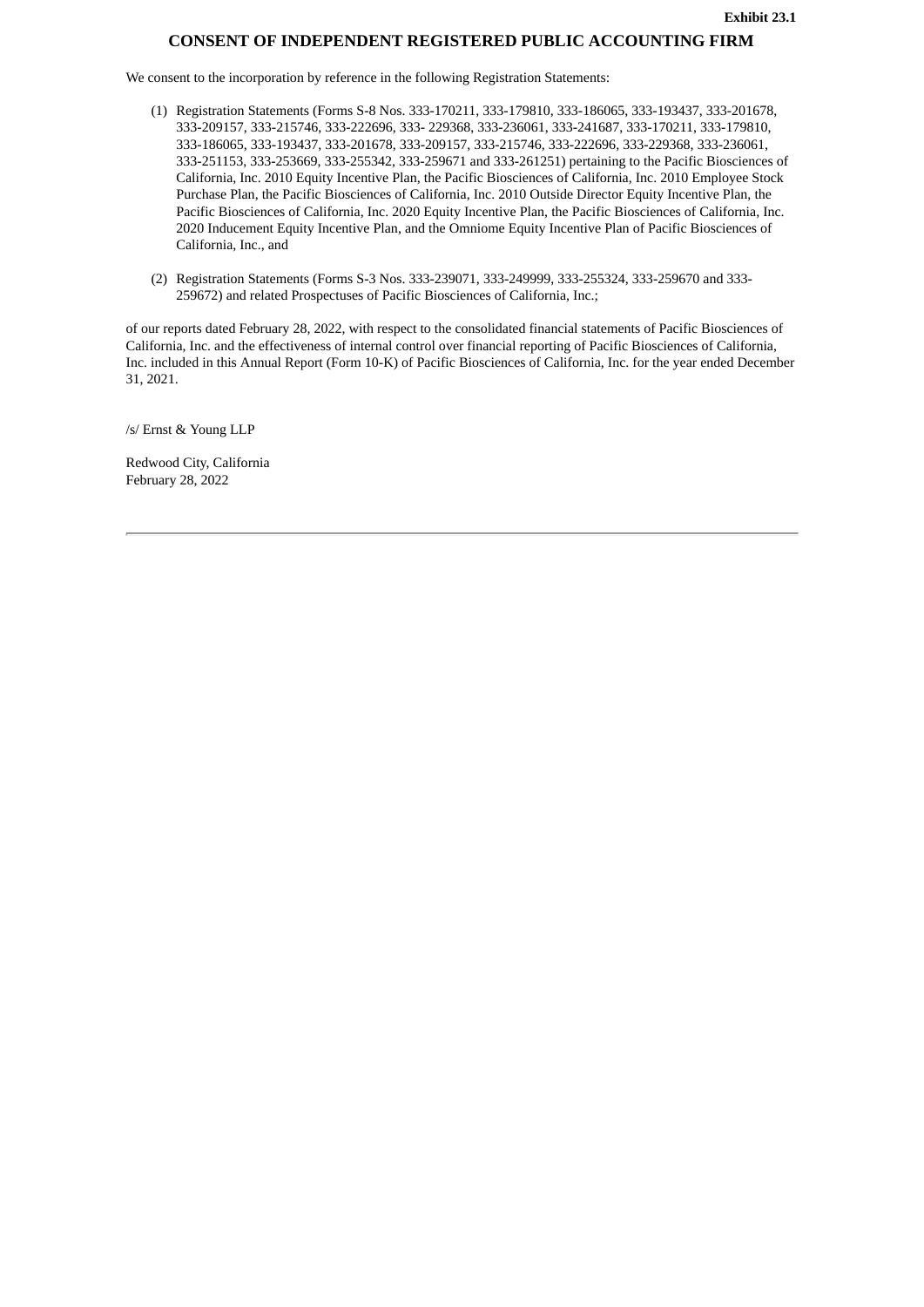Exhibit 23.1

# CONSENT OF INDEPENDENT REGISTERED PUBLIC ACCOUNTING FIRM

We consent to the incorporation by reference in the following Registration Statements:

(1) Registration Statements (Forms S-8 Nos. 333-170211, 333-179810, 333-186065, 333-193437, 333-201678, 333-209157, 333-215746, 333-222696, 333- 229368, 333-236061, 333-241687, 333-170211, 333-179810, 333-186065, 333-193437, 333-201678, 333-209157, 333-215746, 333-222696, 333-229368, 333-236061, 333-251153, 333-253669, 333-255342, 333-259671 and 333-261251) pertaining to the Pacific Biosciences of California, Inc. 2010 Equity Incentive Plan, the Pacific Biosciences of California, Inc. 2010 Employee Stock Purchase Plan, the Pacific Biosciences of California, Inc. 2010 Outside Director Equity Incentive Plan, the Pacific Biosciences of California, Inc. 2020 Equity Incentive Plan, the Pacific Biosciences of California, Inc. 2020 Inducement Equity Incentive Plan, and the Omniome Equity Incentive Plan of Pacific Biosciences of California, Inc., and

(2) Registration Statements (Forms S-3 Nos. 333-239071, 333-249999, 333-255324, 333-259670 and 333-259672) and related Prospectuses of Pacific Biosciences of California, Inc.;

of our reports dated February 28, 2022, with respect to the consolidated financial statements of Pacific Biosciences of California, Inc. and the effectiveness of internal control over financial reporting of Pacific Biosciences of California, Inc. included in this Annual Report (Form 10-K) of Pacific Biosciences of California, Inc. for the year ended December 31, 2021.

/s/ Ernst & Young LLP

Redwood City, California
February 28, 2022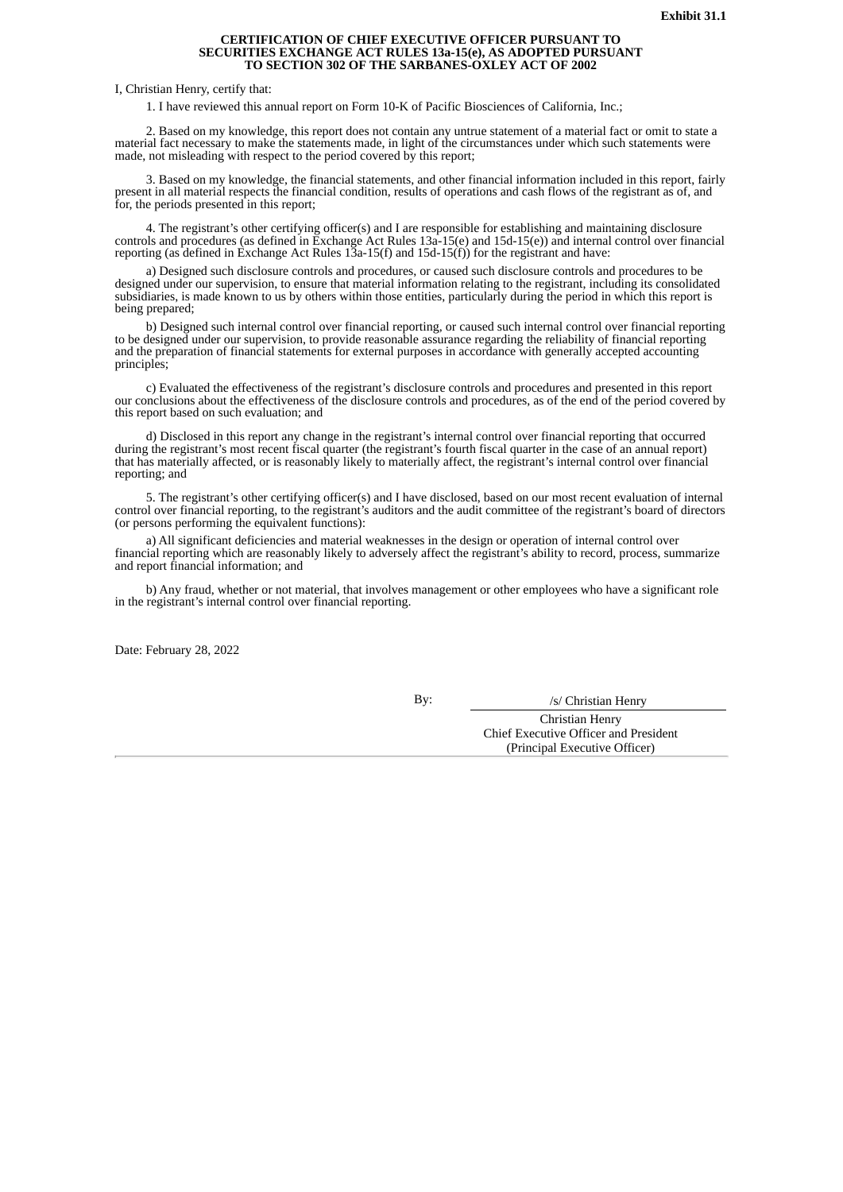**Exhibit 31.1**

**CERTIFICATION OF CHIEF EXECUTIVE OFFICER PURSUANT TO SECURITIES EXCHANGE ACT RULES 13a-15(e), AS ADOPTED PURSUANT TO SECTION 302 OF THE SARBANES-OXLEY ACT OF 2002**

I, Christian Henry, certify that:

1. I have reviewed this annual report on Form 10-K of Pacific Biosciences of California, Inc.;

2. Based on my knowledge, this report does not contain any untrue statement of a material fact or omit to state a material fact necessary to make the statements made, in light of the circumstances under which such statements were made, not misleading with respect to the period covered by this report;

3. Based on my knowledge, the financial statements, and other financial information included in this report, fairly present in all material respects the financial condition, results of operations and cash flows of the registrant as of, and for, the periods presented in this report;

4. The registrant's other certifying officer(s) and I are responsible for establishing and maintaining disclosure controls and procedures (as defined in Exchange Act Rules 13a-15(e) and 15d-15(e)) and internal control over financial reporting (as defined in Exchange Act Rules 13a-15(f) and 15d-15(f)) for the registrant and have:

a) Designed such disclosure controls and procedures, or caused such disclosure controls and procedures to be designed under our supervision, to ensure that material information relating to the registrant, including its consolidated subsidiaries, is made known to us by others within those entities, particularly during the period in which this report is being prepared;

b) Designed such internal control over financial reporting, or caused such internal control over financial reporting to be designed under our supervision, to provide reasonable assurance regarding the reliability of financial reporting and the preparation of financial statements for external purposes in accordance with generally accepted accounting principles;

c) Evaluated the effectiveness of the registrant's disclosure controls and procedures and presented in this report our conclusions about the effectiveness of the disclosure controls and procedures, as of the end of the period covered by this report based on such evaluation; and

d) Disclosed in this report any change in the registrant's internal control over financial reporting that occurred during the registrant's most recent fiscal quarter (the registrant's fourth fiscal quarter in the case of an annual report) that has materially affected, or is reasonably likely to materially affect, the registrant's internal control over financial reporting; and

5. The registrant's other certifying officer(s) and I have disclosed, based on our most recent evaluation of internal control over financial reporting, to the registrant's auditors and the audit committee of the registrant's board of directors (or persons performing the equivalent functions):

a) All significant deficiencies and material weaknesses in the design or operation of internal control over financial reporting which are reasonably likely to adversely affect the registrant's ability to record, process, summarize and report financial information; and

b) Any fraud, whether or not material, that involves management or other employees who have a significant role in the registrant's internal control over financial reporting.

Date: February 28, 2022

By: /s/ Christian Henry

Christian Henry
Chief Executive Officer and President
(Principal Executive Officer)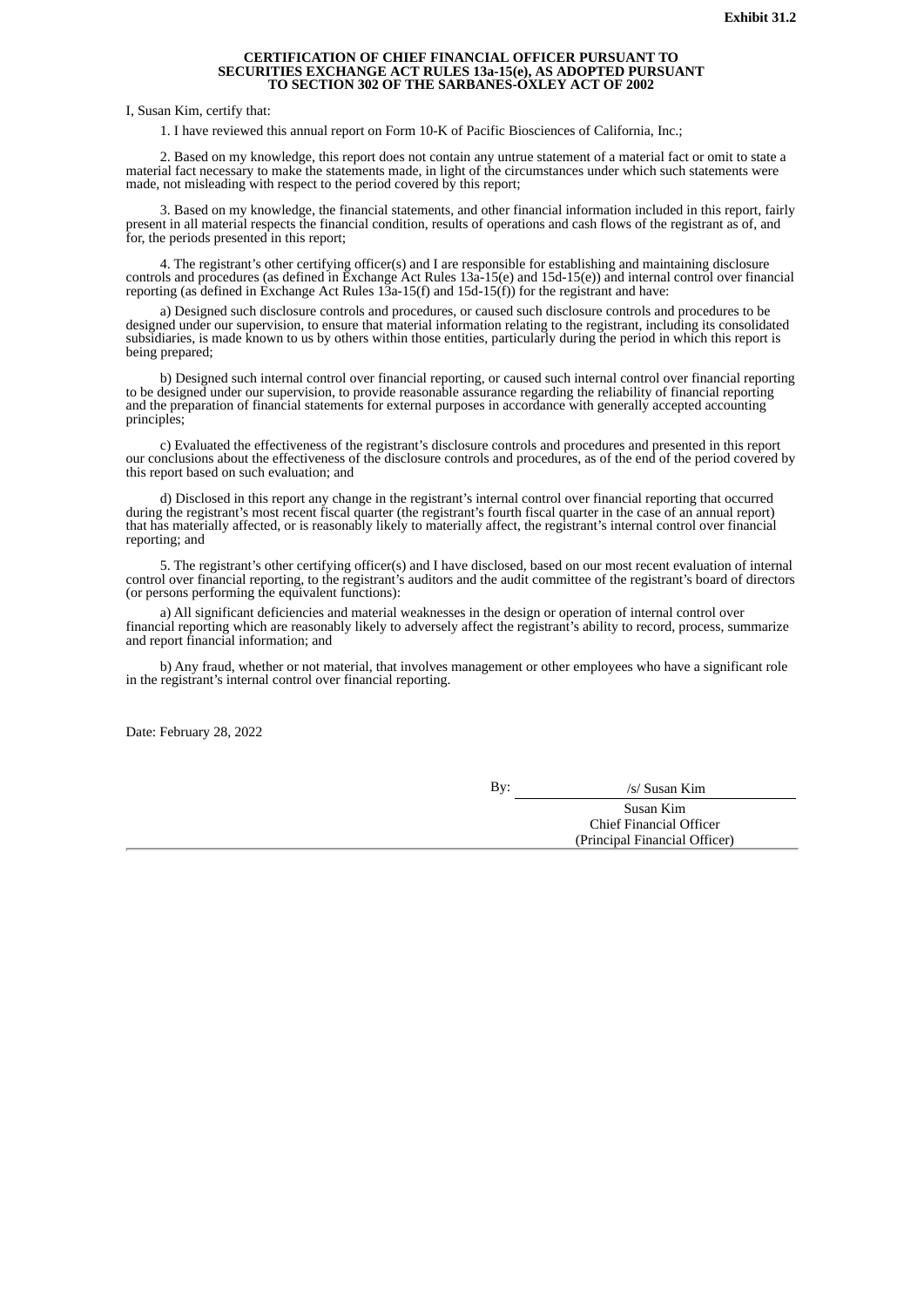**Exhibit 31.2**

**CERTIFICATION OF CHIEF FINANCIAL OFFICER PURSUANT TO SECURITIES EXCHANGE ACT RULES 13a-15(e), AS ADOPTED PURSUANT TO SECTION 302 OF THE SARBANES-OXLEY ACT OF 2002**

I, Susan Kim, certify that:

1. I have reviewed this annual report on Form 10-K of Pacific Biosciences of California, Inc.;

2. Based on my knowledge, this report does not contain any untrue statement of a material fact or omit to state a material fact necessary to make the statements made, in light of the circumstances under which such statements were made, not misleading with respect to the period covered by this report;

3. Based on my knowledge, the financial statements, and other financial information included in this report, fairly present in all material respects the financial condition, results of operations and cash flows of the registrant as of, and for, the periods presented in this report;

4. The registrant's other certifying officer(s) and I are responsible for establishing and maintaining disclosure controls and procedures (as defined in Exchange Act Rules 13a-15(e) and 15d-15(e)) and internal control over financial reporting (as defined in Exchange Act Rules 13a-15(f) and 15d-15(f)) for the registrant and have:

a) Designed such disclosure controls and procedures, or caused such disclosure controls and procedures to be designed under our supervision, to ensure that material information relating to the registrant, including its consolidated subsidiaries, is made known to us by others within those entities, particularly during the period in which this report is being prepared;

b) Designed such internal control over financial reporting, or caused such internal control over financial reporting to be designed under our supervision, to provide reasonable assurance regarding the reliability of financial reporting and the preparation of financial statements for external purposes in accordance with generally accepted accounting principles;

c) Evaluated the effectiveness of the registrant's disclosure controls and procedures and presented in this report our conclusions about the effectiveness of the disclosure controls and procedures, as of the end of the period covered by this report based on such evaluation; and

d) Disclosed in this report any change in the registrant's internal control over financial reporting that occurred during the registrant's most recent fiscal quarter (the registrant's fourth fiscal quarter in the case of an annual report) that has materially affected, or is reasonably likely to materially affect, the registrant's internal control over financial reporting; and

5. The registrant's other certifying officer(s) and I have disclosed, based on our most recent evaluation of internal control over financial reporting, to the registrant's auditors and the audit committee of the registrant's board of directors (or persons performing the equivalent functions):

a) All significant deficiencies and material weaknesses in the design or operation of internal control over financial reporting which are reasonably likely to adversely affect the registrant's ability to record, process, summarize and report financial information; and

b) Any fraud, whether or not material, that involves management or other employees who have a significant role in the registrant's internal control over financial reporting.

Date: February 28, 2022

By: /s/ Susan Kim

Susan Kim
Chief Financial Officer
(Principal Financial Officer)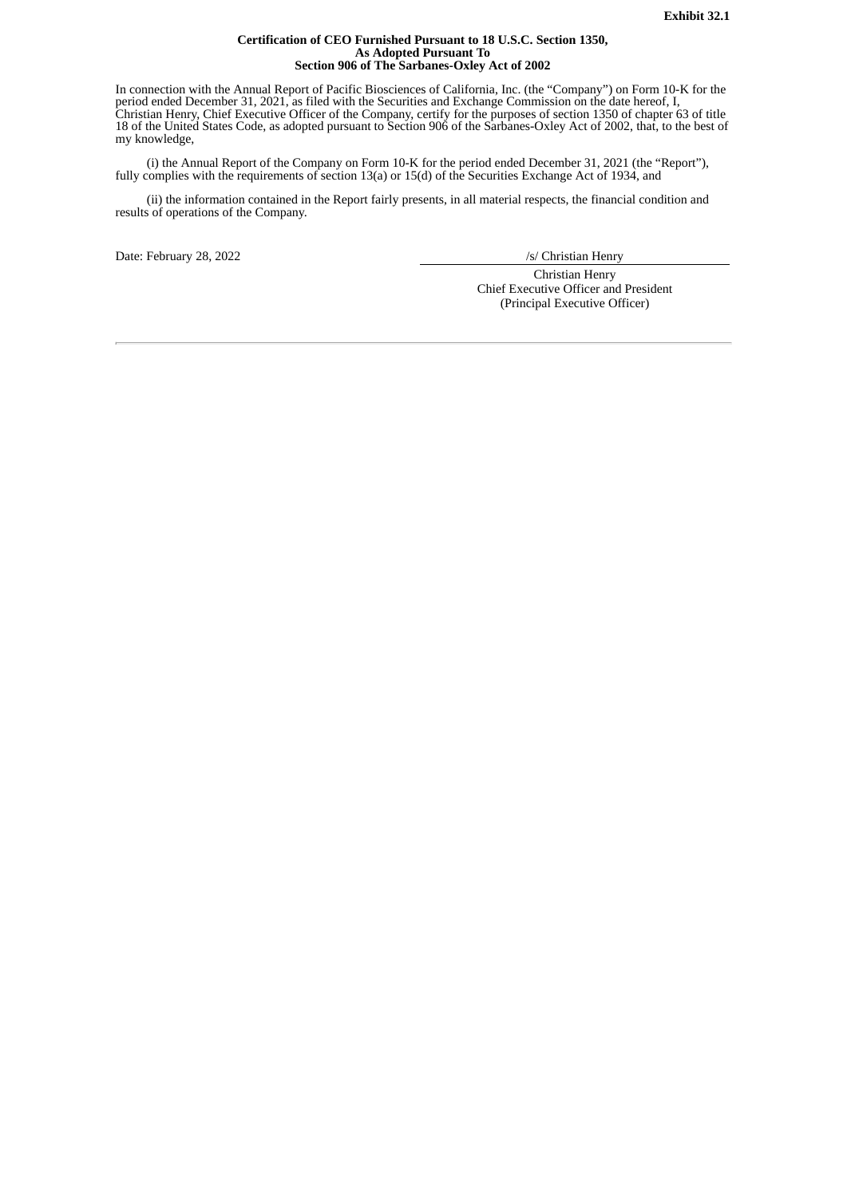**Exhibit 32.1**

**Certification of CEO Furnished Pursuant to 18 U.S.C. Section 1350,**
**As Adopted Pursuant To**
**Section 906 of The Sarbanes-Oxley Act of 2002**

In connection with the Annual Report of Pacific Biosciences of California, Inc. (the "Company") on Form 10-K for the period ended December 31, 2021, as filed with the Securities and Exchange Commission on the date hereof, I, Christian Henry, Chief Executive Officer of the Company, certify for the purposes of section 1350 of chapter 63 of title 18 of the United States Code, as adopted pursuant to Section 906 of the Sarbanes-Oxley Act of 2002, that, to the best of my knowledge,

(i) the Annual Report of the Company on Form 10-K for the period ended December 31, 2021 (the "Report"), fully complies with the requirements of section 13(a) or 15(d) of the Securities Exchange Act of 1934, and

(ii) the information contained in the Report fairly presents, in all material respects, the financial condition and results of operations of the Company.

Date: February 28, 2022

/s/ Christian Henry

Christian Henry
Chief Executive Officer and President
(Principal Executive Officer)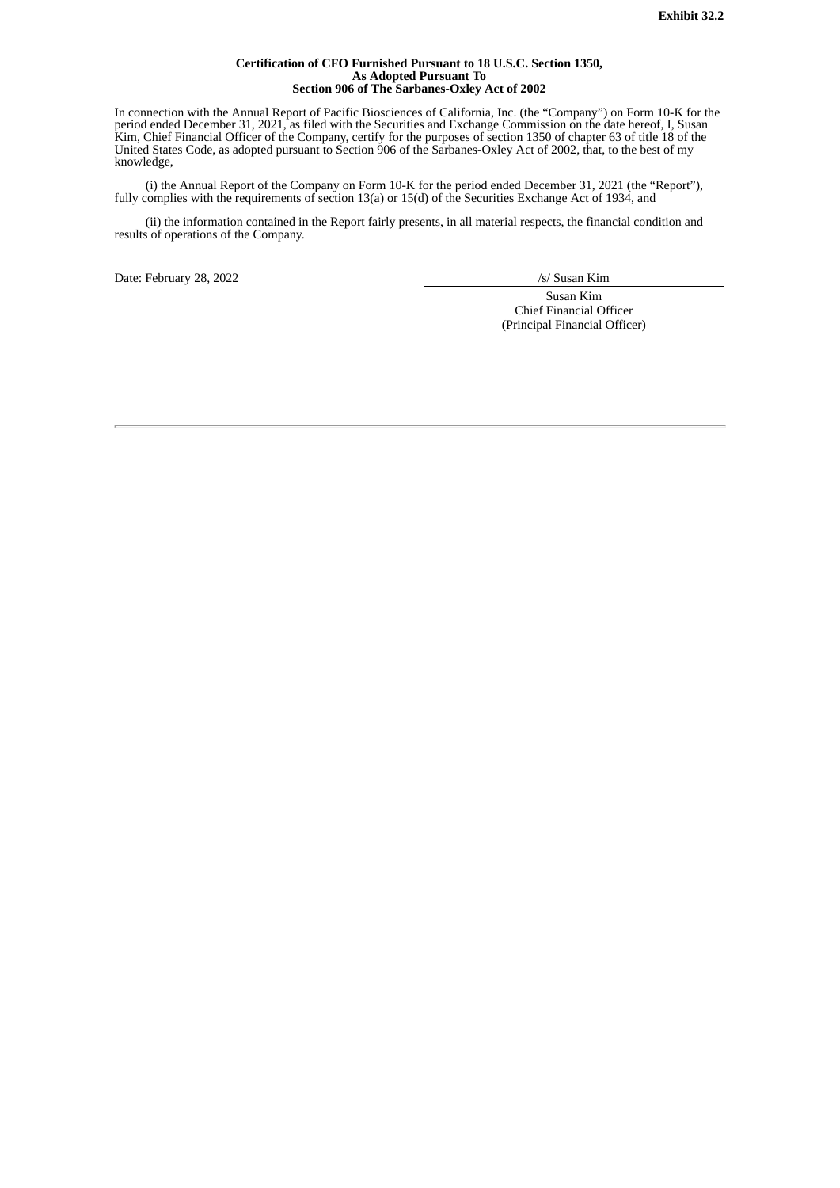**Exhibit 32.2**

**Certification of CFO Furnished Pursuant to 18 U.S.C. Section 1350,
As Adopted Pursuant To
Section 906 of The Sarbanes-Oxley Act of 2002**

In connection with the Annual Report of Pacific Biosciences of California, Inc. (the "Company") on Form 10-K for the period ended December 31, 2021, as filed with the Securities and Exchange Commission on the date hereof, I, Susan Kim, Chief Financial Officer of the Company, certify for the purposes of section 1350 of chapter 63 of title 18 of the United States Code, as adopted pursuant to Section 906 of the Sarbanes-Oxley Act of 2002, that, to the best of my knowledge,

(i) the Annual Report of the Company on Form 10-K for the period ended December 31, 2021 (the "Report"), fully complies with the requirements of section 13(a) or 15(d) of the Securities Exchange Act of 1934, and

(ii) the information contained in the Report fairly presents, in all material respects, the financial condition and results of operations of the Company.

Date: February 28, 2022

/s/ Susan Kim

Susan Kim
Chief Financial Officer
(Principal Financial Officer)